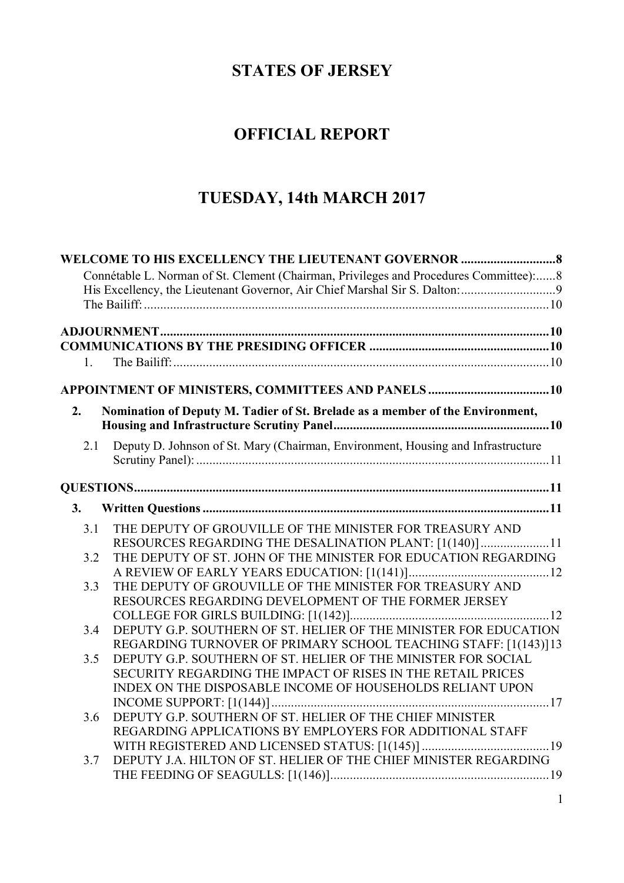# STATES OF JERSEY

# OFFICIAL REPORT

# TUESDAY, 14th MARCH 2017

**WELCOME TO HIS EXCELLENCY THE LIEUTENANT GOVERNOR .............................8**

Connétable L. Norman of St. Clement (Chairman, Privileges and Procedures Committee):......8

His Excellency, the Lieutenant Governor, Air Chief Marshal Sir S. Dalton:.............................9

The Bailiff:............................................................................................................................10

**ADJOURNMENT.......................................................................................................10**

**COMMUNICATIONS BY THE PRESIDING OFFICER .......................................................10**

1. The Bailiff:.......................................................................................................................10

**APPOINTMENT OF MINISTERS, COMMITTEES AND PANELS .....................................10**

**2. Nomination of Deputy M. Tadier of St. Brelade as a member of the Environment, Housing and Infrastructure Scrutiny Panel...................................................................10**

2.1 Deputy D. Johnson of St. Mary (Chairman, Environment, Housing and Infrastructure Scrutiny Panel): ..........................................................................................................11

**QUESTIONS.............................................................................................................................11**

**3. Written Questions ..........................................................................................................11**

3.1 THE DEPUTY OF GROUVILLE OF THE MINISTER FOR TREASURY AND RESOURCES REGARDING THE DESALINATION PLANT: [1(140)].....................11

3.2 THE DEPUTY OF ST. JOHN OF THE MINISTER FOR EDUCATION REGARDING A REVIEW OF EARLY YEARS EDUCATION: [1(141)]...........................................12

3.3 THE DEPUTY OF GROUVILLE OF THE MINISTER FOR TREASURY AND RESOURCES REGARDING DEVELOPMENT OF THE FORMER JERSEY COLLEGE FOR GIRLS BUILDING: [1(142)].............................................................12

3.4 DEPUTY G.P. SOUTHERN OF ST. HELIER OF THE MINISTER FOR EDUCATION REGARDING TURNOVER OF PRIMARY SCHOOL TEACHING STAFF: [1(143)]13

3.5 DEPUTY G.P. SOUTHERN OF ST. HELIER OF THE MINISTER FOR SOCIAL SECURITY REGARDING THE IMPACT OF RISES IN THE RETAIL PRICES INDEX ON THE DISPOSABLE INCOME OF HOUSEHOLDS RELIANT UPON INCOME SUPPORT: [1(144)].....................................................................................17

3.6 DEPUTY G.P. SOUTHERN OF ST. HELIER OF THE CHIEF MINISTER REGARDING APPLICATIONS BY EMPLOYERS FOR ADDITIONAL STAFF WITH REGISTERED AND LICENSED STATUS: [1(145)] .......................................19

3.7 DEPUTY J.A. HILTON OF ST. HELIER OF THE CHIEF MINISTER REGARDING THE FEEDING OF SEAGULLS: [1(146)]..................................................................19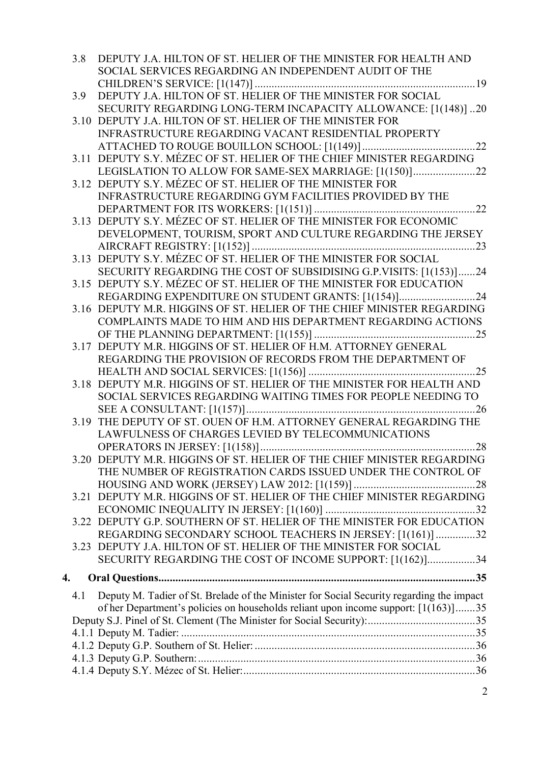3.8 DEPUTY J.A. HILTON OF ST. HELIER OF THE MINISTER FOR HEALTH AND SOCIAL SERVICES REGARDING AN INDEPENDENT AUDIT OF THE CHILDREN'S SERVICE: [1(147)] ........ 19

3.9 DEPUTY J.A. HILTON OF ST. HELIER OF THE MINISTER FOR SOCIAL SECURITY REGARDING LONG-TERM INCAPACITY ALLOWANCE: [1(148)] .. 20

3.10 DEPUTY J.A. HILTON OF ST. HELIER OF THE MINISTER FOR INFRASTRUCTURE REGARDING VACANT RESIDENTIAL PROPERTY ATTACHED TO ROUGE BOUILLON SCHOOL: [1(149)] ........ 22

3.11 DEPUTY S.Y. MÉZEC OF ST. HELIER OF THE CHIEF MINISTER REGARDING LEGISLATION TO ALLOW FOR SAME-SEX MARRIAGE: [1(150)] ........ 22

3.12 DEPUTY S.Y. MÉZEC OF ST. HELIER OF THE MINISTER FOR INFRASTRUCTURE REGARDING GYM FACILITIES PROVIDED BY THE DEPARTMENT FOR ITS WORKERS: [1(151)] ........ 22

3.13 DEPUTY S.Y. MÉZEC OF ST. HELIER OF THE MINISTER FOR ECONOMIC DEVELOPMENT, TOURISM, SPORT AND CULTURE REGARDING THE JERSEY AIRCRAFT REGISTRY: [1(152)] ........ 23

3.13 DEPUTY S.Y. MÉZEC OF ST. HELIER OF THE MINISTER FOR SOCIAL SECURITY REGARDING THE COST OF SUBSIDISING G.P.VISITS: [1(153)] ...... 24

3.15 DEPUTY S.Y. MÉZEC OF ST. HELIER OF THE MINISTER FOR EDUCATION REGARDING EXPENDITURE ON STUDENT GRANTS: [1(154)] ........ 24

3.16 DEPUTY M.R. HIGGINS OF ST. HELIER OF THE CHIEF MINISTER REGARDING COMPLAINTS MADE TO HIM AND HIS DEPARTMENT REGARDING ACTIONS OF THE PLANNING DEPARTMENT: [1(155)] ........ 25

3.17 DEPUTY M.R. HIGGINS OF ST. HELIER OF H.M. ATTORNEY GENERAL REGARDING THE PROVISION OF RECORDS FROM THE DEPARTMENT OF HEALTH AND SOCIAL SERVICES: [1(156)] ........ 25

3.18 DEPUTY M.R. HIGGINS OF ST. HELIER OF THE MINISTER FOR HEALTH AND SOCIAL SERVICES REGARDING WAITING TIMES FOR PEOPLE NEEDING TO SEE A CONSULTANT: [1(157)] ........ 26

3.19 THE DEPUTY OF ST. OUEN OF H.M. ATTORNEY GENERAL REGARDING THE LAWFULNESS OF CHARGES LEVIED BY TELECOMMUNICATIONS OPERATORS IN JERSEY: [1(158)] ........ 28

3.20 DEPUTY M.R. HIGGINS OF ST. HELIER OF THE CHIEF MINISTER REGARDING THE NUMBER OF REGISTRATION CARDS ISSUED UNDER THE CONTROL OF HOUSING AND WORK (JERSEY) LAW 2012: [1(159)] ........ 28

3.21 DEPUTY M.R. HIGGINS OF ST. HELIER OF THE CHIEF MINISTER REGARDING ECONOMIC INEQUALITY IN JERSEY: [1(160)] ........ 32

3.22 DEPUTY G.P. SOUTHERN OF ST. HELIER OF THE MINISTER FOR EDUCATION REGARDING SECONDARY SCHOOL TEACHERS IN JERSEY: [1(161)] ........ 32

3.23 DEPUTY J.A. HILTON OF ST. HELIER OF THE MINISTER FOR SOCIAL SECURITY REGARDING THE COST OF INCOME SUPPORT: [1(162)] ........ 34

**4. Oral Questions ........ 35**

4.1 Deputy M. Tadier of St. Brelade of the Minister for Social Security regarding the impact of her Department's policies on households reliant upon income support: [1(163)] ........ 35

Deputy S.J. Pinel of St. Clement (The Minister for Social Security): ........ 35

4.1.1 Deputy M. Tadier: ........ 35

4.1.2 Deputy G.P. Southern of St. Helier: ........ 36

4.1.3 Deputy G.P. Southern: ........ 36

4.1.4 Deputy S.Y. Mézec of St. Helier: ........ 36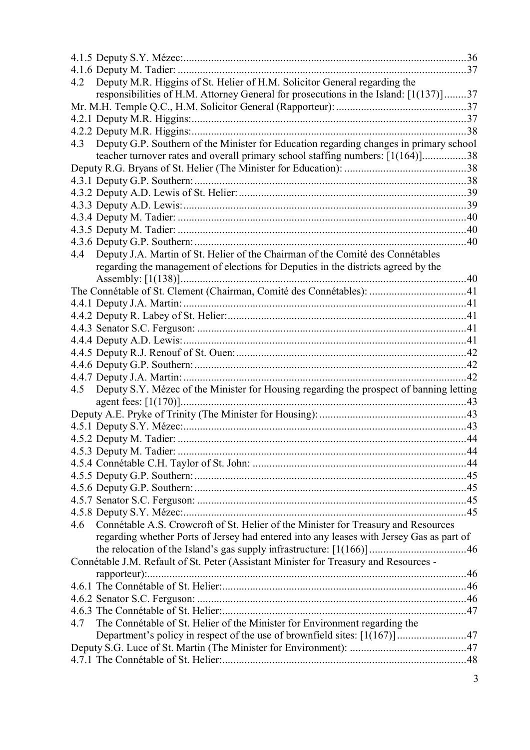4.1.5 Deputy S.Y. Mézec: 36

4.1.6 Deputy M. Tadier: 37

4.2 Deputy M.R. Higgins of St. Helier of H.M. Solicitor General regarding the responsibilities of H.M. Attorney General for prosecutions in the Island: [1(137)] 37

Mr. M.H. Temple Q.C., H.M. Solicitor General (Rapporteur): 37

4.2.1 Deputy M.R. Higgins: 37

4.2.2 Deputy M.R. Higgins: 38

4.3 Deputy G.P. Southern of the Minister for Education regarding changes in primary school teacher turnover rates and overall primary school staffing numbers: [1(164)] 38

Deputy R.G. Bryans of St. Helier (The Minister for Education): 38

4.3.1 Deputy G.P. Southern: 38

4.3.2 Deputy A.D. Lewis of St. Helier: 39

4.3.3 Deputy A.D. Lewis: 39

4.3.4 Deputy M. Tadier: 40

4.3.5 Deputy M. Tadier: 40

4.3.6 Deputy G.P. Southern: 40

4.4 Deputy J.A. Martin of St. Helier of the Chairman of the Comité des Connétables regarding the management of elections for Deputies in the districts agreed by the Assembly: [1(138)] 40

The Connétable of St. Clement (Chairman, Comité des Connétables): 41

4.4.1 Deputy J.A. Martin: 41

4.4.2 Deputy R. Labey of St. Helier: 41

4.4.3 Senator S.C. Ferguson: 41

4.4.4 Deputy A.D. Lewis: 41

4.4.5 Deputy R.J. Renouf of St. Ouen: 42

4.4.6 Deputy G.P. Southern: 42

4.4.7 Deputy J.A. Martin: 42

4.5 Deputy S.Y. Mézec of the Minister for Housing regarding the prospect of banning letting agent fees: [1(170)] 43

Deputy A.E. Pryke of Trinity (The Minister for Housing): 43

4.5.1 Deputy S.Y. Mézec: 43

4.5.2 Deputy M. Tadier: 44

4.5.3 Deputy M. Tadier: 44

4.5.4 Connétable C.H. Taylor of St. John: 44

4.5.5 Deputy G.P. Southern: 45

4.5.6 Deputy G.P. Southern: 45

4.5.7 Senator S.C. Ferguson: 45

4.5.8 Deputy S.Y. Mézec: 45

4.6 Connétable A.S. Crowcroft of St. Helier of the Minister for Treasury and Resources regarding whether Ports of Jersey had entered into any leases with Jersey Gas as part of the relocation of the Island's gas supply infrastructure: [1(166)] 46

Connétable J.M. Refault of St. Peter (Assistant Minister for Treasury and Resources - rapporteur): 46

4.6.1 The Connétable of St. Helier: 46

4.6.2 Senator S.C. Ferguson: 46

4.6.3 The Connétable of St. Helier: 47

4.7 The Connétable of St. Helier of the Minister for Environment regarding the Department's policy in respect of the use of brownfield sites: [1(167)] 47

Deputy S.G. Luce of St. Martin (The Minister for Environment): 47

4.7.1 The Connétable of St. Helier: 48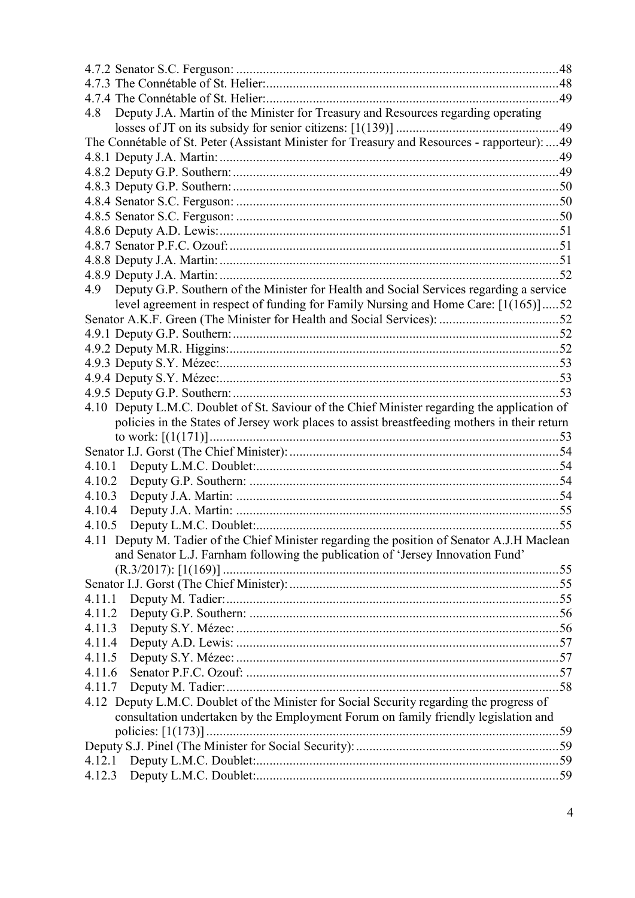4.7.2 Senator S.C. Ferguson: ....................................................................................................48

4.7.3 The Connétable of St. Helier:..........................................................................................48

4.7.4 The Connétable of St. Helier:..........................................................................................49

4.8 Deputy J.A. Martin of the Minister for Treasury and Resources regarding operating losses of JT on its subsidy for senior citizens: [1(139)] ..................................................49

The Connétable of St. Peter (Assistant Minister for Treasury and Resources - rapporteur): ....49

4.8.1 Deputy J.A. Martin: ........................................................................................................49

4.8.2 Deputy G.P. Southern: ....................................................................................................49

4.8.3 Deputy G.P. Southern: ....................................................................................................50

4.8.4 Senator S.C. Ferguson: ...................................................................................................50

4.8.5 Senator S.C. Ferguson: ...................................................................................................50

4.8.6 Deputy A.D. Lewis: ........................................................................................................51

4.8.7 Senator P.F.C. Ozouf: .....................................................................................................51

4.8.8 Deputy J.A. Martin: ........................................................................................................51

4.8.9 Deputy J.A. Martin: ........................................................................................................52

4.9 Deputy G.P. Southern of the Minister for Health and Social Services regarding a service level agreement in respect of funding for Family Nursing and Home Care: [1(165)] .....52

Senator A.K.F. Green (The Minister for Health and Social Services): ....................................52

4.9.1 Deputy G.P. Southern: ....................................................................................................52

4.9.2 Deputy M.R. Higgins: .....................................................................................................52

4.9.3 Deputy S.Y. Mézec: ........................................................................................................53

4.9.4 Deputy S.Y. Mézec: ........................................................................................................53

4.9.5 Deputy G.P. Southern: ....................................................................................................53

4.10 Deputy L.M.C. Doublet of St. Saviour of the Chief Minister regarding the application of policies in the States of Jersey work places to assist breastfeeding mothers in their return to work: [(1(171)] ...........................................................................................................53

Senator I.J. Gorst (The Chief Minister): ...................................................................................54

4.10.1 Deputy L.M.C. Doublet: ..............................................................................................54

4.10.2 Deputy G.P. Southern: .................................................................................................54

4.10.3 Deputy J.A. Martin: .....................................................................................................54

4.10.4 Deputy J.A. Martin: .....................................................................................................55

4.10.5 Deputy L.M.C. Doublet: ..............................................................................................55

4.11 Deputy M. Tadier of the Chief Minister regarding the position of Senator A.J.H Maclean and Senator L.J. Farnham following the publication of 'Jersey Innovation Fund' (R.3/2017): [1(169)] ......................................................................................................55

Senator I.J. Gorst (The Chief Minister): ...................................................................................55

4.11.1 Deputy M. Tadier: ........................................................................................................55

4.11.2 Deputy G.P. Southern: .................................................................................................56

4.11.3 Deputy S.Y. Mézec: .....................................................................................................56

4.11.4 Deputy A.D. Lewis: .....................................................................................................57

4.11.5 Deputy S.Y. Mézec: .....................................................................................................57

4.11.6 Senator P.F.C. Ozouf: ..................................................................................................57

4.11.7 Deputy M. Tadier: ........................................................................................................58

4.12 Deputy L.M.C. Doublet of the Minister for Social Security regarding the progress of consultation undertaken by the Employment Forum on family friendly legislation and policies: [1(173)] ............................................................................................................59

Deputy S.J. Pinel (The Minister for Social Security): ..............................................................59

4.12.1 Deputy L.M.C. Doublet: ..............................................................................................59

4.12.3 Deputy L.M.C. Doublet: ..............................................................................................59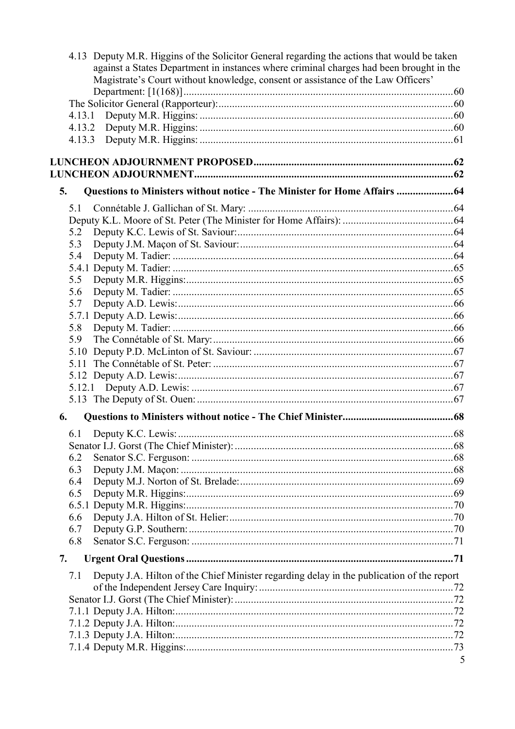4.13 Deputy M.R. Higgins of the Solicitor General regarding the actions that would be taken against a States Department in instances where criminal charges had been brought in the Magistrate's Court without knowledge, consent or assistance of the Law Officers' Department: [1(168)] ....................60

The Solicitor General (Rapporteur): ....................60

4.13.1 Deputy M.R. Higgins: ....................60

4.13.2 Deputy M.R. Higgins: ....................60

4.13.3 Deputy M.R. Higgins: ....................61

**LUNCHEON ADJOURNMENT PROPOSED ....................62**

**LUNCHEON ADJOURNMENT ....................62**

**5. Questions to Ministers without notice - The Minister for Home Affairs ....................64**

5.1 Connétable J. Gallichan of St. Mary: ....................64

Deputy K.L. Moore of St. Peter (The Minister for Home Affairs): ....................64

5.2 Deputy K.C. Lewis of St. Saviour: ....................64

5.3 Deputy J.M. Maçon of St. Saviour: ....................64

5.4 Deputy M. Tadier: ....................64

5.4.1 Deputy M. Tadier: ....................65

5.5 Deputy M.R. Higgins: ....................65

5.6 Deputy M. Tadier: ....................65

5.7 Deputy A.D. Lewis: ....................66

5.7.1 Deputy A.D. Lewis: ....................66

5.8 Deputy M. Tadier: ....................66

5.9 The Connétable of St. Mary: ....................66

5.10 Deputy P.D. McLinton of St. Saviour: ....................67

5.11 The Connétable of St. Peter: ....................67

5.12 Deputy A.D. Lewis: ....................67

5.12.1 Deputy A.D. Lewis: ....................67

5.13 The Deputy of St. Ouen: ....................67

**6. Questions to Ministers without notice - The Chief Minister ....................68**

6.1 Deputy K.C. Lewis: ....................68

Senator I.J. Gorst (The Chief Minister): ....................68

6.2 Senator S.C. Ferguson: ....................68

6.3 Deputy J.M. Maçon: ....................68

6.4 Deputy M.J. Norton of St. Brelade: ....................69

6.5 Deputy M.R. Higgins: ....................69

6.5.1 Deputy M.R. Higgins: ....................70

6.6 Deputy J.A. Hilton of St. Helier: ....................70

6.7 Deputy G.P. Southern: ....................70

6.8 Senator S.C. Ferguson: ....................71

**7. Urgent Oral Questions ....................71**

7.1 Deputy J.A. Hilton of the Chief Minister regarding delay in the publication of the report of the Independent Jersey Care Inquiry: ....................72

Senator I.J. Gorst (The Chief Minister): ....................72

7.1.1 Deputy J.A. Hilton: ....................72

7.1.2 Deputy J.A. Hilton: ....................72

7.1.3 Deputy J.A. Hilton: ....................72

7.1.4 Deputy M.R. Higgins: ....................73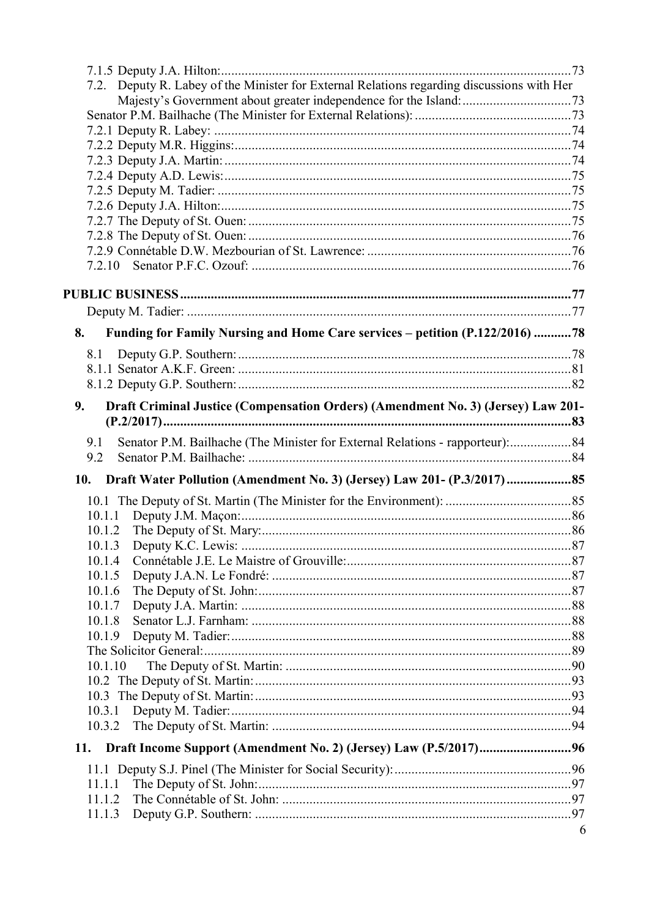7.1.5 Deputy J.A. Hilton: 73

7.2. Deputy R. Labey of the Minister for External Relations regarding discussions with Her Majesty's Government about greater independence for the Island: 73

Senator P.M. Bailhache (The Minister for External Relations): 73

7.2.1 Deputy R. Labey: 74

7.2.2 Deputy M.R. Higgins: 74

7.2.3 Deputy J.A. Martin: 74

7.2.4 Deputy A.D. Lewis: 75

7.2.5 Deputy M. Tadier: 75

7.2.6 Deputy J.A. Hilton: 75

7.2.7 The Deputy of St. Ouen: 75

7.2.8 The Deputy of St. Ouen: 76

7.2.9 Connétable D.W. Mezbourian of St. Lawrence: 76

7.2.10 Senator P.F.C. Ozouf: 76

**PUBLIC BUSINESS** 77

Deputy M. Tadier: 77

**8. Funding for Family Nursing and Home Care services – petition (P.122/2016) 78**

8.1 Deputy G.P. Southern: 78

8.1.1 Senator A.K.F. Green: 81

8.1.2 Deputy G.P. Southern: 82

**9. Draft Criminal Justice (Compensation Orders) (Amendment No. 3) (Jersey) Law 201- (P.2/2017) 83**

9.1 Senator P.M. Bailhache (The Minister for External Relations - rapporteur): 84

9.2 Senator P.M. Bailhache: 84

**10. Draft Water Pollution (Amendment No. 3) (Jersey) Law 201- (P.3/2017) 85**

10.1 The Deputy of St. Martin (The Minister for the Environment): 85

10.1.1 Deputy J.M. Maçon: 86

10.1.2 The Deputy of St. Mary: 86

10.1.3 Deputy K.C. Lewis: 87

10.1.4 Connétable J.E. Le Maistre of Grouville: 87

10.1.5 Deputy J.A.N. Le Fondré: 87

10.1.6 The Deputy of St. John: 87

10.1.7 Deputy J.A. Martin: 88

10.1.8 Senator L.J. Farnham: 88

10.1.9 Deputy M. Tadier: 88

The Solicitor General: 89

10.1.10 The Deputy of St. Martin: 90

10.2 The Deputy of St. Martin: 93

10.3 The Deputy of St. Martin: 93

10.3.1 Deputy M. Tadier: 94

10.3.2 The Deputy of St. Martin: 94

**11. Draft Income Support (Amendment No. 2) (Jersey) Law (P.5/2017) 96**

11.1 Deputy S.J. Pinel (The Minister for Social Security): 96

11.1.1 The Deputy of St. John: 97

11.1.2 The Connétable of St. John: 97

11.1.3 Deputy G.P. Southern: 97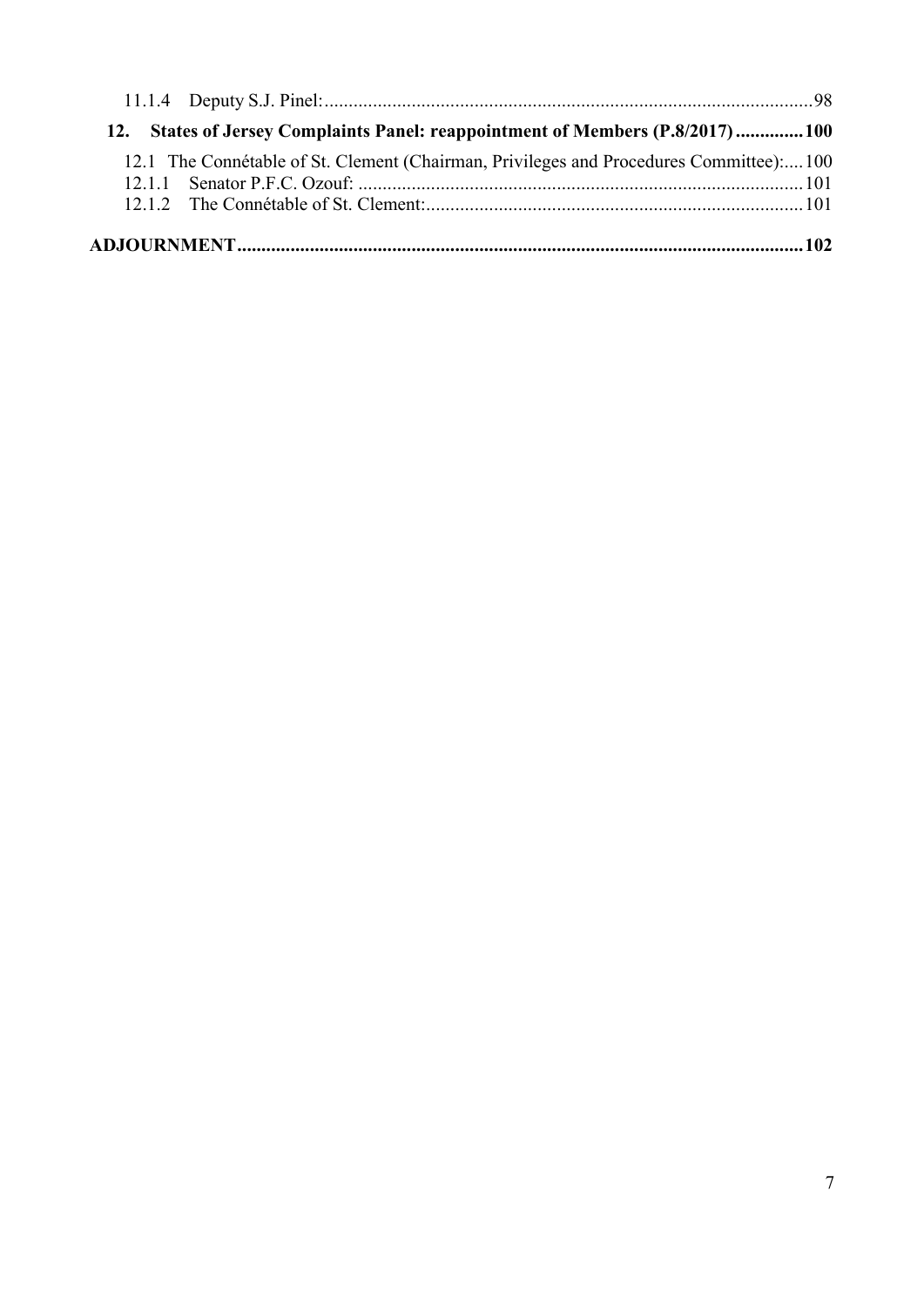11.1.4 Deputy S.J. Pinel: ....................................................................................................98

**12. States of Jersey Complaints Panel: reappointment of Members (P.8/2017) ..............100**

12.1 The Connétable of St. Clement (Chairman, Privileges and Procedures Committee):....100

12.1.1 Senator P.F.C. Ozouf: ...........................................................................................101

12.1.2 The Connétable of St. Clement: .............................................................................101

**ADJOURNMENT....................................................................................................................102**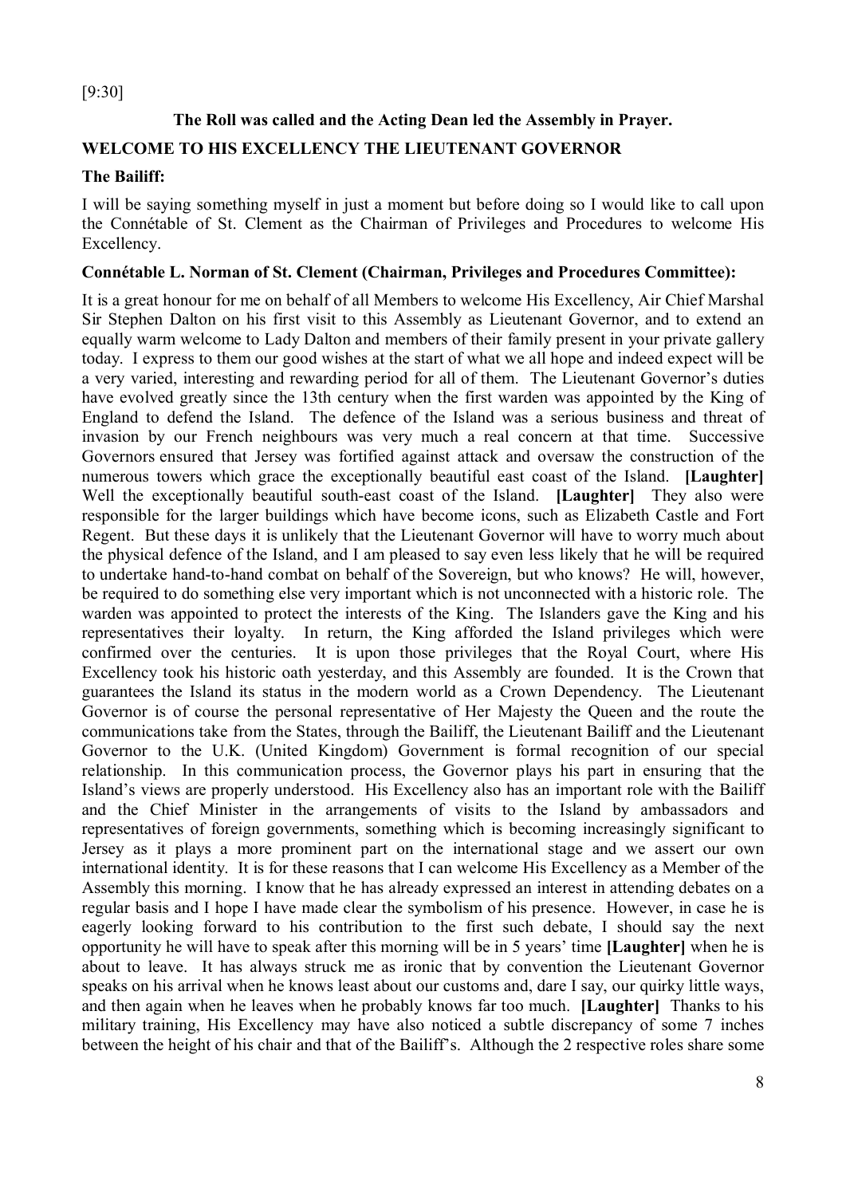[9:30]

**The Roll was called and the Acting Dean led the Assembly in Prayer.**

## WELCOME TO HIS EXCELLENCY THE LIEUTENANT GOVERNOR

**The Bailiff:**

I will be saying something myself in just a moment but before doing so I would like to call upon the Connétable of St. Clement as the Chairman of Privileges and Procedures to welcome His Excellency.

**Connétable L. Norman of St. Clement (Chairman, Privileges and Procedures Committee):**

It is a great honour for me on behalf of all Members to welcome His Excellency, Air Chief Marshal Sir Stephen Dalton on his first visit to this Assembly as Lieutenant Governor, and to extend an equally warm welcome to Lady Dalton and members of their family present in your private gallery today. I express to them our good wishes at the start of what we all hope and indeed expect will be a very varied, interesting and rewarding period for all of them. The Lieutenant Governor's duties have evolved greatly since the 13th century when the first warden was appointed by the King of England to defend the Island. The defence of the Island was a serious business and threat of invasion by our French neighbours was very much a real concern at that time. Successive Governors ensured that Jersey was fortified against attack and oversaw the construction of the numerous towers which grace the exceptionally beautiful east coast of the Island. **[Laughter]** Well the exceptionally beautiful south-east coast of the Island. **[Laughter]** They also were responsible for the larger buildings which have become icons, such as Elizabeth Castle and Fort Regent. But these days it is unlikely that the Lieutenant Governor will have to worry much about the physical defence of the Island, and I am pleased to say even less likely that he will be required to undertake hand-to-hand combat on behalf of the Sovereign, but who knows? He will, however, be required to do something else very important which is not unconnected with a historic role. The warden was appointed to protect the interests of the King. The Islanders gave the King and his representatives their loyalty. In return, the King afforded the Island privileges which were confirmed over the centuries. It is upon those privileges that the Royal Court, where His Excellency took his historic oath yesterday, and this Assembly are founded. It is the Crown that guarantees the Island its status in the modern world as a Crown Dependency. The Lieutenant Governor is of course the personal representative of Her Majesty the Queen and the route the communications take from the States, through the Bailiff, the Lieutenant Bailiff and the Lieutenant Governor to the U.K. (United Kingdom) Government is formal recognition of our special relationship. In this communication process, the Governor plays his part in ensuring that the Island's views are properly understood. His Excellency also has an important role with the Bailiff and the Chief Minister in the arrangements of visits to the Island by ambassadors and representatives of foreign governments, something which is becoming increasingly significant to Jersey as it plays a more prominent part on the international stage and we assert our own international identity. It is for these reasons that I can welcome His Excellency as a Member of the Assembly this morning. I know that he has already expressed an interest in attending debates on a regular basis and I hope I have made clear the symbolism of his presence. However, in case he is eagerly looking forward to his contribution to the first such debate, I should say the next opportunity he will have to speak after this morning will be in 5 years' time **[Laughter]** when he is about to leave. It has always struck me as ironic that by convention the Lieutenant Governor speaks on his arrival when he knows least about our customs and, dare I say, our quirky little ways, and then again when he leaves when he probably knows far too much. **[Laughter]** Thanks to his military training, His Excellency may have also noticed a subtle discrepancy of some 7 inches between the height of his chair and that of the Bailiff's. Although the 2 respective roles share some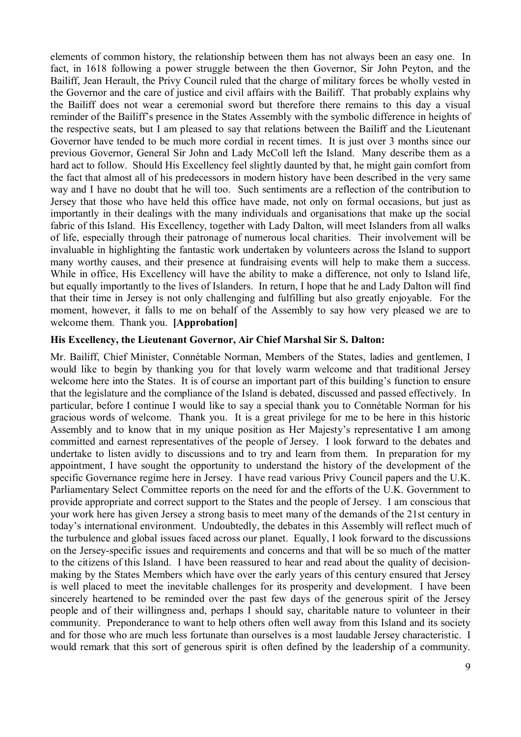elements of common history, the relationship between them has not always been an easy one. In fact, in 1618 following a power struggle between the then Governor, Sir John Peyton, and the Bailiff, Jean Herault, the Privy Council ruled that the charge of military forces be wholly vested in the Governor and the care of justice and civil affairs with the Bailiff. That probably explains why the Bailiff does not wear a ceremonial sword but therefore there remains to this day a visual reminder of the Bailiff's presence in the States Assembly with the symbolic difference in heights of the respective seats, but I am pleased to say that relations between the Bailiff and the Lieutenant Governor have tended to be much more cordial in recent times. It is just over 3 months since our previous Governor, General Sir John and Lady McColl left the Island. Many describe them as a hard act to follow. Should His Excellency feel slightly daunted by that, he might gain comfort from the fact that almost all of his predecessors in modern history have been described in the very same way and I have no doubt that he will too. Such sentiments are a reflection of the contribution to Jersey that those who have held this office have made, not only on formal occasions, but just as importantly in their dealings with the many individuals and organisations that make up the social fabric of this Island. His Excellency, together with Lady Dalton, will meet Islanders from all walks of life, especially through their patronage of numerous local charities. Their involvement will be invaluable in highlighting the fantastic work undertaken by volunteers across the Island to support many worthy causes, and their presence at fundraising events will help to make them a success. While in office, His Excellency will have the ability to make a difference, not only to Island life, but equally importantly to the lives of Islanders. In return, I hope that he and Lady Dalton will find that their time in Jersey is not only challenging and fulfilling but also greatly enjoyable. For the moment, however, it falls to me on behalf of the Assembly to say how very pleased we are to welcome them. Thank you. **[Approbation]**

**His Excellency, the Lieutenant Governor, Air Chief Marshal Sir S. Dalton:**

Mr. Bailiff, Chief Minister, Connétable Norman, Members of the States, ladies and gentlemen, I would like to begin by thanking you for that lovely warm welcome and that traditional Jersey welcome here into the States. It is of course an important part of this building's function to ensure that the legislature and the compliance of the Island is debated, discussed and passed effectively. In particular, before I continue I would like to say a special thank you to Connétable Norman for his gracious words of welcome. Thank you. It is a great privilege for me to be here in this historic Assembly and to know that in my unique position as Her Majesty's representative I am among committed and earnest representatives of the people of Jersey. I look forward to the debates and undertake to listen avidly to discussions and to try and learn from them. In preparation for my appointment, I have sought the opportunity to understand the history of the development of the specific Governance regime here in Jersey. I have read various Privy Council papers and the U.K. Parliamentary Select Committee reports on the need for and the efforts of the U.K. Government to provide appropriate and correct support to the States and the people of Jersey. I am conscious that your work here has given Jersey a strong basis to meet many of the demands of the 21st century in today's international environment. Undoubtedly, the debates in this Assembly will reflect much of the turbulence and global issues faced across our planet. Equally, I look forward to the discussions on the Jersey-specific issues and requirements and concerns and that will be so much of the matter to the citizens of this Island. I have been reassured to hear and read about the quality of decision-making by the States Members which have over the early years of this century ensured that Jersey is well placed to meet the inevitable challenges for its prosperity and development. I have been sincerely heartened to be reminded over the past few days of the generous spirit of the Jersey people and of their willingness and, perhaps I should say, charitable nature to volunteer in their community. Preponderance to want to help others often well away from this Island and its society and for those who are much less fortunate than ourselves is a most laudable Jersey characteristic. I would remark that this sort of generous spirit is often defined by the leadership of a community.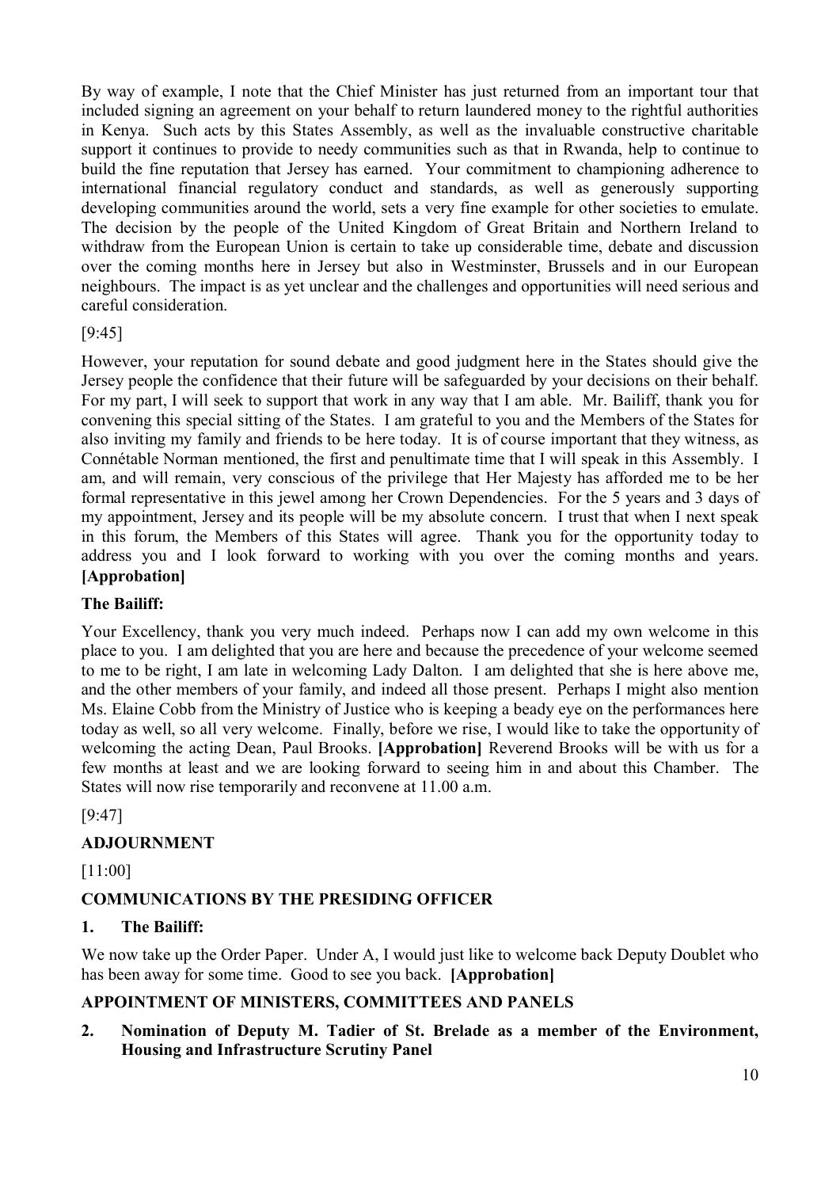By way of example, I note that the Chief Minister has just returned from an important tour that included signing an agreement on your behalf to return laundered money to the rightful authorities in Kenya. Such acts by this States Assembly, as well as the invaluable constructive charitable support it continues to provide to needy communities such as that in Rwanda, help to continue to build the fine reputation that Jersey has earned. Your commitment to championing adherence to international financial regulatory conduct and standards, as well as generously supporting developing communities around the world, sets a very fine example for other societies to emulate. The decision by the people of the United Kingdom of Great Britain and Northern Ireland to withdraw from the European Union is certain to take up considerable time, debate and discussion over the coming months here in Jersey but also in Westminster, Brussels and in our European neighbours. The impact is as yet unclear and the challenges and opportunities will need serious and careful consideration.

[9:45]

However, your reputation for sound debate and good judgment here in the States should give the Jersey people the confidence that their future will be safeguarded by your decisions on their behalf. For my part, I will seek to support that work in any way that I am able. Mr. Bailiff, thank you for convening this special sitting of the States. I am grateful to you and the Members of the States for also inviting my family and friends to be here today. It is of course important that they witness, as Connétable Norman mentioned, the first and penultimate time that I will speak in this Assembly. I am, and will remain, very conscious of the privilege that Her Majesty has afforded me to be her formal representative in this jewel among her Crown Dependencies. For the 5 years and 3 days of my appointment, Jersey and its people will be my absolute concern. I trust that when I next speak in this forum, the Members of this States will agree. Thank you for the opportunity today to address you and I look forward to working with you over the coming months and years. **[Approbation]**

**The Bailiff:**

Your Excellency, thank you very much indeed. Perhaps now I can add my own welcome in this place to you. I am delighted that you are here and because the precedence of your welcome seemed to me to be right, I am late in welcoming Lady Dalton. I am delighted that she is here above me, and the other members of your family, and indeed all those present. Perhaps I might also mention Ms. Elaine Cobb from the Ministry of Justice who is keeping a beady eye on the performances here today as well, so all very welcome. Finally, before we rise, I would like to take the opportunity of welcoming the acting Dean, Paul Brooks. **[Approbation]** Reverend Brooks will be with us for a few months at least and we are looking forward to seeing him in and about this Chamber. The States will now rise temporarily and reconvene at 11.00 a.m.

[9:47]

## ADJOURNMENT

[11:00]

## COMMUNICATIONS BY THE PRESIDING OFFICER

### 1. The Bailiff:

We now take up the Order Paper. Under A, I would just like to welcome back Deputy Doublet who has been away for some time. Good to see you back. **[Approbation]**

## APPOINTMENT OF MINISTERS, COMMITTEES AND PANELS

### 2. Nomination of Deputy M. Tadier of St. Brelade as a member of the Environment, Housing and Infrastructure Scrutiny Panel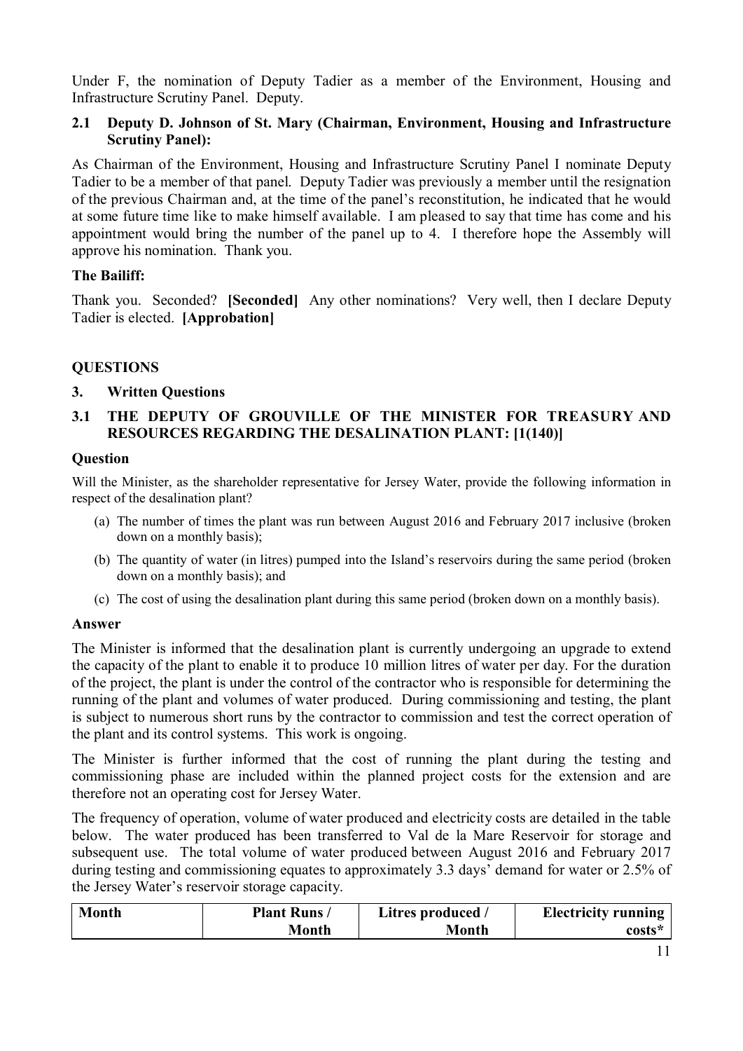Under F, the nomination of Deputy Tadier as a member of the Environment, Housing and Infrastructure Scrutiny Panel. Deputy.

### 2.1 Deputy D. Johnson of St. Mary (Chairman, Environment, Housing and Infrastructure Scrutiny Panel):

As Chairman of the Environment, Housing and Infrastructure Scrutiny Panel I nominate Deputy Tadier to be a member of that panel. Deputy Tadier was previously a member until the resignation of the previous Chairman and, at the time of the panel's reconstitution, he indicated that he would at some future time like to make himself available. I am pleased to say that time has come and his appointment would bring the number of the panel up to 4. I therefore hope the Assembly will approve his nomination. Thank you.

**The Bailiff:**

Thank you. Seconded? **[Seconded]** Any other nominations? Very well, then I declare Deputy Tadier is elected. **[Approbation]**

## QUESTIONS

### 3. Written Questions

### 3.1 THE DEPUTY OF GROUVILLE OF THE MINISTER FOR TREASURY AND RESOURCES REGARDING THE DESALINATION PLANT: [1(140)]

**Question**

Will the Minister, as the shareholder representative for Jersey Water, provide the following information in respect of the desalination plant?

(a) The number of times the plant was run between August 2016 and February 2017 inclusive (broken down on a monthly basis);

(b) The quantity of water (in litres) pumped into the Island's reservoirs during the same period (broken down on a monthly basis); and

(c) The cost of using the desalination plant during this same period (broken down on a monthly basis).

**Answer**

The Minister is informed that the desalination plant is currently undergoing an upgrade to extend the capacity of the plant to enable it to produce 10 million litres of water per day. For the duration of the project, the plant is under the control of the contractor who is responsible for determining the running of the plant and volumes of water produced. During commissioning and testing, the plant is subject to numerous short runs by the contractor to commission and test the correct operation of the plant and its control systems. This work is ongoing.

The Minister is further informed that the cost of running the plant during the testing and commissioning phase are included within the planned project costs for the extension and are therefore not an operating cost for Jersey Water.

The frequency of operation, volume of water produced and electricity costs are detailed in the table below. The water produced has been transferred to Val de la Mare Reservoir for storage and subsequent use. The total volume of water produced between August 2016 and February 2017 during testing and commissioning equates to approximately 3.3 days' demand for water or 2.5% of the Jersey Water's reservoir storage capacity.

| Month | Plant Runs / Month | Litres produced / Month | Electricity running costs* |
|---|---|---|---|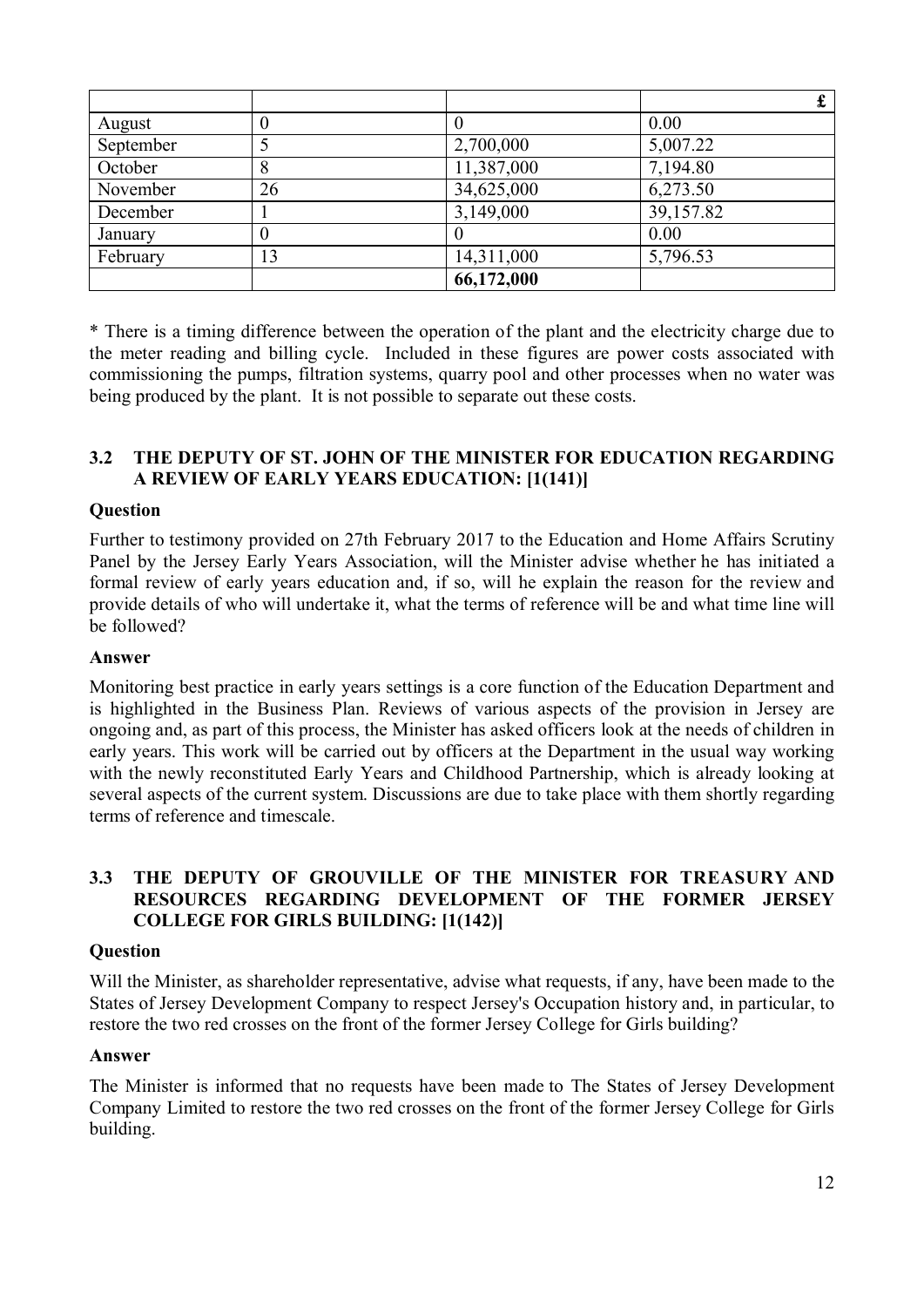| | | | £ |
|---|---|---|---|
| August | 0 | 0 | 0.00 |
| September | 5 | 2,700,000 | 5,007.22 |
| October | 8 | 11,387,000 | 7,194.80 |
| November | 26 | 34,625,000 | 6,273.50 |
| December | 1 | 3,149,000 | 39,157.82 |
| January | 0 | 0 | 0.00 |
| February | 13 | 14,311,000 | 5,796.53 |
| | | **66,172,000** | |

* There is a timing difference between the operation of the plant and the electricity charge due to the meter reading and billing cycle. Included in these figures are power costs associated with commissioning the pumps, filtration systems, quarry pool and other processes when no water was being produced by the plant. It is not possible to separate out these costs.

### 3.2 THE DEPUTY OF ST. JOHN OF THE MINISTER FOR EDUCATION REGARDING A REVIEW OF EARLY YEARS EDUCATION: [1(141)]

**Question**

Further to testimony provided on 27th February 2017 to the Education and Home Affairs Scrutiny Panel by the Jersey Early Years Association, will the Minister advise whether he has initiated a formal review of early years education and, if so, will he explain the reason for the review and provide details of who will undertake it, what the terms of reference will be and what time line will be followed?

**Answer**

Monitoring best practice in early years settings is a core function of the Education Department and is highlighted in the Business Plan. Reviews of various aspects of the provision in Jersey are ongoing and, as part of this process, the Minister has asked officers look at the needs of children in early years. This work will be carried out by officers at the Department in the usual way working with the newly reconstituted Early Years and Childhood Partnership, which is already looking at several aspects of the current system. Discussions are due to take place with them shortly regarding terms of reference and timescale.

### 3.3 THE DEPUTY OF GROUVILLE OF THE MINISTER FOR TREASURY AND RESOURCES REGARDING DEVELOPMENT OF THE FORMER JERSEY COLLEGE FOR GIRLS BUILDING: [1(142)]

**Question**

Will the Minister, as shareholder representative, advise what requests, if any, have been made to the States of Jersey Development Company to respect Jersey's Occupation history and, in particular, to restore the two red crosses on the front of the former Jersey College for Girls building?

**Answer**

The Minister is informed that no requests have been made to The States of Jersey Development Company Limited to restore the two red crosses on the front of the former Jersey College for Girls building.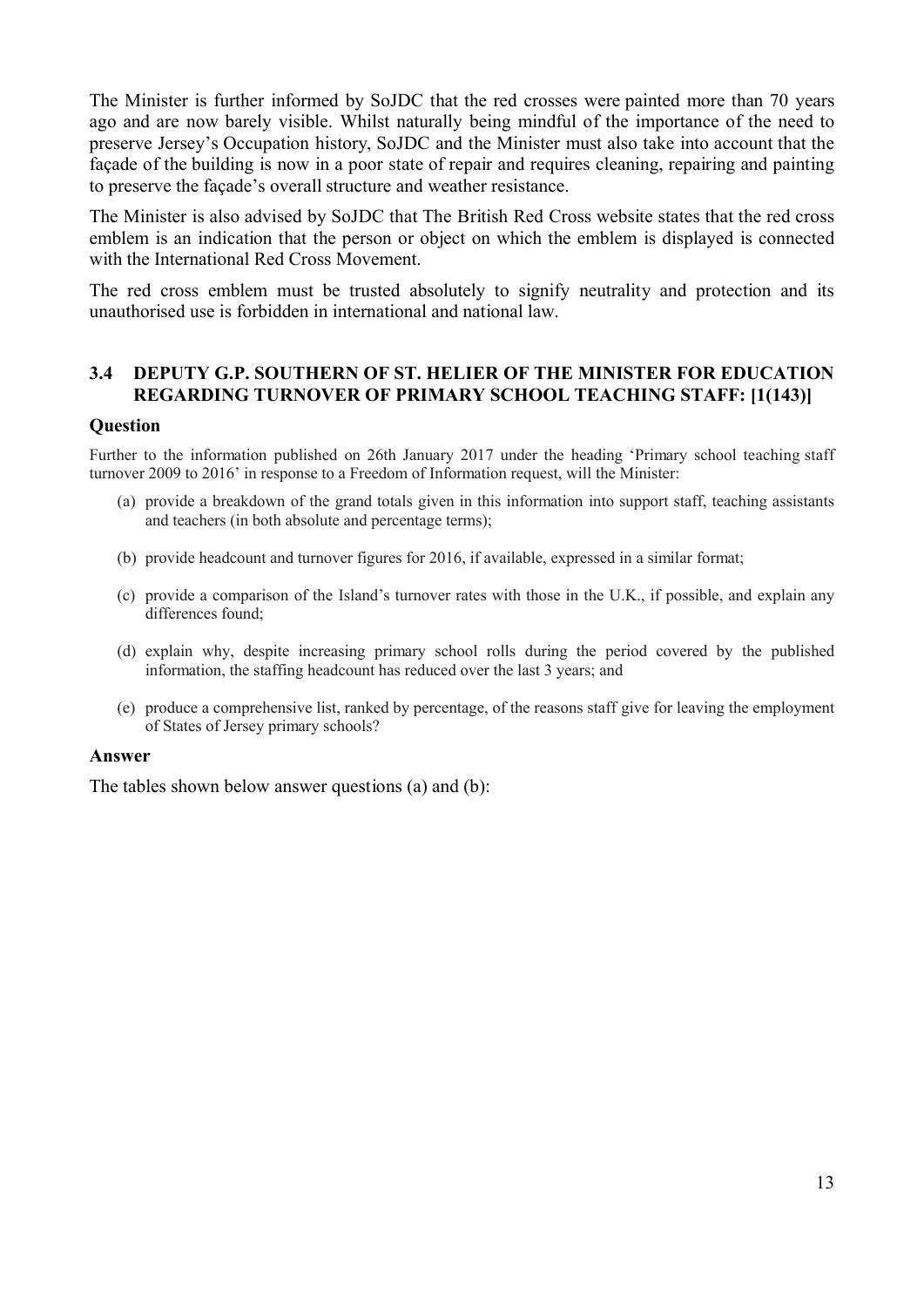The Minister is further informed by SoJDC that the red crosses were painted more than 70 years ago and are now barely visible. Whilst naturally being mindful of the importance of the need to preserve Jersey's Occupation history, SoJDC and the Minister must also take into account that the façade of the building is now in a poor state of repair and requires cleaning, repairing and painting to preserve the façade's overall structure and weather resistance.

The Minister is also advised by SoJDC that The British Red Cross website states that the red cross emblem is an indication that the person or object on which the emblem is displayed is connected with the International Red Cross Movement.

The red cross emblem must be trusted absolutely to signify neutrality and protection and its unauthorised use is forbidden in international and national law.

### 3.4 DEPUTY G.P. SOUTHERN OF ST. HELIER OF THE MINISTER FOR EDUCATION REGARDING TURNOVER OF PRIMARY SCHOOL TEACHING STAFF: [1(143)]

#### Question

Further to the information published on 26th January 2017 under the heading 'Primary school teaching staff turnover 2009 to 2016' in response to a Freedom of Information request, will the Minister:

(a) provide a breakdown of the grand totals given in this information into support staff, teaching assistants and teachers (in both absolute and percentage terms);

(b) provide headcount and turnover figures for 2016, if available, expressed in a similar format;

(c) provide a comparison of the Island's turnover rates with those in the U.K., if possible, and explain any differences found;

(d) explain why, despite increasing primary school rolls during the period covered by the published information, the staffing headcount has reduced over the last 3 years; and

(e) produce a comprehensive list, ranked by percentage, of the reasons staff give for leaving the employment of States of Jersey primary schools?

#### Answer

The tables shown below answer questions (a) and (b):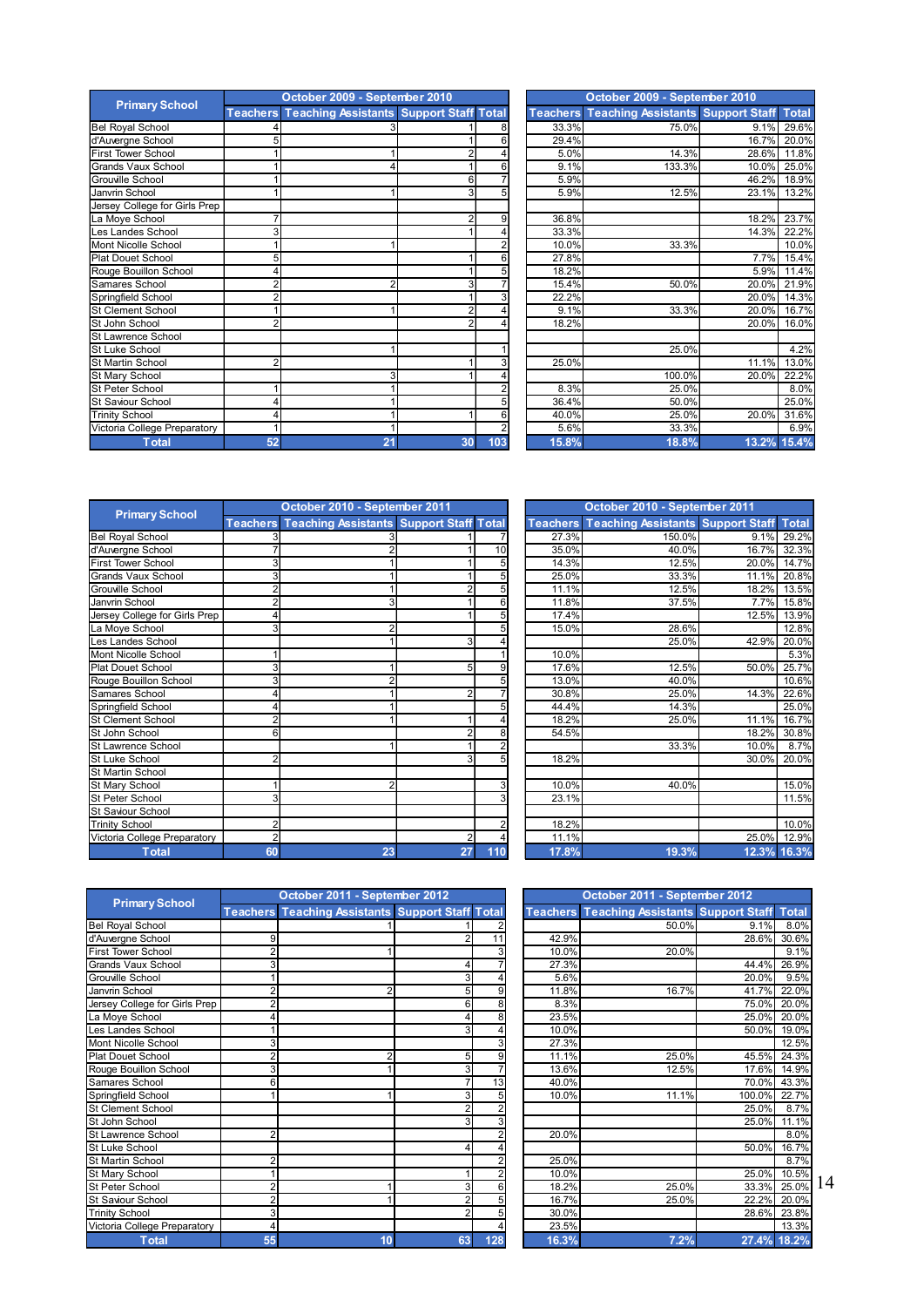| Primary School | October 2009 - September 2010 | | | |
|---|---|---|---|---|
| | Teachers | Teaching Assistants | Support Staff | Total |
| Bel Royal School | 4 | 3 | 1 | 8 |
| d'Auvergne School | 5 | | 1 | 6 |
| First Tower School | 1 | 1 | 2 | 4 |
| Grands Vaux School | 1 | 4 | 1 | 6 |
| Grouville School | 1 | | 6 | 7 |
| Janvrin School | 1 | 1 | 3 | 5 |
| Jersey College for Girls Prep | | | | |
| La Moye School | 7 | | 2 | 9 |
| Les Landes School | 3 | | 1 | 4 |
| Mont Nicolle School | 1 | 1 | | 2 |
| Plat Douet School | 5 | | 1 | 6 |
| Rouge Bouillon School | 4 | | 1 | 5 |
| Samares School | 2 | 2 | 3 | 7 |
| Springfield School | 2 | | 1 | 3 |
| St Clement School | 1 | 1 | 2 | 4 |
| St John School | 2 | | 2 | 4 |
| St Lawrence School | | | | |
| St Luke School | | 1 | | 1 |
| St Martin School | 2 | | 1 | 3 |
| St Mary School | | 3 | 1 | 4 |
| St Peter School | 1 | 1 | | 2 |
| St Saviour School | 4 | 1 | | 5 |
| Trinity School | 4 | 1 | 1 | 6 |
| Victoria College Preparatory | 1 | 1 | | 2 |
| **Total** | **52** | **21** | **30** | **103** |

| October 2009 - September 2010 | | | |
|---|---|---|---|
| Teachers | Teaching Assistants | Support Staff | Total |
| 33.3% | 75.0% | 9.1% | 29.6% |
| 29.4% | | 16.7% | 20.0% |
| 5.0% | 14.3% | 28.6% | 11.8% |
| 9.1% | 133.3% | 10.0% | 25.0% |
| 5.9% | | 46.2% | 18.9% |
| 5.9% | 12.5% | 23.1% | 13.2% |
| | | | |
| 36.8% | | 18.2% | 23.7% |
| 33.3% | | 14.3% | 22.2% |
| 10.0% | 33.3% | | 10.0% |
| 27.8% | | 7.7% | 15.4% |
| 18.2% | | 5.9% | 11.4% |
| 15.4% | 50.0% | 20.0% | 21.9% |
| 22.2% | | 20.0% | 14.3% |
| 9.1% | 33.3% | 20.0% | 16.7% |
| 18.2% | | 20.0% | 16.0% |
| | | | |
| | 25.0% | | 4.2% |
| 25.0% | | 11.1% | 13.0% |
| | 100.0% | 20.0% | 22.2% |
| 8.3% | 25.0% | | 8.0% |
| 36.4% | 50.0% | | 25.0% |
| 40.0% | 25.0% | 20.0% | 31.6% |
| 5.6% | 33.3% | | 6.9% |
| **15.8%** | **18.8%** | **13.2%** | **15.4%** |

| Primary School | October 2010 - September 2011 | | | |
|---|---|---|---|---|
| | Teachers | Teaching Assistants | Support Staff | Total |
| Bel Royal School | 3 | 3 | 1 | 7 |
| d'Auvergne School | 7 | 2 | 1 | 10 |
| First Tower School | 3 | 1 | 1 | 5 |
| Grands Vaux School | 3 | 1 | 1 | 5 |
| Grouville School | 2 | 1 | 2 | 5 |
| Janvrin School | 2 | 3 | 1 | 6 |
| Jersey College for Girls Prep | 4 | | 1 | 5 |
| La Moye School | 3 | 2 | | 5 |
| Les Landes School | | 1 | 3 | 4 |
| Mont Nicolle School | 1 | | | 1 |
| Plat Douet School | 3 | 1 | 5 | 9 |
| Rouge Bouillon School | 3 | 2 | | 5 |
| Samares School | 4 | 1 | 2 | 7 |
| Springfield School | 4 | 1 | | 5 |
| St Clement School | 2 | 1 | 1 | 4 |
| St John School | 6 | | 2 | 8 |
| St Lawrence School | | 1 | 1 | 2 |
| St Luke School | 2 | | 3 | 5 |
| St Martin School | | | | |
| St Mary School | 1 | 2 | | 3 |
| St Peter School | 3 | | | 3 |
| St Saviour School | | | | |
| Trinity School | 2 | | | 2 |
| Victoria College Preparatory | 2 | | 2 | 4 |
| **Total** | **60** | **23** | **27** | **110** |

| October 2010 - September 2011 | | | |
|---|---|---|---|
| Teachers | Teaching Assistants | Support Staff | Total |
| 27.3% | 150.0% | 9.1% | 29.2% |
| 35.0% | 40.0% | 16.7% | 32.3% |
| 14.3% | 12.5% | 20.0% | 14.7% |
| 25.0% | 33.3% | 11.1% | 20.8% |
| 11.1% | 12.5% | 18.2% | 13.5% |
| 11.8% | 37.5% | 7.7% | 15.8% |
| 17.4% | | 12.5% | 13.9% |
| 15.0% | 28.6% | | 12.8% |
| | 25.0% | 42.9% | 20.0% |
| 10.0% | | | 5.3% |
| 17.6% | 12.5% | 50.0% | 25.7% |
| 13.0% | 40.0% | | 10.6% |
| 30.8% | 25.0% | 14.3% | 22.6% |
| 44.4% | 14.3% | | 25.0% |
| 18.2% | 25.0% | 11.1% | 16.7% |
| 54.5% | | 18.2% | 30.8% |
| | 33.3% | 10.0% | 8.7% |
| 18.2% | | 30.0% | 20.0% |
| | | | |
| 10.0% | 40.0% | | 15.0% |
| 23.1% | | | 11.5% |
| | | | |
| 18.2% | | | 10.0% |
| 11.1% | | 25.0% | 12.9% |
| **17.8%** | **19.3%** | **12.3%** | **16.3%** |

| Primary School | October 2011 - September 2012 | | | |
|---|---|---|---|---|
| | Teachers | Teaching Assistants | Support Staff | Total |
| Bel Royal School | | 1 | 1 | 2 |
| d'Auvergne School | 9 | | 2 | 11 |
| First Tower School | 2 | 1 | | 3 |
| Grands Vaux School | 3 | | 4 | 7 |
| Grouville School | 1 | | 3 | 4 |
| Janvrin School | 2 | 2 | 5 | 9 |
| Jersey College for Girls Prep | 2 | | 6 | 8 |
| La Moye School | 4 | | 4 | 8 |
| Les Landes School | 1 | | 3 | 4 |
| Mont Nicolle School | 3 | | | 3 |
| Plat Douet School | 2 | 2 | 5 | 9 |
| Rouge Bouillon School | 3 | 1 | 3 | 7 |
| Samares School | 6 | | 7 | 13 |
| Springfield School | 1 | 1 | 3 | 5 |
| St Clement School | | | 2 | 2 |
| St John School | | | 3 | 3 |
| St Lawrence School | 2 | | | 2 |
| St Luke School | | | 4 | 4 |
| St Martin School | 2 | | | 2 |
| St Mary School | 1 | | 1 | 2 |
| St Peter School | 2 | 1 | 3 | 6 |
| St Saviour School | 2 | 1 | 2 | 5 |
| Trinity School | 3 | | 2 | 5 |
| Victoria College Preparatory | 4 | | | 4 |
| **Total** | **55** | **10** | **63** | **128** |

| October 2011 - September 2012 | | | |
|---|---|---|---|
| Teachers | Teaching Assistants | Support Staff | Total |
| | 50.0% | 9.1% | 8.0% |
| 42.9% | | 28.6% | 30.6% |
| 10.0% | 20.0% | | 9.1% |
| 27.3% | | 44.4% | 26.9% |
| 5.6% | | 20.0% | 9.5% |
| 11.8% | 16.7% | 41.7% | 22.0% |
| 8.3% | | 75.0% | 20.0% |
| 23.5% | | 25.0% | 20.0% |
| 10.0% | | 50.0% | 19.0% |
| 27.3% | | | 12.5% |
| 11.1% | 25.0% | 45.5% | 24.3% |
| 13.6% | 12.5% | 17.6% | 14.9% |
| 40.0% | | 70.0% | 43.3% |
| 10.0% | 11.1% | 100.0% | 22.7% |
| | | 25.0% | 8.7% |
| | | 25.0% | 11.1% |
| 20.0% | | | 8.0% |
| | | 50.0% | 16.7% |
| 25.0% | | | 8.7% |
| 10.0% | | 25.0% | 10.5% |
| 18.2% | 25.0% | 33.3% | 25.0% |
| 16.7% | 25.0% | 22.2% | 20.0% |
| 30.0% | | 28.6% | 23.8% |
| 23.5% | | | 13.3% |
| **16.3%** | **7.2%** | **27.4%** | **18.2%** |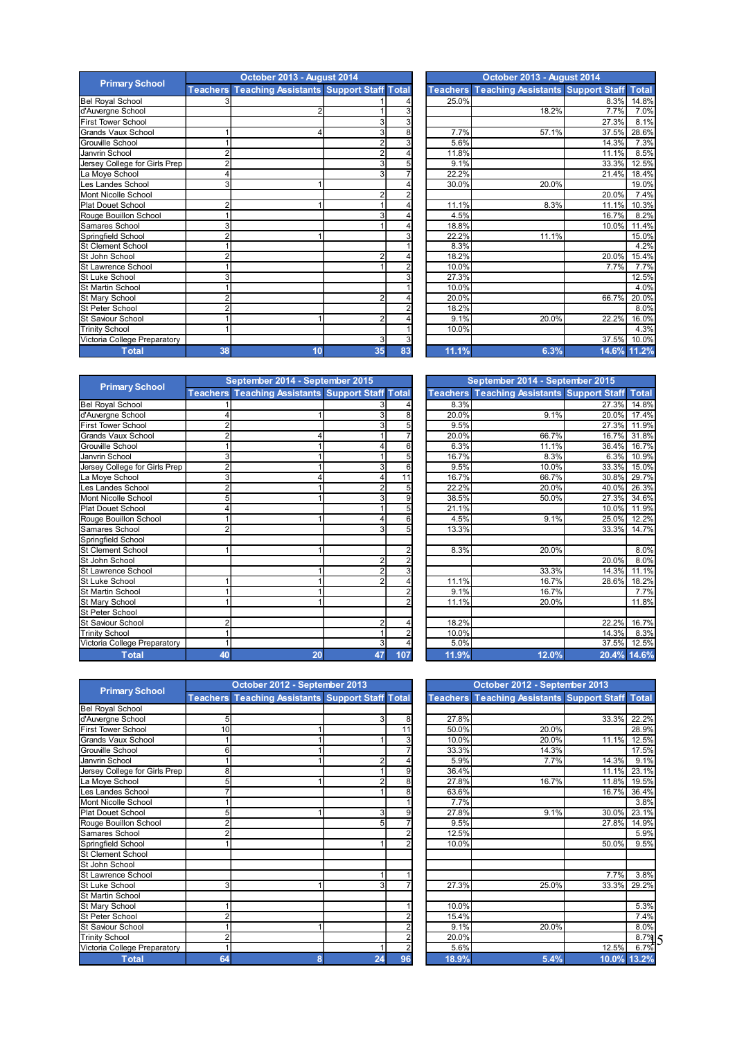| Primary School | October 2013 - August 2014 | | | | October 2013 - August 2014 | | | |
|---|---|---|---|---|---|---|---|---|
| | Teachers | Teaching Assistants | Support Staff | Total | Teachers | Teaching Assistants | Support Staff | Total |
| Bel Royal School | 3 | | 1 | 4 | 25.0% | | 8.3% | 14.8% |
| d'Auvergne School | | 2 | 1 | 3 | | 18.2% | 7.7% | 7.0% |
| First Tower School | | | 3 | 3 | | | 27.3% | 8.1% |
| Grands Vaux School | 1 | 4 | 3 | 8 | 7.7% | 57.1% | 37.5% | 28.6% |
| Grouville School | 1 | | 2 | 3 | 5.6% | | 14.3% | 7.3% |
| Janvrin School | 2 | | 2 | 4 | 11.8% | | 11.1% | 8.5% |
| Jersey College for Girls Prep | 2 | | 3 | 5 | 9.1% | | 33.3% | 12.5% |
| La Moye School | 4 | | 3 | 7 | 22.2% | | 21.4% | 18.4% |
| Les Landes School | 3 | 1 | | 4 | 30.0% | 20.0% | | 19.0% |
| Mont Nicolle School | | | 2 | 2 | | | 20.0% | 7.4% |
| Plat Douet School | 2 | 1 | 1 | 4 | 11.1% | 8.3% | 11.1% | 10.3% |
| Rouge Bouillon School | 1 | | 3 | 4 | 4.5% | | 16.7% | 8.2% |
| Samares School | 3 | | 1 | 4 | 18.8% | | 10.0% | 11.4% |
| Springfield School | 2 | 1 | | 3 | 22.2% | 11.1% | | 15.0% |
| St Clement School | 1 | | | 1 | 8.3% | | | 4.2% |
| St John School | 2 | | 2 | 4 | 18.2% | | 20.0% | 15.4% |
| St Lawrence School | 1 | | 1 | 2 | 10.0% | | 7.7% | 7.7% |
| St Luke School | 3 | | | 3 | 27.3% | | | 12.5% |
| St Martin School | 1 | | | 1 | 10.0% | | | 4.0% |
| St Mary School | 2 | | 2 | 4 | 20.0% | | 66.7% | 20.0% |
| St Peter School | 2 | | | 2 | 18.2% | | | 8.0% |
| St Saviour School | 1 | 1 | 2 | 4 | 9.1% | 20.0% | 22.2% | 16.0% |
| Trinity School | 1 | | | 1 | 10.0% | | | 4.3% |
| Victoria College Preparatory | | | 3 | 3 | | | 37.5% | 10.0% |
| **Total** | **38** | **10** | **35** | **83** | **11.1%** | **6.3%** | **14.6%** | **11.2%** |

| Primary School | September 2014 - September 2015 | | | | September 2014 - September 2015 | | | |
|---|---|---|---|---|---|---|---|---|
| | Teachers | Teaching Assistants | Support Staff | Total | Teachers | Teaching Assistants | Support Staff | Total |
| Bel Royal School | 1 | | 3 | 4 | 8.3% | | 27.3% | 14.8% |
| d'Auvergne School | 4 | 1 | 3 | 8 | 20.0% | 9.1% | 20.0% | 17.4% |
| First Tower School | 2 | | 3 | 5 | 9.5% | | 27.3% | 11.9% |
| Grands Vaux School | 2 | 4 | 1 | 7 | 20.0% | 66.7% | 16.7% | 31.8% |
| Grouville School | 1 | 1 | 4 | 6 | 6.3% | 11.1% | 36.4% | 16.7% |
| Janvrin School | 3 | 1 | 1 | 5 | 16.7% | 8.3% | 6.3% | 10.9% |
| Jersey College for Girls Prep | 2 | 1 | 3 | 6 | 9.5% | 10.0% | 33.3% | 15.0% |
| La Moye School | 3 | 4 | 4 | 11 | 16.7% | 66.7% | 30.8% | 29.7% |
| Les Landes School | 2 | 1 | 2 | 5 | 22.2% | 20.0% | 40.0% | 26.3% |
| Mont Nicolle School | 5 | 1 | 3 | 9 | 38.5% | 50.0% | 27.3% | 34.6% |
| Plat Douet School | 4 | | 1 | 5 | 21.1% | | 10.0% | 11.9% |
| Rouge Bouillon School | 1 | 1 | 4 | 6 | 4.5% | 9.1% | 25.0% | 12.2% |
| Samares School | 2 | | 3 | 5 | 13.3% | | 33.3% | 14.7% |
| Springfield School | | | | | | | | |
| St Clement School | 1 | 1 | | 2 | 8.3% | 20.0% | | 8.0% |
| St John School | | | 2 | 2 | | | 20.0% | 8.0% |
| St Lawrence School | | 1 | 2 | 3 | | 33.3% | 14.3% | 11.1% |
| St Luke School | 1 | 1 | 2 | 4 | 11.1% | 16.7% | 28.6% | 18.2% |
| St Martin School | 1 | 1 | | 2 | 9.1% | 16.7% | | 7.7% |
| St Mary School | 1 | 1 | | 2 | 11.1% | 20.0% | | 11.8% |
| St Peter School | | | | | | | | |
| St Saviour School | 2 | | 2 | 4 | 18.2% | | 22.2% | 16.7% |
| Trinity School | 1 | | 1 | 2 | 10.0% | | 14.3% | 8.3% |
| Victoria College Preparatory | 1 | | 3 | 4 | 5.0% | | 37.5% | 12.5% |
| **Total** | **40** | **20** | **47** | **107** | **11.9%** | **12.0%** | **20.4%** | **14.6%** |

| Primary School | October 2012 - September 2013 | | | | October 2012 - September 2013 | | | |
|---|---|---|---|---|---|---|---|---|
| | Teachers | Teaching Assistants | Support Staff | Total | Teachers | Teaching Assistants | Support Staff | Total |
| Bel Royal School | | | | | | | | |
| d'Auvergne School | 5 | | 3 | 8 | 27.8% | | 33.3% | 22.2% |
| First Tower School | 10 | 1 | | 11 | 50.0% | 20.0% | | 28.9% |
| Grands Vaux School | 1 | 1 | 1 | 3 | 10.0% | 20.0% | 11.1% | 12.5% |
| Grouville School | 6 | 1 | | 7 | 33.3% | 14.3% | | 17.5% |
| Janvrin School | 1 | 1 | 2 | 4 | 5.9% | 7.7% | 14.3% | 9.1% |
| Jersey College for Girls Prep | 8 | | 1 | 9 | 36.4% | | 11.1% | 23.1% |
| La Moye School | 5 | 1 | 2 | 8 | 27.8% | 16.7% | 11.8% | 19.5% |
| Les Landes School | 7 | | 1 | 8 | 63.6% | | 16.7% | 36.4% |
| Mont Nicolle School | 1 | | | 1 | 7.7% | | | 3.8% |
| Plat Douet School | 5 | 1 | 3 | 9 | 27.8% | 9.1% | 30.0% | 23.1% |
| Rouge Bouillon School | 2 | | 5 | 7 | 9.5% | | 27.8% | 14.9% |
| Samares School | 2 | | | 2 | 12.5% | | | 5.9% |
| Springfield School | 1 | | 1 | 2 | 10.0% | | 50.0% | 9.5% |
| St Clement School | | | | | | | | |
| St John School | | | | | | | | |
| St Lawrence School | | | 1 | 1 | | | 7.7% | 3.8% |
| St Luke School | 3 | 1 | 3 | 7 | 27.3% | 25.0% | 33.3% | 29.2% |
| St Martin School | | | | | | | | |
| St Mary School | 1 | | | 1 | 10.0% | | | 5.3% |
| St Peter School | 2 | | | 2 | 15.4% | | | 7.4% |
| St Saviour School | 1 | 1 | | 2 | 9.1% | 20.0% | | 8.0% |
| Trinity School | 2 | | | 2 | 20.0% | | | 8.7% |
| Victoria College Preparatory | 1 | | 1 | 2 | 5.6% | | 12.5% | 6.7% |
| **Total** | **64** | **8** | **24** | **96** | **18.9%** | **5.4%** | **10.0%** | **13.2%** |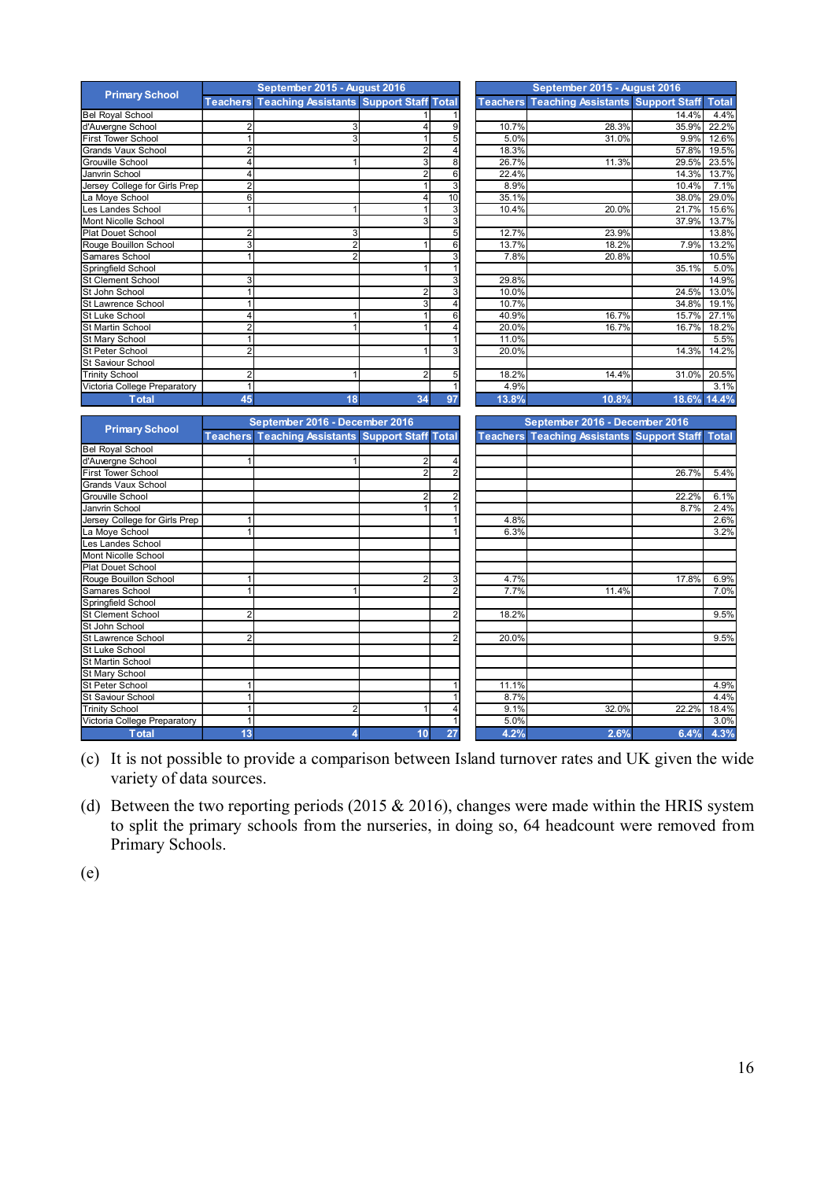| Primary School | September 2015 - August 2016 | | | | September 2015 - August 2016 | | | |
|---|---|---|---|---|---|---|---|---|
| | Teachers | Teaching Assistants | Support Staff | Total | Teachers | Teaching Assistants | Support Staff | Total |
| Bel Royal School | | | 1 | 1 | | | 14.4% | 4.4% |
| d'Auvergne School | 2 | 3 | 4 | 9 | 10.7% | 28.3% | 35.9% | 22.2% |
| First Tower School | 1 | 3 | 1 | 5 | 5.0% | 31.0% | 9.9% | 12.6% |
| Grands Vaux School | 2 | | 2 | 4 | 18.3% | | 57.8% | 19.5% |
| Grouville School | 4 | 1 | 3 | 8 | 26.7% | 11.3% | 29.5% | 23.5% |
| Janvrin School | 4 | | 2 | 6 | 22.4% | | 14.3% | 13.7% |
| Jersey College for Girls Prep | 2 | | 1 | 3 | 8.9% | | 10.4% | 7.1% |
| La Moye School | 6 | | 4 | 10 | 35.1% | | 38.0% | 29.0% |
| Les Landes School | 1 | 1 | 1 | 3 | 10.4% | 20.0% | 21.7% | 15.6% |
| Mont Nicolle School | | | 3 | 3 | | | 37.9% | 13.7% |
| Plat Douet School | 2 | 3 | | 5 | 12.7% | 23.9% | | 13.8% |
| Rouge Bouillon School | 3 | 2 | 1 | 6 | 13.7% | 18.2% | 7.9% | 13.2% |
| Samares School | 1 | 2 | | 3 | 7.8% | 20.8% | | 10.5% |
| Springfield School | | | 1 | 1 | | | 35.1% | 5.0% |
| St Clement School | 3 | | | 3 | 29.8% | | | 14.9% |
| St John School | 1 | | 2 | 3 | 10.0% | | 24.5% | 13.0% |
| St Lawrence School | 1 | | 3 | 4 | 10.7% | | 34.8% | 19.1% |
| St Luke School | 4 | 1 | 1 | 6 | 40.9% | 16.7% | 15.7% | 27.1% |
| St Martin School | 2 | 1 | 1 | 4 | 20.0% | 16.7% | 16.7% | 18.2% |
| St Mary School | 1 | | | 1 | 11.0% | | | 5.5% |
| St Peter School | 2 | | 1 | 3 | 20.0% | | 14.3% | 14.2% |
| St Saviour School | | | | | | | | |
| Trinity School | 2 | 1 | 2 | 5 | 18.2% | 14.4% | 31.0% | 20.5% |
| Victoria College Preparatory | 1 | | | 1 | 4.9% | | | 3.1% |
| **Total** | **45** | **18** | **34** | **97** | **13.8%** | **10.8%** | **18.6%** | **14.4%** |

| Primary School | September 2016 - December 2016 | | | | September 2016 - December 2016 | | | |
|---|---|---|---|---|---|---|---|---|
| | Teachers | Teaching Assistants | Support Staff | Total | Teachers | Teaching Assistants | Support Staff | Total |
| Bel Royal School | | | | | | | | |
| d'Auvergne School | 1 | 1 | 2 | 4 | | | | |
| First Tower School | | | 2 | 2 | | | 26.7% | 5.4% |
| Grands Vaux School | | | | | | | | |
| Grouville School | | | 2 | 2 | | | 22.2% | 6.1% |
| Janvrin School | | | 1 | 1 | | | 8.7% | 2.4% |
| Jersey College for Girls Prep | 1 | | | 1 | 4.8% | | | 2.6% |
| La Moye School | 1 | | | 1 | 6.3% | | | 3.2% |
| Les Landes School | | | | | | | | |
| Mont Nicolle School | | | | | | | | |
| Plat Douet School | | | | | | | | |
| Rouge Bouillon School | 1 | | 2 | 3 | 4.7% | | 17.8% | 6.9% |
| Samares School | 1 | 1 | | 2 | 7.7% | 11.4% | | 7.0% |
| Springfield School | | | | | | | | |
| St Clement School | 2 | | | 2 | 18.2% | | | 9.5% |
| St John School | | | | | | | | |
| St Lawrence School | 2 | | | 2 | 20.0% | | | 9.5% |
| St Luke School | | | | | | | | |
| St Martin School | | | | | | | | |
| St Mary School | | | | | | | | |
| St Peter School | 1 | | | 1 | 11.1% | | | 4.9% |
| St Saviour School | 1 | | | 1 | 8.7% | | | 4.4% |
| Trinity School | 1 | 2 | 1 | 4 | 9.1% | 32.0% | 22.2% | 18.4% |
| Victoria College Preparatory | 1 | | | 1 | 5.0% | | | 3.0% |
| **Total** | **13** | **4** | **10** | **27** | **4.2%** | **2.6%** | **6.4%** | **4.3%** |

(c) It is not possible to provide a comparison between Island turnover rates and UK given the wide variety of data sources.

(d) Between the two reporting periods (2015 & 2016), changes were made within the HRIS system to split the primary schools from the nurseries, in doing so, 64 headcount were removed from Primary Schools.

(e)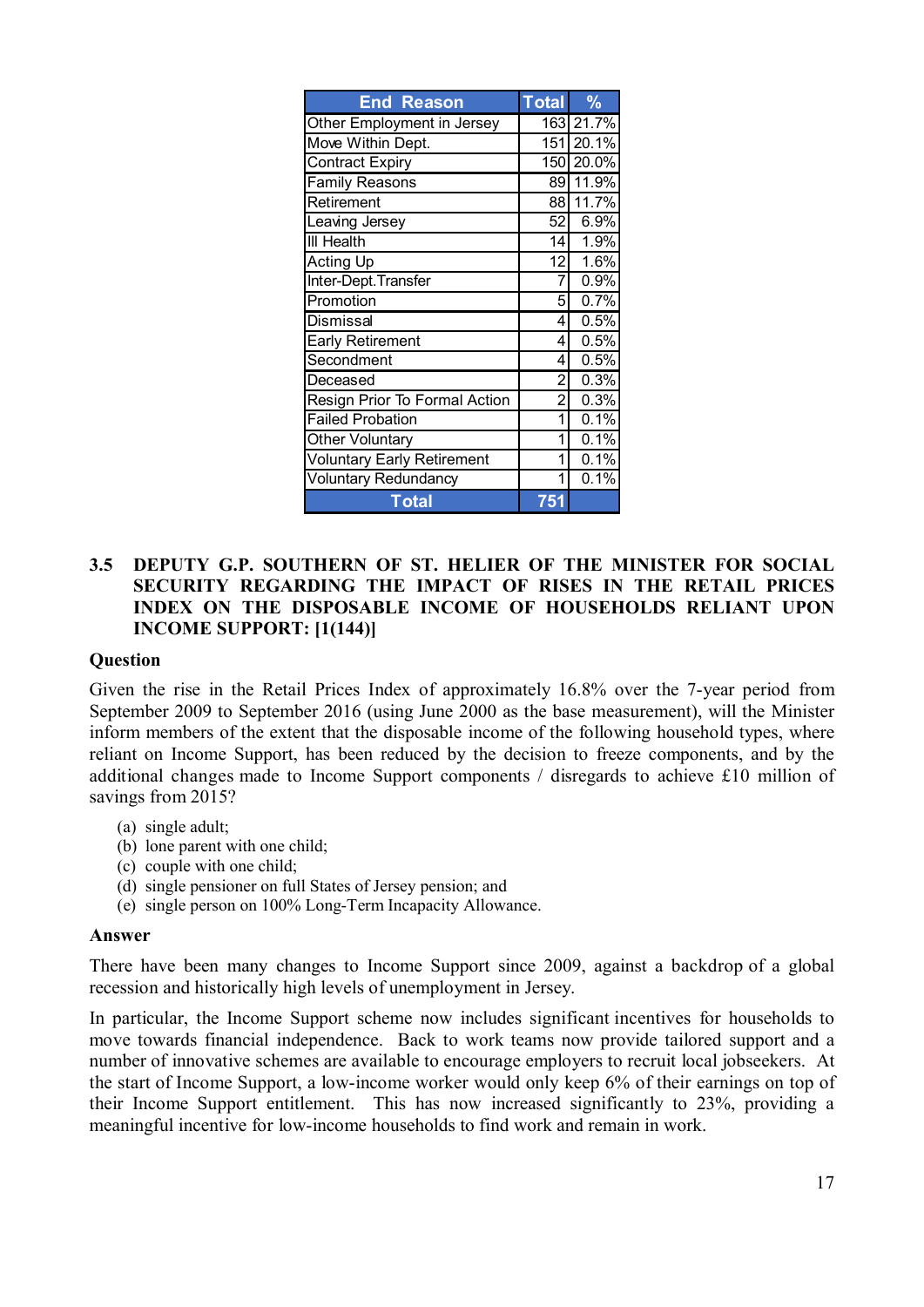| End Reason | Total | % |
|---|---|---|
| Other Employment in Jersey | 163 | 21.7% |
| Move Within Dept. | 151 | 20.1% |
| Contract Expiry | 150 | 20.0% |
| Family Reasons | 89 | 11.9% |
| Retirement | 88 | 11.7% |
| Leaving Jersey | 52 | 6.9% |
| Ill Health | 14 | 1.9% |
| Acting Up | 12 | 1.6% |
| Inter-Dept.Transfer | 7 | 0.9% |
| Promotion | 5 | 0.7% |
| Dismissal | 4 | 0.5% |
| Early Retirement | 4 | 0.5% |
| Secondment | 4 | 0.5% |
| Deceased | 2 | 0.3% |
| Resign Prior To Formal Action | 2 | 0.3% |
| Failed Probation | 1 | 0.1% |
| Other Voluntary | 1 | 0.1% |
| Voluntary Early Retirement | 1 | 0.1% |
| Voluntary Redundancy | 1 | 0.1% |
| **Total** | **751** | |

### 3.5 DEPUTY G.P. SOUTHERN OF ST. HELIER OF THE MINISTER FOR SOCIAL SECURITY REGARDING THE IMPACT OF RISES IN THE RETAIL PRICES INDEX ON THE DISPOSABLE INCOME OF HOUSEHOLDS RELIANT UPON INCOME SUPPORT: [1(144)]

**Question**

Given the rise in the Retail Prices Index of approximately 16.8% over the 7-year period from September 2009 to September 2016 (using June 2000 as the base measurement), will the Minister inform members of the extent that the disposable income of the following household types, where reliant on Income Support, has been reduced by the decision to freeze components, and by the additional changes made to Income Support components / disregards to achieve £10 million of savings from 2015?

(a) single adult;
(b) lone parent with one child;
(c) couple with one child;
(d) single pensioner on full States of Jersey pension; and
(e) single person on 100% Long-Term Incapacity Allowance.

**Answer**

There have been many changes to Income Support since 2009, against a backdrop of a global recession and historically high levels of unemployment in Jersey.

In particular, the Income Support scheme now includes significant incentives for households to move towards financial independence. Back to work teams now provide tailored support and a number of innovative schemes are available to encourage employers to recruit local jobseekers. At the start of Income Support, a low-income worker would only keep 6% of their earnings on top of their Income Support entitlement. This has now increased significantly to 23%, providing a meaningful incentive for low-income households to find work and remain in work.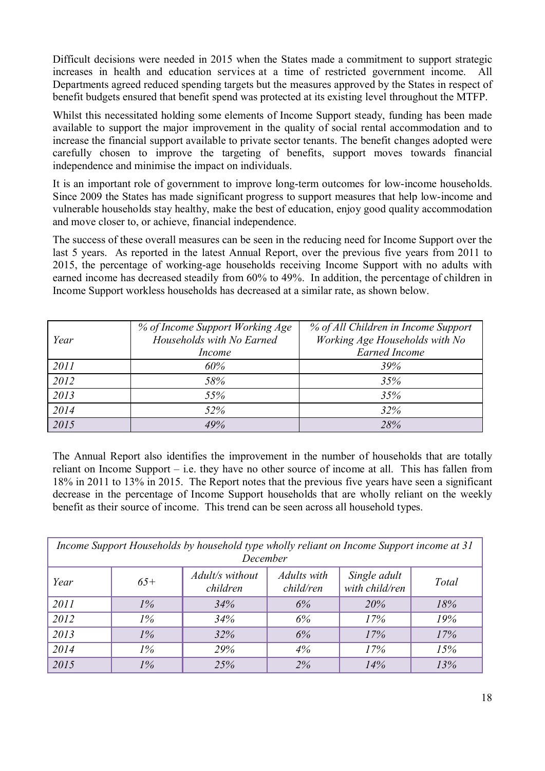Difficult decisions were needed in 2015 when the States made a commitment to support strategic increases in health and education services at a time of restricted government income. All Departments agreed reduced spending targets but the measures approved by the States in respect of benefit budgets ensured that benefit spend was protected at its existing level throughout the MTFP.

Whilst this necessitated holding some elements of Income Support steady, funding has been made available to support the major improvement in the quality of social rental accommodation and to increase the financial support available to private sector tenants. The benefit changes adopted were carefully chosen to improve the targeting of benefits, support moves towards financial independence and minimise the impact on individuals.

It is an important role of government to improve long-term outcomes for low-income households. Since 2009 the States has made significant progress to support measures that help low-income and vulnerable households stay healthy, make the best of education, enjoy good quality accommodation and move closer to, or achieve, financial independence.

The success of these overall measures can be seen in the reducing need for Income Support over the last 5 years. As reported in the latest Annual Report, over the previous five years from 2011 to 2015, the percentage of working-age households receiving Income Support with no adults with earned income has decreased steadily from 60% to 49%. In addition, the percentage of children in Income Support workless households has decreased at a similar rate, as shown below.

| *Year* | *% of Income Support Working Age Households with No Earned Income* | *% of All Children in Income Support Working Age Households with No Earned Income* |
|---|---|---|
| *2011* | *60%* | *39%* |
| *2012* | *58%* | *35%* |
| *2013* | *55%* | *35%* |
| *2014* | *52%* | *32%* |
| *2015* | *49%* | *28%* |

The Annual Report also identifies the improvement in the number of households that are totally reliant on Income Support – i.e. they have no other source of income at all. This has fallen from 18% in 2011 to 13% in 2015. The Report notes that the previous five years have seen a significant decrease in the percentage of Income Support households that are wholly reliant on the weekly benefit as their source of income. This trend can be seen across all household types.

| *Income Support Households by household type wholly reliant on Income Support income at 31 December* | | | | | |
|---|---|---|---|---|---|
| *Year* | *65+* | *Adult/s without children* | *Adults with child/ren* | *Single adult with child/ren* | *Total* |
| *2011* | *1%* | *34%* | *6%* | *20%* | *18%* |
| *2012* | *1%* | *34%* | *6%* | *17%* | *19%* |
| *2013* | *1%* | *32%* | *6%* | *17%* | *17%* |
| *2014* | *1%* | *29%* | *4%* | *17%* | *15%* |
| *2015* | *1%* | *25%* | *2%* | *14%* | *13%* |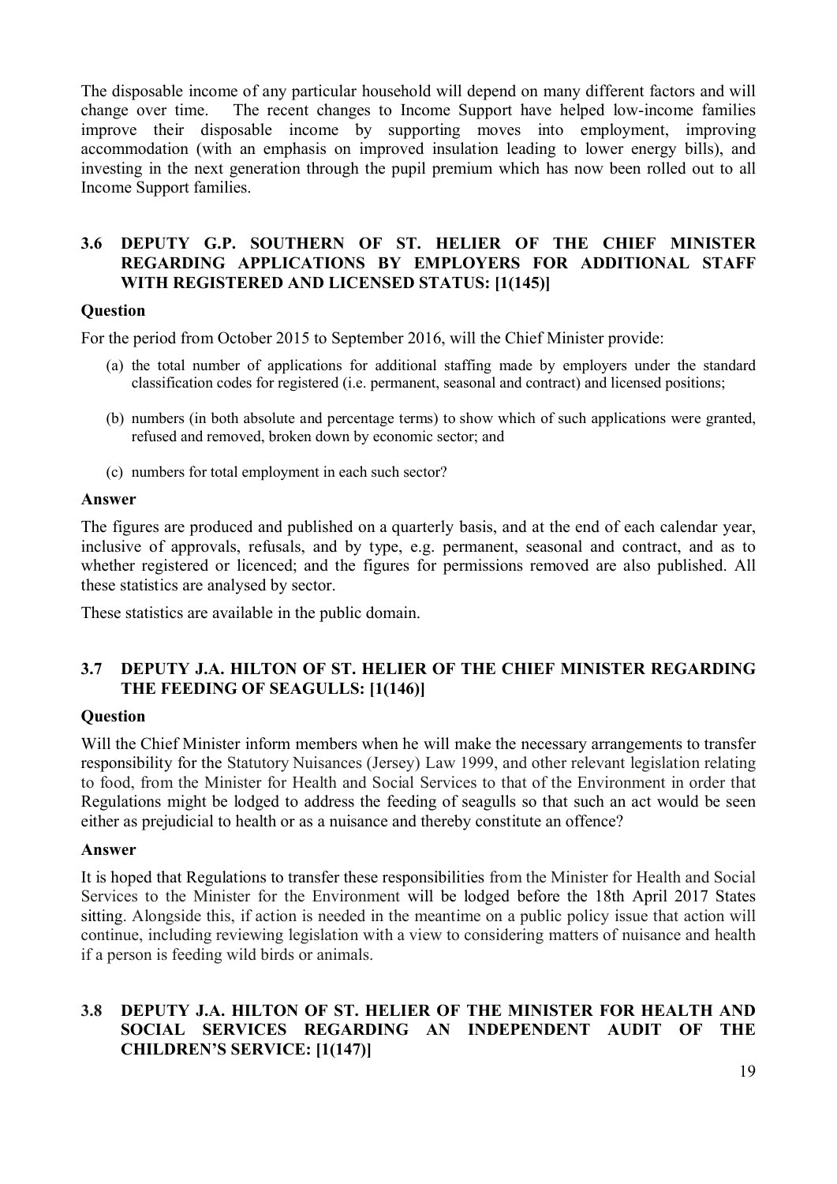The disposable income of any particular household will depend on many different factors and will change over time. The recent changes to Income Support have helped low-income families improve their disposable income by supporting moves into employment, improving accommodation (with an emphasis on improved insulation leading to lower energy bills), and investing in the next generation through the pupil premium which has now been rolled out to all Income Support families.

### 3.6 DEPUTY G.P. SOUTHERN OF ST. HELIER OF THE CHIEF MINISTER REGARDING APPLICATIONS BY EMPLOYERS FOR ADDITIONAL STAFF WITH REGISTERED AND LICENSED STATUS: [1(145)]

**Question**

For the period from October 2015 to September 2016, will the Chief Minister provide:

(a) the total number of applications for additional staffing made by employers under the standard classification codes for registered (i.e. permanent, seasonal and contract) and licensed positions;

(b) numbers (in both absolute and percentage terms) to show which of such applications were granted, refused and removed, broken down by economic sector; and

(c) numbers for total employment in each such sector?

**Answer**

The figures are produced and published on a quarterly basis, and at the end of each calendar year, inclusive of approvals, refusals, and by type, e.g. permanent, seasonal and contract, and as to whether registered or licenced; and the figures for permissions removed are also published. All these statistics are analysed by sector.

These statistics are available in the public domain.

### 3.7 DEPUTY J.A. HILTON OF ST. HELIER OF THE CHIEF MINISTER REGARDING THE FEEDING OF SEAGULLS: [1(146)]

**Question**

Will the Chief Minister inform members when he will make the necessary arrangements to transfer responsibility for the Statutory Nuisances (Jersey) Law 1999, and other relevant legislation relating to food, from the Minister for Health and Social Services to that of the Environment in order that Regulations might be lodged to address the feeding of seagulls so that such an act would be seen either as prejudicial to health or as a nuisance and thereby constitute an offence?

**Answer**

It is hoped that Regulations to transfer these responsibilities from the Minister for Health and Social Services to the Minister for the Environment will be lodged before the 18th April 2017 States sitting. Alongside this, if action is needed in the meantime on a public policy issue that action will continue, including reviewing legislation with a view to considering matters of nuisance and health if a person is feeding wild birds or animals.

### 3.8 DEPUTY J.A. HILTON OF ST. HELIER OF THE MINISTER FOR HEALTH AND SOCIAL SERVICES REGARDING AN INDEPENDENT AUDIT OF THE CHILDREN'S SERVICE: [1(147)]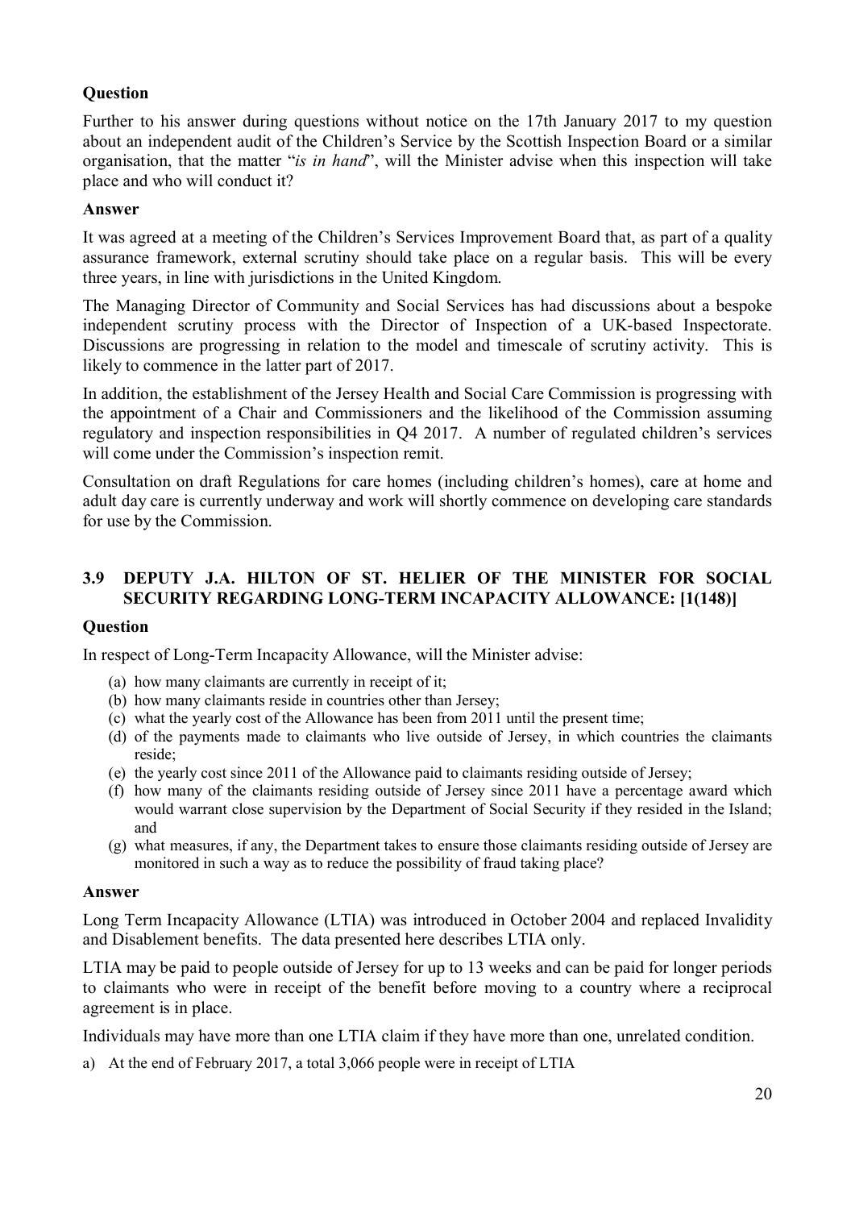**Question**

Further to his answer during questions without notice on the 17th January 2017 to my question about an independent audit of the Children's Service by the Scottish Inspection Board or a similar organisation, that the matter "*is in hand*", will the Minister advise when this inspection will take place and who will conduct it?

**Answer**

It was agreed at a meeting of the Children's Services Improvement Board that, as part of a quality assurance framework, external scrutiny should take place on a regular basis. This will be every three years, in line with jurisdictions in the United Kingdom.

The Managing Director of Community and Social Services has had discussions about a bespoke independent scrutiny process with the Director of Inspection of a UK-based Inspectorate. Discussions are progressing in relation to the model and timescale of scrutiny activity. This is likely to commence in the latter part of 2017.

In addition, the establishment of the Jersey Health and Social Care Commission is progressing with the appointment of a Chair and Commissioners and the likelihood of the Commission assuming regulatory and inspection responsibilities in Q4 2017. A number of regulated children's services will come under the Commission's inspection remit.

Consultation on draft Regulations for care homes (including children's homes), care at home and adult day care is currently underway and work will shortly commence on developing care standards for use by the Commission.

### 3.9 DEPUTY J.A. HILTON OF ST. HELIER OF THE MINISTER FOR SOCIAL SECURITY REGARDING LONG-TERM INCAPACITY ALLOWANCE: [1(148)]

**Question**

In respect of Long-Term Incapacity Allowance, will the Minister advise:

(a) how many claimants are currently in receipt of it;
(b) how many claimants reside in countries other than Jersey;
(c) what the yearly cost of the Allowance has been from 2011 until the present time;
(d) of the payments made to claimants who live outside of Jersey, in which countries the claimants reside;
(e) the yearly cost since 2011 of the Allowance paid to claimants residing outside of Jersey;
(f) how many of the claimants residing outside of Jersey since 2011 have a percentage award which would warrant close supervision by the Department of Social Security if they resided in the Island; and
(g) what measures, if any, the Department takes to ensure those claimants residing outside of Jersey are monitored in such a way as to reduce the possibility of fraud taking place?

**Answer**

Long Term Incapacity Allowance (LTIA) was introduced in October 2004 and replaced Invalidity and Disablement benefits. The data presented here describes LTIA only.

LTIA may be paid to people outside of Jersey for up to 13 weeks and can be paid for longer periods to claimants who were in receipt of the benefit before moving to a country where a reciprocal agreement is in place.

Individuals may have more than one LTIA claim if they have more than one, unrelated condition.

a) At the end of February 2017, a total 3,066 people were in receipt of LTIA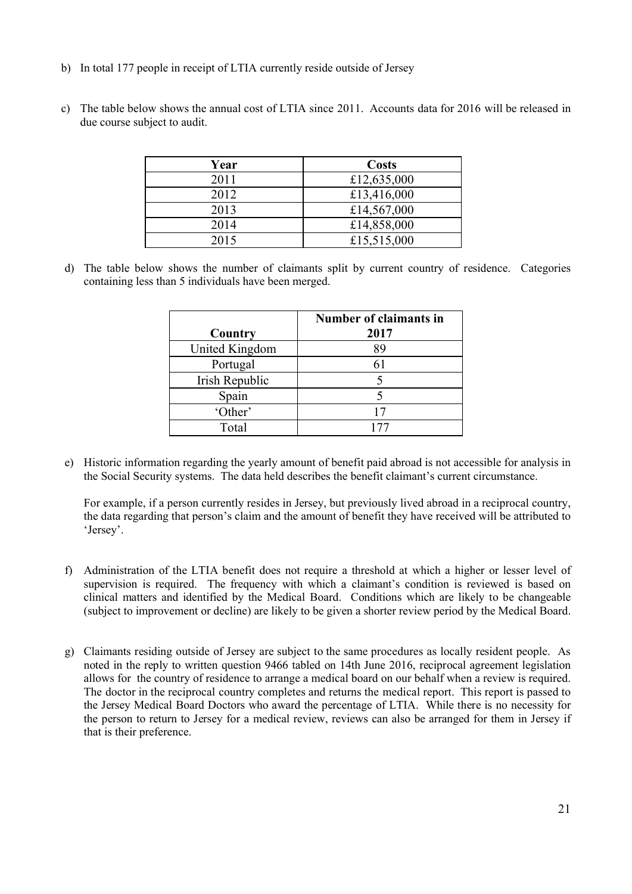b) In total 177 people in receipt of LTIA currently reside outside of Jersey

c) The table below shows the annual cost of LTIA since 2011. Accounts data for 2016 will be released in due course subject to audit.

| Year | Costs |
|---|---|
| 2011 | £12,635,000 |
| 2012 | £13,416,000 |
| 2013 | £14,567,000 |
| 2014 | £14,858,000 |
| 2015 | £15,515,000 |

d) The table below shows the number of claimants split by current country of residence. Categories containing less than 5 individuals have been merged.

| Country | Number of claimants in 2017 |
|---|---|
| United Kingdom | 89 |
| Portugal | 61 |
| Irish Republic | 5 |
| Spain | 5 |
| 'Other' | 17 |
| Total | 177 |

e) Historic information regarding the yearly amount of benefit paid abroad is not accessible for analysis in the Social Security systems. The data held describes the benefit claimant's current circumstance.

For example, if a person currently resides in Jersey, but previously lived abroad in a reciprocal country, the data regarding that person's claim and the amount of benefit they have received will be attributed to 'Jersey'.

f) Administration of the LTIA benefit does not require a threshold at which a higher or lesser level of supervision is required. The frequency with which a claimant's condition is reviewed is based on clinical matters and identified by the Medical Board. Conditions which are likely to be changeable (subject to improvement or decline) are likely to be given a shorter review period by the Medical Board.

g) Claimants residing outside of Jersey are subject to the same procedures as locally resident people. As noted in the reply to written question 9466 tabled on 14th June 2016, reciprocal agreement legislation allows for the country of residence to arrange a medical board on our behalf when a review is required. The doctor in the reciprocal country completes and returns the medical report. This report is passed to the Jersey Medical Board Doctors who award the percentage of LTIA. While there is no necessity for the person to return to Jersey for a medical review, reviews can also be arranged for them in Jersey if that is their preference.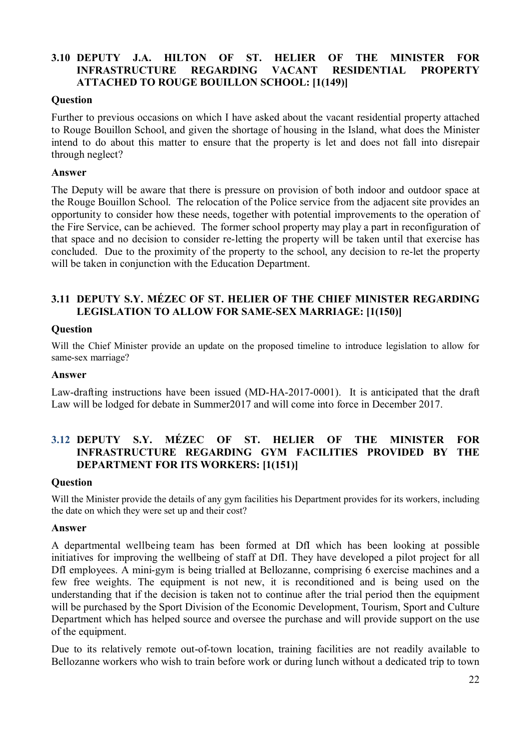### 3.10 DEPUTY J.A. HILTON OF ST. HELIER OF THE MINISTER FOR INFRASTRUCTURE REGARDING VACANT RESIDENTIAL PROPERTY ATTACHED TO ROUGE BOUILLON SCHOOL: [1(149)]

**Question**

Further to previous occasions on which I have asked about the vacant residential property attached to Rouge Bouillon School, and given the shortage of housing in the Island, what does the Minister intend to do about this matter to ensure that the property is let and does not fall into disrepair through neglect?

**Answer**

The Deputy will be aware that there is pressure on provision of both indoor and outdoor space at the Rouge Bouillon School. The relocation of the Police service from the adjacent site provides an opportunity to consider how these needs, together with potential improvements to the operation of the Fire Service, can be achieved. The former school property may play a part in reconfiguration of that space and no decision to consider re-letting the property will be taken until that exercise has concluded. Due to the proximity of the property to the school, any decision to re-let the property will be taken in conjunction with the Education Department.

### 3.11 DEPUTY S.Y. MÉZEC OF ST. HELIER OF THE CHIEF MINISTER REGARDING LEGISLATION TO ALLOW FOR SAME-SEX MARRIAGE: [1(150)]

**Question**

Will the Chief Minister provide an update on the proposed timeline to introduce legislation to allow for same-sex marriage?

**Answer**

Law-drafting instructions have been issued (MD-HA-2017-0001). It is anticipated that the draft Law will be lodged for debate in Summer2017 and will come into force in December 2017.

### 3.12 DEPUTY S.Y. MÉZEC OF ST. HELIER OF THE MINISTER FOR INFRASTRUCTURE REGARDING GYM FACILITIES PROVIDED BY THE DEPARTMENT FOR ITS WORKERS: [1(151)]

**Question**

Will the Minister provide the details of any gym facilities his Department provides for its workers, including the date on which they were set up and their cost?

**Answer**

A departmental wellbeing team has been formed at DfI which has been looking at possible initiatives for improving the wellbeing of staff at DfI. They have developed a pilot project for all DfI employees. A mini-gym is being trialled at Bellozanne, comprising 6 exercise machines and a few free weights. The equipment is not new, it is reconditioned and is being used on the understanding that if the decision is taken not to continue after the trial period then the equipment will be purchased by the Sport Division of the Economic Development, Tourism, Sport and Culture Department which has helped source and oversee the purchase and will provide support on the use of the equipment.

Due to its relatively remote out-of-town location, training facilities are not readily available to Bellozanne workers who wish to train before work or during lunch without a dedicated trip to town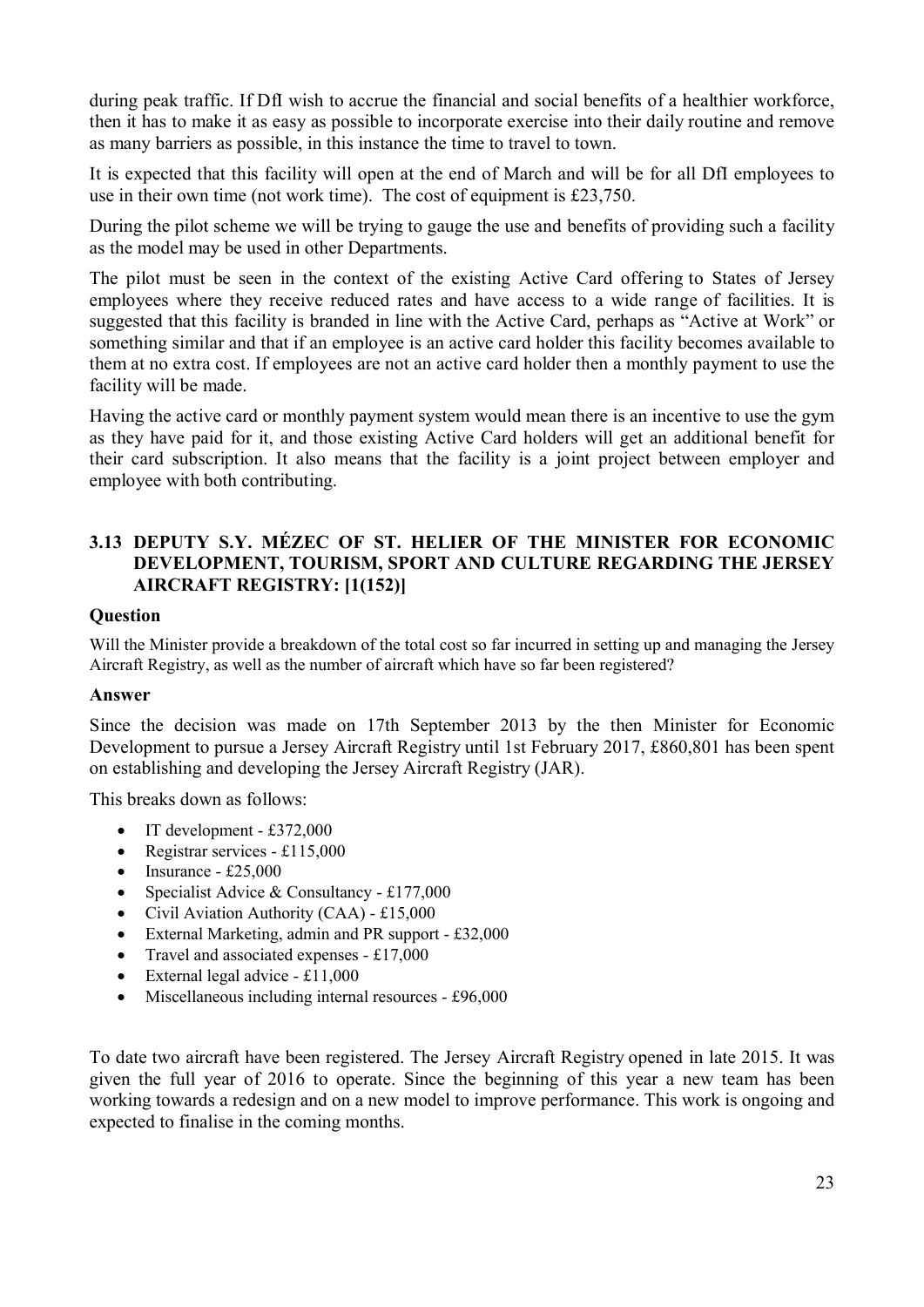during peak traffic. If DfI wish to accrue the financial and social benefits of a healthier workforce, then it has to make it as easy as possible to incorporate exercise into their daily routine and remove as many barriers as possible, in this instance the time to travel to town.

It is expected that this facility will open at the end of March and will be for all DfI employees to use in their own time (not work time). The cost of equipment is £23,750.

During the pilot scheme we will be trying to gauge the use and benefits of providing such a facility as the model may be used in other Departments.

The pilot must be seen in the context of the existing Active Card offering to States of Jersey employees where they receive reduced rates and have access to a wide range of facilities. It is suggested that this facility is branded in line with the Active Card, perhaps as "Active at Work" or something similar and that if an employee is an active card holder this facility becomes available to them at no extra cost. If employees are not an active card holder then a monthly payment to use the facility will be made.

Having the active card or monthly payment system would mean there is an incentive to use the gym as they have paid for it, and those existing Active Card holders will get an additional benefit for their card subscription. It also means that the facility is a joint project between employer and employee with both contributing.

### 3.13 DEPUTY S.Y. MÉZEC OF ST. HELIER OF THE MINISTER FOR ECONOMIC DEVELOPMENT, TOURISM, SPORT AND CULTURE REGARDING THE JERSEY AIRCRAFT REGISTRY: [1(152)]

**Question**

Will the Minister provide a breakdown of the total cost so far incurred in setting up and managing the Jersey Aircraft Registry, as well as the number of aircraft which have so far been registered?

**Answer**

Since the decision was made on 17th September 2013 by the then Minister for Economic Development to pursue a Jersey Aircraft Registry until 1st February 2017, £860,801 has been spent on establishing and developing the Jersey Aircraft Registry (JAR).

This breaks down as follows:

- IT development - £372,000
- Registrar services - £115,000
- Insurance - £25,000
- Specialist Advice & Consultancy - £177,000
- Civil Aviation Authority (CAA) - £15,000
- External Marketing, admin and PR support - £32,000
- Travel and associated expenses - £17,000
- External legal advice - £11,000
- Miscellaneous including internal resources - £96,000

To date two aircraft have been registered. The Jersey Aircraft Registry opened in late 2015. It was given the full year of 2016 to operate. Since the beginning of this year a new team has been working towards a redesign and on a new model to improve performance. This work is ongoing and expected to finalise in the coming months.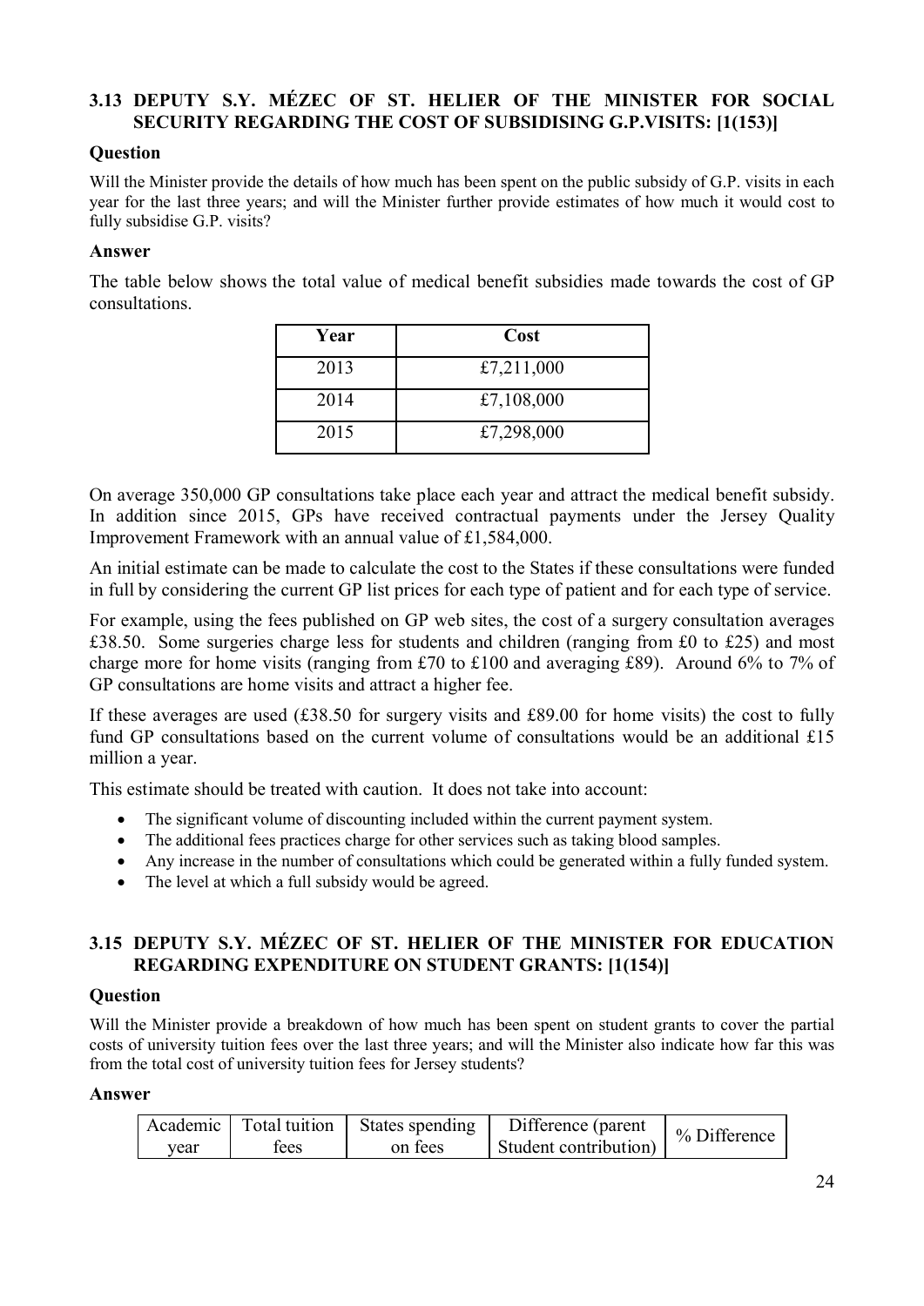### 3.13 DEPUTY S.Y. MÉZEC OF ST. HELIER OF THE MINISTER FOR SOCIAL SECURITY REGARDING THE COST OF SUBSIDISING G.P.VISITS: [1(153)]

**Question**

Will the Minister provide the details of how much has been spent on the public subsidy of G.P. visits in each year for the last three years; and will the Minister further provide estimates of how much it would cost to fully subsidise G.P. visits?

**Answer**

The table below shows the total value of medical benefit subsidies made towards the cost of GP consultations.

| Year | Cost |
|---|---|
| 2013 | £7,211,000 |
| 2014 | £7,108,000 |
| 2015 | £7,298,000 |

On average 350,000 GP consultations take place each year and attract the medical benefit subsidy. In addition since 2015, GPs have received contractual payments under the Jersey Quality Improvement Framework with an annual value of £1,584,000.

An initial estimate can be made to calculate the cost to the States if these consultations were funded in full by considering the current GP list prices for each type of patient and for each type of service.

For example, using the fees published on GP web sites, the cost of a surgery consultation averages £38.50. Some surgeries charge less for students and children (ranging from £0 to £25) and most charge more for home visits (ranging from £70 to £100 and averaging £89). Around 6% to 7% of GP consultations are home visits and attract a higher fee.

If these averages are used (£38.50 for surgery visits and £89.00 for home visits) the cost to fully fund GP consultations based on the current volume of consultations would be an additional £15 million a year.

This estimate should be treated with caution. It does not take into account:

- The significant volume of discounting included within the current payment system.
- The additional fees practices charge for other services such as taking blood samples.
- Any increase in the number of consultations which could be generated within a fully funded system.
- The level at which a full subsidy would be agreed.

### 3.15 DEPUTY S.Y. MÉZEC OF ST. HELIER OF THE MINISTER FOR EDUCATION REGARDING EXPENDITURE ON STUDENT GRANTS: [1(154)]

**Question**

Will the Minister provide a breakdown of how much has been spent on student grants to cover the partial costs of university tuition fees over the last three years; and will the Minister also indicate how far this was from the total cost of university tuition fees for Jersey students?

**Answer**

| Academic year | Total tuition fees | States spending on fees | Difference (parent Student contribution) | % Difference |
|---|---|---|---|---|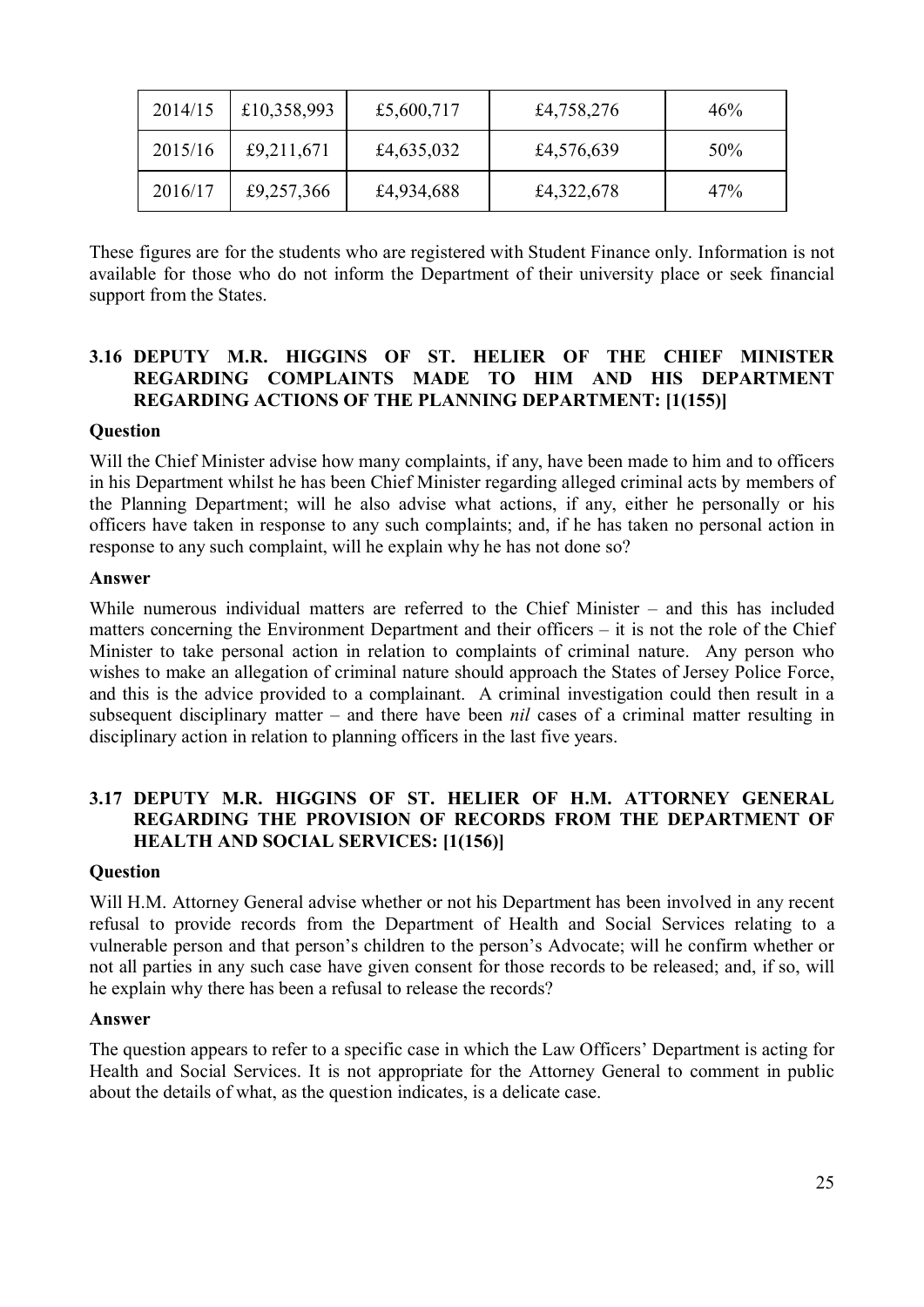| 2014/15 | £10,358,993 | £5,600,717 | £4,758,276 | 46% |
|---|---|---|---|---|
| 2015/16 | £9,211,671 | £4,635,032 | £4,576,639 | 50% |
| 2016/17 | £9,257,366 | £4,934,688 | £4,322,678 | 47% |

These figures are for the students who are registered with Student Finance only. Information is not available for those who do not inform the Department of their university place or seek financial support from the States.

### 3.16 DEPUTY M.R. HIGGINS OF ST. HELIER OF THE CHIEF MINISTER REGARDING COMPLAINTS MADE TO HIM AND HIS DEPARTMENT REGARDING ACTIONS OF THE PLANNING DEPARTMENT: [1(155)]

**Question**

Will the Chief Minister advise how many complaints, if any, have been made to him and to officers in his Department whilst he has been Chief Minister regarding alleged criminal acts by members of the Planning Department; will he also advise what actions, if any, either he personally or his officers have taken in response to any such complaints; and, if he has taken no personal action in response to any such complaint, will he explain why he has not done so?

**Answer**

While numerous individual matters are referred to the Chief Minister – and this has included matters concerning the Environment Department and their officers – it is not the role of the Chief Minister to take personal action in relation to complaints of criminal nature. Any person who wishes to make an allegation of criminal nature should approach the States of Jersey Police Force, and this is the advice provided to a complainant. A criminal investigation could then result in a subsequent disciplinary matter – and there have been *nil* cases of a criminal matter resulting in disciplinary action in relation to planning officers in the last five years.

### 3.17 DEPUTY M.R. HIGGINS OF ST. HELIER OF H.M. ATTORNEY GENERAL REGARDING THE PROVISION OF RECORDS FROM THE DEPARTMENT OF HEALTH AND SOCIAL SERVICES: [1(156)]

**Question**

Will H.M. Attorney General advise whether or not his Department has been involved in any recent refusal to provide records from the Department of Health and Social Services relating to a vulnerable person and that person's children to the person's Advocate; will he confirm whether or not all parties in any such case have given consent for those records to be released; and, if so, will he explain why there has been a refusal to release the records?

**Answer**

The question appears to refer to a specific case in which the Law Officers' Department is acting for Health and Social Services. It is not appropriate for the Attorney General to comment in public about the details of what, as the question indicates, is a delicate case.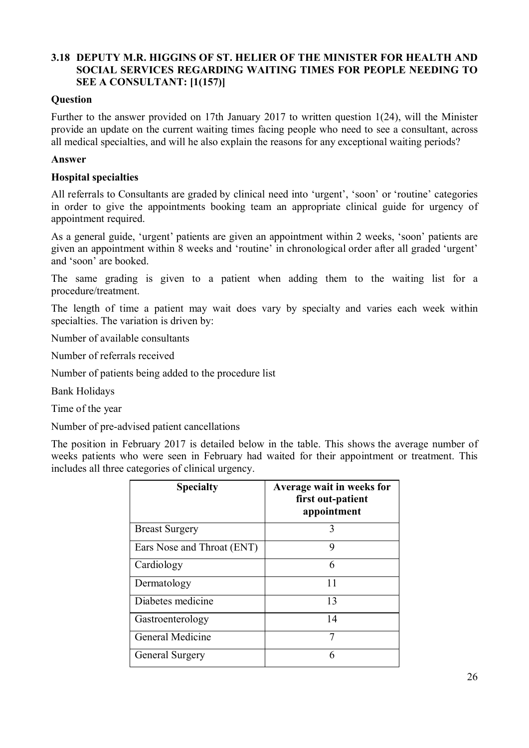### 3.18 DEPUTY M.R. HIGGINS OF ST. HELIER OF THE MINISTER FOR HEALTH AND SOCIAL SERVICES REGARDING WAITING TIMES FOR PEOPLE NEEDING TO SEE A CONSULTANT: [1(157)]

**Question**

Further to the answer provided on 17th January 2017 to written question 1(24), will the Minister provide an update on the current waiting times facing people who need to see a consultant, across all medical specialties, and will he also explain the reasons for any exceptional waiting periods?

**Answer**

**Hospital specialties**

All referrals to Consultants are graded by clinical need into 'urgent', 'soon' or 'routine' categories in order to give the appointments booking team an appropriate clinical guide for urgency of appointment required.

As a general guide, 'urgent' patients are given an appointment within 2 weeks, 'soon' patients are given an appointment within 8 weeks and 'routine' in chronological order after all graded 'urgent' and 'soon' are booked.

The same grading is given to a patient when adding them to the waiting list for a procedure/treatment.

The length of time a patient may wait does vary by specialty and varies each week within specialties. The variation is driven by:

Number of available consultants

Number of referrals received

Number of patients being added to the procedure list

Bank Holidays

Time of the year

Number of pre-advised patient cancellations

The position in February 2017 is detailed below in the table. This shows the average number of weeks patients who were seen in February had waited for their appointment or treatment. This includes all three categories of clinical urgency.

| Specialty | Average wait in weeks for first out-patient appointment |
|---|---|
| Breast Surgery | 3 |
| Ears Nose and Throat (ENT) | 9 |
| Cardiology | 6 |
| Dermatology | 11 |
| Diabetes medicine | 13 |
| Gastroenterology | 14 |
| General Medicine | 7 |
| General Surgery | 6 |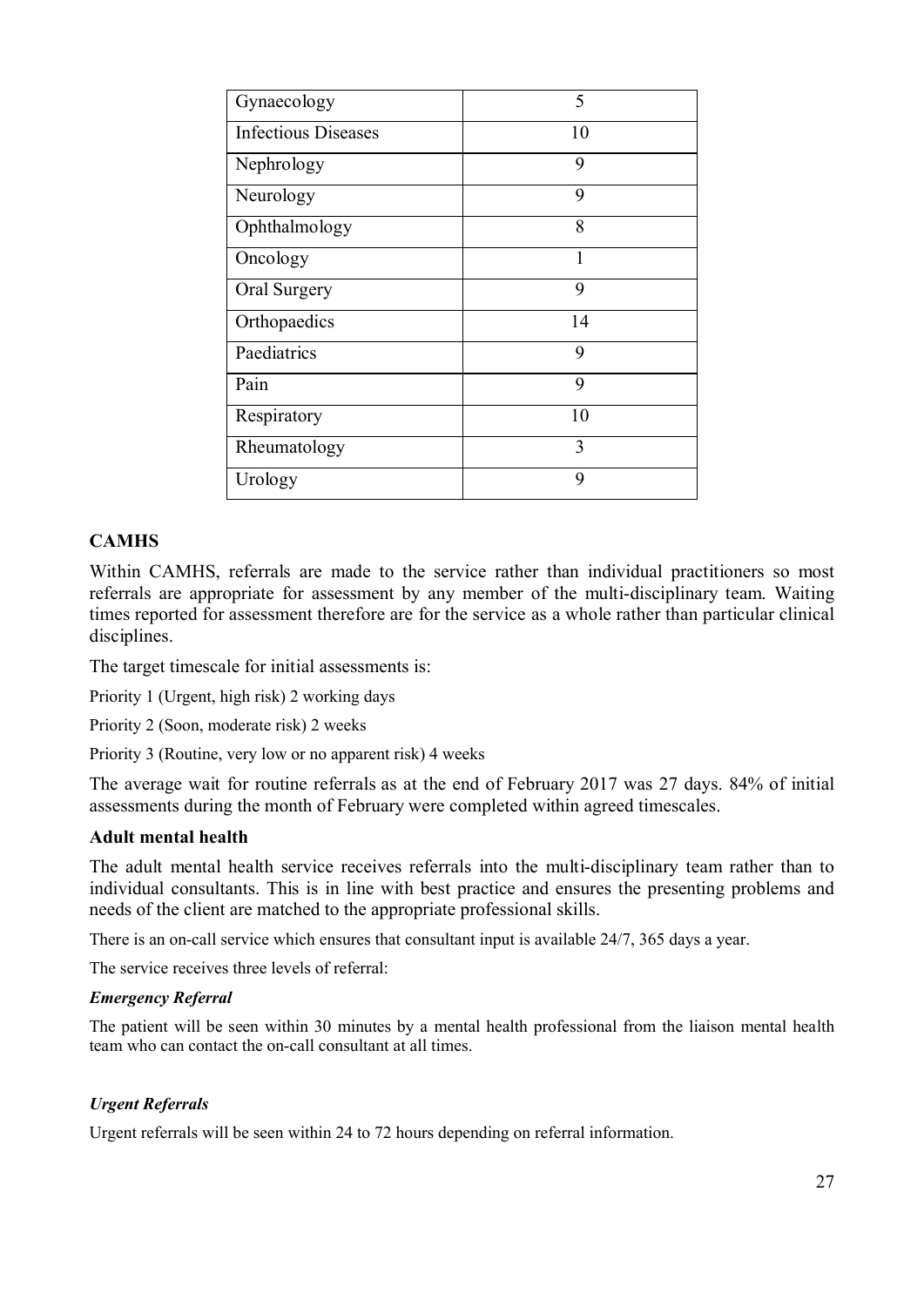| | |
|---|---|
| Gynaecology | 5 |
| Infectious Diseases | 10 |
| Nephrology | 9 |
| Neurology | 9 |
| Ophthalmology | 8 |
| Oncology | 1 |
| Oral Surgery | 9 |
| Orthopaedics | 14 |
| Paediatrics | 9 |
| Pain | 9 |
| Respiratory | 10 |
| Rheumatology | 3 |
| Urology | 9 |

**CAMHS**

Within CAMHS, referrals are made to the service rather than individual practitioners so most referrals are appropriate for assessment by any member of the multi-disciplinary team. Waiting times reported for assessment therefore are for the service as a whole rather than particular clinical disciplines.

The target timescale for initial assessments is:

Priority 1 (Urgent, high risk) 2 working days

Priority 2 (Soon, moderate risk) 2 weeks

Priority 3 (Routine, very low or no apparent risk) 4 weeks

The average wait for routine referrals as at the end of February 2017 was 27 days. 84% of initial assessments during the month of February were completed within agreed timescales.

**Adult mental health**

The adult mental health service receives referrals into the multi-disciplinary team rather than to individual consultants. This is in line with best practice and ensures the presenting problems and needs of the client are matched to the appropriate professional skills.

There is an on-call service which ensures that consultant input is available 24/7, 365 days a year.

The service receives three levels of referral:

***Emergency Referral***

The patient will be seen within 30 minutes by a mental health professional from the liaison mental health team who can contact the on-call consultant at all times.

***Urgent Referrals***

Urgent referrals will be seen within 24 to 72 hours depending on referral information.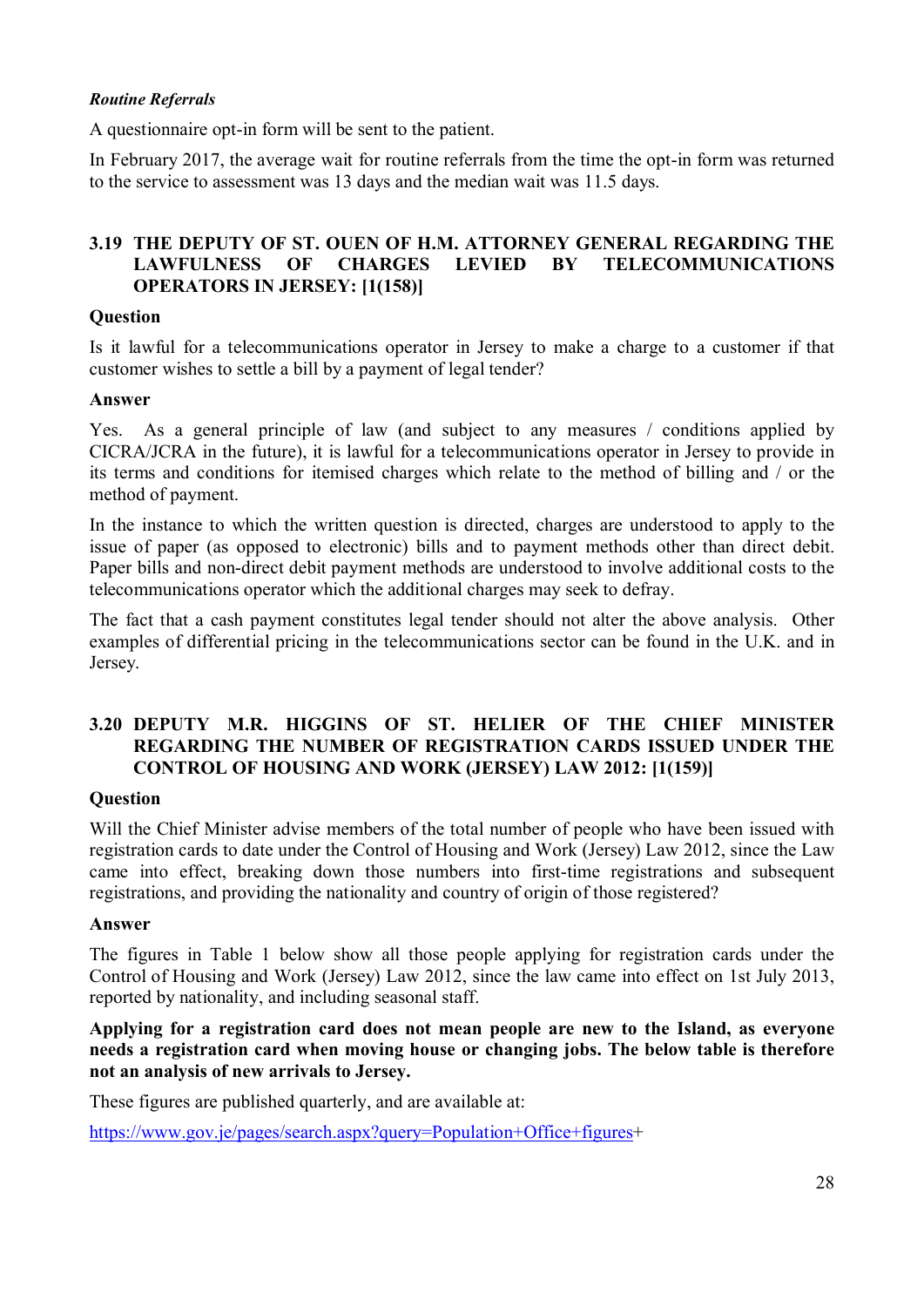*Routine Referrals*

A questionnaire opt-in form will be sent to the patient.

In February 2017, the average wait for routine referrals from the time the opt-in form was returned to the service to assessment was 13 days and the median wait was 11.5 days.

## 3.19 THE DEPUTY OF ST. OUEN OF H.M. ATTORNEY GENERAL REGARDING THE LAWFULNESS OF CHARGES LEVIED BY TELECOMMUNICATIONS OPERATORS IN JERSEY: [1(158)]

**Question**

Is it lawful for a telecommunications operator in Jersey to make a charge to a customer if that customer wishes to settle a bill by a payment of legal tender?

**Answer**

Yes. As a general principle of law (and subject to any measures / conditions applied by CICRA/JCRA in the future), it is lawful for a telecommunications operator in Jersey to provide in its terms and conditions for itemised charges which relate to the method of billing and / or the method of payment.

In the instance to which the written question is directed, charges are understood to apply to the issue of paper (as opposed to electronic) bills and to payment methods other than direct debit. Paper bills and non-direct debit payment methods are understood to involve additional costs to the telecommunications operator which the additional charges may seek to defray.

The fact that a cash payment constitutes legal tender should not alter the above analysis. Other examples of differential pricing in the telecommunications sector can be found in the U.K. and in Jersey.

## 3.20 DEPUTY M.R. HIGGINS OF ST. HELIER OF THE CHIEF MINISTER REGARDING THE NUMBER OF REGISTRATION CARDS ISSUED UNDER THE CONTROL OF HOUSING AND WORK (JERSEY) LAW 2012: [1(159)]

**Question**

Will the Chief Minister advise members of the total number of people who have been issued with registration cards to date under the Control of Housing and Work (Jersey) Law 2012, since the Law came into effect, breaking down those numbers into first-time registrations and subsequent registrations, and providing the nationality and country of origin of those registered?

**Answer**

The figures in Table 1 below show all those people applying for registration cards under the Control of Housing and Work (Jersey) Law 2012, since the law came into effect on 1st July 2013, reported by nationality, and including seasonal staff.

**Applying for a registration card does not mean people are new to the Island, as everyone needs a registration card when moving house or changing jobs. The below table is therefore not an analysis of new arrivals to Jersey.**

These figures are published quarterly, and are available at:

https://www.gov.je/pages/search.aspx?query=Population+Office+figures+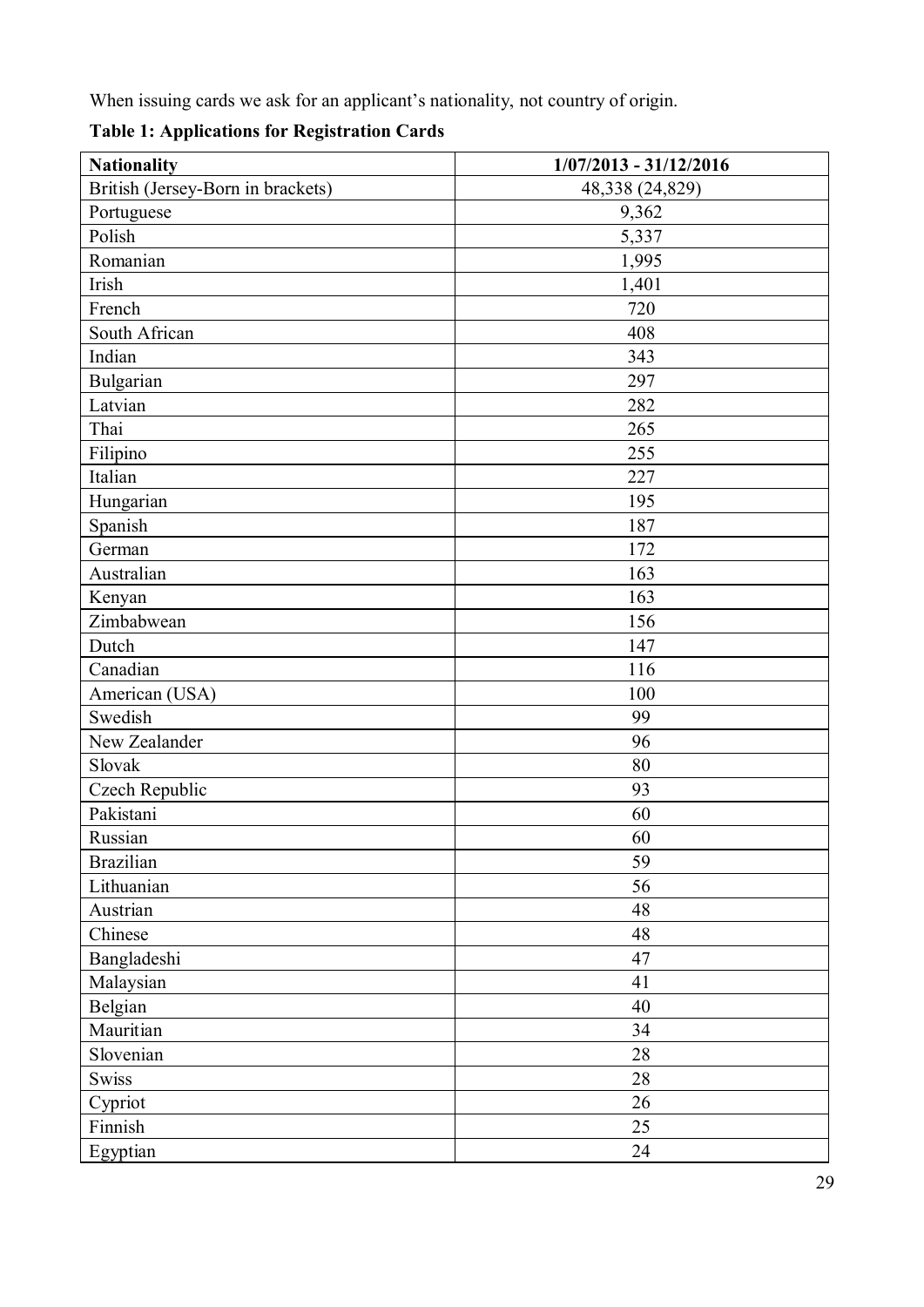When issuing cards we ask for an applicant's nationality, not country of origin.

**Table 1: Applications for Registration Cards**

| Nationality | 1/07/2013 - 31/12/2016 |
|---|---|
| British (Jersey-Born in brackets) | 48,338 (24,829) |
| Portuguese | 9,362 |
| Polish | 5,337 |
| Romanian | 1,995 |
| Irish | 1,401 |
| French | 720 |
| South African | 408 |
| Indian | 343 |
| Bulgarian | 297 |
| Latvian | 282 |
| Thai | 265 |
| Filipino | 255 |
| Italian | 227 |
| Hungarian | 195 |
| Spanish | 187 |
| German | 172 |
| Australian | 163 |
| Kenyan | 163 |
| Zimbabwean | 156 |
| Dutch | 147 |
| Canadian | 116 |
| American (USA) | 100 |
| Swedish | 99 |
| New Zealander | 96 |
| Slovak | 80 |
| Czech Republic | 93 |
| Pakistani | 60 |
| Russian | 60 |
| Brazilian | 59 |
| Lithuanian | 56 |
| Austrian | 48 |
| Chinese | 48 |
| Bangladeshi | 47 |
| Malaysian | 41 |
| Belgian | 40 |
| Mauritian | 34 |
| Slovenian | 28 |
| Swiss | 28 |
| Cypriot | 26 |
| Finnish | 25 |
| Egyptian | 24 |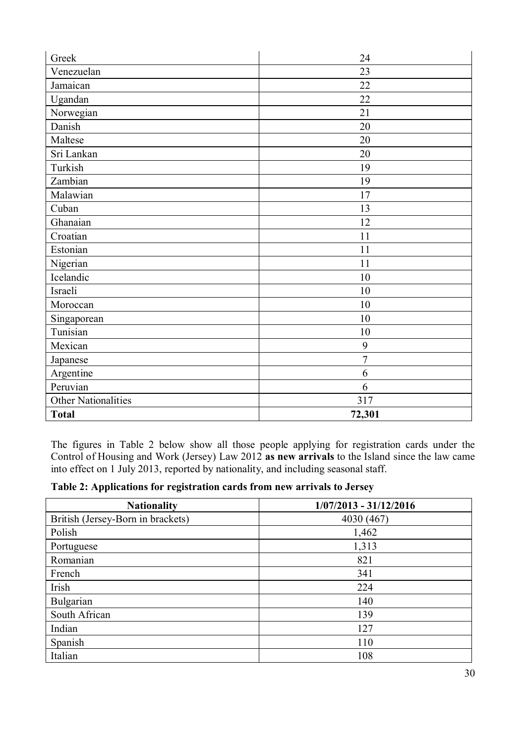| | |
|---|---|
| Greek | 24 |
| Venezuelan | 23 |
| Jamaican | 22 |
| Ugandan | 22 |
| Norwegian | 21 |
| Danish | 20 |
| Maltese | 20 |
| Sri Lankan | 20 |
| Turkish | 19 |
| Zambian | 19 |
| Malawian | 17 |
| Cuban | 13 |
| Ghanaian | 12 |
| Croatian | 11 |
| Estonian | 11 |
| Nigerian | 11 |
| Icelandic | 10 |
| Israeli | 10 |
| Moroccan | 10 |
| Singaporean | 10 |
| Tunisian | 10 |
| Mexican | 9 |
| Japanese | 7 |
| Argentine | 6 |
| Peruvian | 6 |
| Other Nationalities | 317 |
| **Total** | **72,301** |

The figures in Table 2 below show all those people applying for registration cards under the Control of Housing and Work (Jersey) Law 2012 **as new arrivals** to the Island since the law came into effect on 1 July 2013, reported by nationality, and including seasonal staff.

**Table 2: Applications for registration cards from new arrivals to Jersey**

| Nationality | 1/07/2013 - 31/12/2016 |
|---|---|
| British (Jersey-Born in brackets) | 4030 (467) |
| Polish | 1,462 |
| Portuguese | 1,313 |
| Romanian | 821 |
| French | 341 |
| Irish | 224 |
| Bulgarian | 140 |
| South African | 139 |
| Indian | 127 |
| Spanish | 110 |
| Italian | 108 |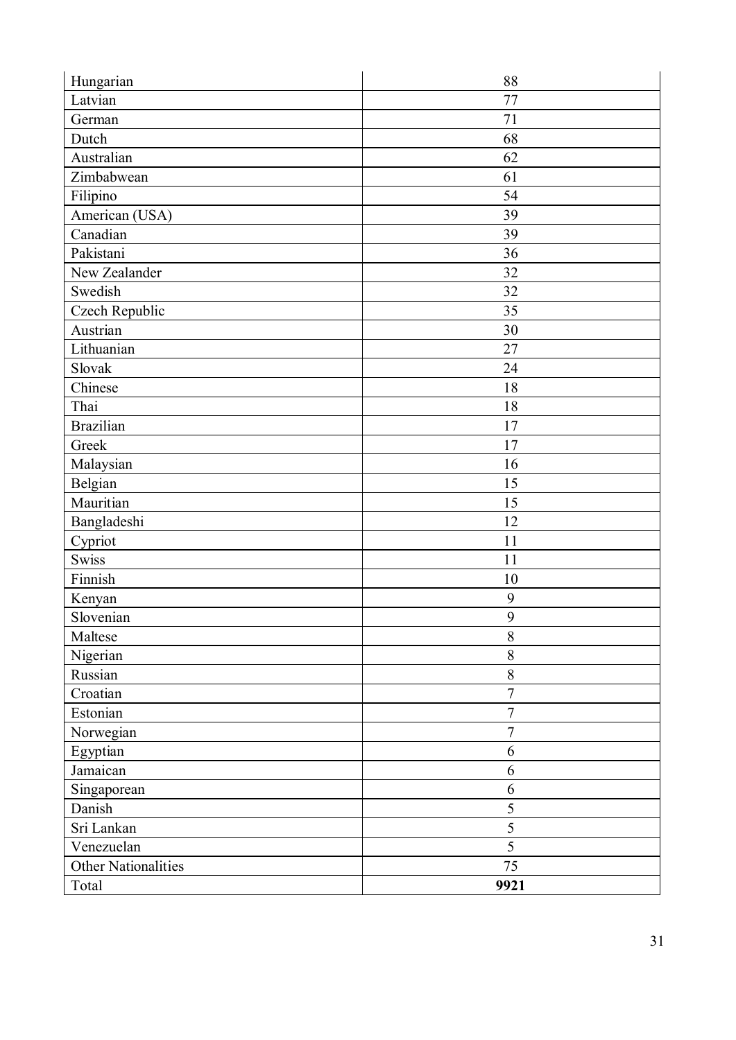| Hungarian | 88 |
|---|---|
| Latvian | 77 |
| German | 71 |
| Dutch | 68 |
| Australian | 62 |
| Zimbabwean | 61 |
| Filipino | 54 |
| American (USA) | 39 |
| Canadian | 39 |
| Pakistani | 36 |
| New Zealander | 32 |
| Swedish | 32 |
| Czech Republic | 35 |
| Austrian | 30 |
| Lithuanian | 27 |
| Slovak | 24 |
| Chinese | 18 |
| Thai | 18 |
| Brazilian | 17 |
| Greek | 17 |
| Malaysian | 16 |
| Belgian | 15 |
| Mauritian | 15 |
| Bangladeshi | 12 |
| Cypriot | 11 |
| Swiss | 11 |
| Finnish | 10 |
| Kenyan | 9 |
| Slovenian | 9 |
| Maltese | 8 |
| Nigerian | 8 |
| Russian | 8 |
| Croatian | 7 |
| Estonian | 7 |
| Norwegian | 7 |
| Egyptian | 6 |
| Jamaican | 6 |
| Singaporean | 6 |
| Danish | 5 |
| Sri Lankan | 5 |
| Venezuelan | 5 |
| Other Nationalities | 75 |
| Total | **9921** |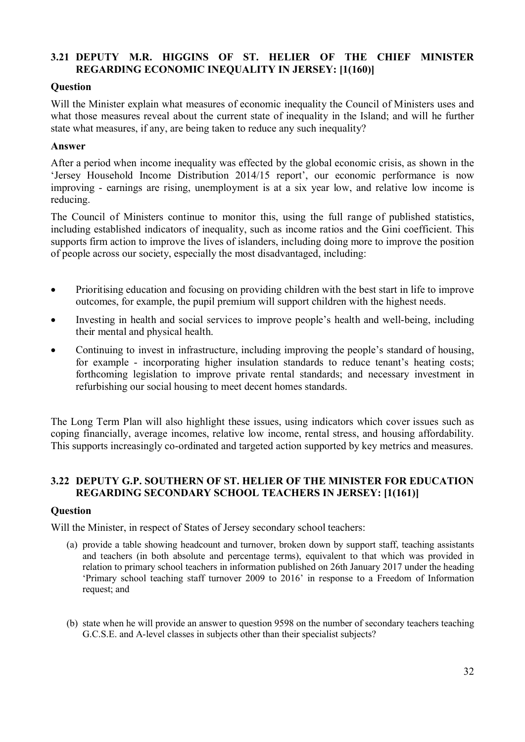### 3.21 DEPUTY M.R. HIGGINS OF ST. HELIER OF THE CHIEF MINISTER REGARDING ECONOMIC INEQUALITY IN JERSEY: [1(160)]

**Question**

Will the Minister explain what measures of economic inequality the Council of Ministers uses and what those measures reveal about the current state of inequality in the Island; and will he further state what measures, if any, are being taken to reduce any such inequality?

**Answer**

After a period when income inequality was effected by the global economic crisis, as shown in the 'Jersey Household Income Distribution 2014/15 report', our economic performance is now improving - earnings are rising, unemployment is at a six year low, and relative low income is reducing.

The Council of Ministers continue to monitor this, using the full range of published statistics, including established indicators of inequality, such as income ratios and the Gini coefficient. This supports firm action to improve the lives of islanders, including doing more to improve the position of people across our society, especially the most disadvantaged, including:

- Prioritising education and focusing on providing children with the best start in life to improve outcomes, for example, the pupil premium will support children with the highest needs.
- Investing in health and social services to improve people's health and well-being, including their mental and physical health.
- Continuing to invest in infrastructure, including improving the people's standard of housing, for example - incorporating higher insulation standards to reduce tenant's heating costs; forthcoming legislation to improve private rental standards; and necessary investment in refurbishing our social housing to meet decent homes standards.

The Long Term Plan will also highlight these issues, using indicators which cover issues such as coping financially, average incomes, relative low income, rental stress, and housing affordability. This supports increasingly co-ordinated and targeted action supported by key metrics and measures.

### 3.22 DEPUTY G.P. SOUTHERN OF ST. HELIER OF THE MINISTER FOR EDUCATION REGARDING SECONDARY SCHOOL TEACHERS IN JERSEY: [1(161)]

**Question**

Will the Minister, in respect of States of Jersey secondary school teachers:

(a) provide a table showing headcount and turnover, broken down by support staff, teaching assistants and teachers (in both absolute and percentage terms), equivalent to that which was provided in relation to primary school teachers in information published on 26th January 2017 under the heading 'Primary school teaching staff turnover 2009 to 2016' in response to a Freedom of Information request; and

(b) state when he will provide an answer to question 9598 on the number of secondary teachers teaching G.C.S.E. and A-level classes in subjects other than their specialist subjects?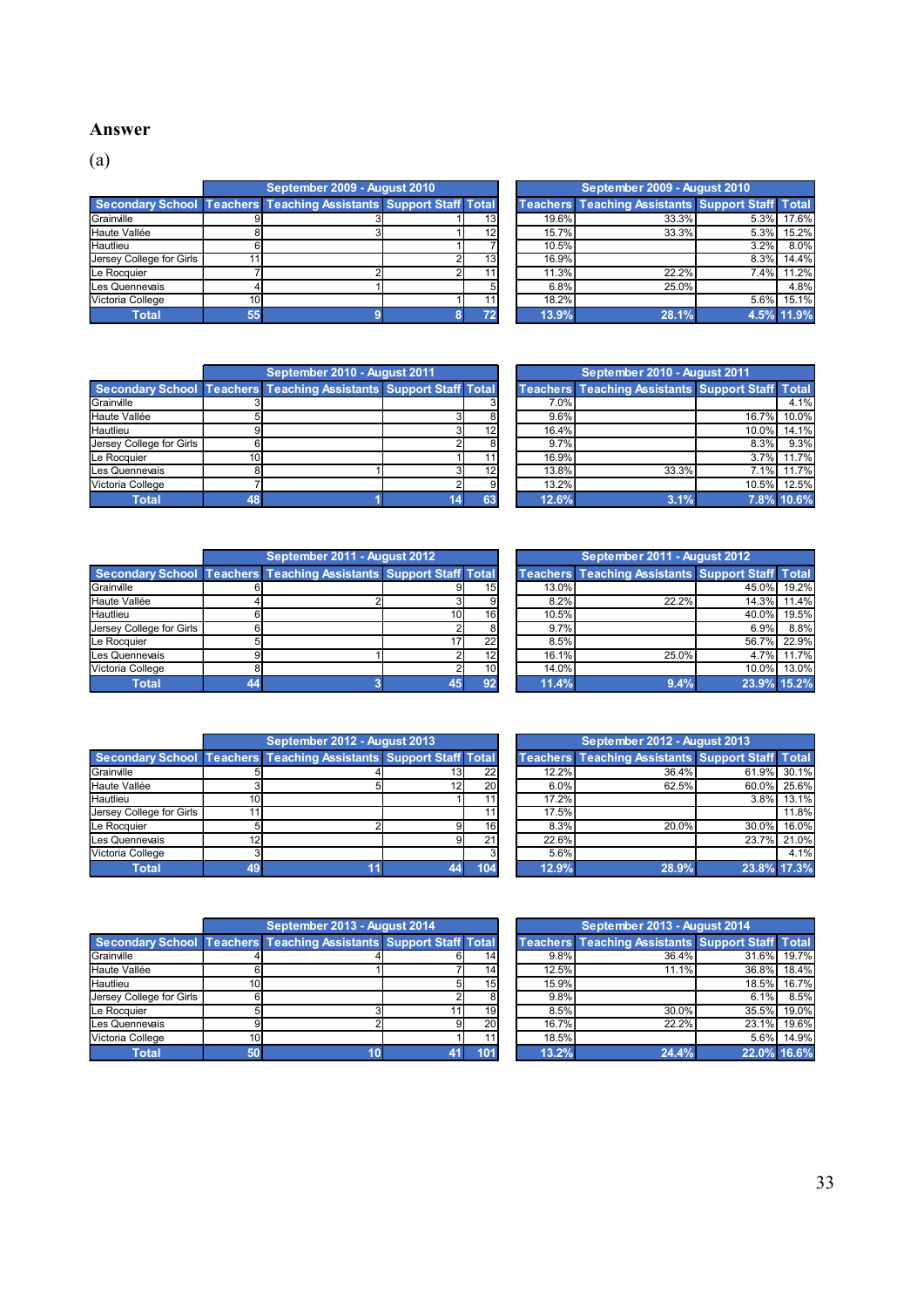## Answer

(a)

| | September 2009 - August 2010 | | | |
|---|---|---|---|---|
| Secondary School | Teachers | Teaching Assistants | Support Staff | Total |
| Grainville | 9 | 3 | 1 | 13 |
| Haute Vallée | 8 | 3 | 1 | 12 |
| Hautlieu | 6 | | 1 | 7 |
| Jersey College for Girls | 11 | | 2 | 13 |
| Le Rocquier | 7 | 2 | 2 | 11 |
| Les Quennevais | 4 | 1 | | 5 |
| Victoria College | 10 | | 1 | 11 |
| Total | 55 | 9 | 8 | 72 |

| September 2009 - August 2010 | | | |
|---|---|---|---|
| Teachers | Teaching Assistants | Support Staff | Total |
| 19.6% | 33.3% | 5.3% | 17.6% |
| 15.7% | 33.3% | 5.3% | 15.2% |
| 10.5% | | 3.2% | 8.0% |
| 16.9% | | 8.3% | 14.4% |
| 11.3% | 22.2% | 7.4% | 11.2% |
| 6.8% | 25.0% | | 4.8% |
| 18.2% | | 5.6% | 15.1% |
| 13.9% | 28.1% | 4.5% | 11.9% |

| | September 2010 - August 2011 | | | |
|---|---|---|---|---|
| Secondary School | Teachers | Teaching Assistants | Support Staff | Total |
| Grainville | 3 | | | 3 |
| Haute Vallée | 5 | | 3 | 8 |
| Hautlieu | 9 | | 3 | 12 |
| Jersey College for Girls | 6 | | 2 | 8 |
| Le Rocquier | 10 | | 1 | 11 |
| Les Quennevais | 8 | 1 | 3 | 12 |
| Victoria College | 7 | | 2 | 9 |
| Total | 48 | 1 | 14 | 63 |

| September 2010 - August 2011 | | | |
|---|---|---|---|
| Teachers | Teaching Assistants | Support Staff | Total |
| 7.0% | | | 4.1% |
| 9.6% | | 16.7% | 10.0% |
| 16.4% | | 10.0% | 14.1% |
| 9.7% | | 8.3% | 9.3% |
| 16.9% | | 3.7% | 11.7% |
| 13.8% | 33.3% | 7.1% | 11.7% |
| 13.2% | | 10.5% | 12.5% |
| 12.6% | 3.1% | 7.8% | 10.6% |

| | September 2011 - August 2012 | | | |
|---|---|---|---|---|
| Secondary School | Teachers | Teaching Assistants | Support Staff | Total |
| Grainville | 6 | | 9 | 15 |
| Haute Vallée | 4 | 2 | 3 | 9 |
| Hautlieu | 6 | | 10 | 16 |
| Jersey College for Girls | 6 | | 2 | 8 |
| Le Rocquier | 5 | | 17 | 22 |
| Les Quennevais | 9 | 1 | 2 | 12 |
| Victoria College | 8 | | 2 | 10 |
| Total | 44 | 3 | 45 | 92 |

| September 2011 - August 2012 | | | |
|---|---|---|---|
| Teachers | Teaching Assistants | Support Staff | Total |
| 13.0% | | 45.0% | 19.2% |
| 8.2% | 22.2% | 14.3% | 11.4% |
| 10.5% | | 40.0% | 19.5% |
| 9.7% | | 6.9% | 8.8% |
| 8.5% | | 56.7% | 22.9% |
| 16.1% | 25.0% | 4.7% | 11.7% |
| 14.0% | | 10.0% | 13.0% |
| 11.4% | 9.4% | 23.9% | 15.2% |

| | September 2012 - August 2013 | | | |
|---|---|---|---|---|
| Secondary School | Teachers | Teaching Assistants | Support Staff | Total |
| Grainville | 5 | 4 | 13 | 22 |
| Haute Vallée | 3 | 5 | 12 | 20 |
| Hautlieu | 10 | | 1 | 11 |
| Jersey College for Girls | 11 | | | 11 |
| Le Rocquier | 5 | 2 | 9 | 16 |
| Les Quennevais | 12 | | 9 | 21 |
| Victoria College | 3 | | | 3 |
| Total | 49 | 11 | 44 | 104 |

| September 2012 - August 2013 | | | |
|---|---|---|---|
| Teachers | Teaching Assistants | Support Staff | Total |
| 12.2% | 36.4% | 61.9% | 30.1% |
| 6.0% | 62.5% | 60.0% | 25.6% |
| 17.2% | | 3.8% | 13.1% |
| 17.5% | | | 11.8% |
| 8.3% | 20.0% | 30.0% | 16.0% |
| 22.6% | | 23.7% | 21.0% |
| 5.6% | | | 4.1% |
| 12.9% | 28.9% | 23.8% | 17.3% |

| | September 2013 - August 2014 | | | |
|---|---|---|---|---|
| Secondary School | Teachers | Teaching Assistants | Support Staff | Total |
| Grainville | 4 | 4 | 6 | 14 |
| Haute Vallée | 6 | 1 | 7 | 14 |
| Hautlieu | 10 | | 5 | 15 |
| Jersey College for Girls | 6 | | 2 | 8 |
| Le Rocquier | 5 | 3 | 11 | 19 |
| Les Quennevais | 9 | 2 | 9 | 20 |
| Victoria College | 10 | | 1 | 11 |
| Total | 50 | 10 | 41 | 101 |

| September 2013 - August 2014 | | | |
|---|---|---|---|
| Teachers | Teaching Assistants | Support Staff | Total |
| 9.8% | 36.4% | 31.6% | 19.7% |
| 12.5% | 11.1% | 36.8% | 18.4% |
| 15.9% | | 18.5% | 16.7% |
| 9.8% | | 6.1% | 8.5% |
| 8.5% | 30.0% | 35.5% | 19.0% |
| 16.7% | 22.2% | 23.1% | 19.6% |
| 18.5% | | 5.6% | 14.9% |
| 13.2% | 24.4% | 22.0% | 16.6% |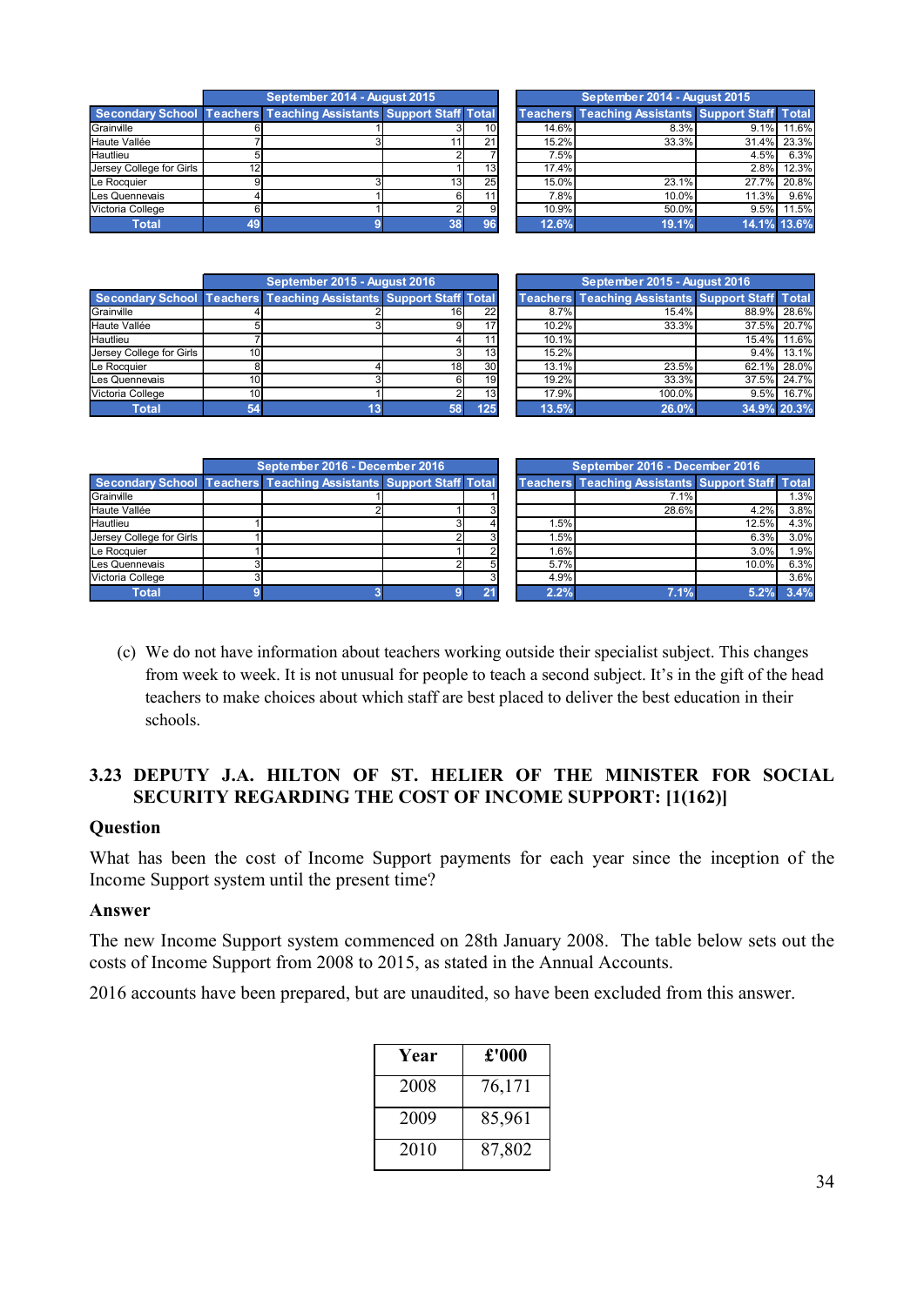| Secondary School | September 2014 - August 2015 | | | | September 2014 - August 2015 | | | |
|---|---|---|---|---|---|---|---|---|
| | Teachers | Teaching Assistants | Support Staff | Total | Teachers | Teaching Assistants | Support Staff | Total |
| Grainville | 6 | 1 | 3 | 10 | 14.6% | 8.3% | 9.1% | 11.6% |
| Haute Vallée | 7 | 3 | 11 | 21 | 15.2% | 33.3% | 31.4% | 23.3% |
| Hautlieu | 5 | | 2 | 7 | 7.5% | | 4.5% | 6.3% |
| Jersey College for Girls | 12 | | 1 | 13 | 17.4% | | 2.8% | 12.3% |
| Le Rocquier | 9 | 3 | 13 | 25 | 15.0% | 23.1% | 27.7% | 20.8% |
| Les Quennevais | 4 | 1 | 6 | 11 | 7.8% | 10.0% | 11.3% | 9.6% |
| Victoria College | 6 | 1 | 2 | 9 | 10.9% | 50.0% | 9.5% | 11.5% |
| **Total** | **49** | **9** | **38** | **96** | **12.6%** | **19.1%** | **14.1%** | **13.6%** |

| Secondary School | September 2015 - August 2016 | | | | September 2015 - August 2016 | | | |
|---|---|---|---|---|---|---|---|---|
| | Teachers | Teaching Assistants | Support Staff | Total | Teachers | Teaching Assistants | Support Staff | Total |
| Grainville | 4 | 2 | 16 | 22 | 8.7% | 15.4% | 88.9% | 28.6% |
| Haute Vallée | 5 | 3 | 9 | 17 | 10.2% | 33.3% | 37.5% | 20.7% |
| Hautlieu | 7 | | 4 | 11 | 10.1% | | 15.4% | 11.6% |
| Jersey College for Girls | 10 | | 3 | 13 | 15.2% | | 9.4% | 13.1% |
| Le Rocquier | 8 | 4 | 18 | 30 | 13.1% | 23.5% | 62.1% | 28.0% |
| Les Quennevais | 10 | 3 | 6 | 19 | 19.2% | 33.3% | 37.5% | 24.7% |
| Victoria College | 10 | 1 | 2 | 13 | 17.9% | 100.0% | 9.5% | 16.7% |
| **Total** | **54** | **13** | **58** | **125** | **13.5%** | **26.0%** | **34.9%** | **20.3%** |

| Secondary School | September 2016 - December 2016 | | | | September 2016 - December 2016 | | | |
|---|---|---|---|---|---|---|---|---|
| | Teachers | Teaching Assistants | Support Staff | Total | Teachers | Teaching Assistants | Support Staff | Total |
| Grainville | | 1 | | 1 | | 7.1% | | 1.3% |
| Haute Vallée | | 2 | 1 | 3 | | 28.6% | 4.2% | 3.8% |
| Hautlieu | 1 | | 3 | 4 | 1.5% | | 12.5% | 4.3% |
| Jersey College for Girls | 1 | | 2 | 3 | 1.5% | | 6.3% | 3.0% |
| Le Rocquier | 1 | | 1 | 2 | 1.6% | | 3.0% | 1.9% |
| Les Quennevais | 3 | | 2 | 5 | 5.7% | | 10.0% | 6.3% |
| Victoria College | 3 | | | 3 | 4.9% | | | 3.6% |
| **Total** | **9** | **3** | **9** | **21** | **2.2%** | **7.1%** | **5.2%** | **3.4%** |

(c) We do not have information about teachers working outside their specialist subject. This changes from week to week. It is not unusual for people to teach a second subject. It's in the gift of the head teachers to make choices about which staff are best placed to deliver the best education in their schools.

## 3.23 DEPUTY J.A. HILTON OF ST. HELIER OF THE MINISTER FOR SOCIAL SECURITY REGARDING THE COST OF INCOME SUPPORT: [1(162)]

### Question

What has been the cost of Income Support payments for each year since the inception of the Income Support system until the present time?

### Answer

The new Income Support system commenced on 28th January 2008. The table below sets out the costs of Income Support from 2008 to 2015, as stated in the Annual Accounts.

2016 accounts have been prepared, but are unaudited, so have been excluded from this answer.

| Year | £'000 |
|---|---|
| 2008 | 76,171 |
| 2009 | 85,961 |
| 2010 | 87,802 |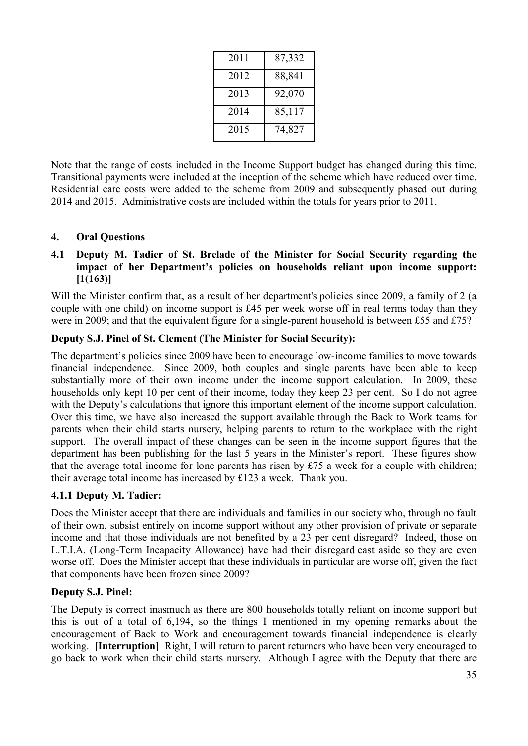| 2011 | 87,332 |
|---|---|
| 2012 | 88,841 |
| 2013 | 92,070 |
| 2014 | 85,117 |
| 2015 | 74,827 |

Note that the range of costs included in the Income Support budget has changed during this time. Transitional payments were included at the inception of the scheme which have reduced over time. Residential care costs were added to the scheme from 2009 and subsequently phased out during 2014 and 2015. Administrative costs are included within the totals for years prior to 2011.

## 4. Oral Questions

### 4.1 Deputy M. Tadier of St. Brelade of the Minister for Social Security regarding the impact of her Department's policies on households reliant upon income support: [1(163)]

Will the Minister confirm that, as a result of her department's policies since 2009, a family of 2 (a couple with one child) on income support is £45 per week worse off in real terms today than they were in 2009; and that the equivalent figure for a single-parent household is between £55 and £75?

**Deputy S.J. Pinel of St. Clement (The Minister for Social Security):**

The department's policies since 2009 have been to encourage low-income families to move towards financial independence. Since 2009, both couples and single parents have been able to keep substantially more of their own income under the income support calculation. In 2009, these households only kept 10 per cent of their income, today they keep 23 per cent. So I do not agree with the Deputy's calculations that ignore this important element of the income support calculation. Over this time, we have also increased the support available through the Back to Work teams for parents when their child starts nursery, helping parents to return to the workplace with the right support. The overall impact of these changes can be seen in the income support figures that the department has been publishing for the last 5 years in the Minister's report. These figures show that the average total income for lone parents has risen by £75 a week for a couple with children; their average total income has increased by £123 a week. Thank you.

### 4.1.1 Deputy M. Tadier:

Does the Minister accept that there are individuals and families in our society who, through no fault of their own, subsist entirely on income support without any other provision of private or separate income and that those individuals are not benefited by a 23 per cent disregard? Indeed, those on L.T.I.A. (Long-Term Incapacity Allowance) have had their disregard cast aside so they are even worse off. Does the Minister accept that these individuals in particular are worse off, given the fact that components have been frozen since 2009?

**Deputy S.J. Pinel:**

The Deputy is correct inasmuch as there are 800 households totally reliant on income support but this is out of a total of 6,194, so the things I mentioned in my opening remarks about the encouragement of Back to Work and encouragement towards financial independence is clearly working. **[Interruption]** Right, I will return to parent returners who have been very encouraged to go back to work when their child starts nursery. Although I agree with the Deputy that there are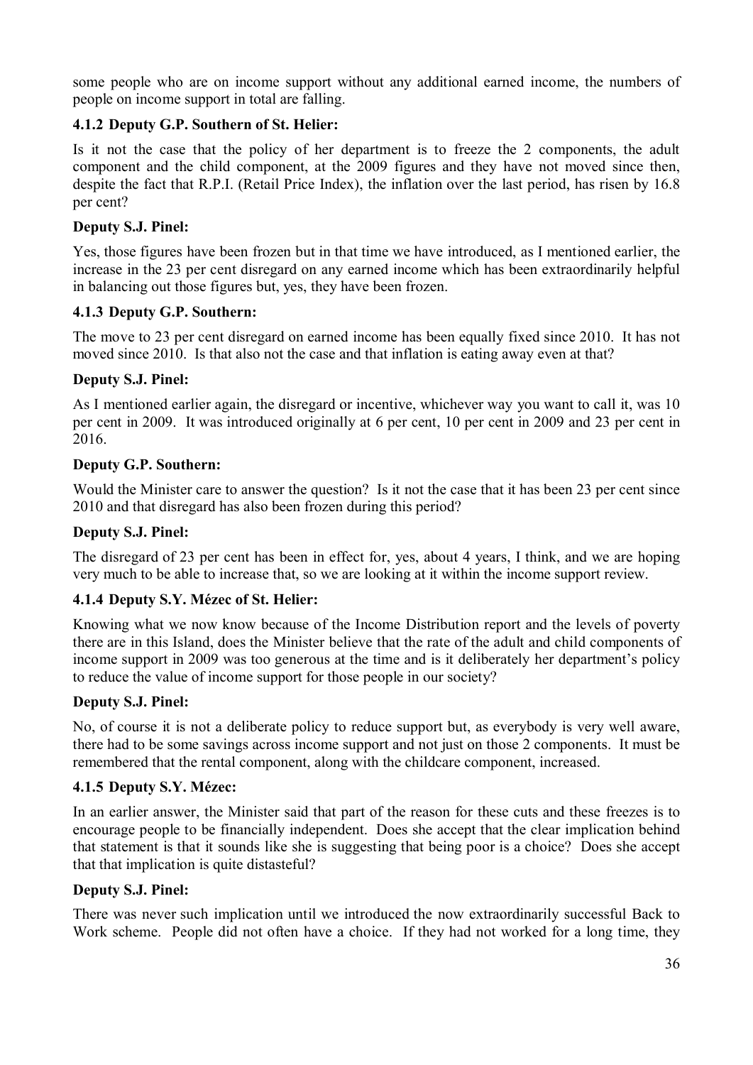some people who are on income support without any additional earned income, the numbers of people on income support in total are falling.

### 4.1.2 Deputy G.P. Southern of St. Helier:

Is it not the case that the policy of her department is to freeze the 2 components, the adult component and the child component, at the 2009 figures and they have not moved since then, despite the fact that R.P.I. (Retail Price Index), the inflation over the last period, has risen by 16.8 per cent?

**Deputy S.J. Pinel:**

Yes, those figures have been frozen but in that time we have introduced, as I mentioned earlier, the increase in the 23 per cent disregard on any earned income which has been extraordinarily helpful in balancing out those figures but, yes, they have been frozen.

### 4.1.3 Deputy G.P. Southern:

The move to 23 per cent disregard on earned income has been equally fixed since 2010. It has not moved since 2010. Is that also not the case and that inflation is eating away even at that?

**Deputy S.J. Pinel:**

As I mentioned earlier again, the disregard or incentive, whichever way you want to call it, was 10 per cent in 2009. It was introduced originally at 6 per cent, 10 per cent in 2009 and 23 per cent in 2016.

**Deputy G.P. Southern:**

Would the Minister care to answer the question? Is it not the case that it has been 23 per cent since 2010 and that disregard has also been frozen during this period?

**Deputy S.J. Pinel:**

The disregard of 23 per cent has been in effect for, yes, about 4 years, I think, and we are hoping very much to be able to increase that, so we are looking at it within the income support review.

### 4.1.4 Deputy S.Y. Mézec of St. Helier:

Knowing what we now know because of the Income Distribution report and the levels of poverty there are in this Island, does the Minister believe that the rate of the adult and child components of income support in 2009 was too generous at the time and is it deliberately her department's policy to reduce the value of income support for those people in our society?

**Deputy S.J. Pinel:**

No, of course it is not a deliberate policy to reduce support but, as everybody is very well aware, there had to be some savings across income support and not just on those 2 components. It must be remembered that the rental component, along with the childcare component, increased.

### 4.1.5 Deputy S.Y. Mézec:

In an earlier answer, the Minister said that part of the reason for these cuts and these freezes is to encourage people to be financially independent. Does she accept that the clear implication behind that statement is that it sounds like she is suggesting that being poor is a choice? Does she accept that that implication is quite distasteful?

**Deputy S.J. Pinel:**

There was never such implication until we introduced the now extraordinarily successful Back to Work scheme. People did not often have a choice. If they had not worked for a long time, they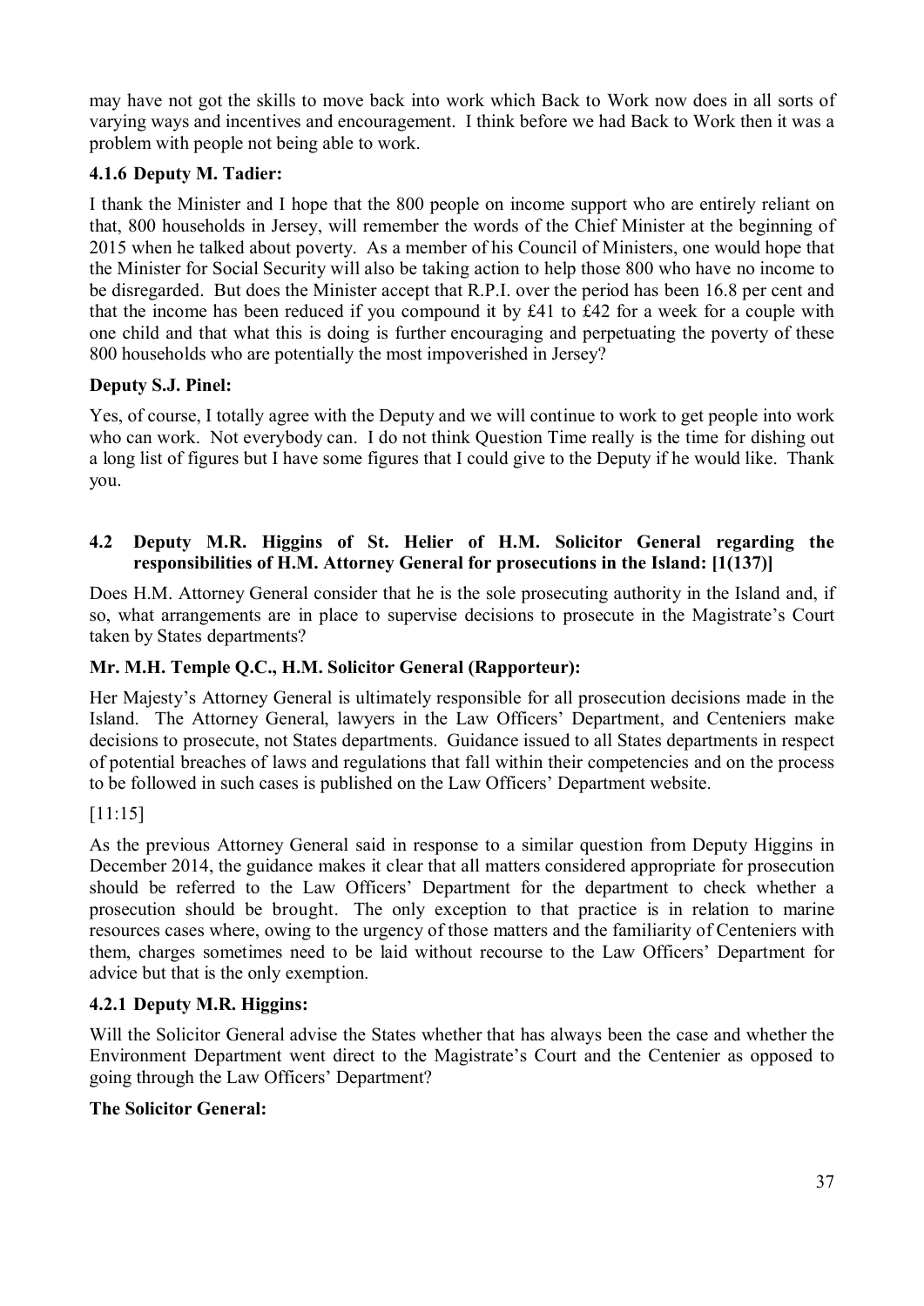may have not got the skills to move back into work which Back to Work now does in all sorts of varying ways and incentives and encouragement. I think before we had Back to Work then it was a problem with people not being able to work.

### 4.1.6 Deputy M. Tadier:

I thank the Minister and I hope that the 800 people on income support who are entirely reliant on that, 800 households in Jersey, will remember the words of the Chief Minister at the beginning of 2015 when he talked about poverty. As a member of his Council of Ministers, one would hope that the Minister for Social Security will also be taking action to help those 800 who have no income to be disregarded. But does the Minister accept that R.P.I. over the period has been 16.8 per cent and that the income has been reduced if you compound it by £41 to £42 for a week for a couple with one child and that what this is doing is further encouraging and perpetuating the poverty of these 800 households who are potentially the most impoverished in Jersey?

**Deputy S.J. Pinel:**

Yes, of course, I totally agree with the Deputy and we will continue to work to get people into work who can work. Not everybody can. I do not think Question Time really is the time for dishing out a long list of figures but I have some figures that I could give to the Deputy if he would like. Thank you.

### 4.2 Deputy M.R. Higgins of St. Helier of H.M. Solicitor General regarding the responsibilities of H.M. Attorney General for prosecutions in the Island: [1(137)]

Does H.M. Attorney General consider that he is the sole prosecuting authority in the Island and, if so, what arrangements are in place to supervise decisions to prosecute in the Magistrate's Court taken by States departments?

**Mr. M.H. Temple Q.C., H.M. Solicitor General (Rapporteur):**

Her Majesty's Attorney General is ultimately responsible for all prosecution decisions made in the Island. The Attorney General, lawyers in the Law Officers' Department, and Centeniers make decisions to prosecute, not States departments. Guidance issued to all States departments in respect of potential breaches of laws and regulations that fall within their competencies and on the process to be followed in such cases is published on the Law Officers' Department website.

[11:15]

As the previous Attorney General said in response to a similar question from Deputy Higgins in December 2014, the guidance makes it clear that all matters considered appropriate for prosecution should be referred to the Law Officers' Department for the department to check whether a prosecution should be brought. The only exception to that practice is in relation to marine resources cases where, owing to the urgency of those matters and the familiarity of Centeniers with them, charges sometimes need to be laid without recourse to the Law Officers' Department for advice but that is the only exemption.

### 4.2.1 Deputy M.R. Higgins:

Will the Solicitor General advise the States whether that has always been the case and whether the Environment Department went direct to the Magistrate's Court and the Centenier as opposed to going through the Law Officers' Department?

**The Solicitor General:**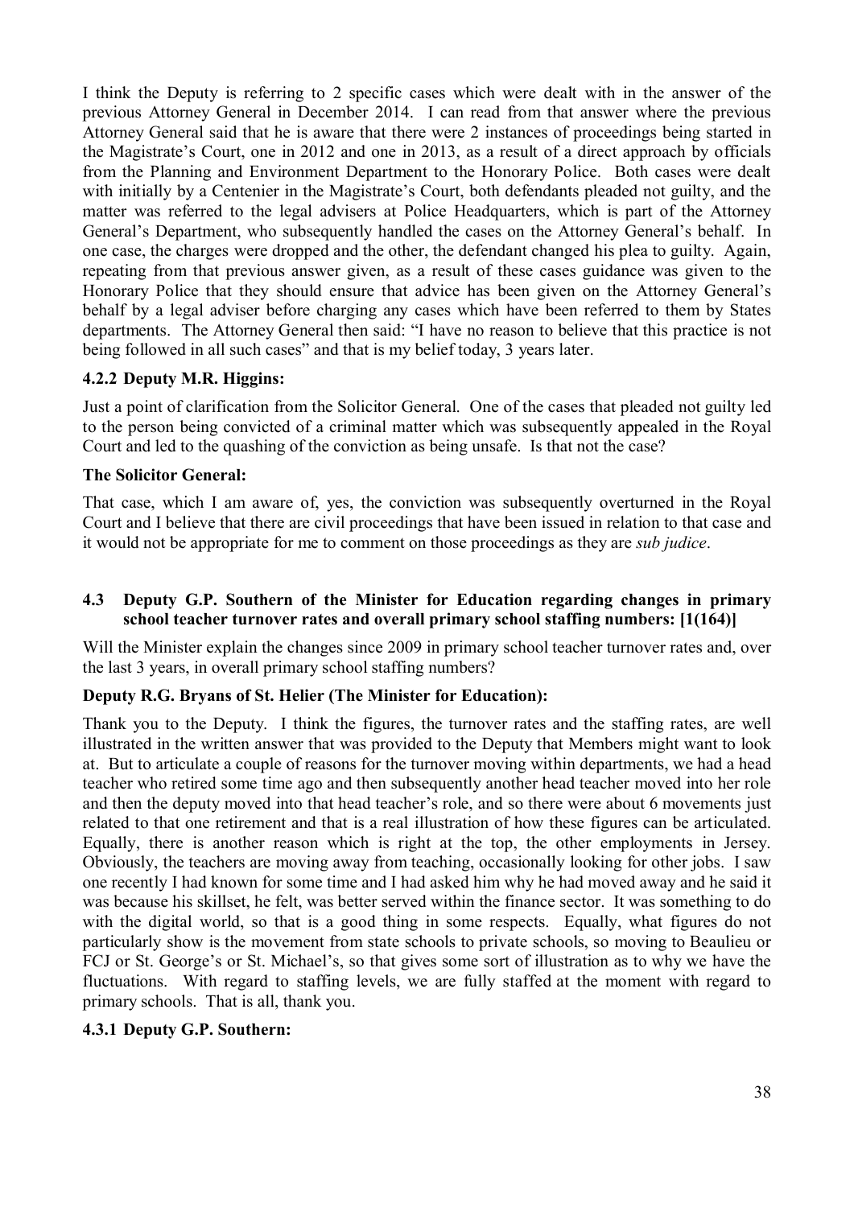I think the Deputy is referring to 2 specific cases which were dealt with in the answer of the previous Attorney General in December 2014. I can read from that answer where the previous Attorney General said that he is aware that there were 2 instances of proceedings being started in the Magistrate's Court, one in 2012 and one in 2013, as a result of a direct approach by officials from the Planning and Environment Department to the Honorary Police. Both cases were dealt with initially by a Centenier in the Magistrate's Court, both defendants pleaded not guilty, and the matter was referred to the legal advisers at Police Headquarters, which is part of the Attorney General's Department, who subsequently handled the cases on the Attorney General's behalf. In one case, the charges were dropped and the other, the defendant changed his plea to guilty. Again, repeating from that previous answer given, as a result of these cases guidance was given to the Honorary Police that they should ensure that advice has been given on the Attorney General's behalf by a legal adviser before charging any cases which have been referred to them by States departments. The Attorney General then said: "I have no reason to believe that this practice is not being followed in all such cases" and that is my belief today, 3 years later.

### 4.2.2 Deputy M.R. Higgins:

Just a point of clarification from the Solicitor General. One of the cases that pleaded not guilty led to the person being convicted of a criminal matter which was subsequently appealed in the Royal Court and led to the quashing of the conviction as being unsafe. Is that not the case?

**The Solicitor General:**

That case, which I am aware of, yes, the conviction was subsequently overturned in the Royal Court and I believe that there are civil proceedings that have been issued in relation to that case and it would not be appropriate for me to comment on those proceedings as they are *sub judice*.

## 4.3 Deputy G.P. Southern of the Minister for Education regarding changes in primary school teacher turnover rates and overall primary school staffing numbers: [1(164)]

Will the Minister explain the changes since 2009 in primary school teacher turnover rates and, over the last 3 years, in overall primary school staffing numbers?

**Deputy R.G. Bryans of St. Helier (The Minister for Education):**

Thank you to the Deputy. I think the figures, the turnover rates and the staffing rates, are well illustrated in the written answer that was provided to the Deputy that Members might want to look at. But to articulate a couple of reasons for the turnover moving within departments, we had a head teacher who retired some time ago and then subsequently another head teacher moved into her role and then the deputy moved into that head teacher's role, and so there were about 6 movements just related to that one retirement and that is a real illustration of how these figures can be articulated. Equally, there is another reason which is right at the top, the other employments in Jersey. Obviously, the teachers are moving away from teaching, occasionally looking for other jobs. I saw one recently I had known for some time and I had asked him why he had moved away and he said it was because his skillset, he felt, was better served within the finance sector. It was something to do with the digital world, so that is a good thing in some respects. Equally, what figures do not particularly show is the movement from state schools to private schools, so moving to Beaulieu or FCJ or St. George's or St. Michael's, so that gives some sort of illustration as to why we have the fluctuations. With regard to staffing levels, we are fully staffed at the moment with regard to primary schools. That is all, thank you.

### 4.3.1 Deputy G.P. Southern: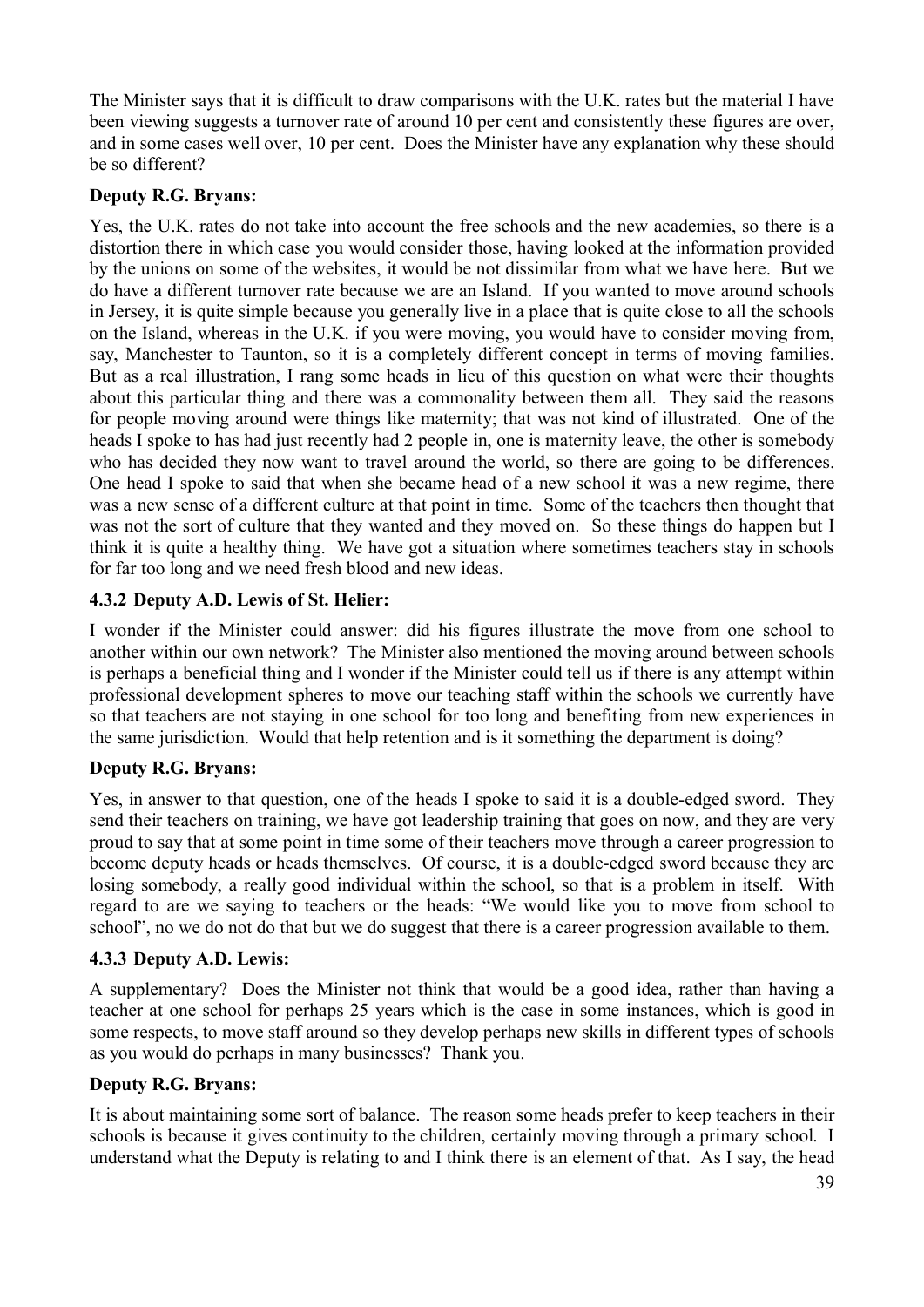The Minister says that it is difficult to draw comparisons with the U.K. rates but the material I have been viewing suggests a turnover rate of around 10 per cent and consistently these figures are over, and in some cases well over, 10 per cent. Does the Minister have any explanation why these should be so different?

**Deputy R.G. Bryans:**

Yes, the U.K. rates do not take into account the free schools and the new academies, so there is a distortion there in which case you would consider those, having looked at the information provided by the unions on some of the websites, it would be not dissimilar from what we have here. But we do have a different turnover rate because we are an Island. If you wanted to move around schools in Jersey, it is quite simple because you generally live in a place that is quite close to all the schools on the Island, whereas in the U.K. if you were moving, you would have to consider moving from, say, Manchester to Taunton, so it is a completely different concept in terms of moving families. But as a real illustration, I rang some heads in lieu of this question on what were their thoughts about this particular thing and there was a commonality between them all. They said the reasons for people moving around were things like maternity; that was not kind of illustrated. One of the heads I spoke to has had just recently had 2 people in, one is maternity leave, the other is somebody who has decided they now want to travel around the world, so there are going to be differences. One head I spoke to said that when she became head of a new school it was a new regime, there was a new sense of a different culture at that point in time. Some of the teachers then thought that was not the sort of culture that they wanted and they moved on. So these things do happen but I think it is quite a healthy thing. We have got a situation where sometimes teachers stay in schools for far too long and we need fresh blood and new ideas.

### 4.3.2 Deputy A.D. Lewis of St. Helier:

I wonder if the Minister could answer: did his figures illustrate the move from one school to another within our own network? The Minister also mentioned the moving around between schools is perhaps a beneficial thing and I wonder if the Minister could tell us if there is any attempt within professional development spheres to move our teaching staff within the schools we currently have so that teachers are not staying in one school for too long and benefiting from new experiences in the same jurisdiction. Would that help retention and is it something the department is doing?

**Deputy R.G. Bryans:**

Yes, in answer to that question, one of the heads I spoke to said it is a double-edged sword. They send their teachers on training, we have got leadership training that goes on now, and they are very proud to say that at some point in time some of their teachers move through a career progression to become deputy heads or heads themselves. Of course, it is a double-edged sword because they are losing somebody, a really good individual within the school, so that is a problem in itself. With regard to are we saying to teachers or the heads: "We would like you to move from school to school", no we do not do that but we do suggest that there is a career progression available to them.

### 4.3.3 Deputy A.D. Lewis:

A supplementary? Does the Minister not think that would be a good idea, rather than having a teacher at one school for perhaps 25 years which is the case in some instances, which is good in some respects, to move staff around so they develop perhaps new skills in different types of schools as you would do perhaps in many businesses? Thank you.

**Deputy R.G. Bryans:**

It is about maintaining some sort of balance. The reason some heads prefer to keep teachers in their schools is because it gives continuity to the children, certainly moving through a primary school. I understand what the Deputy is relating to and I think there is an element of that. As I say, the head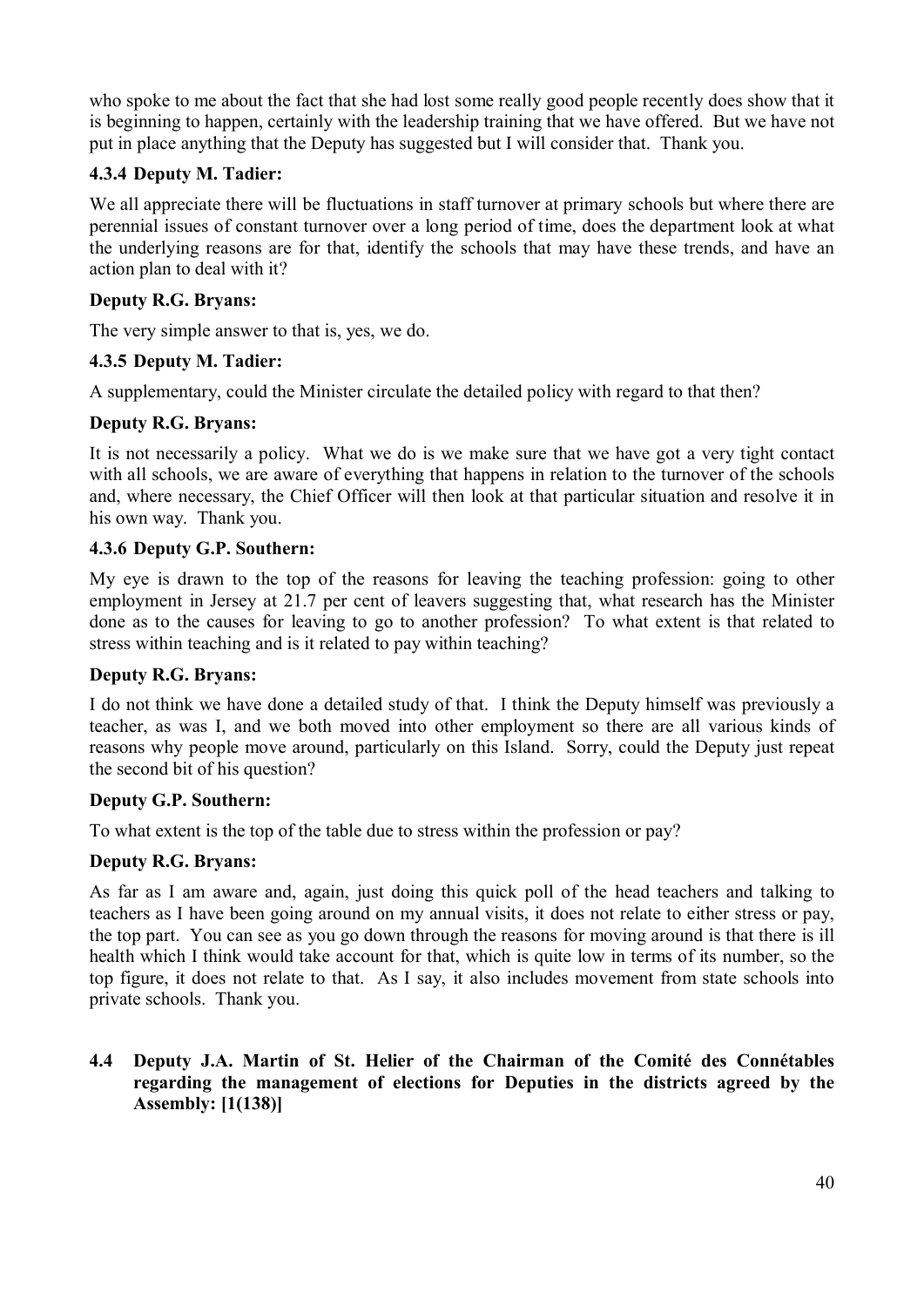who spoke to me about the fact that she had lost some really good people recently does show that it is beginning to happen, certainly with the leadership training that we have offered. But we have not put in place anything that the Deputy has suggested but I will consider that. Thank you.

### 4.3.4 Deputy M. Tadier:

We all appreciate there will be fluctuations in staff turnover at primary schools but where there are perennial issues of constant turnover over a long period of time, does the department look at what the underlying reasons are for that, identify the schools that may have these trends, and have an action plan to deal with it?

**Deputy R.G. Bryans:**

The very simple answer to that is, yes, we do.

### 4.3.5 Deputy M. Tadier:

A supplementary, could the Minister circulate the detailed policy with regard to that then?

**Deputy R.G. Bryans:**

It is not necessarily a policy. What we do is we make sure that we have got a very tight contact with all schools, we are aware of everything that happens in relation to the turnover of the schools and, where necessary, the Chief Officer will then look at that particular situation and resolve it in his own way. Thank you.

### 4.3.6 Deputy G.P. Southern:

My eye is drawn to the top of the reasons for leaving the teaching profession: going to other employment in Jersey at 21.7 per cent of leavers suggesting that, what research has the Minister done as to the causes for leaving to go to another profession? To what extent is that related to stress within teaching and is it related to pay within teaching?

**Deputy R.G. Bryans:**

I do not think we have done a detailed study of that. I think the Deputy himself was previously a teacher, as was I, and we both moved into other employment so there are all various kinds of reasons why people move around, particularly on this Island. Sorry, could the Deputy just repeat the second bit of his question?

**Deputy G.P. Southern:**

To what extent is the top of the table due to stress within the profession or pay?

**Deputy R.G. Bryans:**

As far as I am aware and, again, just doing this quick poll of the head teachers and talking to teachers as I have been going around on my annual visits, it does not relate to either stress or pay, the top part. You can see as you go down through the reasons for moving around is that there is ill health which I think would take account for that, which is quite low in terms of its number, so the top figure, it does not relate to that. As I say, it also includes movement from state schools into private schools. Thank you.

## 4.4 Deputy J.A. Martin of St. Helier of the Chairman of the Comité des Connétables regarding the management of elections for Deputies in the districts agreed by the Assembly: [1(138)]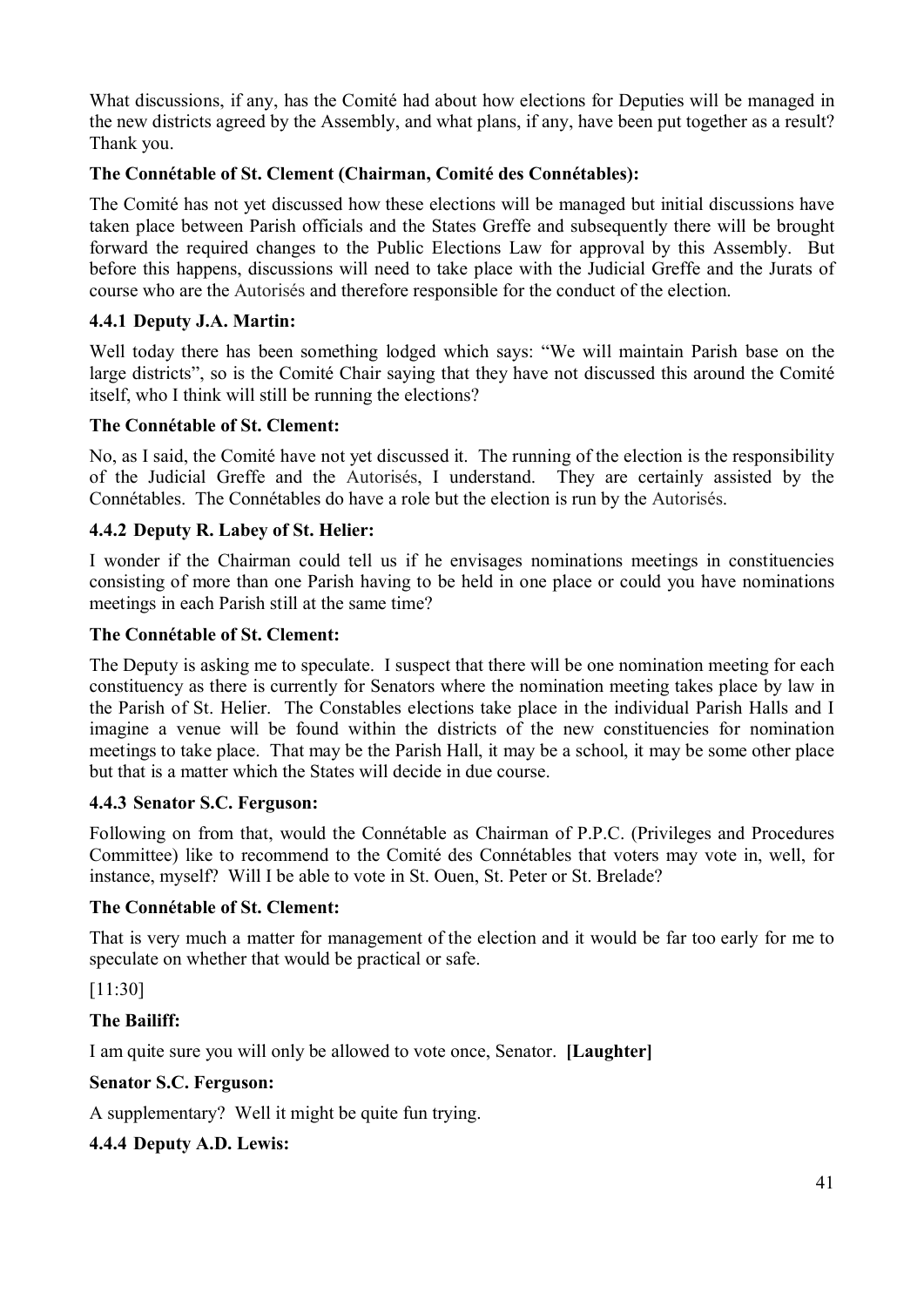What discussions, if any, has the Comité had about how elections for Deputies will be managed in the new districts agreed by the Assembly, and what plans, if any, have been put together as a result? Thank you.

**The Connétable of St. Clement (Chairman, Comité des Connétables):**

The Comité has not yet discussed how these elections will be managed but initial discussions have taken place between Parish officials and the States Greffe and subsequently there will be brought forward the required changes to the Public Elections Law for approval by this Assembly. But before this happens, discussions will need to take place with the Judicial Greffe and the Jurats of course who are the Autorisés and therefore responsible for the conduct of the election.

**4.4.1 Deputy J.A. Martin:**

Well today there has been something lodged which says: "We will maintain Parish base on the large districts", so is the Comité Chair saying that they have not discussed this around the Comité itself, who I think will still be running the elections?

**The Connétable of St. Clement:**

No, as I said, the Comité have not yet discussed it. The running of the election is the responsibility of the Judicial Greffe and the Autorisés, I understand. They are certainly assisted by the Connétables. The Connétables do have a role but the election is run by the Autorisés.

**4.4.2 Deputy R. Labey of St. Helier:**

I wonder if the Chairman could tell us if he envisages nominations meetings in constituencies consisting of more than one Parish having to be held in one place or could you have nominations meetings in each Parish still at the same time?

**The Connétable of St. Clement:**

The Deputy is asking me to speculate. I suspect that there will be one nomination meeting for each constituency as there is currently for Senators where the nomination meeting takes place by law in the Parish of St. Helier. The Constables elections take place in the individual Parish Halls and I imagine a venue will be found within the districts of the new constituencies for nomination meetings to take place. That may be the Parish Hall, it may be a school, it may be some other place but that is a matter which the States will decide in due course.

**4.4.3 Senator S.C. Ferguson:**

Following on from that, would the Connétable as Chairman of P.P.C. (Privileges and Procedures Committee) like to recommend to the Comité des Connétables that voters may vote in, well, for instance, myself? Will I be able to vote in St. Ouen, St. Peter or St. Brelade?

**The Connétable of St. Clement:**

That is very much a matter for management of the election and it would be far too early for me to speculate on whether that would be practical or safe.

[11:30]

**The Bailiff:**

I am quite sure you will only be allowed to vote once, Senator. **[Laughter]**

**Senator S.C. Ferguson:**

A supplementary? Well it might be quite fun trying.

**4.4.4 Deputy A.D. Lewis:**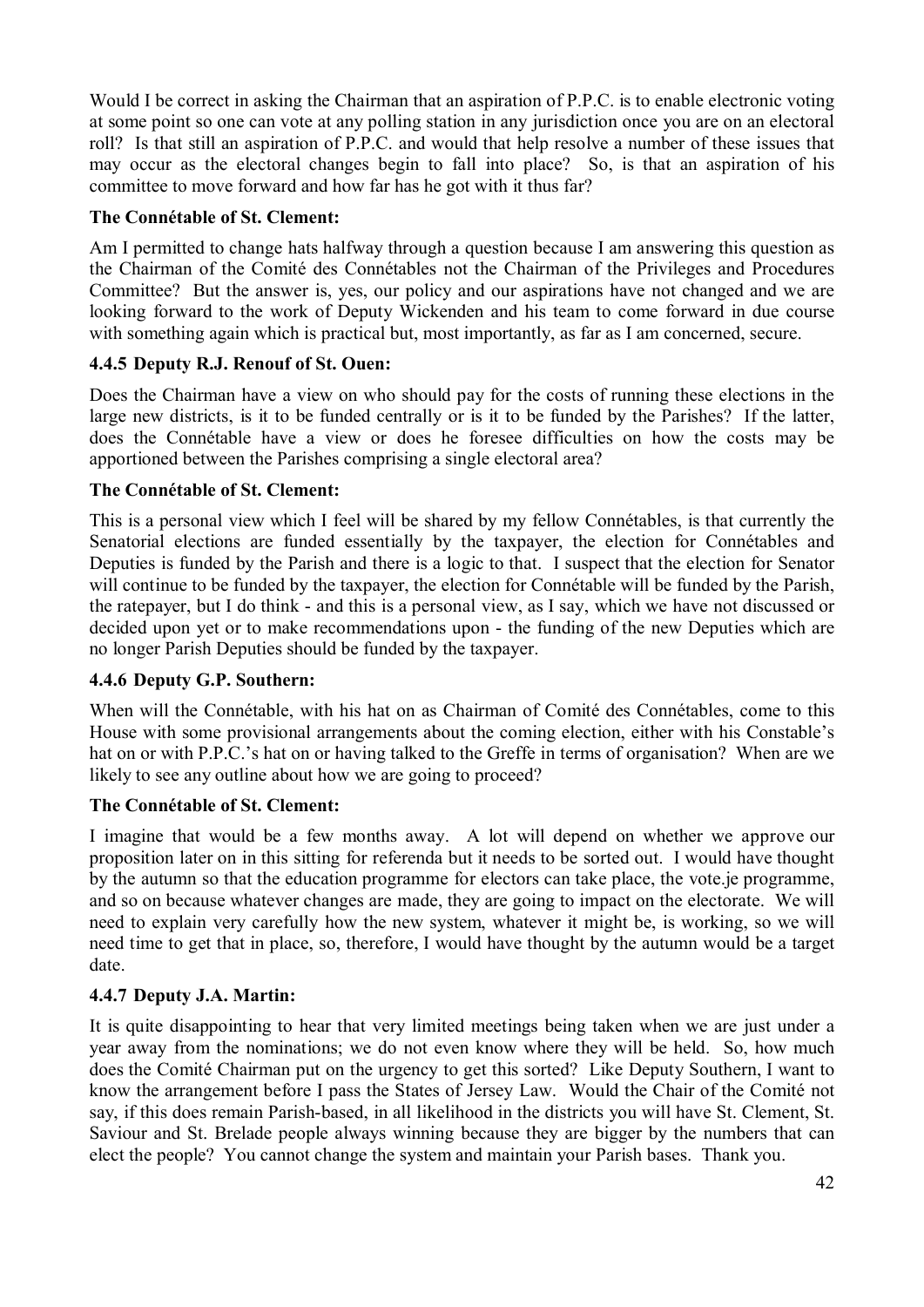Would I be correct in asking the Chairman that an aspiration of P.P.C. is to enable electronic voting at some point so one can vote at any polling station in any jurisdiction once you are on an electoral roll? Is that still an aspiration of P.P.C. and would that help resolve a number of these issues that may occur as the electoral changes begin to fall into place? So, is that an aspiration of his committee to move forward and how far has he got with it thus far?

**The Connétable of St. Clement:**

Am I permitted to change hats halfway through a question because I am answering this question as the Chairman of the Comité des Connétables not the Chairman of the Privileges and Procedures Committee? But the answer is, yes, our policy and our aspirations have not changed and we are looking forward to the work of Deputy Wickenden and his team to come forward in due course with something again which is practical but, most importantly, as far as I am concerned, secure.

**4.4.5 Deputy R.J. Renouf of St. Ouen:**

Does the Chairman have a view on who should pay for the costs of running these elections in the large new districts, is it to be funded centrally or is it to be funded by the Parishes? If the latter, does the Connétable have a view or does he foresee difficulties on how the costs may be apportioned between the Parishes comprising a single electoral area?

**The Connétable of St. Clement:**

This is a personal view which I feel will be shared by my fellow Connétables, is that currently the Senatorial elections are funded essentially by the taxpayer, the election for Connétables and Deputies is funded by the Parish and there is a logic to that. I suspect that the election for Senator will continue to be funded by the taxpayer, the election for Connétable will be funded by the Parish, the ratepayer, but I do think - and this is a personal view, as I say, which we have not discussed or decided upon yet or to make recommendations upon - the funding of the new Deputies which are no longer Parish Deputies should be funded by the taxpayer.

**4.4.6 Deputy G.P. Southern:**

When will the Connétable, with his hat on as Chairman of Comité des Connétables, come to this House with some provisional arrangements about the coming election, either with his Constable's hat on or with P.P.C.'s hat on or having talked to the Greffe in terms of organisation? When are we likely to see any outline about how we are going to proceed?

**The Connétable of St. Clement:**

I imagine that would be a few months away. A lot will depend on whether we approve our proposition later on in this sitting for referenda but it needs to be sorted out. I would have thought by the autumn so that the education programme for electors can take place, the vote.je programme, and so on because whatever changes are made, they are going to impact on the electorate. We will need to explain very carefully how the new system, whatever it might be, is working, so we will need time to get that in place, so, therefore, I would have thought by the autumn would be a target date.

**4.4.7 Deputy J.A. Martin:**

It is quite disappointing to hear that very limited meetings being taken when we are just under a year away from the nominations; we do not even know where they will be held. So, how much does the Comité Chairman put on the urgency to get this sorted? Like Deputy Southern, I want to know the arrangement before I pass the States of Jersey Law. Would the Chair of the Comité not say, if this does remain Parish-based, in all likelihood in the districts you will have St. Clement, St. Saviour and St. Brelade people always winning because they are bigger by the numbers that can elect the people? You cannot change the system and maintain your Parish bases. Thank you.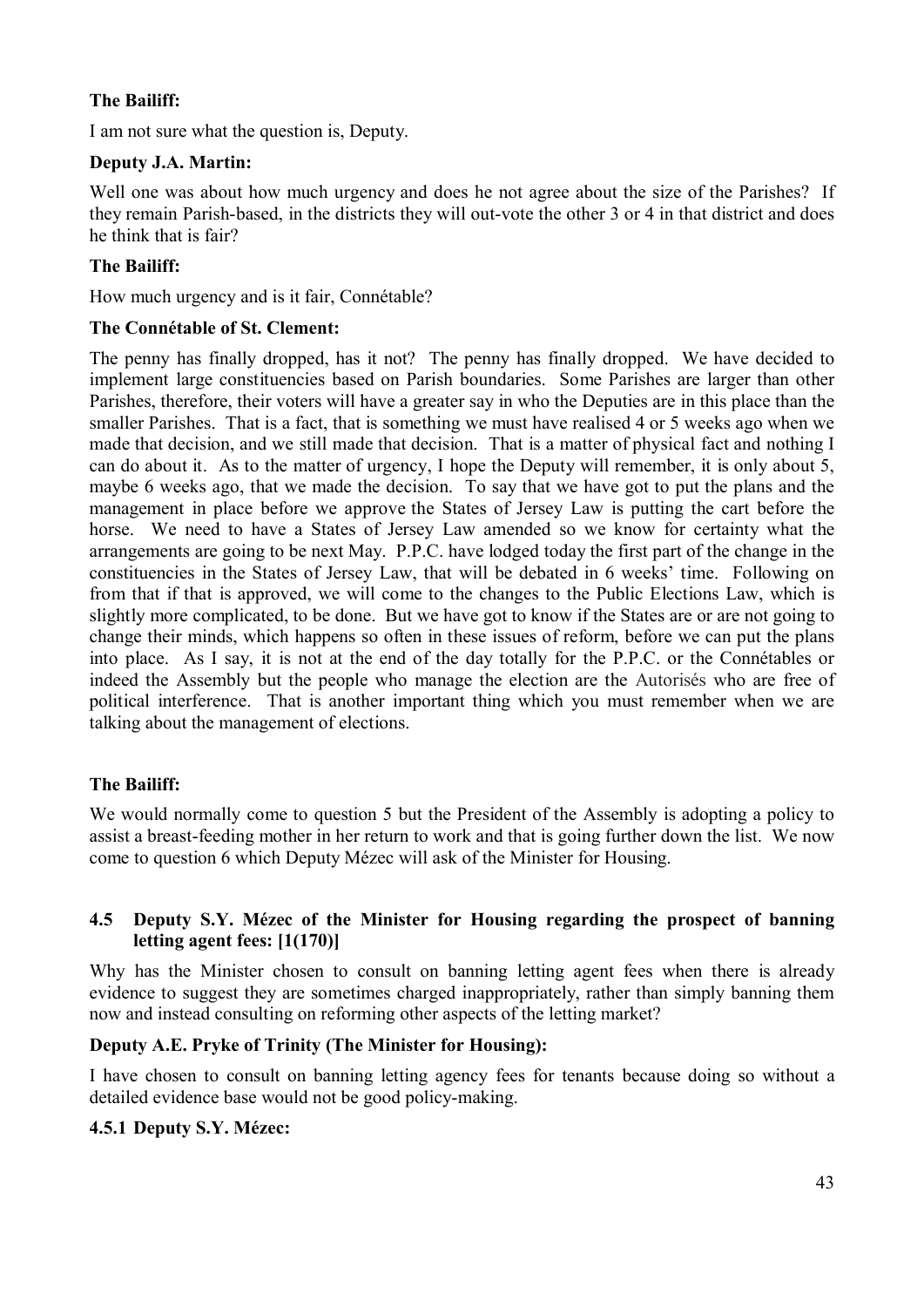**The Bailiff:**

I am not sure what the question is, Deputy.

**Deputy J.A. Martin:**

Well one was about how much urgency and does he not agree about the size of the Parishes? If they remain Parish-based, in the districts they will out-vote the other 3 or 4 in that district and does he think that is fair?

**The Bailiff:**

How much urgency and is it fair, Connétable?

**The Connétable of St. Clement:**

The penny has finally dropped, has it not? The penny has finally dropped. We have decided to implement large constituencies based on Parish boundaries. Some Parishes are larger than other Parishes, therefore, their voters will have a greater say in who the Deputies are in this place than the smaller Parishes. That is a fact, that is something we must have realised 4 or 5 weeks ago when we made that decision, and we still made that decision. That is a matter of physical fact and nothing I can do about it. As to the matter of urgency, I hope the Deputy will remember, it is only about 5, maybe 6 weeks ago, that we made the decision. To say that we have got to put the plans and the management in place before we approve the States of Jersey Law is putting the cart before the horse. We need to have a States of Jersey Law amended so we know for certainty what the arrangements are going to be next May. P.P.C. have lodged today the first part of the change in the constituencies in the States of Jersey Law, that will be debated in 6 weeks' time. Following on from that if that is approved, we will come to the changes to the Public Elections Law, which is slightly more complicated, to be done. But we have got to know if the States are or are not going to change their minds, which happens so often in these issues of reform, before we can put the plans into place. As I say, it is not at the end of the day totally for the P.P.C. or the Connétables or indeed the Assembly but the people who manage the election are the Autorisés who are free of political interference. That is another important thing which you must remember when we are talking about the management of elections.

**The Bailiff:**

We would normally come to question 5 but the President of the Assembly is adopting a policy to assist a breast-feeding mother in her return to work and that is going further down the list. We now come to question 6 which Deputy Mézec will ask of the Minister for Housing.

### 4.5 Deputy S.Y. Mézec of the Minister for Housing regarding the prospect of banning letting agent fees: [1(170)]

Why has the Minister chosen to consult on banning letting agent fees when there is already evidence to suggest they are sometimes charged inappropriately, rather than simply banning them now and instead consulting on reforming other aspects of the letting market?

**Deputy A.E. Pryke of Trinity (The Minister for Housing):**

I have chosen to consult on banning letting agency fees for tenants because doing so without a detailed evidence base would not be good policy-making.

**4.5.1 Deputy S.Y. Mézec:**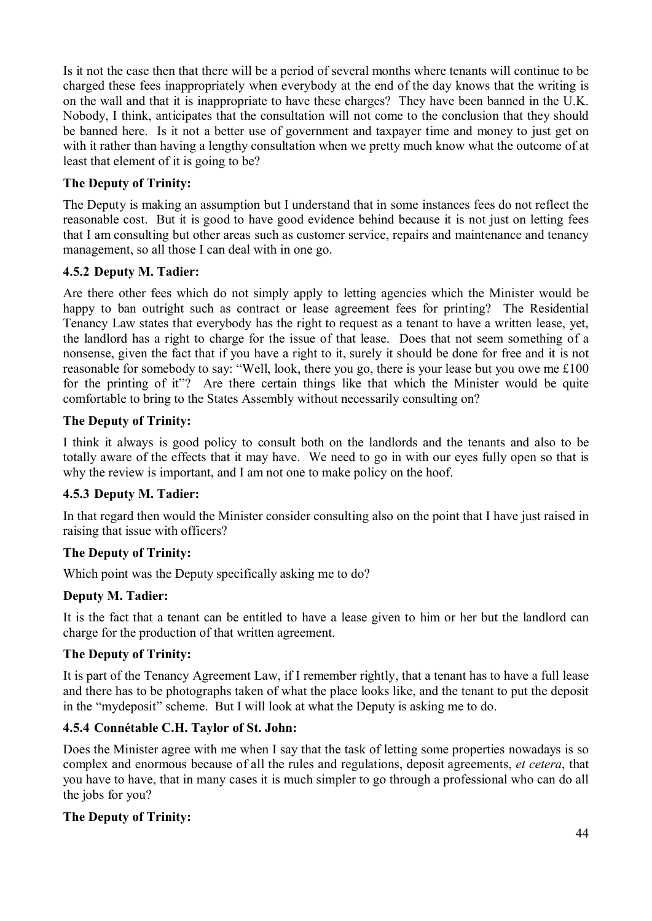Is it not the case then that there will be a period of several months where tenants will continue to be charged these fees inappropriately when everybody at the end of the day knows that the writing is on the wall and that it is inappropriate to have these charges? They have been banned in the U.K. Nobody, I think, anticipates that the consultation will not come to the conclusion that they should be banned here. Is it not a better use of government and taxpayer time and money to just get on with it rather than having a lengthy consultation when we pretty much know what the outcome of at least that element of it is going to be?

**The Deputy of Trinity:**

The Deputy is making an assumption but I understand that in some instances fees do not reflect the reasonable cost. But it is good to have good evidence behind because it is not just on letting fees that I am consulting but other areas such as customer service, repairs and maintenance and tenancy management, so all those I can deal with in one go.

**4.5.2 Deputy M. Tadier:**

Are there other fees which do not simply apply to letting agencies which the Minister would be happy to ban outright such as contract or lease agreement fees for printing? The Residential Tenancy Law states that everybody has the right to request as a tenant to have a written lease, yet, the landlord has a right to charge for the issue of that lease. Does that not seem something of a nonsense, given the fact that if you have a right to it, surely it should be done for free and it is not reasonable for somebody to say: "Well, look, there you go, there is your lease but you owe me £100 for the printing of it"? Are there certain things like that which the Minister would be quite comfortable to bring to the States Assembly without necessarily consulting on?

**The Deputy of Trinity:**

I think it always is good policy to consult both on the landlords and the tenants and also to be totally aware of the effects that it may have. We need to go in with our eyes fully open so that is why the review is important, and I am not one to make policy on the hoof.

**4.5.3 Deputy M. Tadier:**

In that regard then would the Minister consider consulting also on the point that I have just raised in raising that issue with officers?

**The Deputy of Trinity:**

Which point was the Deputy specifically asking me to do?

**Deputy M. Tadier:**

It is the fact that a tenant can be entitled to have a lease given to him or her but the landlord can charge for the production of that written agreement.

**The Deputy of Trinity:**

It is part of the Tenancy Agreement Law, if I remember rightly, that a tenant has to have a full lease and there has to be photographs taken of what the place looks like, and the tenant to put the deposit in the "mydeposit" scheme. But I will look at what the Deputy is asking me to do.

**4.5.4 Connétable C.H. Taylor of St. John:**

Does the Minister agree with me when I say that the task of letting some properties nowadays is so complex and enormous because of all the rules and regulations, deposit agreements, *et cetera*, that you have to have, that in many cases it is much simpler to go through a professional who can do all the jobs for you?

**The Deputy of Trinity:**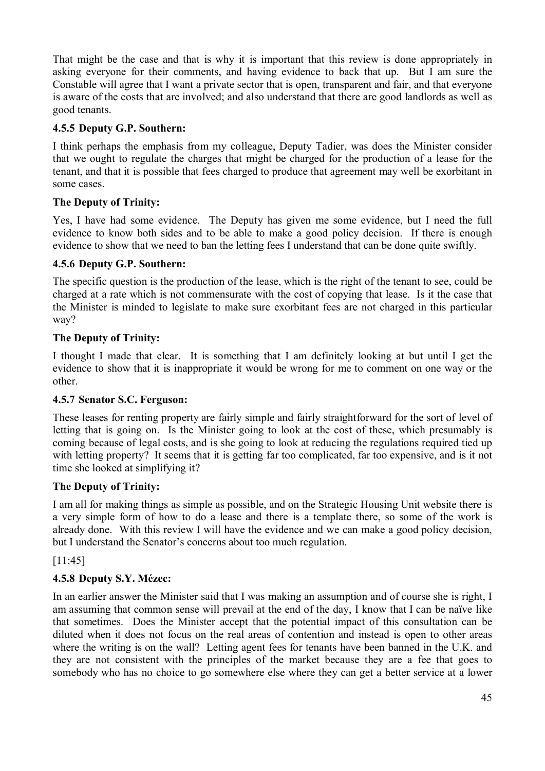That might be the case and that is why it is important that this review is done appropriately in asking everyone for their comments, and having evidence to back that up. But I am sure the Constable will agree that I want a private sector that is open, transparent and fair, and that everyone is aware of the costs that are involved; and also understand that there are good landlords as well as good tenants.

### 4.5.5 Deputy G.P. Southern:

I think perhaps the emphasis from my colleague, Deputy Tadier, was does the Minister consider that we ought to regulate the charges that might be charged for the production of a lease for the tenant, and that it is possible that fees charged to produce that agreement may well be exorbitant in some cases.

### The Deputy of Trinity:

Yes, I have had some evidence. The Deputy has given me some evidence, but I need the full evidence to know both sides and to be able to make a good policy decision. If there is enough evidence to show that we need to ban the letting fees I understand that can be done quite swiftly.

### 4.5.6 Deputy G.P. Southern:

The specific question is the production of the lease, which is the right of the tenant to see, could be charged at a rate which is not commensurate with the cost of copying that lease. Is it the case that the Minister is minded to legislate to make sure exorbitant fees are not charged in this particular way?

### The Deputy of Trinity:

I thought I made that clear. It is something that I am definitely looking at but until I get the evidence to show that it is inappropriate it would be wrong for me to comment on one way or the other.

### 4.5.7 Senator S.C. Ferguson:

These leases for renting property are fairly simple and fairly straightforward for the sort of level of letting that is going on. Is the Minister going to look at the cost of these, which presumably is coming because of legal costs, and is she going to look at reducing the regulations required tied up with letting property? It seems that it is getting far too complicated, far too expensive, and is it not time she looked at simplifying it?

### The Deputy of Trinity:

I am all for making things as simple as possible, and on the Strategic Housing Unit website there is a very simple form of how to do a lease and there is a template there, so some of the work is already done. With this review I will have the evidence and we can make a good policy decision, but I understand the Senator's concerns about too much regulation.

[11:45]

### 4.5.8 Deputy S.Y. Mézec:

In an earlier answer the Minister said that I was making an assumption and of course she is right, I am assuming that common sense will prevail at the end of the day, I know that I can be naïve like that sometimes. Does the Minister accept that the potential impact of this consultation can be diluted when it does not focus on the real areas of contention and instead is open to other areas where the writing is on the wall? Letting agent fees for tenants have been banned in the U.K. and they are not consistent with the principles of the market because they are a fee that goes to somebody who has no choice to go somewhere else where they can get a better service at a lower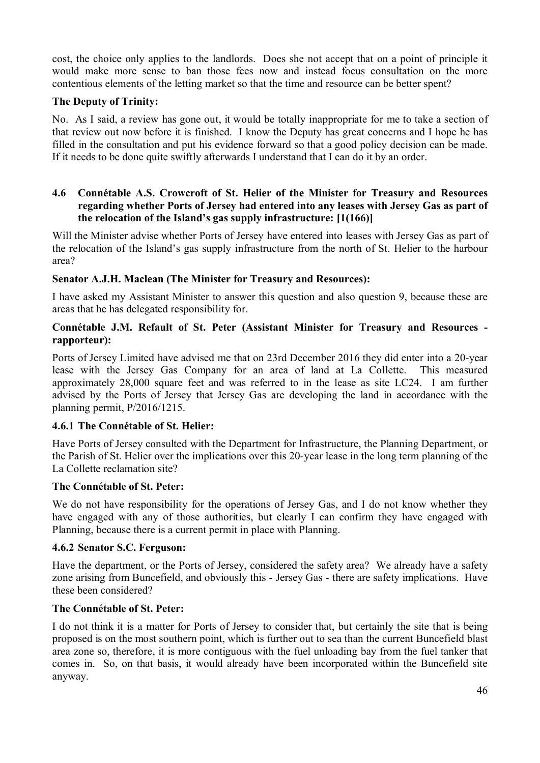cost, the choice only applies to the landlords. Does she not accept that on a point of principle it would make more sense to ban those fees now and instead focus consultation on the more contentious elements of the letting market so that the time and resource can be better spent?

**The Deputy of Trinity:**

No. As I said, a review has gone out, it would be totally inappropriate for me to take a section of that review out now before it is finished. I know the Deputy has great concerns and I hope he has filled in the consultation and put his evidence forward so that a good policy decision can be made. If it needs to be done quite swiftly afterwards I understand that I can do it by an order.

### 4.6 Connétable A.S. Crowcroft of St. Helier of the Minister for Treasury and Resources regarding whether Ports of Jersey had entered into any leases with Jersey Gas as part of the relocation of the Island's gas supply infrastructure: [1(166)]

Will the Minister advise whether Ports of Jersey have entered into leases with Jersey Gas as part of the relocation of the Island's gas supply infrastructure from the north of St. Helier to the harbour area?

**Senator A.J.H. Maclean (The Minister for Treasury and Resources):**

I have asked my Assistant Minister to answer this question and also question 9, because these are areas that he has delegated responsibility for.

**Connétable J.M. Refault of St. Peter (Assistant Minister for Treasury and Resources - rapporteur):**

Ports of Jersey Limited have advised me that on 23rd December 2016 they did enter into a 20-year lease with the Jersey Gas Company for an area of land at La Collette. This measured approximately 28,000 square feet and was referred to in the lease as site LC24. I am further advised by the Ports of Jersey that Jersey Gas are developing the land in accordance with the planning permit, P/2016/1215.

**4.6.1 The Connétable of St. Helier:**

Have Ports of Jersey consulted with the Department for Infrastructure, the Planning Department, or the Parish of St. Helier over the implications over this 20-year lease in the long term planning of the La Collette reclamation site?

**The Connétable of St. Peter:**

We do not have responsibility for the operations of Jersey Gas, and I do not know whether they have engaged with any of those authorities, but clearly I can confirm they have engaged with Planning, because there is a current permit in place with Planning.

**4.6.2 Senator S.C. Ferguson:**

Have the department, or the Ports of Jersey, considered the safety area? We already have a safety zone arising from Buncefield, and obviously this - Jersey Gas - there are safety implications. Have these been considered?

**The Connétable of St. Peter:**

I do not think it is a matter for Ports of Jersey to consider that, but certainly the site that is being proposed is on the most southern point, which is further out to sea than the current Buncefield blast area zone so, therefore, it is more contiguous with the fuel unloading bay from the fuel tanker that comes in. So, on that basis, it would already have been incorporated within the Buncefield site anyway.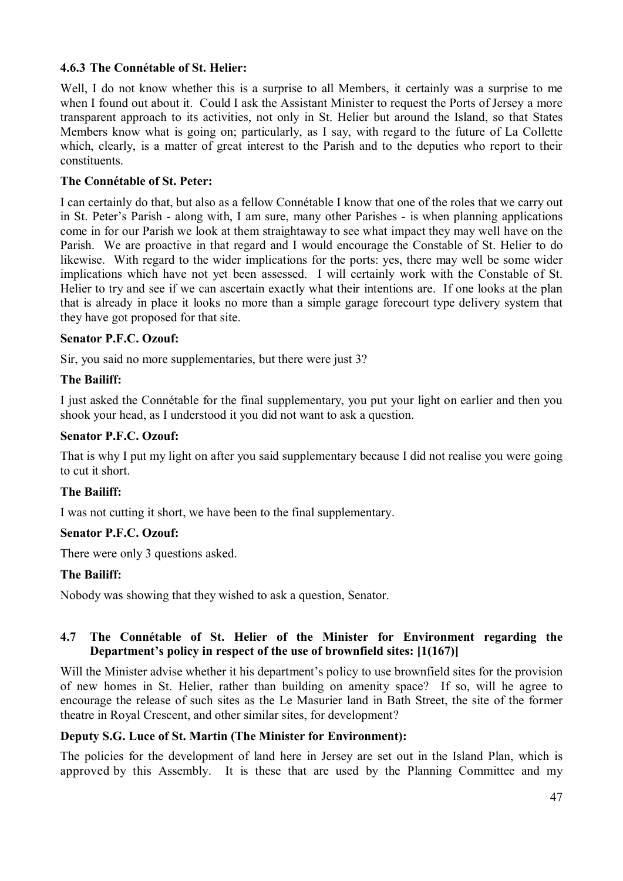### 4.6.3 The Connétable of St. Helier:

Well, I do not know whether this is a surprise to all Members, it certainly was a surprise to me when I found out about it. Could I ask the Assistant Minister to request the Ports of Jersey a more transparent approach to its activities, not only in St. Helier but around the Island, so that States Members know what is going on; particularly, as I say, with regard to the future of La Collette which, clearly, is a matter of great interest to the Parish and to the deputies who report to their constituents.

**The Connétable of St. Peter:**

I can certainly do that, but also as a fellow Connétable I know that one of the roles that we carry out in St. Peter's Parish - along with, I am sure, many other Parishes - is when planning applications come in for our Parish we look at them straightaway to see what impact they may well have on the Parish. We are proactive in that regard and I would encourage the Constable of St. Helier to do likewise. With regard to the wider implications for the ports: yes, there may well be some wider implications which have not yet been assessed. I will certainly work with the Constable of St. Helier to try and see if we can ascertain exactly what their intentions are. If one looks at the plan that is already in place it looks no more than a simple garage forecourt type delivery system that they have got proposed for that site.

**Senator P.F.C. Ozouf:**

Sir, you said no more supplementaries, but there were just 3?

**The Bailiff:**

I just asked the Connétable for the final supplementary, you put your light on earlier and then you shook your head, as I understood it you did not want to ask a question.

**Senator P.F.C. Ozouf:**

That is why I put my light on after you said supplementary because I did not realise you were going to cut it short.

**The Bailiff:**

I was not cutting it short, we have been to the final supplementary.

**Senator P.F.C. Ozouf:**

There were only 3 questions asked.

**The Bailiff:**

Nobody was showing that they wished to ask a question, Senator.

### 4.7 The Connétable of St. Helier of the Minister for Environment regarding the Department's policy in respect of the use of brownfield sites: [1(167)]

Will the Minister advise whether it his department's policy to use brownfield sites for the provision of new homes in St. Helier, rather than building on amenity space? If so, will he agree to encourage the release of such sites as the Le Masurier land in Bath Street, the site of the former theatre in Royal Crescent, and other similar sites, for development?

**Deputy S.G. Luce of St. Martin (The Minister for Environment):**

The policies for the development of land here in Jersey are set out in the Island Plan, which is approved by this Assembly. It is these that are used by the Planning Committee and my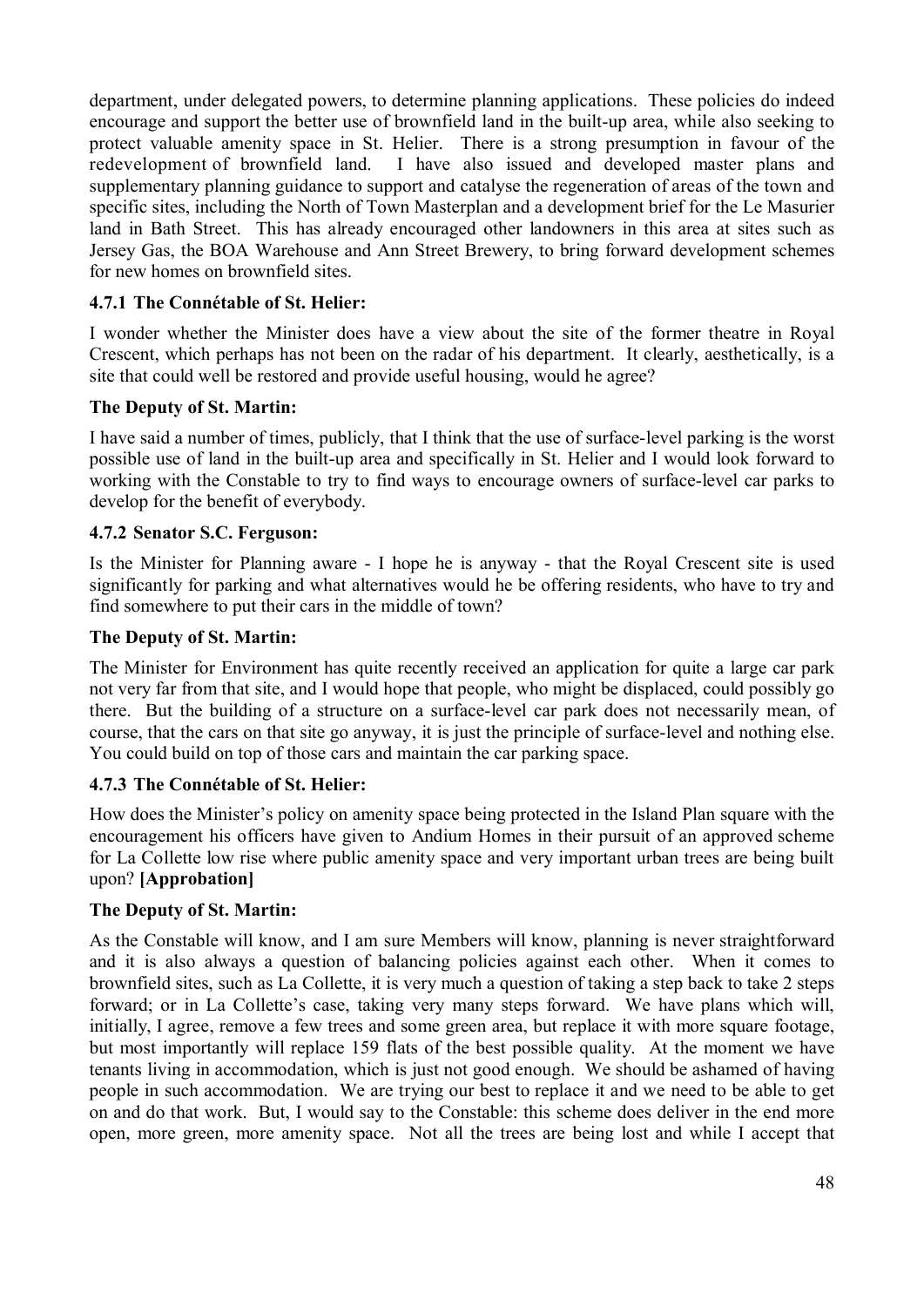department, under delegated powers, to determine planning applications. These policies do indeed encourage and support the better use of brownfield land in the built-up area, while also seeking to protect valuable amenity space in St. Helier. There is a strong presumption in favour of the redevelopment of brownfield land. I have also issued and developed master plans and supplementary planning guidance to support and catalyse the regeneration of areas of the town and specific sites, including the North of Town Masterplan and a development brief for the Le Masurier land in Bath Street. This has already encouraged other landowners in this area at sites such as Jersey Gas, the BOA Warehouse and Ann Street Brewery, to bring forward development schemes for new homes on brownfield sites.

### 4.7.1 The Connétable of St. Helier:

I wonder whether the Minister does have a view about the site of the former theatre in Royal Crescent, which perhaps has not been on the radar of his department. It clearly, aesthetically, is a site that could well be restored and provide useful housing, would he agree?

**The Deputy of St. Martin:**

I have said a number of times, publicly, that I think that the use of surface-level parking is the worst possible use of land in the built-up area and specifically in St. Helier and I would look forward to working with the Constable to try to find ways to encourage owners of surface-level car parks to develop for the benefit of everybody.

### 4.7.2 Senator S.C. Ferguson:

Is the Minister for Planning aware - I hope he is anyway - that the Royal Crescent site is used significantly for parking and what alternatives would he be offering residents, who have to try and find somewhere to put their cars in the middle of town?

**The Deputy of St. Martin:**

The Minister for Environment has quite recently received an application for quite a large car park not very far from that site, and I would hope that people, who might be displaced, could possibly go there. But the building of a structure on a surface-level car park does not necessarily mean, of course, that the cars on that site go anyway, it is just the principle of surface-level and nothing else. You could build on top of those cars and maintain the car parking space.

### 4.7.3 The Connétable of St. Helier:

How does the Minister's policy on amenity space being protected in the Island Plan square with the encouragement his officers have given to Andium Homes in their pursuit of an approved scheme for La Collette low rise where public amenity space and very important urban trees are being built upon? **[Approbation]**

**The Deputy of St. Martin:**

As the Constable will know, and I am sure Members will know, planning is never straightforward and it is also always a question of balancing policies against each other. When it comes to brownfield sites, such as La Collette, it is very much a question of taking a step back to take 2 steps forward; or in La Collette's case, taking very many steps forward. We have plans which will, initially, I agree, remove a few trees and some green area, but replace it with more square footage, but most importantly will replace 159 flats of the best possible quality. At the moment we have tenants living in accommodation, which is just not good enough. We should be ashamed of having people in such accommodation. We are trying our best to replace it and we need to be able to get on and do that work. But, I would say to the Constable: this scheme does deliver in the end more open, more green, more amenity space. Not all the trees are being lost and while I accept that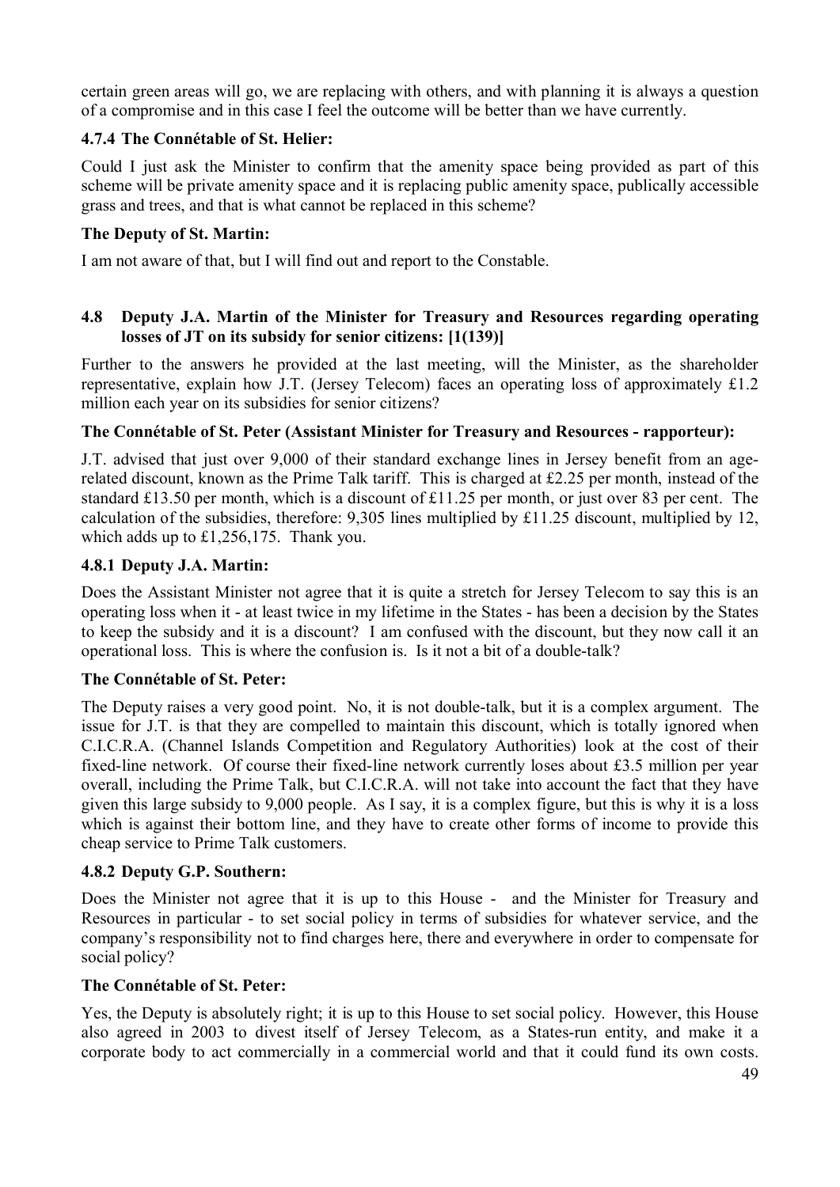certain green areas will go, we are replacing with others, and with planning it is always a question of a compromise and in this case I feel the outcome will be better than we have currently.

### 4.7.4 The Connétable of St. Helier:

Could I just ask the Minister to confirm that the amenity space being provided as part of this scheme will be private amenity space and it is replacing public amenity space, publically accessible grass and trees, and that is what cannot be replaced in this scheme?

**The Deputy of St. Martin:**

I am not aware of that, but I will find out and report to the Constable.

## 4.8 Deputy J.A. Martin of the Minister for Treasury and Resources regarding operating losses of JT on its subsidy for senior citizens: [1(139)]

Further to the answers he provided at the last meeting, will the Minister, as the shareholder representative, explain how J.T. (Jersey Telecom) faces an operating loss of approximately £1.2 million each year on its subsidies for senior citizens?

**The Connétable of St. Peter (Assistant Minister for Treasury and Resources - rapporteur):**

J.T. advised that just over 9,000 of their standard exchange lines in Jersey benefit from an age-related discount, known as the Prime Talk tariff. This is charged at £2.25 per month, instead of the standard £13.50 per month, which is a discount of £11.25 per month, or just over 83 per cent. The calculation of the subsidies, therefore: 9,305 lines multiplied by £11.25 discount, multiplied by 12, which adds up to £1,256,175. Thank you.

### 4.8.1 Deputy J.A. Martin:

Does the Assistant Minister not agree that it is quite a stretch for Jersey Telecom to say this is an operating loss when it - at least twice in my lifetime in the States - has been a decision by the States to keep the subsidy and it is a discount? I am confused with the discount, but they now call it an operational loss. This is where the confusion is. Is it not a bit of a double-talk?

**The Connétable of St. Peter:**

The Deputy raises a very good point. No, it is not double-talk, but it is a complex argument. The issue for J.T. is that they are compelled to maintain this discount, which is totally ignored when C.I.C.R.A. (Channel Islands Competition and Regulatory Authorities) look at the cost of their fixed-line network. Of course their fixed-line network currently loses about £3.5 million per year overall, including the Prime Talk, but C.I.C.R.A. will not take into account the fact that they have given this large subsidy to 9,000 people. As I say, it is a complex figure, but this is why it is a loss which is against their bottom line, and they have to create other forms of income to provide this cheap service to Prime Talk customers.

### 4.8.2 Deputy G.P. Southern:

Does the Minister not agree that it is up to this House - and the Minister for Treasury and Resources in particular - to set social policy in terms of subsidies for whatever service, and the company's responsibility not to find charges here, there and everywhere in order to compensate for social policy?

**The Connétable of St. Peter:**

Yes, the Deputy is absolutely right; it is up to this House to set social policy. However, this House also agreed in 2003 to divest itself of Jersey Telecom, as a States-run entity, and make it a corporate body to act commercially in a commercial world and that it could fund its own costs.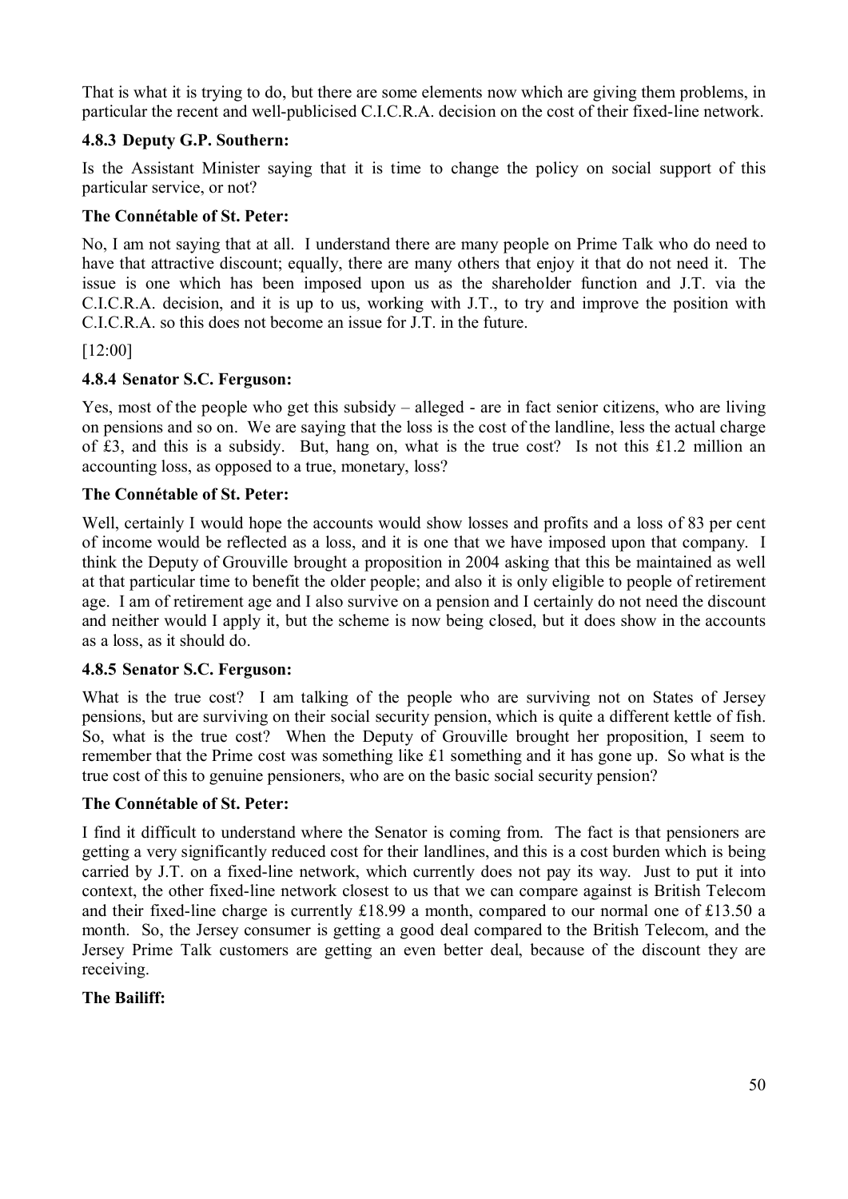That is what it is trying to do, but there are some elements now which are giving them problems, in particular the recent and well-publicised C.I.C.R.A. decision on the cost of their fixed-line network.

### 4.8.3 Deputy G.P. Southern:

Is the Assistant Minister saying that it is time to change the policy on social support of this particular service, or not?

**The Connétable of St. Peter:**

No, I am not saying that at all. I understand there are many people on Prime Talk who do need to have that attractive discount; equally, there are many others that enjoy it that do not need it. The issue is one which has been imposed upon us as the shareholder function and J.T. via the C.I.C.R.A. decision, and it is up to us, working with J.T., to try and improve the position with C.I.C.R.A. so this does not become an issue for J.T. in the future.

[12:00]

### 4.8.4 Senator S.C. Ferguson:

Yes, most of the people who get this subsidy – alleged - are in fact senior citizens, who are living on pensions and so on. We are saying that the loss is the cost of the landline, less the actual charge of £3, and this is a subsidy. But, hang on, what is the true cost? Is not this £1.2 million an accounting loss, as opposed to a true, monetary, loss?

**The Connétable of St. Peter:**

Well, certainly I would hope the accounts would show losses and profits and a loss of 83 per cent of income would be reflected as a loss, and it is one that we have imposed upon that company. I think the Deputy of Grouville brought a proposition in 2004 asking that this be maintained as well at that particular time to benefit the older people; and also it is only eligible to people of retirement age. I am of retirement age and I also survive on a pension and I certainly do not need the discount and neither would I apply it, but the scheme is now being closed, but it does show in the accounts as a loss, as it should do.

### 4.8.5 Senator S.C. Ferguson:

What is the true cost? I am talking of the people who are surviving not on States of Jersey pensions, but are surviving on their social security pension, which is quite a different kettle of fish. So, what is the true cost? When the Deputy of Grouville brought her proposition, I seem to remember that the Prime cost was something like £1 something and it has gone up. So what is the true cost of this to genuine pensioners, who are on the basic social security pension?

**The Connétable of St. Peter:**

I find it difficult to understand where the Senator is coming from. The fact is that pensioners are getting a very significantly reduced cost for their landlines, and this is a cost burden which is being carried by J.T. on a fixed-line network, which currently does not pay its way. Just to put it into context, the other fixed-line network closest to us that we can compare against is British Telecom and their fixed-line charge is currently £18.99 a month, compared to our normal one of £13.50 a month. So, the Jersey consumer is getting a good deal compared to the British Telecom, and the Jersey Prime Talk customers are getting an even better deal, because of the discount they are receiving.

**The Bailiff:**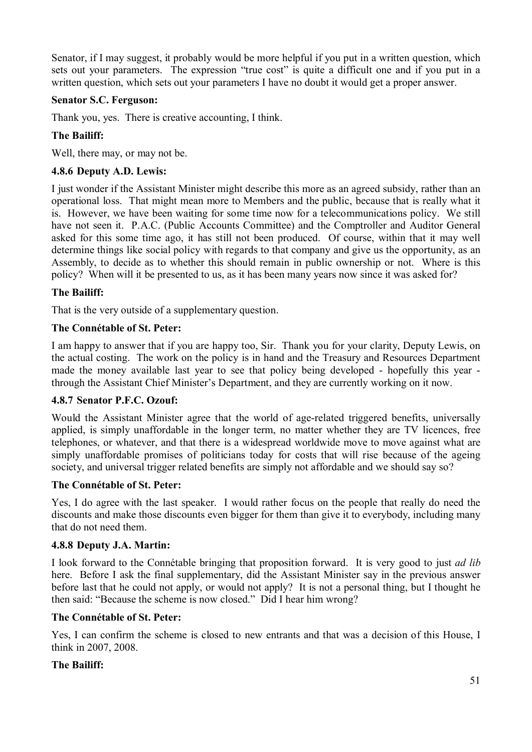Senator, if I may suggest, it probably would be more helpful if you put in a written question, which sets out your parameters. The expression "true cost" is quite a difficult one and if you put in a written question, which sets out your parameters I have no doubt it would get a proper answer.

**Senator S.C. Ferguson:**

Thank you, yes. There is creative accounting, I think.

**The Bailiff:**

Well, there may, or may not be.

**4.8.6 Deputy A.D. Lewis:**

I just wonder if the Assistant Minister might describe this more as an agreed subsidy, rather than an operational loss. That might mean more to Members and the public, because that is really what it is. However, we have been waiting for some time now for a telecommunications policy. We still have not seen it. P.A.C. (Public Accounts Committee) and the Comptroller and Auditor General asked for this some time ago, it has still not been produced. Of course, within that it may well determine things like social policy with regards to that company and give us the opportunity, as an Assembly, to decide as to whether this should remain in public ownership or not. Where is this policy? When will it be presented to us, as it has been many years now since it was asked for?

**The Bailiff:**

That is the very outside of a supplementary question.

**The Connétable of St. Peter:**

I am happy to answer that if you are happy too, Sir. Thank you for your clarity, Deputy Lewis, on the actual costing. The work on the policy is in hand and the Treasury and Resources Department made the money available last year to see that policy being developed - hopefully this year - through the Assistant Chief Minister's Department, and they are currently working on it now.

**4.8.7 Senator P.F.C. Ozouf:**

Would the Assistant Minister agree that the world of age-related triggered benefits, universally applied, is simply unaffordable in the longer term, no matter whether they are TV licences, free telephones, or whatever, and that there is a widespread worldwide move to move against what are simply unaffordable promises of politicians today for costs that will rise because of the ageing society, and universal trigger related benefits are simply not affordable and we should say so?

**The Connétable of St. Peter:**

Yes, I do agree with the last speaker. I would rather focus on the people that really do need the discounts and make those discounts even bigger for them than give it to everybody, including many that do not need them.

**4.8.8 Deputy J.A. Martin:**

I look forward to the Connétable bringing that proposition forward. It is very good to just *ad lib* here. Before I ask the final supplementary, did the Assistant Minister say in the previous answer before last that he could not apply, or would not apply? It is not a personal thing, but I thought he then said: "Because the scheme is now closed." Did I hear him wrong?

**The Connétable of St. Peter:**

Yes, I can confirm the scheme is closed to new entrants and that was a decision of this House, I think in 2007, 2008.

**The Bailiff:**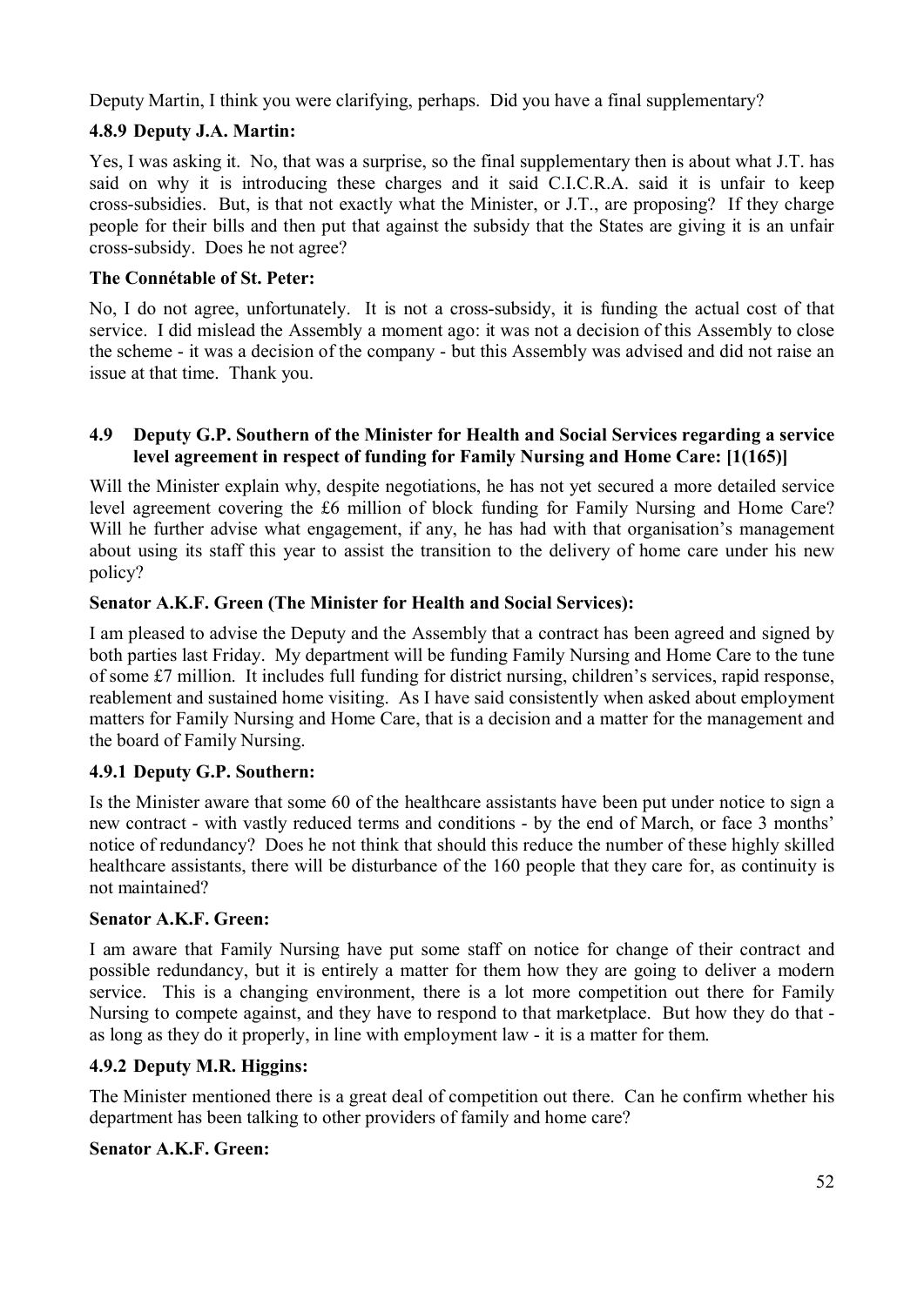Deputy Martin, I think you were clarifying, perhaps. Did you have a final supplementary?

### 4.8.9 Deputy J.A. Martin:

Yes, I was asking it. No, that was a surprise, so the final supplementary then is about what J.T. has said on why it is introducing these charges and it said C.I.C.R.A. said it is unfair to keep cross-subsidies. But, is that not exactly what the Minister, or J.T., are proposing? If they charge people for their bills and then put that against the subsidy that the States are giving it is an unfair cross-subsidy. Does he not agree?

### The Connétable of St. Peter:

No, I do not agree, unfortunately. It is not a cross-subsidy, it is funding the actual cost of that service. I did mislead the Assembly a moment ago: it was not a decision of this Assembly to close the scheme - it was a decision of the company - but this Assembly was advised and did not raise an issue at that time. Thank you.

## 4.9 Deputy G.P. Southern of the Minister for Health and Social Services regarding a service level agreement in respect of funding for Family Nursing and Home Care: [1(165)]

Will the Minister explain why, despite negotiations, he has not yet secured a more detailed service level agreement covering the £6 million of block funding for Family Nursing and Home Care? Will he further advise what engagement, if any, he has had with that organisation's management about using its staff this year to assist the transition to the delivery of home care under his new policy?

### Senator A.K.F. Green (The Minister for Health and Social Services):

I am pleased to advise the Deputy and the Assembly that a contract has been agreed and signed by both parties last Friday. My department will be funding Family Nursing and Home Care to the tune of some £7 million. It includes full funding for district nursing, children's services, rapid response, reablement and sustained home visiting. As I have said consistently when asked about employment matters for Family Nursing and Home Care, that is a decision and a matter for the management and the board of Family Nursing.

### 4.9.1 Deputy G.P. Southern:

Is the Minister aware that some 60 of the healthcare assistants have been put under notice to sign a new contract - with vastly reduced terms and conditions - by the end of March, or face 3 months' notice of redundancy? Does he not think that should this reduce the number of these highly skilled healthcare assistants, there will be disturbance of the 160 people that they care for, as continuity is not maintained?

### Senator A.K.F. Green:

I am aware that Family Nursing have put some staff on notice for change of their contract and possible redundancy, but it is entirely a matter for them how they are going to deliver a modern service. This is a changing environment, there is a lot more competition out there for Family Nursing to compete against, and they have to respond to that marketplace. But how they do that - as long as they do it properly, in line with employment law - it is a matter for them.

### 4.9.2 Deputy M.R. Higgins:

The Minister mentioned there is a great deal of competition out there. Can he confirm whether his department has been talking to other providers of family and home care?

### Senator A.K.F. Green: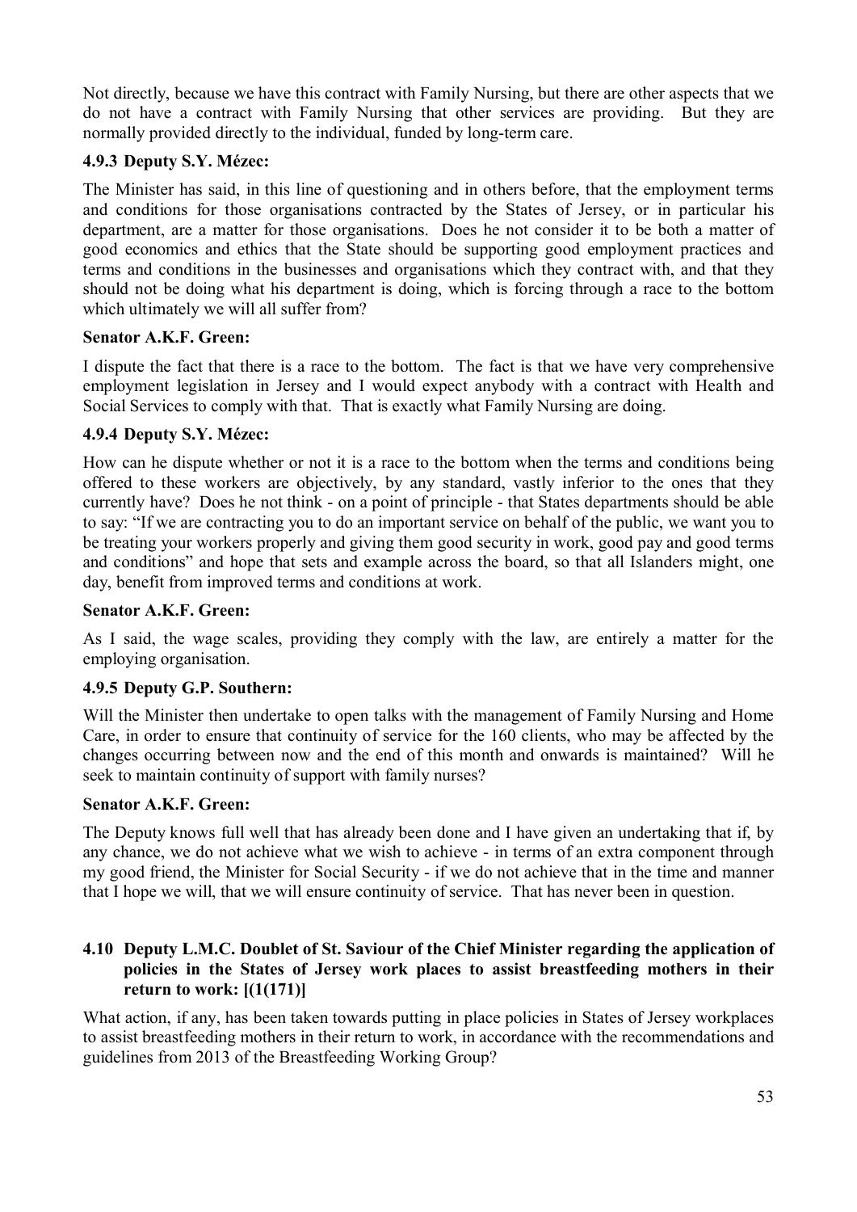Not directly, because we have this contract with Family Nursing, but there are other aspects that we do not have a contract with Family Nursing that other services are providing. But they are normally provided directly to the individual, funded by long-term care.

### 4.9.3 Deputy S.Y. Mézec:

The Minister has said, in this line of questioning and in others before, that the employment terms and conditions for those organisations contracted by the States of Jersey, or in particular his department, are a matter for those organisations. Does he not consider it to be both a matter of good economics and ethics that the State should be supporting good employment practices and terms and conditions in the businesses and organisations which they contract with, and that they should not be doing what his department is doing, which is forcing through a race to the bottom which ultimately we will all suffer from?

**Senator A.K.F. Green:**

I dispute the fact that there is a race to the bottom. The fact is that we have very comprehensive employment legislation in Jersey and I would expect anybody with a contract with Health and Social Services to comply with that. That is exactly what Family Nursing are doing.

### 4.9.4 Deputy S.Y. Mézec:

How can he dispute whether or not it is a race to the bottom when the terms and conditions being offered to these workers are objectively, by any standard, vastly inferior to the ones that they currently have? Does he not think - on a point of principle - that States departments should be able to say: "If we are contracting you to do an important service on behalf of the public, we want you to be treating your workers properly and giving them good security in work, good pay and good terms and conditions" and hope that sets and example across the board, so that all Islanders might, one day, benefit from improved terms and conditions at work.

**Senator A.K.F. Green:**

As I said, the wage scales, providing they comply with the law, are entirely a matter for the employing organisation.

### 4.9.5 Deputy G.P. Southern:

Will the Minister then undertake to open talks with the management of Family Nursing and Home Care, in order to ensure that continuity of service for the 160 clients, who may be affected by the changes occurring between now and the end of this month and onwards is maintained? Will he seek to maintain continuity of support with family nurses?

**Senator A.K.F. Green:**

The Deputy knows full well that has already been done and I have given an undertaking that if, by any chance, we do not achieve what we wish to achieve - in terms of an extra component through my good friend, the Minister for Social Security - if we do not achieve that in the time and manner that I hope we will, that we will ensure continuity of service. That has never been in question.

## 4.10 Deputy L.M.C. Doublet of St. Saviour of the Chief Minister regarding the application of policies in the States of Jersey work places to assist breastfeeding mothers in their return to work: [(1(171)]

What action, if any, has been taken towards putting in place policies in States of Jersey workplaces to assist breastfeeding mothers in their return to work, in accordance with the recommendations and guidelines from 2013 of the Breastfeeding Working Group?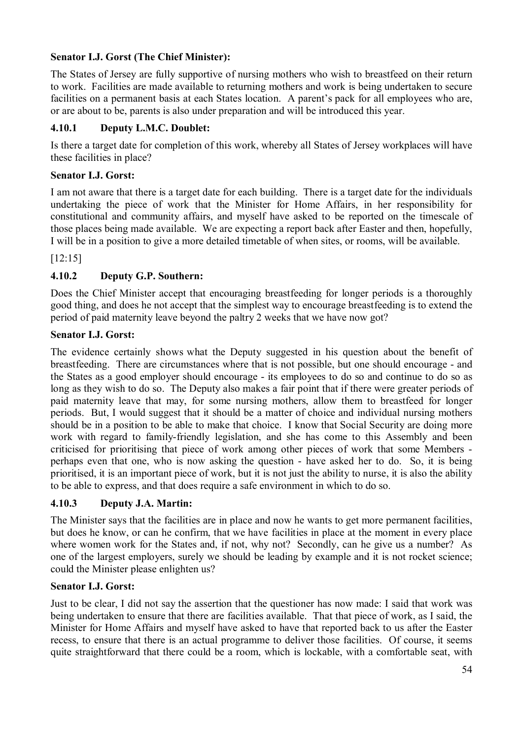**Senator I.J. Gorst (The Chief Minister):**

The States of Jersey are fully supportive of nursing mothers who wish to breastfeed on their return to work. Facilities are made available to returning mothers and work is being undertaken to secure facilities on a permanent basis at each States location. A parent's pack for all employees who are, or are about to be, parents is also under preparation and will be introduced this year.

### 4.10.1 Deputy L.M.C. Doublet:

Is there a target date for completion of this work, whereby all States of Jersey workplaces will have these facilities in place?

**Senator I.J. Gorst:**

I am not aware that there is a target date for each building. There is a target date for the individuals undertaking the piece of work that the Minister for Home Affairs, in her responsibility for constitutional and community affairs, and myself have asked to be reported on the timescale of those places being made available. We are expecting a report back after Easter and then, hopefully, I will be in a position to give a more detailed timetable of when sites, or rooms, will be available.

[12:15]

### 4.10.2 Deputy G.P. Southern:

Does the Chief Minister accept that encouraging breastfeeding for longer periods is a thoroughly good thing, and does he not accept that the simplest way to encourage breastfeeding is to extend the period of paid maternity leave beyond the paltry 2 weeks that we have now got?

**Senator I.J. Gorst:**

The evidence certainly shows what the Deputy suggested in his question about the benefit of breastfeeding. There are circumstances where that is not possible, but one should encourage - and the States as a good employer should encourage - its employees to do so and continue to do so as long as they wish to do so. The Deputy also makes a fair point that if there were greater periods of paid maternity leave that may, for some nursing mothers, allow them to breastfeed for longer periods. But, I would suggest that it should be a matter of choice and individual nursing mothers should be in a position to be able to make that choice. I know that Social Security are doing more work with regard to family-friendly legislation, and she has come to this Assembly and been criticised for prioritising that piece of work among other pieces of work that some Members - perhaps even that one, who is now asking the question - have asked her to do. So, it is being prioritised, it is an important piece of work, but it is not just the ability to nurse, it is also the ability to be able to express, and that does require a safe environment in which to do so.

### 4.10.3 Deputy J.A. Martin:

The Minister says that the facilities are in place and now he wants to get more permanent facilities, but does he know, or can he confirm, that we have facilities in place at the moment in every place where women work for the States and, if not, why not? Secondly, can he give us a number? As one of the largest employers, surely we should be leading by example and it is not rocket science; could the Minister please enlighten us?

**Senator I.J. Gorst:**

Just to be clear, I did not say the assertion that the questioner has now made: I said that work was being undertaken to ensure that there are facilities available. That that piece of work, as I said, the Minister for Home Affairs and myself have asked to have that reported back to us after the Easter recess, to ensure that there is an actual programme to deliver those facilities. Of course, it seems quite straightforward that there could be a room, which is lockable, with a comfortable seat, with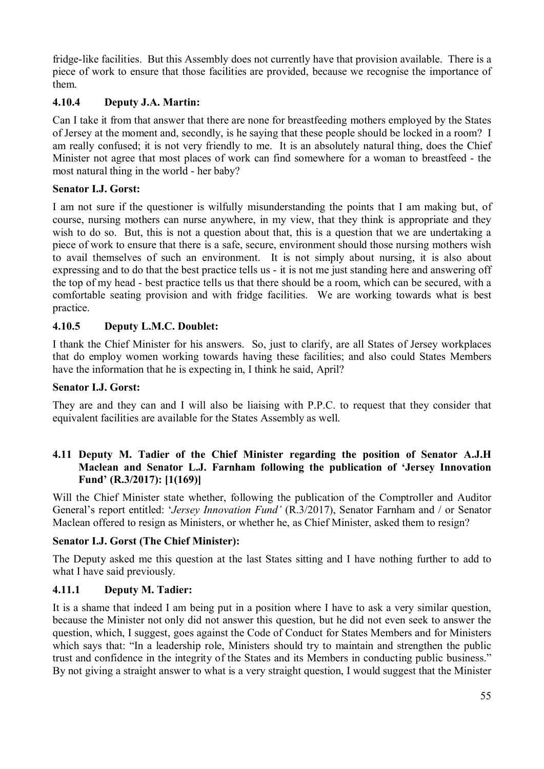fridge-like facilities. But this Assembly does not currently have that provision available. There is a piece of work to ensure that those facilities are provided, because we recognise the importance of them.

### 4.10.4 Deputy J.A. Martin:

Can I take it from that answer that there are none for breastfeeding mothers employed by the States of Jersey at the moment and, secondly, is he saying that these people should be locked in a room? I am really confused; it is not very friendly to me. It is an absolutely natural thing, does the Chief Minister not agree that most places of work can find somewhere for a woman to breastfeed - the most natural thing in the world - her baby?

### Senator I.J. Gorst:

I am not sure if the questioner is wilfully misunderstanding the points that I am making but, of course, nursing mothers can nurse anywhere, in my view, that they think is appropriate and they wish to do so. But, this is not a question about that, this is a question that we are undertaking a piece of work to ensure that there is a safe, secure, environment should those nursing mothers wish to avail themselves of such an environment. It is not simply about nursing, it is also about expressing and to do that the best practice tells us - it is not me just standing here and answering off the top of my head - best practice tells us that there should be a room, which can be secured, with a comfortable seating provision and with fridge facilities. We are working towards what is best practice.

### 4.10.5 Deputy L.M.C. Doublet:

I thank the Chief Minister for his answers. So, just to clarify, are all States of Jersey workplaces that do employ women working towards having these facilities; and also could States Members have the information that he is expecting in, I think he said, April?

### Senator I.J. Gorst:

They are and they can and I will also be liaising with P.P.C. to request that they consider that equivalent facilities are available for the States Assembly as well.

## 4.11 Deputy M. Tadier of the Chief Minister regarding the position of Senator A.J.H Maclean and Senator L.J. Farnham following the publication of 'Jersey Innovation Fund' (R.3/2017): [1(169)]

Will the Chief Minister state whether, following the publication of the Comptroller and Auditor General's report entitled: '*Jersey Innovation Fund'* (R.3/2017), Senator Farnham and / or Senator Maclean offered to resign as Ministers, or whether he, as Chief Minister, asked them to resign?

### Senator I.J. Gorst (The Chief Minister):

The Deputy asked me this question at the last States sitting and I have nothing further to add to what I have said previously.

### 4.11.1 Deputy M. Tadier:

It is a shame that indeed I am being put in a position where I have to ask a very similar question, because the Minister not only did not answer this question, but he did not even seek to answer the question, which, I suggest, goes against the Code of Conduct for States Members and for Ministers which says that: "In a leadership role, Ministers should try to maintain and strengthen the public trust and confidence in the integrity of the States and its Members in conducting public business." By not giving a straight answer to what is a very straight question, I would suggest that the Minister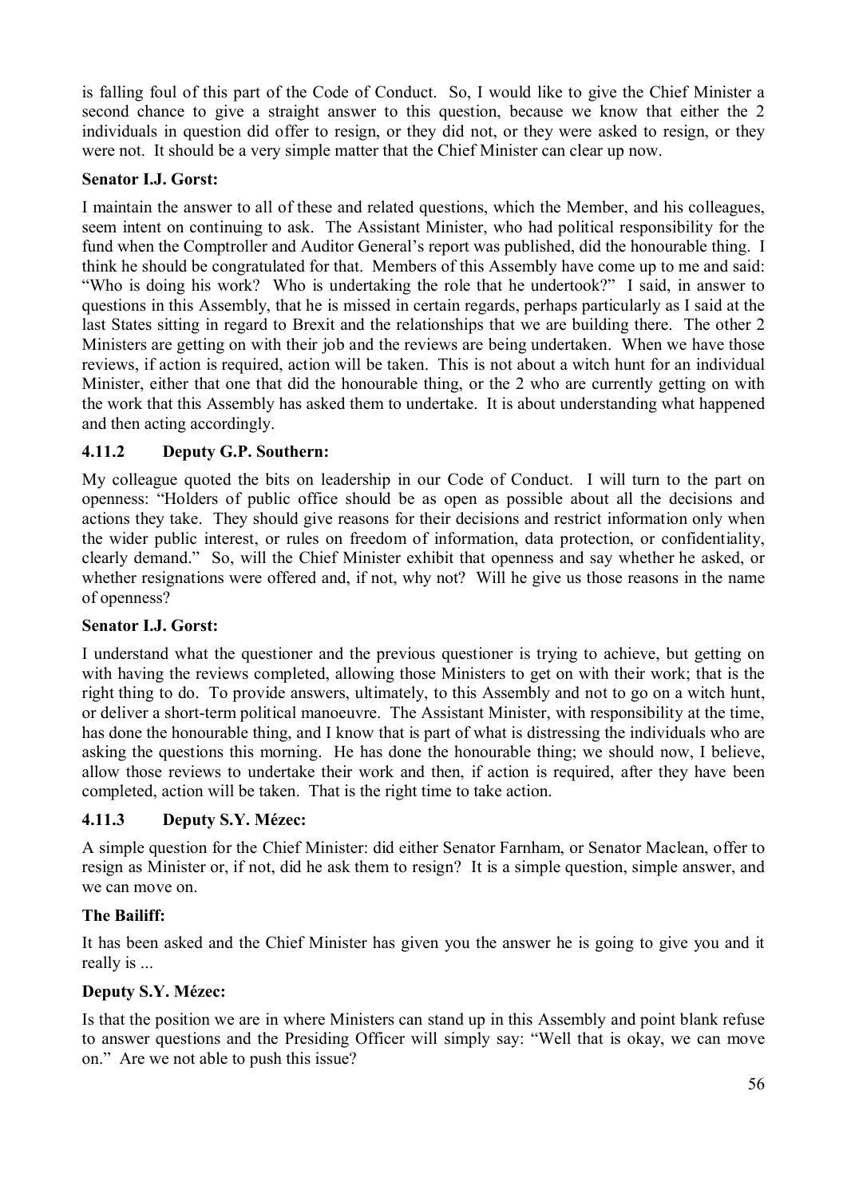is falling foul of this part of the Code of Conduct. So, I would like to give the Chief Minister a second chance to give a straight answer to this question, because we know that either the 2 individuals in question did offer to resign, or they did not, or they were asked to resign, or they were not. It should be a very simple matter that the Chief Minister can clear up now.

**Senator I.J. Gorst:**

I maintain the answer to all of these and related questions, which the Member, and his colleagues, seem intent on continuing to ask. The Assistant Minister, who had political responsibility for the fund when the Comptroller and Auditor General's report was published, did the honourable thing. I think he should be congratulated for that. Members of this Assembly have come up to me and said: "Who is doing his work? Who is undertaking the role that he undertook?" I said, in answer to questions in this Assembly, that he is missed in certain regards, perhaps particularly as I said at the last States sitting in regard to Brexit and the relationships that we are building there. The other 2 Ministers are getting on with their job and the reviews are being undertaken. When we have those reviews, if action is required, action will be taken. This is not about a witch hunt for an individual Minister, either that one that did the honourable thing, or the 2 who are currently getting on with the work that this Assembly has asked them to undertake. It is about understanding what happened and then acting accordingly.

### 4.11.2 Deputy G.P. Southern:

My colleague quoted the bits on leadership in our Code of Conduct. I will turn to the part on openness: "Holders of public office should be as open as possible about all the decisions and actions they take. They should give reasons for their decisions and restrict information only when the wider public interest, or rules on freedom of information, data protection, or confidentiality, clearly demand." So, will the Chief Minister exhibit that openness and say whether he asked, or whether resignations were offered and, if not, why not? Will he give us those reasons in the name of openness?

**Senator I.J. Gorst:**

I understand what the questioner and the previous questioner is trying to achieve, but getting on with having the reviews completed, allowing those Ministers to get on with their work; that is the right thing to do. To provide answers, ultimately, to this Assembly and not to go on a witch hunt, or deliver a short-term political manoeuvre. The Assistant Minister, with responsibility at the time, has done the honourable thing, and I know that is part of what is distressing the individuals who are asking the questions this morning. He has done the honourable thing; we should now, I believe, allow those reviews to undertake their work and then, if action is required, after they have been completed, action will be taken. That is the right time to take action.

### 4.11.3 Deputy S.Y. Mézec:

A simple question for the Chief Minister: did either Senator Farnham, or Senator Maclean, offer to resign as Minister or, if not, did he ask them to resign? It is a simple question, simple answer, and we can move on.

**The Bailiff:**

It has been asked and the Chief Minister has given you the answer he is going to give you and it really is ...

**Deputy S.Y. Mézec:**

Is that the position we are in where Ministers can stand up in this Assembly and point blank refuse to answer questions and the Presiding Officer will simply say: "Well that is okay, we can move on." Are we not able to push this issue?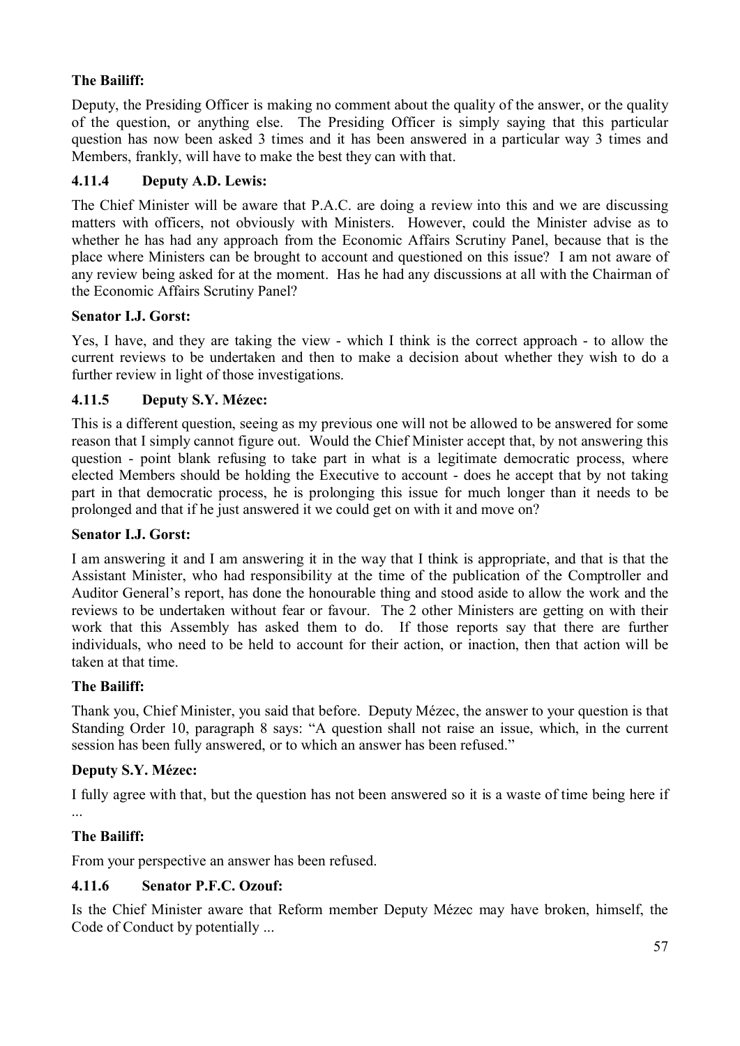**The Bailiff:**

Deputy, the Presiding Officer is making no comment about the quality of the answer, or the quality of the question, or anything else. The Presiding Officer is simply saying that this particular question has now been asked 3 times and it has been answered in a particular way 3 times and Members, frankly, will have to make the best they can with that.

### 4.11.4 Deputy A.D. Lewis:

The Chief Minister will be aware that P.A.C. are doing a review into this and we are discussing matters with officers, not obviously with Ministers. However, could the Minister advise as to whether he has had any approach from the Economic Affairs Scrutiny Panel, because that is the place where Ministers can be brought to account and questioned on this issue? I am not aware of any review being asked for at the moment. Has he had any discussions at all with the Chairman of the Economic Affairs Scrutiny Panel?

**Senator I.J. Gorst:**

Yes, I have, and they are taking the view - which I think is the correct approach - to allow the current reviews to be undertaken and then to make a decision about whether they wish to do a further review in light of those investigations.

### 4.11.5 Deputy S.Y. Mézec:

This is a different question, seeing as my previous one will not be allowed to be answered for some reason that I simply cannot figure out. Would the Chief Minister accept that, by not answering this question - point blank refusing to take part in what is a legitimate democratic process, where elected Members should be holding the Executive to account - does he accept that by not taking part in that democratic process, he is prolonging this issue for much longer than it needs to be prolonged and that if he just answered it we could get on with it and move on?

**Senator I.J. Gorst:**

I am answering it and I am answering it in the way that I think is appropriate, and that is that the Assistant Minister, who had responsibility at the time of the publication of the Comptroller and Auditor General's report, has done the honourable thing and stood aside to allow the work and the reviews to be undertaken without fear or favour. The 2 other Ministers are getting on with their work that this Assembly has asked them to do. If those reports say that there are further individuals, who need to be held to account for their action, or inaction, then that action will be taken at that time.

**The Bailiff:**

Thank you, Chief Minister, you said that before. Deputy Mézec, the answer to your question is that Standing Order 10, paragraph 8 says: "A question shall not raise an issue, which, in the current session has been fully answered, or to which an answer has been refused."

**Deputy S.Y. Mézec:**

I fully agree with that, but the question has not been answered so it is a waste of time being here if ...

**The Bailiff:**

From your perspective an answer has been refused.

### 4.11.6 Senator P.F.C. Ozouf:

Is the Chief Minister aware that Reform member Deputy Mézec may have broken, himself, the Code of Conduct by potentially ...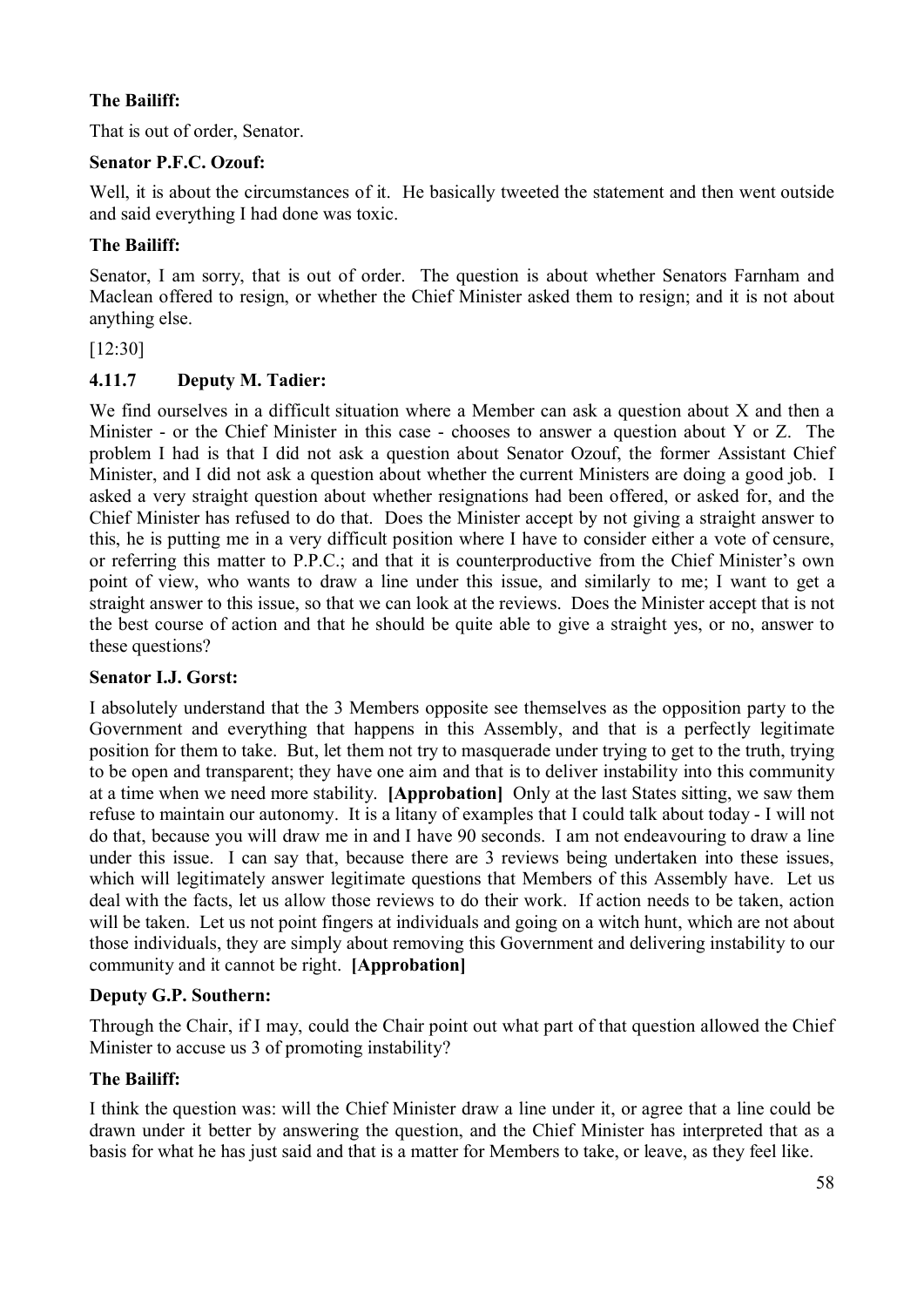**The Bailiff:**

That is out of order, Senator.

**Senator P.F.C. Ozouf:**

Well, it is about the circumstances of it. He basically tweeted the statement and then went outside and said everything I had done was toxic.

**The Bailiff:**

Senator, I am sorry, that is out of order. The question is about whether Senators Farnham and Maclean offered to resign, or whether the Chief Minister asked them to resign; and it is not about anything else.

[12:30]

### 4.11.7 Deputy M. Tadier:

We find ourselves in a difficult situation where a Member can ask a question about X and then a Minister - or the Chief Minister in this case - chooses to answer a question about Y or Z. The problem I had is that I did not ask a question about Senator Ozouf, the former Assistant Chief Minister, and I did not ask a question about whether the current Ministers are doing a good job. I asked a very straight question about whether resignations had been offered, or asked for, and the Chief Minister has refused to do that. Does the Minister accept by not giving a straight answer to this, he is putting me in a very difficult position where I have to consider either a vote of censure, or referring this matter to P.P.C.; and that it is counterproductive from the Chief Minister's own point of view, who wants to draw a line under this issue, and similarly to me; I want to get a straight answer to this issue, so that we can look at the reviews. Does the Minister accept that is not the best course of action and that he should be quite able to give a straight yes, or no, answer to these questions?

**Senator I.J. Gorst:**

I absolutely understand that the 3 Members opposite see themselves as the opposition party to the Government and everything that happens in this Assembly, and that is a perfectly legitimate position for them to take. But, let them not try to masquerade under trying to get to the truth, trying to be open and transparent; they have one aim and that is to deliver instability into this community at a time when we need more stability. **[Approbation]** Only at the last States sitting, we saw them refuse to maintain our autonomy. It is a litany of examples that I could talk about today - I will not do that, because you will draw me in and I have 90 seconds. I am not endeavouring to draw a line under this issue. I can say that, because there are 3 reviews being undertaken into these issues, which will legitimately answer legitimate questions that Members of this Assembly have. Let us deal with the facts, let us allow those reviews to do their work. If action needs to be taken, action will be taken. Let us not point fingers at individuals and going on a witch hunt, which are not about those individuals, they are simply about removing this Government and delivering instability to our community and it cannot be right. **[Approbation]**

**Deputy G.P. Southern:**

Through the Chair, if I may, could the Chair point out what part of that question allowed the Chief Minister to accuse us 3 of promoting instability?

**The Bailiff:**

I think the question was: will the Chief Minister draw a line under it, or agree that a line could be drawn under it better by answering the question, and the Chief Minister has interpreted that as a basis for what he has just said and that is a matter for Members to take, or leave, as they feel like.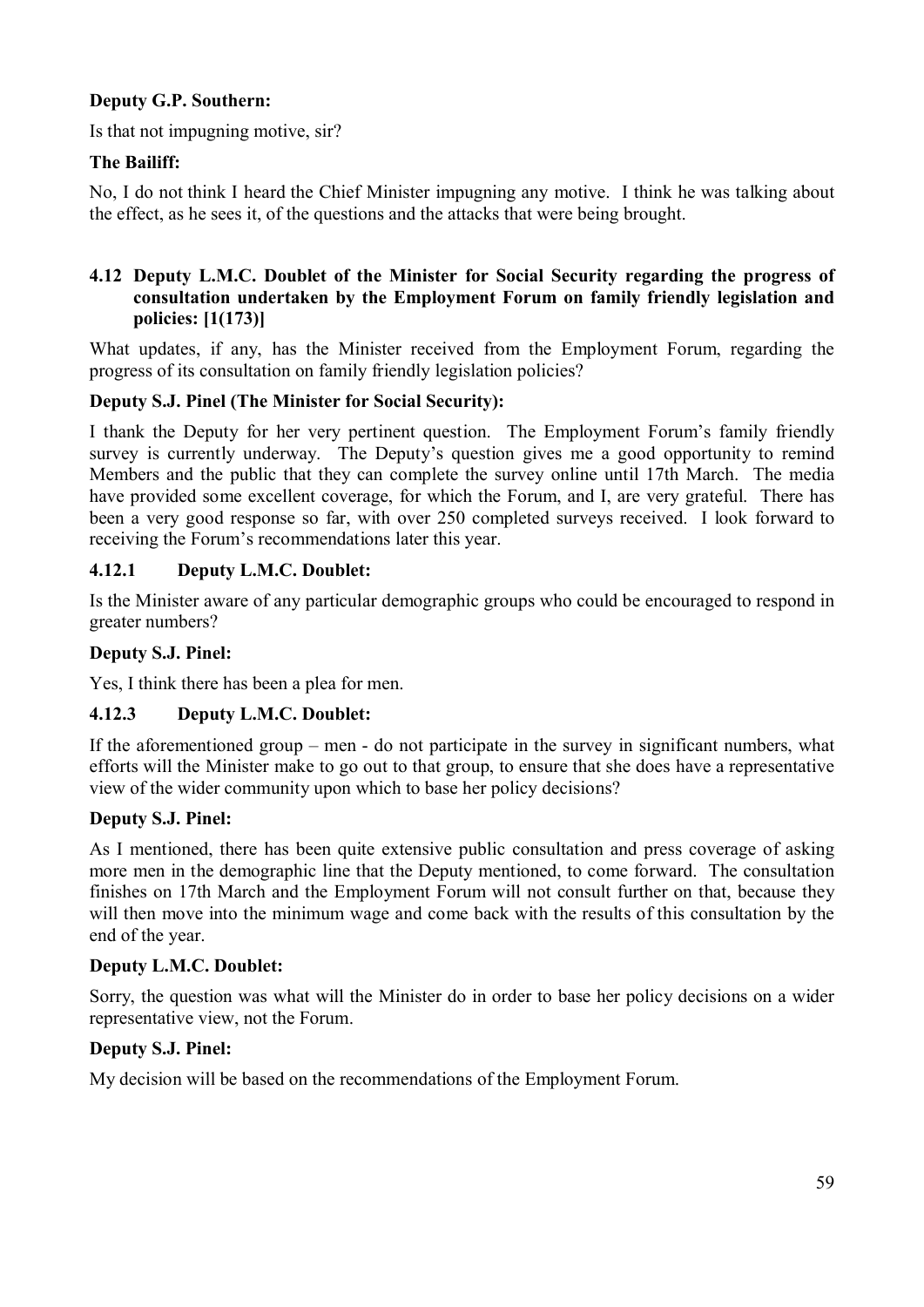**Deputy G.P. Southern:**

Is that not impugning motive, sir?

**The Bailiff:**

No, I do not think I heard the Chief Minister impugning any motive. I think he was talking about the effect, as he sees it, of the questions and the attacks that were being brought.

### 4.12 Deputy L.M.C. Doublet of the Minister for Social Security regarding the progress of consultation undertaken by the Employment Forum on family friendly legislation and policies: [1(173)]

What updates, if any, has the Minister received from the Employment Forum, regarding the progress of its consultation on family friendly legislation policies?

**Deputy S.J. Pinel (The Minister for Social Security):**

I thank the Deputy for her very pertinent question. The Employment Forum's family friendly survey is currently underway. The Deputy's question gives me a good opportunity to remind Members and the public that they can complete the survey online until 17th March. The media have provided some excellent coverage, for which the Forum, and I, are very grateful. There has been a very good response so far, with over 250 completed surveys received. I look forward to receiving the Forum's recommendations later this year.

### 4.12.1 Deputy L.M.C. Doublet:

Is the Minister aware of any particular demographic groups who could be encouraged to respond in greater numbers?

**Deputy S.J. Pinel:**

Yes, I think there has been a plea for men.

### 4.12.3 Deputy L.M.C. Doublet:

If the aforementioned group – men - do not participate in the survey in significant numbers, what efforts will the Minister make to go out to that group, to ensure that she does have a representative view of the wider community upon which to base her policy decisions?

**Deputy S.J. Pinel:**

As I mentioned, there has been quite extensive public consultation and press coverage of asking more men in the demographic line that the Deputy mentioned, to come forward. The consultation finishes on 17th March and the Employment Forum will not consult further on that, because they will then move into the minimum wage and come back with the results of this consultation by the end of the year.

**Deputy L.M.C. Doublet:**

Sorry, the question was what will the Minister do in order to base her policy decisions on a wider representative view, not the Forum.

**Deputy S.J. Pinel:**

My decision will be based on the recommendations of the Employment Forum.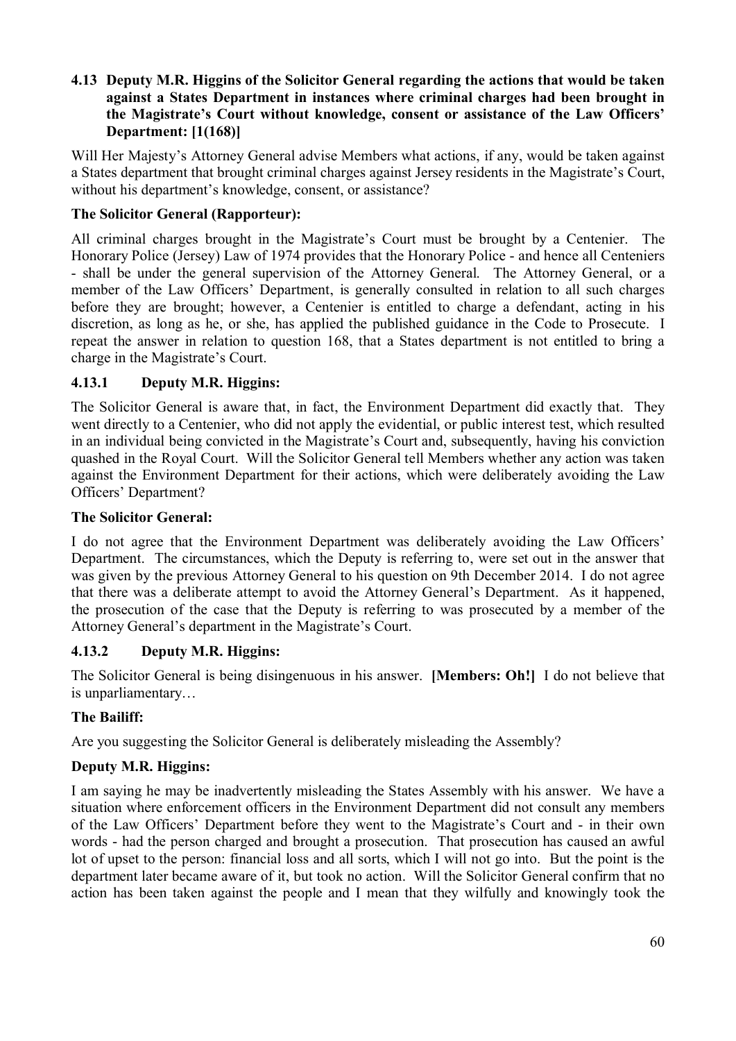### 4.13 Deputy M.R. Higgins of the Solicitor General regarding the actions that would be taken against a States Department in instances where criminal charges had been brought in the Magistrate's Court without knowledge, consent or assistance of the Law Officers' Department: [1(168)]

Will Her Majesty's Attorney General advise Members what actions, if any, would be taken against a States department that brought criminal charges against Jersey residents in the Magistrate's Court, without his department's knowledge, consent, or assistance?

**The Solicitor General (Rapporteur):**

All criminal charges brought in the Magistrate's Court must be brought by a Centenier. The Honorary Police (Jersey) Law of 1974 provides that the Honorary Police - and hence all Centeniers - shall be under the general supervision of the Attorney General. The Attorney General, or a member of the Law Officers' Department, is generally consulted in relation to all such charges before they are brought; however, a Centenier is entitled to charge a defendant, acting in his discretion, as long as he, or she, has applied the published guidance in the Code to Prosecute. I repeat the answer in relation to question 168, that a States department is not entitled to bring a charge in the Magistrate's Court.

#### 4.13.1 Deputy M.R. Higgins:

The Solicitor General is aware that, in fact, the Environment Department did exactly that. They went directly to a Centenier, who did not apply the evidential, or public interest test, which resulted in an individual being convicted in the Magistrate's Court and, subsequently, having his conviction quashed in the Royal Court. Will the Solicitor General tell Members whether any action was taken against the Environment Department for their actions, which were deliberately avoiding the Law Officers' Department?

**The Solicitor General:**

I do not agree that the Environment Department was deliberately avoiding the Law Officers' Department. The circumstances, which the Deputy is referring to, were set out in the answer that was given by the previous Attorney General to his question on 9th December 2014. I do not agree that there was a deliberate attempt to avoid the Attorney General's Department. As it happened, the prosecution of the case that the Deputy is referring to was prosecuted by a member of the Attorney General's department in the Magistrate's Court.

#### 4.13.2 Deputy M.R. Higgins:

The Solicitor General is being disingenuous in his answer. **[Members: Oh!]** I do not believe that is unparliamentary…

**The Bailiff:**

Are you suggesting the Solicitor General is deliberately misleading the Assembly?

**Deputy M.R. Higgins:**

I am saying he may be inadvertently misleading the States Assembly with his answer. We have a situation where enforcement officers in the Environment Department did not consult any members of the Law Officers' Department before they went to the Magistrate's Court and - in their own words - had the person charged and brought a prosecution. That prosecution has caused an awful lot of upset to the person: financial loss and all sorts, which I will not go into. But the point is the department later became aware of it, but took no action. Will the Solicitor General confirm that no action has been taken against the people and I mean that they wilfully and knowingly took the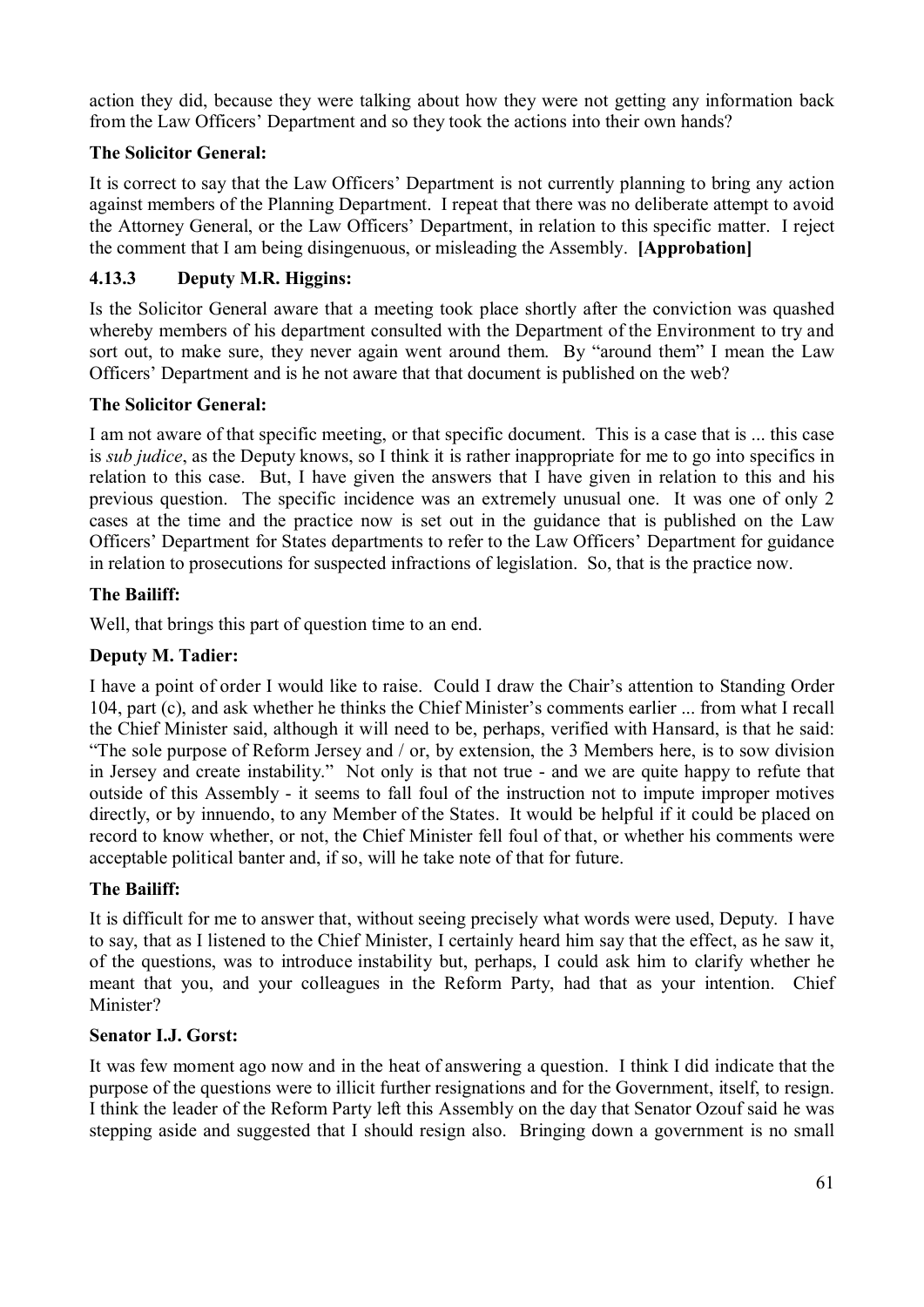action they did, because they were talking about how they were not getting any information back from the Law Officers' Department and so they took the actions into their own hands?

**The Solicitor General:**

It is correct to say that the Law Officers' Department is not currently planning to bring any action against members of the Planning Department. I repeat that there was no deliberate attempt to avoid the Attorney General, or the Law Officers' Department, in relation to this specific matter. I reject the comment that I am being disingenuous, or misleading the Assembly. **[Approbation]**

### 4.13.3 Deputy M.R. Higgins:

Is the Solicitor General aware that a meeting took place shortly after the conviction was quashed whereby members of his department consulted with the Department of the Environment to try and sort out, to make sure, they never again went around them. By "around them" I mean the Law Officers' Department and is he not aware that that document is published on the web?

**The Solicitor General:**

I am not aware of that specific meeting, or that specific document. This is a case that is ... this case is *sub judice*, as the Deputy knows, so I think it is rather inappropriate for me to go into specifics in relation to this case. But, I have given the answers that I have given in relation to this and his previous question. The specific incidence was an extremely unusual one. It was one of only 2 cases at the time and the practice now is set out in the guidance that is published on the Law Officers' Department for States departments to refer to the Law Officers' Department for guidance in relation to prosecutions for suspected infractions of legislation. So, that is the practice now.

**The Bailiff:**

Well, that brings this part of question time to an end.

**Deputy M. Tadier:**

I have a point of order I would like to raise. Could I draw the Chair's attention to Standing Order 104, part (c), and ask whether he thinks the Chief Minister's comments earlier ... from what I recall the Chief Minister said, although it will need to be, perhaps, verified with Hansard, is that he said: "The sole purpose of Reform Jersey and / or, by extension, the 3 Members here, is to sow division in Jersey and create instability." Not only is that not true - and we are quite happy to refute that outside of this Assembly - it seems to fall foul of the instruction not to impute improper motives directly, or by innuendo, to any Member of the States. It would be helpful if it could be placed on record to know whether, or not, the Chief Minister fell foul of that, or whether his comments were acceptable political banter and, if so, will he take note of that for future.

**The Bailiff:**

It is difficult for me to answer that, without seeing precisely what words were used, Deputy. I have to say, that as I listened to the Chief Minister, I certainly heard him say that the effect, as he saw it, of the questions, was to introduce instability but, perhaps, I could ask him to clarify whether he meant that you, and your colleagues in the Reform Party, had that as your intention. Chief Minister?

**Senator I.J. Gorst:**

It was few moment ago now and in the heat of answering a question. I think I did indicate that the purpose of the questions were to illicit further resignations and for the Government, itself, to resign. I think the leader of the Reform Party left this Assembly on the day that Senator Ozouf said he was stepping aside and suggested that I should resign also. Bringing down a government is no small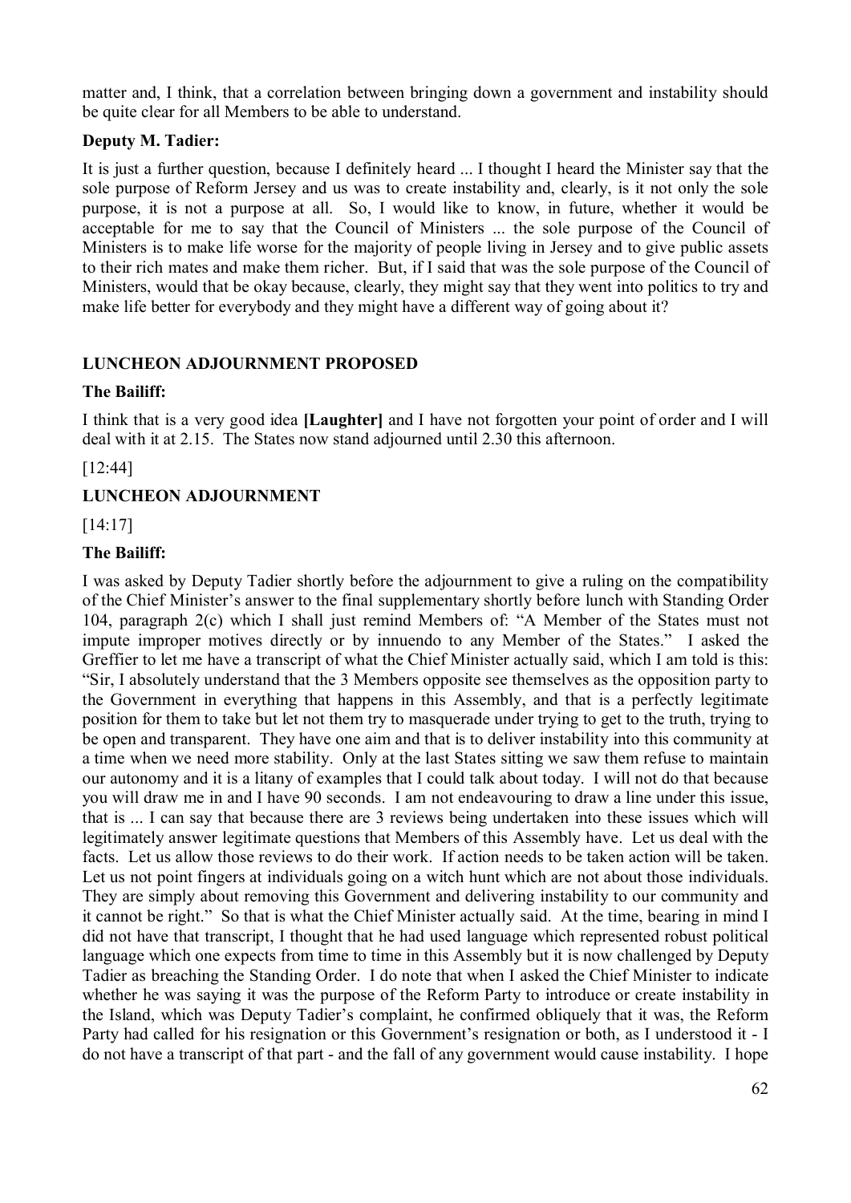matter and, I think, that a correlation between bringing down a government and instability should be quite clear for all Members to be able to understand.

**Deputy M. Tadier:**

It is just a further question, because I definitely heard ... I thought I heard the Minister say that the sole purpose of Reform Jersey and us was to create instability and, clearly, is it not only the sole purpose, it is not a purpose at all. So, I would like to know, in future, whether it would be acceptable for me to say that the Council of Ministers ... the sole purpose of the Council of Ministers is to make life worse for the majority of people living in Jersey and to give public assets to their rich mates and make them richer. But, if I said that was the sole purpose of the Council of Ministers, would that be okay because, clearly, they might say that they went into politics to try and make life better for everybody and they might have a different way of going about it?

## LUNCHEON ADJOURNMENT PROPOSED

**The Bailiff:**

I think that is a very good idea **[Laughter]** and I have not forgotten your point of order and I will deal with it at 2.15. The States now stand adjourned until 2.30 this afternoon.

[12:44]

## LUNCHEON ADJOURNMENT

[14:17]

**The Bailiff:**

I was asked by Deputy Tadier shortly before the adjournment to give a ruling on the compatibility of the Chief Minister's answer to the final supplementary shortly before lunch with Standing Order 104, paragraph 2(c) which I shall just remind Members of: "A Member of the States must not impute improper motives directly or by innuendo to any Member of the States." I asked the Greffier to let me have a transcript of what the Chief Minister actually said, which I am told is this: "Sir, I absolutely understand that the 3 Members opposite see themselves as the opposition party to the Government in everything that happens in this Assembly, and that is a perfectly legitimate position for them to take but let not them try to masquerade under trying to get to the truth, trying to be open and transparent. They have one aim and that is to deliver instability into this community at a time when we need more stability. Only at the last States sitting we saw them refuse to maintain our autonomy and it is a litany of examples that I could talk about today. I will not do that because you will draw me in and I have 90 seconds. I am not endeavouring to draw a line under this issue, that is ... I can say that because there are 3 reviews being undertaken into these issues which will legitimately answer legitimate questions that Members of this Assembly have. Let us deal with the facts. Let us allow those reviews to do their work. If action needs to be taken action will be taken. Let us not point fingers at individuals going on a witch hunt which are not about those individuals. They are simply about removing this Government and delivering instability to our community and it cannot be right." So that is what the Chief Minister actually said. At the time, bearing in mind I did not have that transcript, I thought that he had used language which represented robust political language which one expects from time to time in this Assembly but it is now challenged by Deputy Tadier as breaching the Standing Order. I do note that when I asked the Chief Minister to indicate whether he was saying it was the purpose of the Reform Party to introduce or create instability in the Island, which was Deputy Tadier's complaint, he confirmed obliquely that it was, the Reform Party had called for his resignation or this Government's resignation or both, as I understood it - I do not have a transcript of that part - and the fall of any government would cause instability. I hope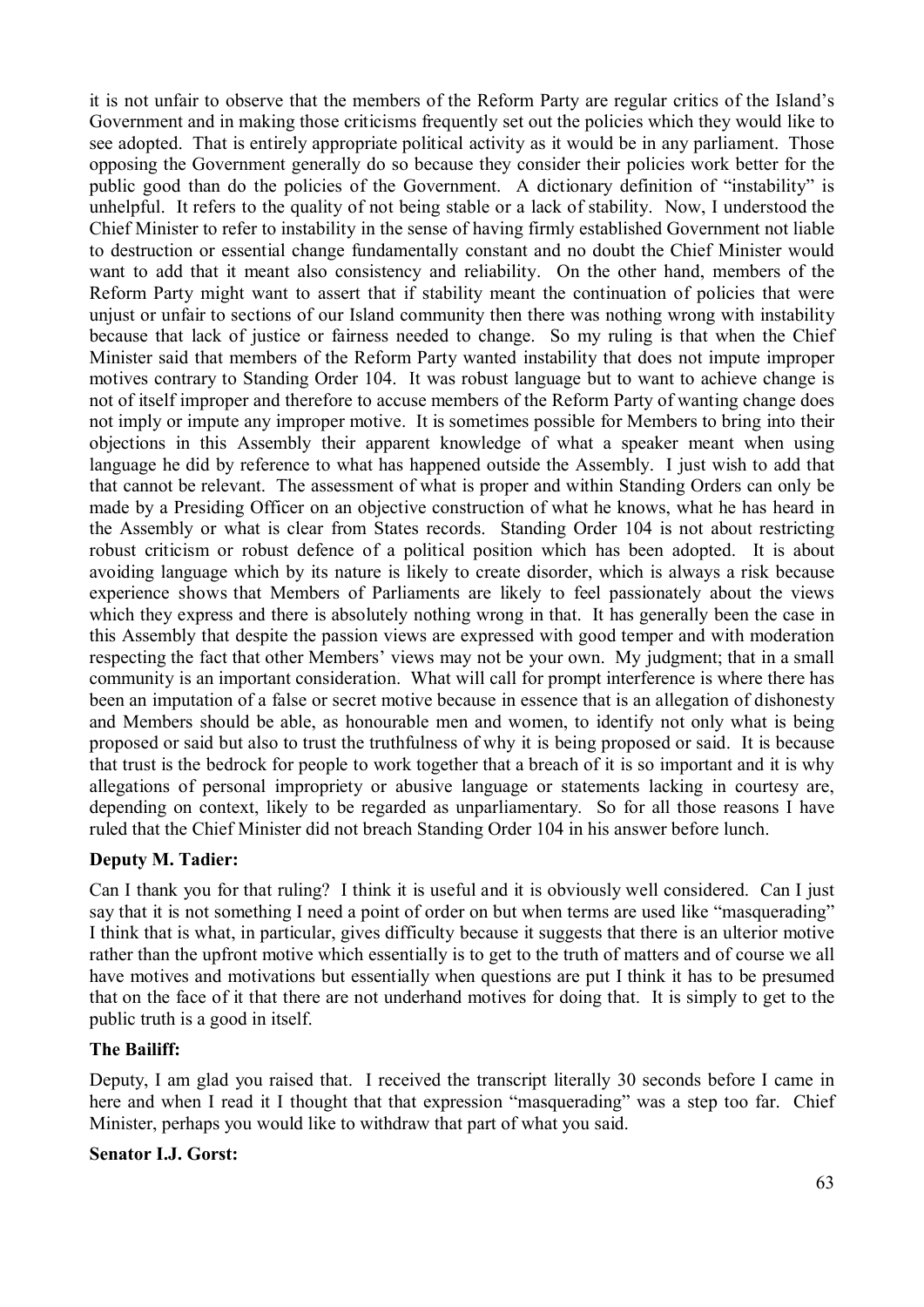it is not unfair to observe that the members of the Reform Party are regular critics of the Island's Government and in making those criticisms frequently set out the policies which they would like to see adopted. That is entirely appropriate political activity as it would be in any parliament. Those opposing the Government generally do so because they consider their policies work better for the public good than do the policies of the Government. A dictionary definition of "instability" is unhelpful. It refers to the quality of not being stable or a lack of stability. Now, I understood the Chief Minister to refer to instability in the sense of having firmly established Government not liable to destruction or essential change fundamentally constant and no doubt the Chief Minister would want to add that it meant also consistency and reliability. On the other hand, members of the Reform Party might want to assert that if stability meant the continuation of policies that were unjust or unfair to sections of our Island community then there was nothing wrong with instability because that lack of justice or fairness needed to change. So my ruling is that when the Chief Minister said that members of the Reform Party wanted instability that does not impute improper motives contrary to Standing Order 104. It was robust language but to want to achieve change is not of itself improper and therefore to accuse members of the Reform Party of wanting change does not imply or impute any improper motive. It is sometimes possible for Members to bring into their objections in this Assembly their apparent knowledge of what a speaker meant when using language he did by reference to what has happened outside the Assembly. I just wish to add that that cannot be relevant. The assessment of what is proper and within Standing Orders can only be made by a Presiding Officer on an objective construction of what he knows, what he has heard in the Assembly or what is clear from States records. Standing Order 104 is not about restricting robust criticism or robust defence of a political position which has been adopted. It is about avoiding language which by its nature is likely to create disorder, which is always a risk because experience shows that Members of Parliaments are likely to feel passionately about the views which they express and there is absolutely nothing wrong in that. It has generally been the case in this Assembly that despite the passion views are expressed with good temper and with moderation respecting the fact that other Members' views may not be your own. My judgment; that in a small community is an important consideration. What will call for prompt interference is where there has been an imputation of a false or secret motive because in essence that is an allegation of dishonesty and Members should be able, as honourable men and women, to identify not only what is being proposed or said but also to trust the truthfulness of why it is being proposed or said. It is because that trust is the bedrock for people to work together that a breach of it is so important and it is why allegations of personal impropriety or abusive language or statements lacking in courtesy are, depending on context, likely to be regarded as unparliamentary. So for all those reasons I have ruled that the Chief Minister did not breach Standing Order 104 in his answer before lunch.

**Deputy M. Tadier:**

Can I thank you for that ruling? I think it is useful and it is obviously well considered. Can I just say that it is not something I need a point of order on but when terms are used like "masquerading" I think that is what, in particular, gives difficulty because it suggests that there is an ulterior motive rather than the upfront motive which essentially is to get to the truth of matters and of course we all have motives and motivations but essentially when questions are put I think it has to be presumed that on the face of it that there are not underhand motives for doing that. It is simply to get to the public truth is a good in itself.

**The Bailiff:**

Deputy, I am glad you raised that. I received the transcript literally 30 seconds before I came in here and when I read it I thought that that expression "masquerading" was a step too far. Chief Minister, perhaps you would like to withdraw that part of what you said.

**Senator I.J. Gorst:**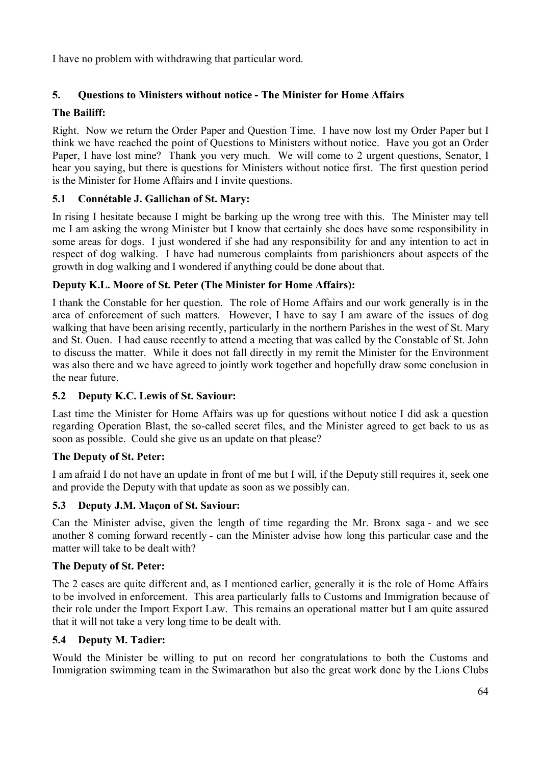I have no problem with withdrawing that particular word.

## 5. Questions to Ministers without notice - The Minister for Home Affairs

**The Bailiff:**

Right. Now we return the Order Paper and Question Time. I have now lost my Order Paper but I think we have reached the point of Questions to Ministers without notice. Have you got an Order Paper, I have lost mine? Thank you very much. We will come to 2 urgent questions, Senator, I hear you saying, but there is questions for Ministers without notice first. The first question period is the Minister for Home Affairs and I invite questions.

### 5.1 Connétable J. Gallichan of St. Mary:

In rising I hesitate because I might be barking up the wrong tree with this. The Minister may tell me I am asking the wrong Minister but I know that certainly she does have some responsibility in some areas for dogs. I just wondered if she had any responsibility for and any intention to act in respect of dog walking. I have had numerous complaints from parishioners about aspects of the growth in dog walking and I wondered if anything could be done about that.

**Deputy K.L. Moore of St. Peter (The Minister for Home Affairs):**

I thank the Constable for her question. The role of Home Affairs and our work generally is in the area of enforcement of such matters. However, I have to say I am aware of the issues of dog walking that have been arising recently, particularly in the northern Parishes in the west of St. Mary and St. Ouen. I had cause recently to attend a meeting that was called by the Constable of St. John to discuss the matter. While it does not fall directly in my remit the Minister for the Environment was also there and we have agreed to jointly work together and hopefully draw some conclusion in the near future.

### 5.2 Deputy K.C. Lewis of St. Saviour:

Last time the Minister for Home Affairs was up for questions without notice I did ask a question regarding Operation Blast, the so-called secret files, and the Minister agreed to get back to us as soon as possible. Could she give us an update on that please?

**The Deputy of St. Peter:**

I am afraid I do not have an update in front of me but I will, if the Deputy still requires it, seek one and provide the Deputy with that update as soon as we possibly can.

### 5.3 Deputy J.M. Maçon of St. Saviour:

Can the Minister advise, given the length of time regarding the Mr. Bronx saga - and we see another 8 coming forward recently - can the Minister advise how long this particular case and the matter will take to be dealt with?

**The Deputy of St. Peter:**

The 2 cases are quite different and, as I mentioned earlier, generally it is the role of Home Affairs to be involved in enforcement. This area particularly falls to Customs and Immigration because of their role under the Import Export Law. This remains an operational matter but I am quite assured that it will not take a very long time to be dealt with.

### 5.4 Deputy M. Tadier:

Would the Minister be willing to put on record her congratulations to both the Customs and Immigration swimming team in the Swimarathon but also the great work done by the Lions Clubs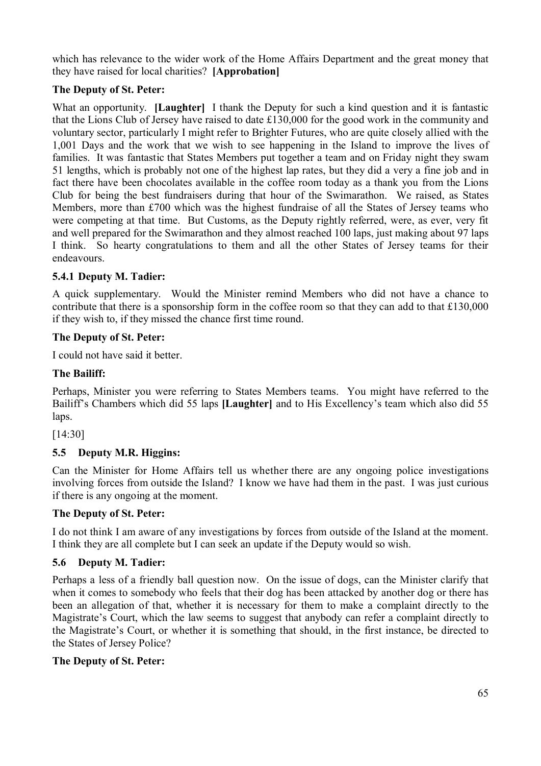which has relevance to the wider work of the Home Affairs Department and the great money that they have raised for local charities? **[Approbation]**

**The Deputy of St. Peter:**

What an opportunity. **[Laughter]** I thank the Deputy for such a kind question and it is fantastic that the Lions Club of Jersey have raised to date £130,000 for the good work in the community and voluntary sector, particularly I might refer to Brighter Futures, who are quite closely allied with the 1,001 Days and the work that we wish to see happening in the Island to improve the lives of families. It was fantastic that States Members put together a team and on Friday night they swam 51 lengths, which is probably not one of the highest lap rates, but they did a very a fine job and in fact there have been chocolates available in the coffee room today as a thank you from the Lions Club for being the best fundraisers during that hour of the Swimarathon. We raised, as States Members, more than £700 which was the highest fundraise of all the States of Jersey teams who were competing at that time. But Customs, as the Deputy rightly referred, were, as ever, very fit and well prepared for the Swimarathon and they almost reached 100 laps, just making about 97 laps I think. So hearty congratulations to them and all the other States of Jersey teams for their endeavours.

### 5.4.1 Deputy M. Tadier:

A quick supplementary. Would the Minister remind Members who did not have a chance to contribute that there is a sponsorship form in the coffee room so that they can add to that £130,000 if they wish to, if they missed the chance first time round.

**The Deputy of St. Peter:**

I could not have said it better.

**The Bailiff:**

Perhaps, Minister you were referring to States Members teams. You might have referred to the Bailiff's Chambers which did 55 laps **[Laughter]** and to His Excellency's team which also did 55 laps.

[14:30]

### 5.5 Deputy M.R. Higgins:

Can the Minister for Home Affairs tell us whether there are any ongoing police investigations involving forces from outside the Island? I know we have had them in the past. I was just curious if there is any ongoing at the moment.

**The Deputy of St. Peter:**

I do not think I am aware of any investigations by forces from outside of the Island at the moment. I think they are all complete but I can seek an update if the Deputy would so wish.

### 5.6 Deputy M. Tadier:

Perhaps a less of a friendly ball question now. On the issue of dogs, can the Minister clarify that when it comes to somebody who feels that their dog has been attacked by another dog or there has been an allegation of that, whether it is necessary for them to make a complaint directly to the Magistrate's Court, which the law seems to suggest that anybody can refer a complaint directly to the Magistrate's Court, or whether it is something that should, in the first instance, be directed to the States of Jersey Police?

**The Deputy of St. Peter:**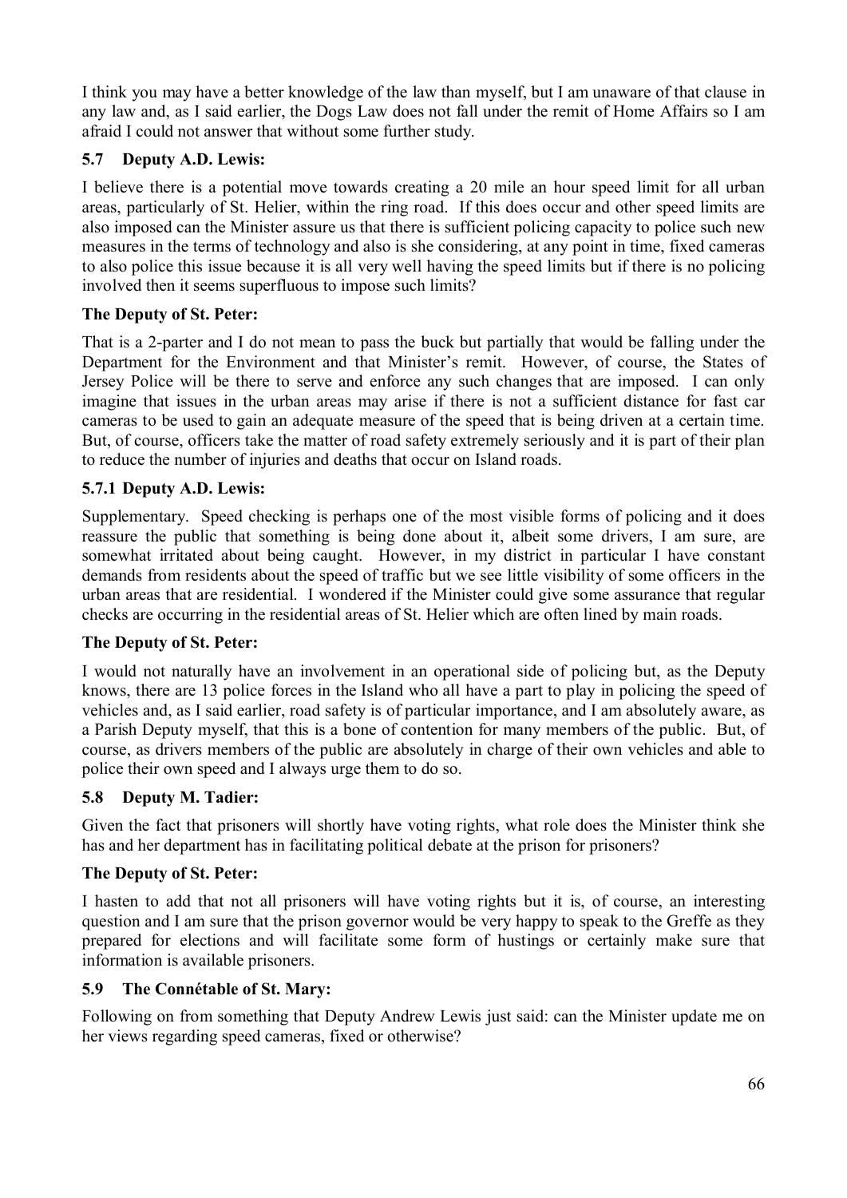I think you may have a better knowledge of the law than myself, but I am unaware of that clause in any law and, as I said earlier, the Dogs Law does not fall under the remit of Home Affairs so I am afraid I could not answer that without some further study.

### 5.7 Deputy A.D. Lewis:

I believe there is a potential move towards creating a 20 mile an hour speed limit for all urban areas, particularly of St. Helier, within the ring road. If this does occur and other speed limits are also imposed can the Minister assure us that there is sufficient policing capacity to police such new measures in the terms of technology and also is she considering, at any point in time, fixed cameras to also police this issue because it is all very well having the speed limits but if there is no policing involved then it seems superfluous to impose such limits?

**The Deputy of St. Peter:**

That is a 2-parter and I do not mean to pass the buck but partially that would be falling under the Department for the Environment and that Minister's remit. However, of course, the States of Jersey Police will be there to serve and enforce any such changes that are imposed. I can only imagine that issues in the urban areas may arise if there is not a sufficient distance for fast car cameras to be used to gain an adequate measure of the speed that is being driven at a certain time. But, of course, officers take the matter of road safety extremely seriously and it is part of their plan to reduce the number of injuries and deaths that occur on Island roads.

### 5.7.1 Deputy A.D. Lewis:

Supplementary. Speed checking is perhaps one of the most visible forms of policing and it does reassure the public that something is being done about it, albeit some drivers, I am sure, are somewhat irritated about being caught. However, in my district in particular I have constant demands from residents about the speed of traffic but we see little visibility of some officers in the urban areas that are residential. I wondered if the Minister could give some assurance that regular checks are occurring in the residential areas of St. Helier which are often lined by main roads.

**The Deputy of St. Peter:**

I would not naturally have an involvement in an operational side of policing but, as the Deputy knows, there are 13 police forces in the Island who all have a part to play in policing the speed of vehicles and, as I said earlier, road safety is of particular importance, and I am absolutely aware, as a Parish Deputy myself, that this is a bone of contention for many members of the public. But, of course, as drivers members of the public are absolutely in charge of their own vehicles and able to police their own speed and I always urge them to do so.

### 5.8 Deputy M. Tadier:

Given the fact that prisoners will shortly have voting rights, what role does the Minister think she has and her department has in facilitating political debate at the prison for prisoners?

**The Deputy of St. Peter:**

I hasten to add that not all prisoners will have voting rights but it is, of course, an interesting question and I am sure that the prison governor would be very happy to speak to the Greffe as they prepared for elections and will facilitate some form of hustings or certainly make sure that information is available prisoners.

### 5.9 The Connétable of St. Mary:

Following on from something that Deputy Andrew Lewis just said: can the Minister update me on her views regarding speed cameras, fixed or otherwise?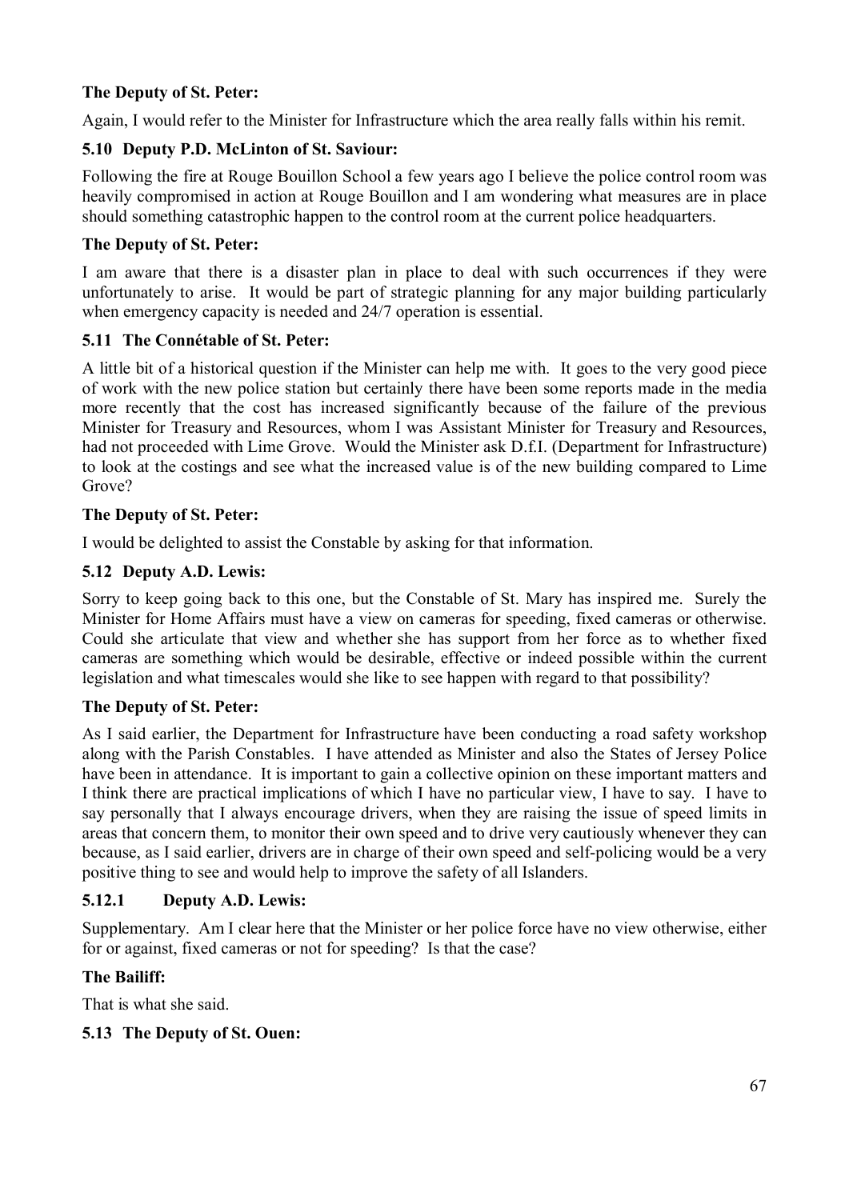**The Deputy of St. Peter:**

Again, I would refer to the Minister for Infrastructure which the area really falls within his remit.

### 5.10 Deputy P.D. McLinton of St. Saviour:

Following the fire at Rouge Bouillon School a few years ago I believe the police control room was heavily compromised in action at Rouge Bouillon and I am wondering what measures are in place should something catastrophic happen to the control room at the current police headquarters.

**The Deputy of St. Peter:**

I am aware that there is a disaster plan in place to deal with such occurrences if they were unfortunately to arise. It would be part of strategic planning for any major building particularly when emergency capacity is needed and 24/7 operation is essential.

### 5.11 The Connétable of St. Peter:

A little bit of a historical question if the Minister can help me with. It goes to the very good piece of work with the new police station but certainly there have been some reports made in the media more recently that the cost has increased significantly because of the failure of the previous Minister for Treasury and Resources, whom I was Assistant Minister for Treasury and Resources, had not proceeded with Lime Grove. Would the Minister ask D.f.I. (Department for Infrastructure) to look at the costings and see what the increased value is of the new building compared to Lime Grove?

**The Deputy of St. Peter:**

I would be delighted to assist the Constable by asking for that information.

### 5.12 Deputy A.D. Lewis:

Sorry to keep going back to this one, but the Constable of St. Mary has inspired me. Surely the Minister for Home Affairs must have a view on cameras for speeding, fixed cameras or otherwise. Could she articulate that view and whether she has support from her force as to whether fixed cameras are something which would be desirable, effective or indeed possible within the current legislation and what timescales would she like to see happen with regard to that possibility?

**The Deputy of St. Peter:**

As I said earlier, the Department for Infrastructure have been conducting a road safety workshop along with the Parish Constables. I have attended as Minister and also the States of Jersey Police have been in attendance. It is important to gain a collective opinion on these important matters and I think there are practical implications of which I have no particular view, I have to say. I have to say personally that I always encourage drivers, when they are raising the issue of speed limits in areas that concern them, to monitor their own speed and to drive very cautiously whenever they can because, as I said earlier, drivers are in charge of their own speed and self-policing would be a very positive thing to see and would help to improve the safety of all Islanders.

### 5.12.1 Deputy A.D. Lewis:

Supplementary. Am I clear here that the Minister or her police force have no view otherwise, either for or against, fixed cameras or not for speeding? Is that the case?

**The Bailiff:**

That is what she said.

### 5.13 The Deputy of St. Ouen: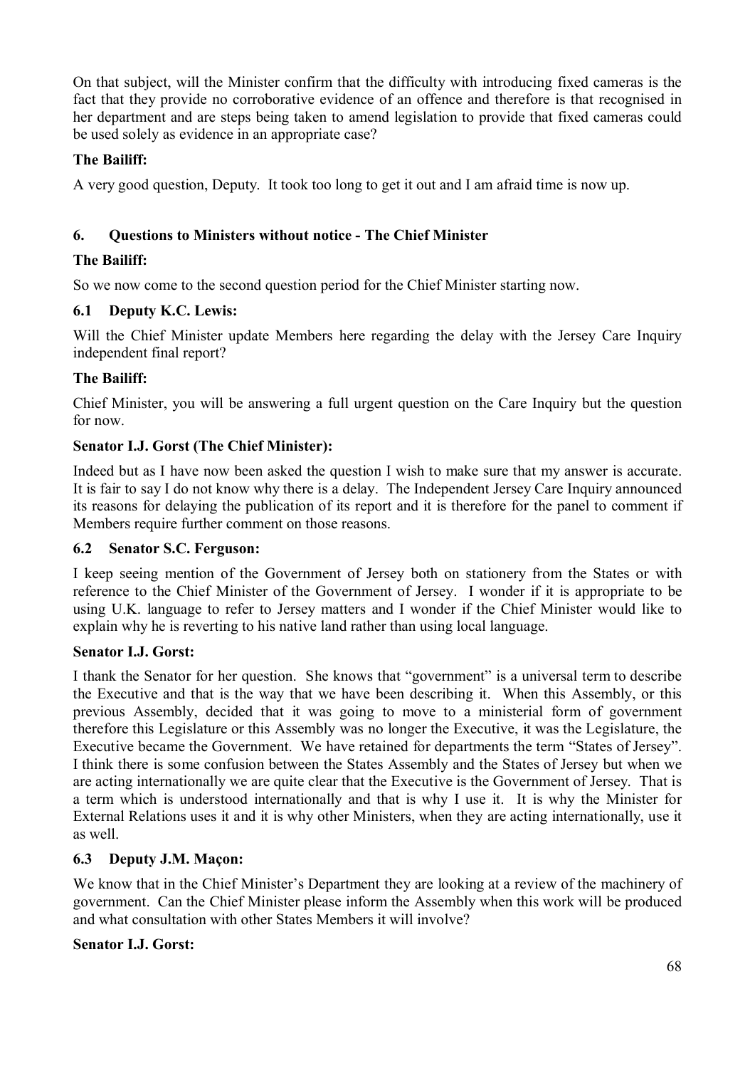On that subject, will the Minister confirm that the difficulty with introducing fixed cameras is the fact that they provide no corroborative evidence of an offence and therefore is that recognised in her department and are steps being taken to amend legislation to provide that fixed cameras could be used solely as evidence in an appropriate case?

**The Bailiff:**

A very good question, Deputy. It took too long to get it out and I am afraid time is now up.

## 6. Questions to Ministers without notice - The Chief Minister

**The Bailiff:**

So we now come to the second question period for the Chief Minister starting now.

### 6.1 Deputy K.C. Lewis:

Will the Chief Minister update Members here regarding the delay with the Jersey Care Inquiry independent final report?

**The Bailiff:**

Chief Minister, you will be answering a full urgent question on the Care Inquiry but the question for now.

**Senator I.J. Gorst (The Chief Minister):**

Indeed but as I have now been asked the question I wish to make sure that my answer is accurate. It is fair to say I do not know why there is a delay. The Independent Jersey Care Inquiry announced its reasons for delaying the publication of its report and it is therefore for the panel to comment if Members require further comment on those reasons.

### 6.2 Senator S.C. Ferguson:

I keep seeing mention of the Government of Jersey both on stationery from the States or with reference to the Chief Minister of the Government of Jersey. I wonder if it is appropriate to be using U.K. language to refer to Jersey matters and I wonder if the Chief Minister would like to explain why he is reverting to his native land rather than using local language.

**Senator I.J. Gorst:**

I thank the Senator for her question. She knows that "government" is a universal term to describe the Executive and that is the way that we have been describing it. When this Assembly, or this previous Assembly, decided that it was going to move to a ministerial form of government therefore this Legislature or this Assembly was no longer the Executive, it was the Legislature, the Executive became the Government. We have retained for departments the term "States of Jersey". I think there is some confusion between the States Assembly and the States of Jersey but when we are acting internationally we are quite clear that the Executive is the Government of Jersey. That is a term which is understood internationally and that is why I use it. It is why the Minister for External Relations uses it and it is why other Ministers, when they are acting internationally, use it as well.

### 6.3 Deputy J.M. Maçon:

We know that in the Chief Minister's Department they are looking at a review of the machinery of government. Can the Chief Minister please inform the Assembly when this work will be produced and what consultation with other States Members it will involve?

**Senator I.J. Gorst:**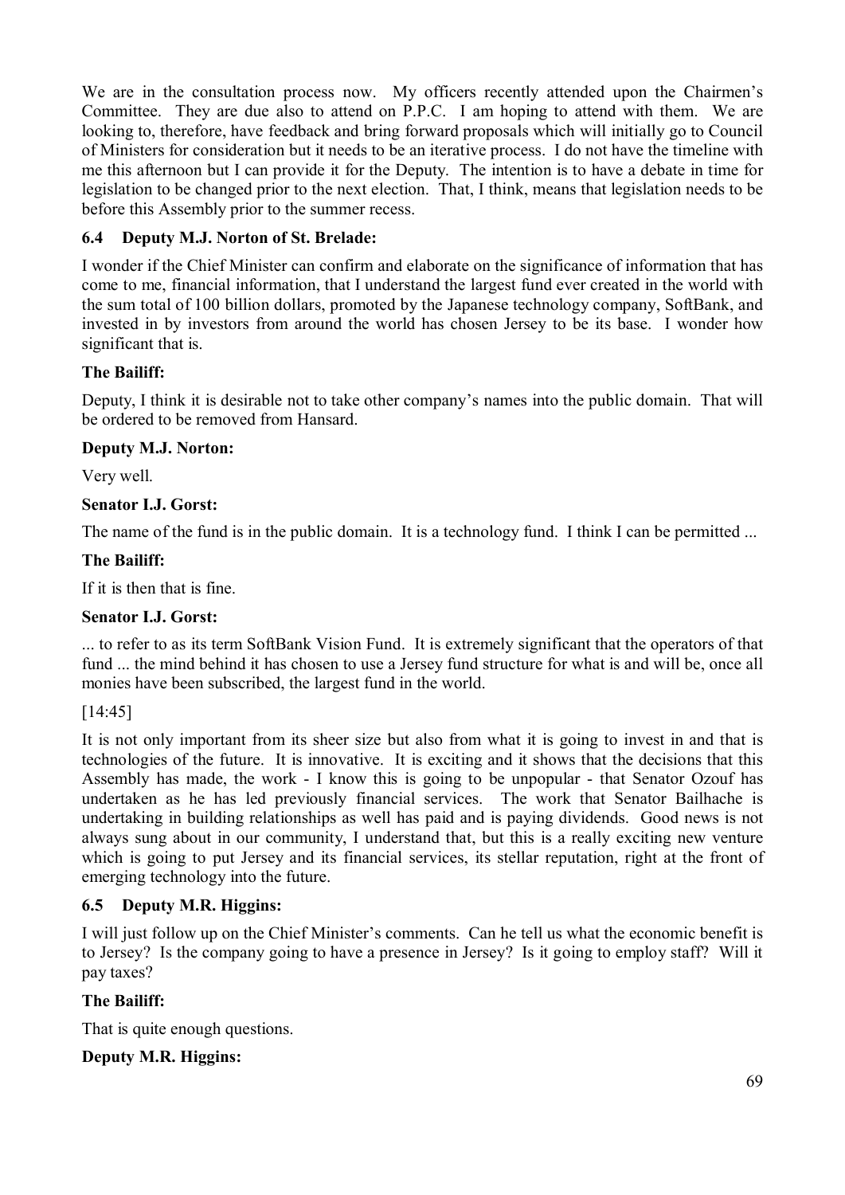We are in the consultation process now. My officers recently attended upon the Chairmen's Committee. They are due also to attend on P.P.C. I am hoping to attend with them. We are looking to, therefore, have feedback and bring forward proposals which will initially go to Council of Ministers for consideration but it needs to be an iterative process. I do not have the timeline with me this afternoon but I can provide it for the Deputy. The intention is to have a debate in time for legislation to be changed prior to the next election. That, I think, means that legislation needs to be before this Assembly prior to the summer recess.

### 6.4 Deputy M.J. Norton of St. Brelade:

I wonder if the Chief Minister can confirm and elaborate on the significance of information that has come to me, financial information, that I understand the largest fund ever created in the world with the sum total of 100 billion dollars, promoted by the Japanese technology company, SoftBank, and invested in by investors from around the world has chosen Jersey to be its base. I wonder how significant that is.

**The Bailiff:**

Deputy, I think it is desirable not to take other company's names into the public domain. That will be ordered to be removed from Hansard.

**Deputy M.J. Norton:**

Very well.

**Senator I.J. Gorst:**

The name of the fund is in the public domain. It is a technology fund. I think I can be permitted ...

**The Bailiff:**

If it is then that is fine.

**Senator I.J. Gorst:**

... to refer to as its term SoftBank Vision Fund. It is extremely significant that the operators of that fund ... the mind behind it has chosen to use a Jersey fund structure for what is and will be, once all monies have been subscribed, the largest fund in the world.

[14:45]

It is not only important from its sheer size but also from what it is going to invest in and that is technologies of the future. It is innovative. It is exciting and it shows that the decisions that this Assembly has made, the work - I know this is going to be unpopular - that Senator Ozouf has undertaken as he has led previously financial services. The work that Senator Bailhache is undertaking in building relationships as well has paid and is paying dividends. Good news is not always sung about in our community, I understand that, but this is a really exciting new venture which is going to put Jersey and its financial services, its stellar reputation, right at the front of emerging technology into the future.

### 6.5 Deputy M.R. Higgins:

I will just follow up on the Chief Minister's comments. Can he tell us what the economic benefit is to Jersey? Is the company going to have a presence in Jersey? Is it going to employ staff? Will it pay taxes?

**The Bailiff:**

That is quite enough questions.

**Deputy M.R. Higgins:**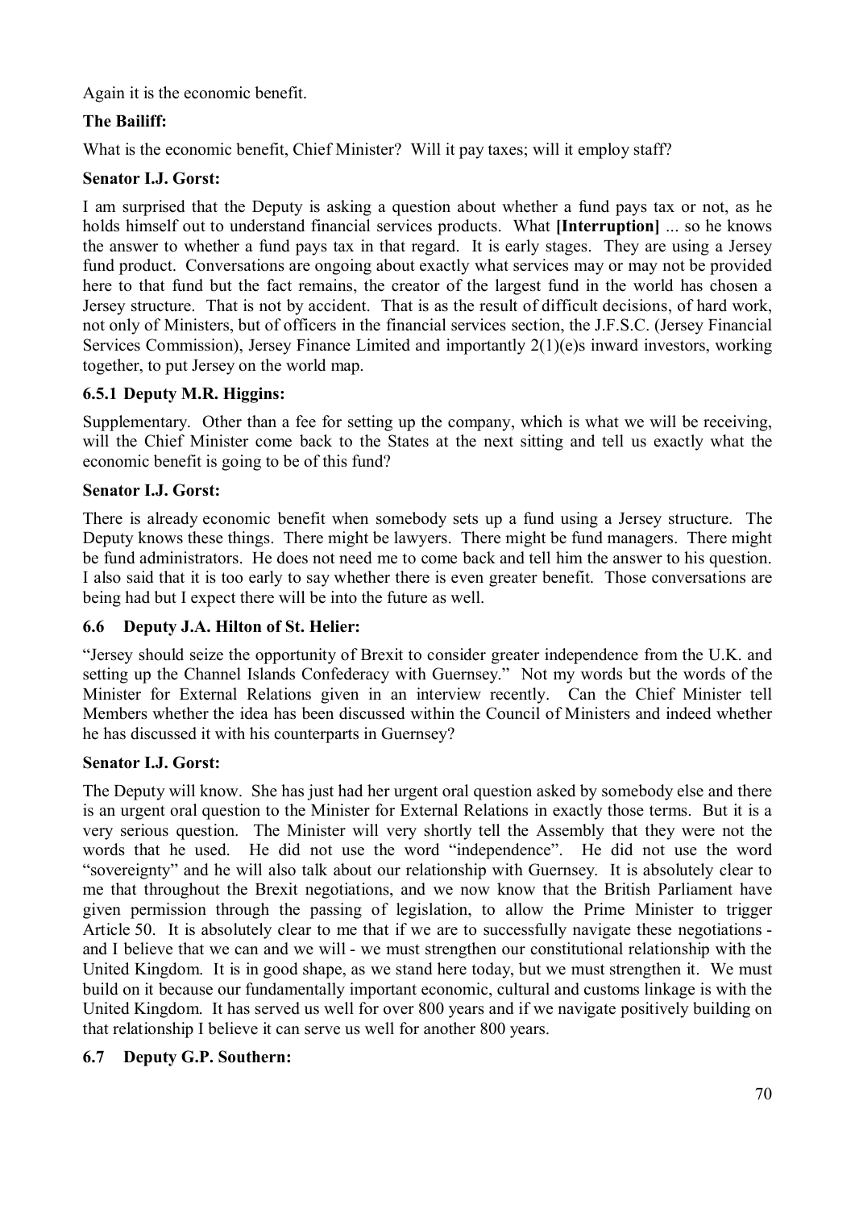Again it is the economic benefit.

**The Bailiff:**

What is the economic benefit, Chief Minister? Will it pay taxes; will it employ staff?

**Senator I.J. Gorst:**

I am surprised that the Deputy is asking a question about whether a fund pays tax or not, as he holds himself out to understand financial services products. What **[Interruption]** ... so he knows the answer to whether a fund pays tax in that regard. It is early stages. They are using a Jersey fund product. Conversations are ongoing about exactly what services may or may not be provided here to that fund but the fact remains, the creator of the largest fund in the world has chosen a Jersey structure. That is not by accident. That is as the result of difficult decisions, of hard work, not only of Ministers, but of officers in the financial services section, the J.F.S.C. (Jersey Financial Services Commission), Jersey Finance Limited and importantly 2(1)(e)s inward investors, working together, to put Jersey on the world map.

### 6.5.1 Deputy M.R. Higgins:

Supplementary. Other than a fee for setting up the company, which is what we will be receiving, will the Chief Minister come back to the States at the next sitting and tell us exactly what the economic benefit is going to be of this fund?

**Senator I.J. Gorst:**

There is already economic benefit when somebody sets up a fund using a Jersey structure. The Deputy knows these things. There might be lawyers. There might be fund managers. There might be fund administrators. He does not need me to come back and tell him the answer to his question. I also said that it is too early to say whether there is even greater benefit. Those conversations are being had but I expect there will be into the future as well.

### 6.6 Deputy J.A. Hilton of St. Helier:

"Jersey should seize the opportunity of Brexit to consider greater independence from the U.K. and setting up the Channel Islands Confederacy with Guernsey." Not my words but the words of the Minister for External Relations given in an interview recently. Can the Chief Minister tell Members whether the idea has been discussed within the Council of Ministers and indeed whether he has discussed it with his counterparts in Guernsey?

**Senator I.J. Gorst:**

The Deputy will know. She has just had her urgent oral question asked by somebody else and there is an urgent oral question to the Minister for External Relations in exactly those terms. But it is a very serious question. The Minister will very shortly tell the Assembly that they were not the words that he used. He did not use the word "independence". He did not use the word "sovereignty" and he will also talk about our relationship with Guernsey. It is absolutely clear to me that throughout the Brexit negotiations, and we now know that the British Parliament have given permission through the passing of legislation, to allow the Prime Minister to trigger Article 50. It is absolutely clear to me that if we are to successfully navigate these negotiations - and I believe that we can and we will - we must strengthen our constitutional relationship with the United Kingdom. It is in good shape, as we stand here today, but we must strengthen it. We must build on it because our fundamentally important economic, cultural and customs linkage is with the United Kingdom. It has served us well for over 800 years and if we navigate positively building on that relationship I believe it can serve us well for another 800 years.

### 6.7 Deputy G.P. Southern: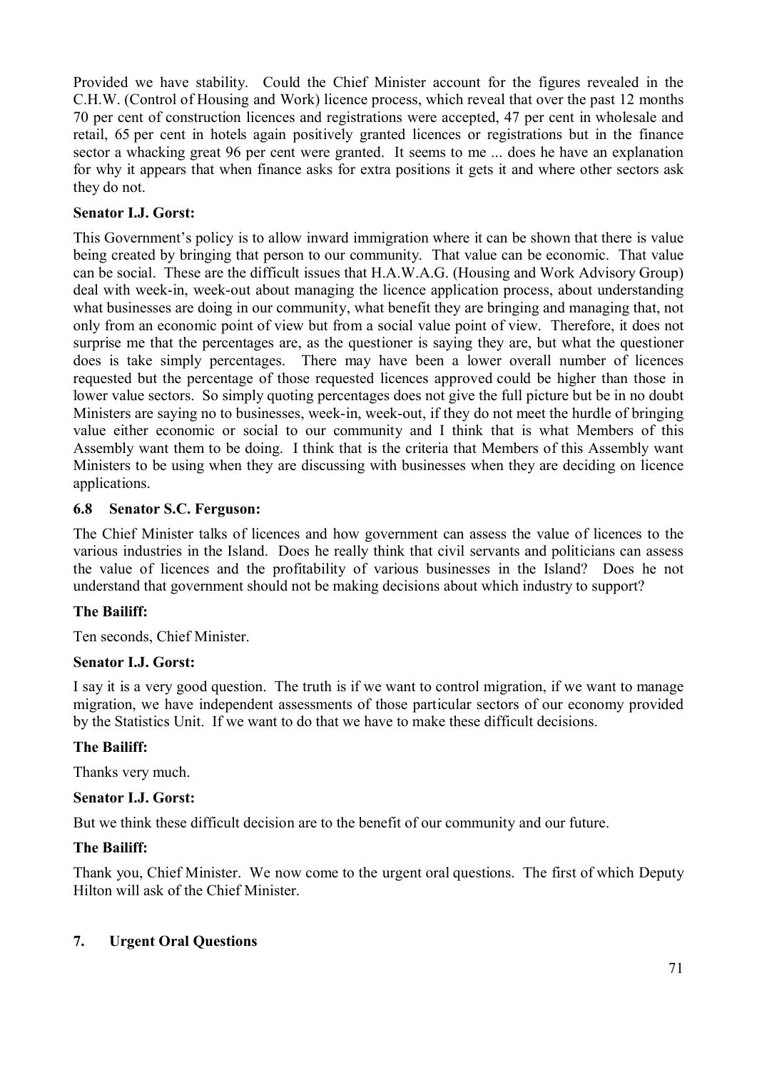Provided we have stability. Could the Chief Minister account for the figures revealed in the C.H.W. (Control of Housing and Work) licence process, which reveal that over the past 12 months 70 per cent of construction licences and registrations were accepted, 47 per cent in wholesale and retail, 65 per cent in hotels again positively granted licences or registrations but in the finance sector a whacking great 96 per cent were granted. It seems to me ... does he have an explanation for why it appears that when finance asks for extra positions it gets it and where other sectors ask they do not.

**Senator I.J. Gorst:**

This Government's policy is to allow inward immigration where it can be shown that there is value being created by bringing that person to our community. That value can be economic. That value can be social. These are the difficult issues that H.A.W.A.G. (Housing and Work Advisory Group) deal with week-in, week-out about managing the licence application process, about understanding what businesses are doing in our community, what benefit they are bringing and managing that, not only from an economic point of view but from a social value point of view. Therefore, it does not surprise me that the percentages are, as the questioner is saying they are, but what the questioner does is take simply percentages. There may have been a lower overall number of licences requested but the percentage of those requested licences approved could be higher than those in lower value sectors. So simply quoting percentages does not give the full picture but be in no doubt Ministers are saying no to businesses, week-in, week-out, if they do not meet the hurdle of bringing value either economic or social to our community and I think that is what Members of this Assembly want them to be doing. I think that is the criteria that Members of this Assembly want Ministers to be using when they are discussing with businesses when they are deciding on licence applications.

### 6.8 Senator S.C. Ferguson:

The Chief Minister talks of licences and how government can assess the value of licences to the various industries in the Island. Does he really think that civil servants and politicians can assess the value of licences and the profitability of various businesses in the Island? Does he not understand that government should not be making decisions about which industry to support?

**The Bailiff:**

Ten seconds, Chief Minister.

**Senator I.J. Gorst:**

I say it is a very good question. The truth is if we want to control migration, if we want to manage migration, we have independent assessments of those particular sectors of our economy provided by the Statistics Unit. If we want to do that we have to make these difficult decisions.

**The Bailiff:**

Thanks very much.

**Senator I.J. Gorst:**

But we think these difficult decision are to the benefit of our community and our future.

**The Bailiff:**

Thank you, Chief Minister. We now come to the urgent oral questions. The first of which Deputy Hilton will ask of the Chief Minister.

## 7. Urgent Oral Questions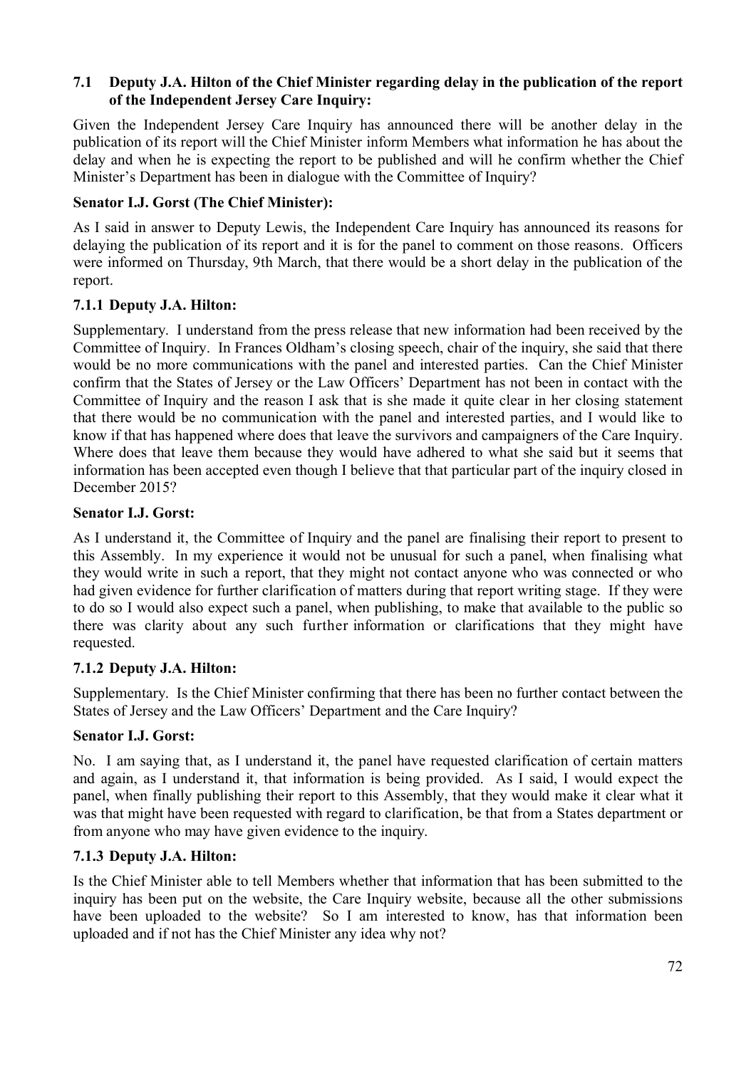### 7.1 Deputy J.A. Hilton of the Chief Minister regarding delay in the publication of the report of the Independent Jersey Care Inquiry:

Given the Independent Jersey Care Inquiry has announced there will be another delay in the publication of its report will the Chief Minister inform Members what information he has about the delay and when he is expecting the report to be published and will he confirm whether the Chief Minister's Department has been in dialogue with the Committee of Inquiry?

**Senator I.J. Gorst (The Chief Minister):**

As I said in answer to Deputy Lewis, the Independent Care Inquiry has announced its reasons for delaying the publication of its report and it is for the panel to comment on those reasons. Officers were informed on Thursday, 9th March, that there would be a short delay in the publication of the report.

#### 7.1.1 Deputy J.A. Hilton:

Supplementary. I understand from the press release that new information had been received by the Committee of Inquiry. In Frances Oldham's closing speech, chair of the inquiry, she said that there would be no more communications with the panel and interested parties. Can the Chief Minister confirm that the States of Jersey or the Law Officers' Department has not been in contact with the Committee of Inquiry and the reason I ask that is she made it quite clear in her closing statement that there would be no communication with the panel and interested parties, and I would like to know if that has happened where does that leave the survivors and campaigners of the Care Inquiry. Where does that leave them because they would have adhered to what she said but it seems that information has been accepted even though I believe that that particular part of the inquiry closed in December 2015?

**Senator I.J. Gorst:**

As I understand it, the Committee of Inquiry and the panel are finalising their report to present to this Assembly. In my experience it would not be unusual for such a panel, when finalising what they would write in such a report, that they might not contact anyone who was connected or who had given evidence for further clarification of matters during that report writing stage. If they were to do so I would also expect such a panel, when publishing, to make that available to the public so there was clarity about any such further information or clarifications that they might have requested.

#### 7.1.2 Deputy J.A. Hilton:

Supplementary. Is the Chief Minister confirming that there has been no further contact between the States of Jersey and the Law Officers' Department and the Care Inquiry?

**Senator I.J. Gorst:**

No. I am saying that, as I understand it, the panel have requested clarification of certain matters and again, as I understand it, that information is being provided. As I said, I would expect the panel, when finally publishing their report to this Assembly, that they would make it clear what it was that might have been requested with regard to clarification, be that from a States department or from anyone who may have given evidence to the inquiry.

#### 7.1.3 Deputy J.A. Hilton:

Is the Chief Minister able to tell Members whether that information that has been submitted to the inquiry has been put on the website, the Care Inquiry website, because all the other submissions have been uploaded to the website? So I am interested to know, has that information been uploaded and if not has the Chief Minister any idea why not?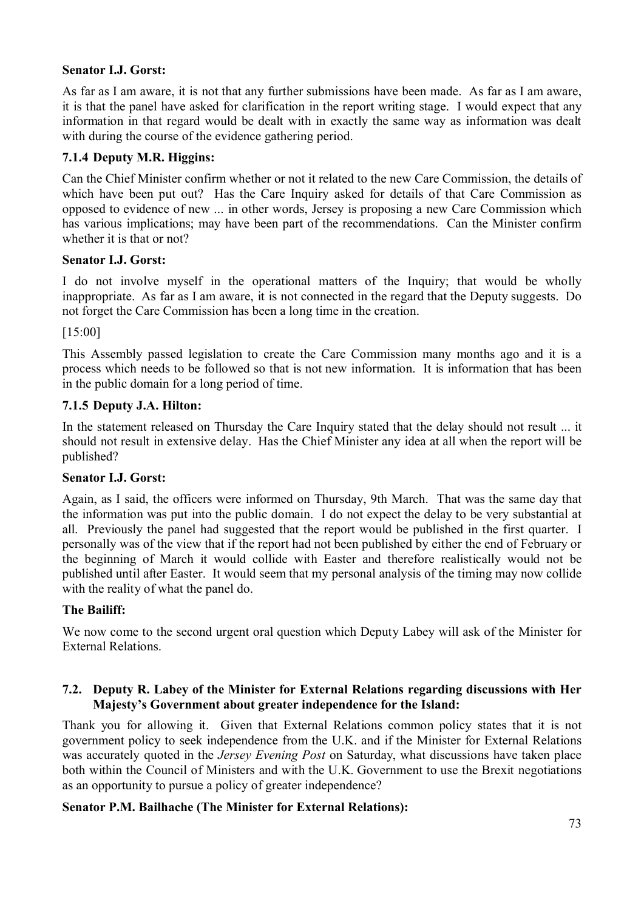**Senator I.J. Gorst:**

As far as I am aware, it is not that any further submissions have been made. As far as I am aware, it is that the panel have asked for clarification in the report writing stage. I would expect that any information in that regard would be dealt with in exactly the same way as information was dealt with during the course of the evidence gathering period.

### 7.1.4 Deputy M.R. Higgins:

Can the Chief Minister confirm whether or not it related to the new Care Commission, the details of which have been put out? Has the Care Inquiry asked for details of that Care Commission as opposed to evidence of new ... in other words, Jersey is proposing a new Care Commission which has various implications; may have been part of the recommendations. Can the Minister confirm whether it is that or not?

**Senator I.J. Gorst:**

I do not involve myself in the operational matters of the Inquiry; that would be wholly inappropriate. As far as I am aware, it is not connected in the regard that the Deputy suggests. Do not forget the Care Commission has been a long time in the creation.

[15:00]

This Assembly passed legislation to create the Care Commission many months ago and it is a process which needs to be followed so that is not new information. It is information that has been in the public domain for a long period of time.

### 7.1.5 Deputy J.A. Hilton:

In the statement released on Thursday the Care Inquiry stated that the delay should not result ... it should not result in extensive delay. Has the Chief Minister any idea at all when the report will be published?

**Senator I.J. Gorst:**

Again, as I said, the officers were informed on Thursday, 9th March. That was the same day that the information was put into the public domain. I do not expect the delay to be very substantial at all. Previously the panel had suggested that the report would be published in the first quarter. I personally was of the view that if the report had not been published by either the end of February or the beginning of March it would collide with Easter and therefore realistically would not be published until after Easter. It would seem that my personal analysis of the timing may now collide with the reality of what the panel do.

**The Bailiff:**

We now come to the second urgent oral question which Deputy Labey will ask of the Minister for External Relations.

## 7.2. Deputy R. Labey of the Minister for External Relations regarding discussions with Her Majesty's Government about greater independence for the Island:

Thank you for allowing it. Given that External Relations common policy states that it is not government policy to seek independence from the U.K. and if the Minister for External Relations was accurately quoted in the *Jersey Evening Post* on Saturday, what discussions have taken place both within the Council of Ministers and with the U.K. Government to use the Brexit negotiations as an opportunity to pursue a policy of greater independence?

**Senator P.M. Bailhache (The Minister for External Relations):**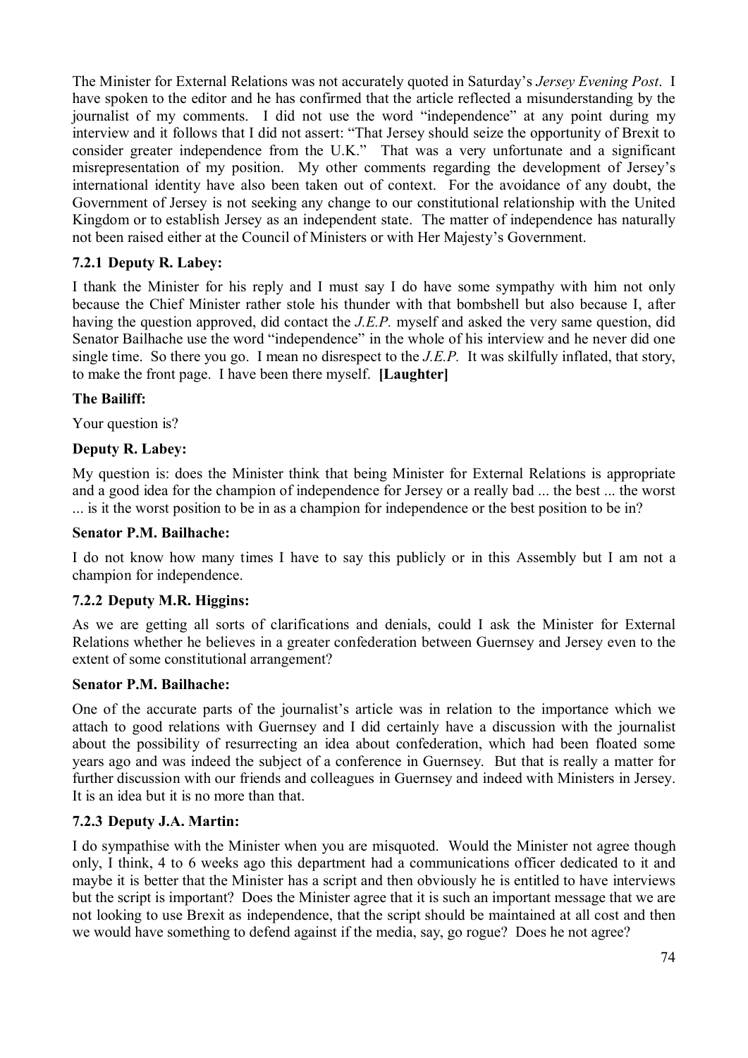The Minister for External Relations was not accurately quoted in Saturday's *Jersey Evening Post*. I have spoken to the editor and he has confirmed that the article reflected a misunderstanding by the journalist of my comments. I did not use the word "independence" at any point during my interview and it follows that I did not assert: "That Jersey should seize the opportunity of Brexit to consider greater independence from the U.K." That was a very unfortunate and a significant misrepresentation of my position. My other comments regarding the development of Jersey's international identity have also been taken out of context. For the avoidance of any doubt, the Government of Jersey is not seeking any change to our constitutional relationship with the United Kingdom or to establish Jersey as an independent state. The matter of independence has naturally not been raised either at the Council of Ministers or with Her Majesty's Government.

### 7.2.1 Deputy R. Labey:

I thank the Minister for his reply and I must say I do have some sympathy with him not only because the Chief Minister rather stole his thunder with that bombshell but also because I, after having the question approved, did contact the *J.E.P.* myself and asked the very same question, did Senator Bailhache use the word "independence" in the whole of his interview and he never did one single time. So there you go. I mean no disrespect to the *J.E.P.* It was skilfully inflated, that story, to make the front page. I have been there myself. **[Laughter]**

**The Bailiff:**

Your question is?

**Deputy R. Labey:**

My question is: does the Minister think that being Minister for External Relations is appropriate and a good idea for the champion of independence for Jersey or a really bad ... the best ... the worst ... is it the worst position to be in as a champion for independence or the best position to be in?

**Senator P.M. Bailhache:**

I do not know how many times I have to say this publicly or in this Assembly but I am not a champion for independence.

### 7.2.2 Deputy M.R. Higgins:

As we are getting all sorts of clarifications and denials, could I ask the Minister for External Relations whether he believes in a greater confederation between Guernsey and Jersey even to the extent of some constitutional arrangement?

**Senator P.M. Bailhache:**

One of the accurate parts of the journalist's article was in relation to the importance which we attach to good relations with Guernsey and I did certainly have a discussion with the journalist about the possibility of resurrecting an idea about confederation, which had been floated some years ago and was indeed the subject of a conference in Guernsey. But that is really a matter for further discussion with our friends and colleagues in Guernsey and indeed with Ministers in Jersey. It is an idea but it is no more than that.

### 7.2.3 Deputy J.A. Martin:

I do sympathise with the Minister when you are misquoted. Would the Minister not agree though only, I think, 4 to 6 weeks ago this department had a communications officer dedicated to it and maybe it is better that the Minister has a script and then obviously he is entitled to have interviews but the script is important? Does the Minister agree that it is such an important message that we are not looking to use Brexit as independence, that the script should be maintained at all cost and then we would have something to defend against if the media, say, go rogue? Does he not agree?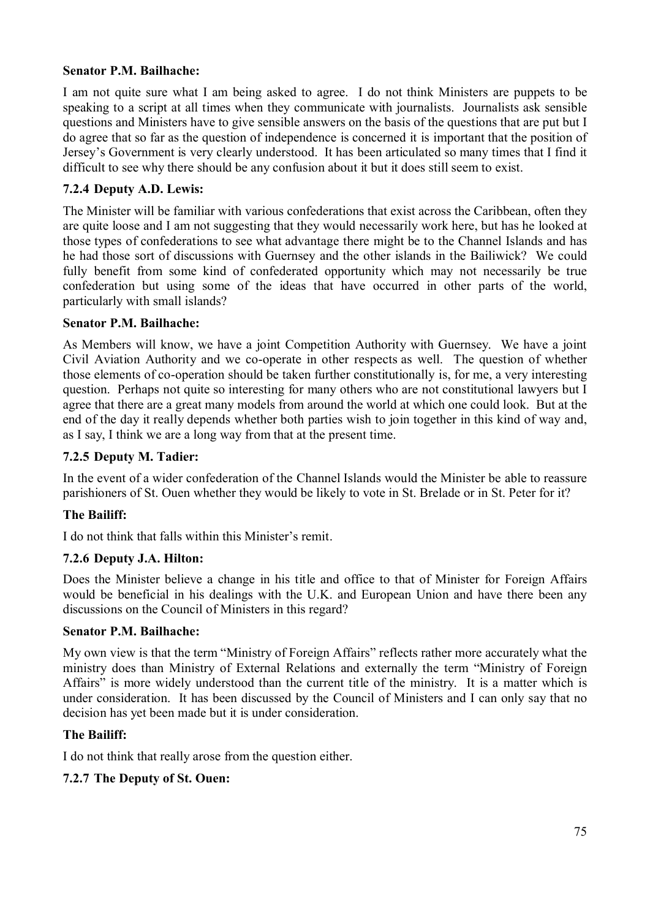**Senator P.M. Bailhache:**

I am not quite sure what I am being asked to agree. I do not think Ministers are puppets to be speaking to a script at all times when they communicate with journalists. Journalists ask sensible questions and Ministers have to give sensible answers on the basis of the questions that are put but I do agree that so far as the question of independence is concerned it is important that the position of Jersey's Government is very clearly understood. It has been articulated so many times that I find it difficult to see why there should be any confusion about it but it does still seem to exist.

### 7.2.4 Deputy A.D. Lewis:

The Minister will be familiar with various confederations that exist across the Caribbean, often they are quite loose and I am not suggesting that they would necessarily work here, but has he looked at those types of confederations to see what advantage there might be to the Channel Islands and has he had those sort of discussions with Guernsey and the other islands in the Bailiwick? We could fully benefit from some kind of confederated opportunity which may not necessarily be true confederation but using some of the ideas that have occurred in other parts of the world, particularly with small islands?

**Senator P.M. Bailhache:**

As Members will know, we have a joint Competition Authority with Guernsey. We have a joint Civil Aviation Authority and we co-operate in other respects as well. The question of whether those elements of co-operation should be taken further constitutionally is, for me, a very interesting question. Perhaps not quite so interesting for many others who are not constitutional lawyers but I agree that there are a great many models from around the world at which one could look. But at the end of the day it really depends whether both parties wish to join together in this kind of way and, as I say, I think we are a long way from that at the present time.

### 7.2.5 Deputy M. Tadier:

In the event of a wider confederation of the Channel Islands would the Minister be able to reassure parishioners of St. Ouen whether they would be likely to vote in St. Brelade or in St. Peter for it?

**The Bailiff:**

I do not think that falls within this Minister's remit.

### 7.2.6 Deputy J.A. Hilton:

Does the Minister believe a change in his title and office to that of Minister for Foreign Affairs would be beneficial in his dealings with the U.K. and European Union and have there been any discussions on the Council of Ministers in this regard?

**Senator P.M. Bailhache:**

My own view is that the term "Ministry of Foreign Affairs" reflects rather more accurately what the ministry does than Ministry of External Relations and externally the term "Ministry of Foreign Affairs" is more widely understood than the current title of the ministry. It is a matter which is under consideration. It has been discussed by the Council of Ministers and I can only say that no decision has yet been made but it is under consideration.

**The Bailiff:**

I do not think that really arose from the question either.

### 7.2.7 The Deputy of St. Ouen: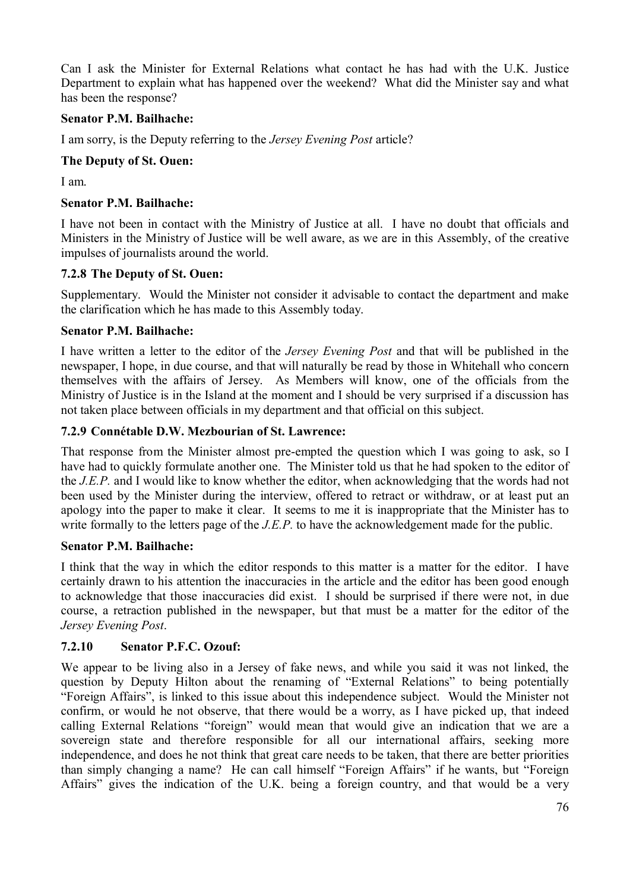Can I ask the Minister for External Relations what contact he has had with the U.K. Justice Department to explain what has happened over the weekend? What did the Minister say and what has been the response?

**Senator P.M. Bailhache:**

I am sorry, is the Deputy referring to the *Jersey Evening Post* article?

**The Deputy of St. Ouen:**

I am.

**Senator P.M. Bailhache:**

I have not been in contact with the Ministry of Justice at all. I have no doubt that officials and Ministers in the Ministry of Justice will be well aware, as we are in this Assembly, of the creative impulses of journalists around the world.

### 7.2.8 The Deputy of St. Ouen:

Supplementary. Would the Minister not consider it advisable to contact the department and make the clarification which he has made to this Assembly today.

**Senator P.M. Bailhache:**

I have written a letter to the editor of the *Jersey Evening Post* and that will be published in the newspaper, I hope, in due course, and that will naturally be read by those in Whitehall who concern themselves with the affairs of Jersey. As Members will know, one of the officials from the Ministry of Justice is in the Island at the moment and I should be very surprised if a discussion has not taken place between officials in my department and that official on this subject.

### 7.2.9 Connétable D.W. Mezbourian of St. Lawrence:

That response from the Minister almost pre-empted the question which I was going to ask, so I have had to quickly formulate another one. The Minister told us that he had spoken to the editor of the *J.E.P.* and I would like to know whether the editor, when acknowledging that the words had not been used by the Minister during the interview, offered to retract or withdraw, or at least put an apology into the paper to make it clear. It seems to me it is inappropriate that the Minister has to write formally to the letters page of the *J.E.P.* to have the acknowledgement made for the public.

**Senator P.M. Bailhache:**

I think that the way in which the editor responds to this matter is a matter for the editor. I have certainly drawn to his attention the inaccuracies in the article and the editor has been good enough to acknowledge that those inaccuracies did exist. I should be surprised if there were not, in due course, a retraction published in the newspaper, but that must be a matter for the editor of the *Jersey Evening Post*.

### 7.2.10 Senator P.F.C. Ozouf:

We appear to be living also in a Jersey of fake news, and while you said it was not linked, the question by Deputy Hilton about the renaming of "External Relations" to being potentially "Foreign Affairs", is linked to this issue about this independence subject. Would the Minister not confirm, or would he not observe, that there would be a worry, as I have picked up, that indeed calling External Relations "foreign" would mean that would give an indication that we are a sovereign state and therefore responsible for all our international affairs, seeking more independence, and does he not think that great care needs to be taken, that there are better priorities than simply changing a name? He can call himself "Foreign Affairs" if he wants, but "Foreign Affairs" gives the indication of the U.K. being a foreign country, and that would be a very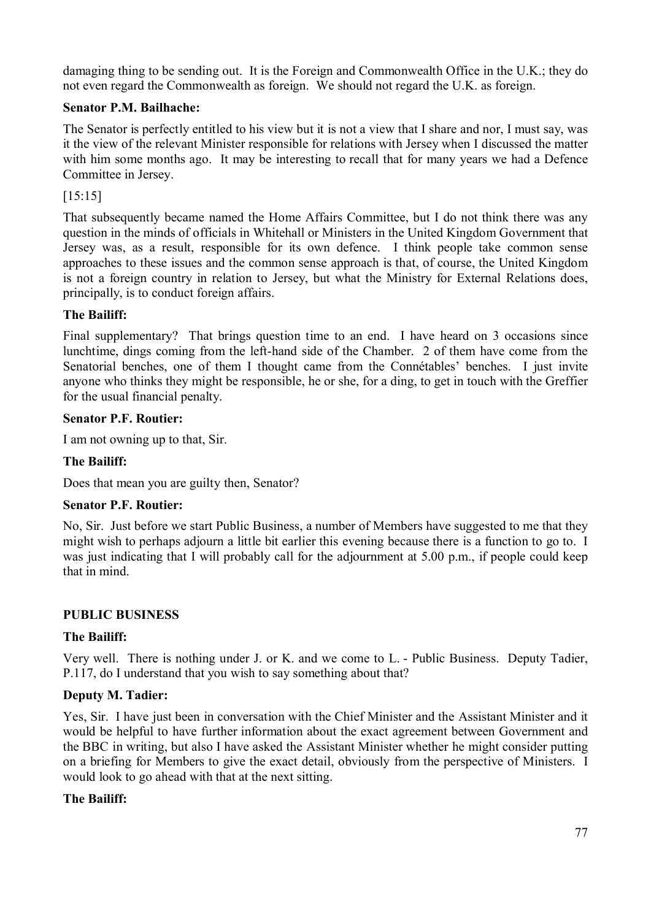damaging thing to be sending out. It is the Foreign and Commonwealth Office in the U.K.; they do not even regard the Commonwealth as foreign. We should not regard the U.K. as foreign.

**Senator P.M. Bailhache:**

The Senator is perfectly entitled to his view but it is not a view that I share and nor, I must say, was it the view of the relevant Minister responsible for relations with Jersey when I discussed the matter with him some months ago. It may be interesting to recall that for many years we had a Defence Committee in Jersey.

[15:15]

That subsequently became named the Home Affairs Committee, but I do not think there was any question in the minds of officials in Whitehall or Ministers in the United Kingdom Government that Jersey was, as a result, responsible for its own defence. I think people take common sense approaches to these issues and the common sense approach is that, of course, the United Kingdom is not a foreign country in relation to Jersey, but what the Ministry for External Relations does, principally, is to conduct foreign affairs.

**The Bailiff:**

Final supplementary? That brings question time to an end. I have heard on 3 occasions since lunchtime, dings coming from the left-hand side of the Chamber. 2 of them have come from the Senatorial benches, one of them I thought came from the Connétables' benches. I just invite anyone who thinks they might be responsible, he or she, for a ding, to get in touch with the Greffier for the usual financial penalty.

**Senator P.F. Routier:**

I am not owning up to that, Sir.

**The Bailiff:**

Does that mean you are guilty then, Senator?

**Senator P.F. Routier:**

No, Sir. Just before we start Public Business, a number of Members have suggested to me that they might wish to perhaps adjourn a little bit earlier this evening because there is a function to go to. I was just indicating that I will probably call for the adjournment at 5.00 p.m., if people could keep that in mind.

## PUBLIC BUSINESS

**The Bailiff:**

Very well. There is nothing under J. or K. and we come to L. - Public Business. Deputy Tadier, P.117, do I understand that you wish to say something about that?

**Deputy M. Tadier:**

Yes, Sir. I have just been in conversation with the Chief Minister and the Assistant Minister and it would be helpful to have further information about the exact agreement between Government and the BBC in writing, but also I have asked the Assistant Minister whether he might consider putting on a briefing for Members to give the exact detail, obviously from the perspective of Ministers. I would look to go ahead with that at the next sitting.

**The Bailiff:**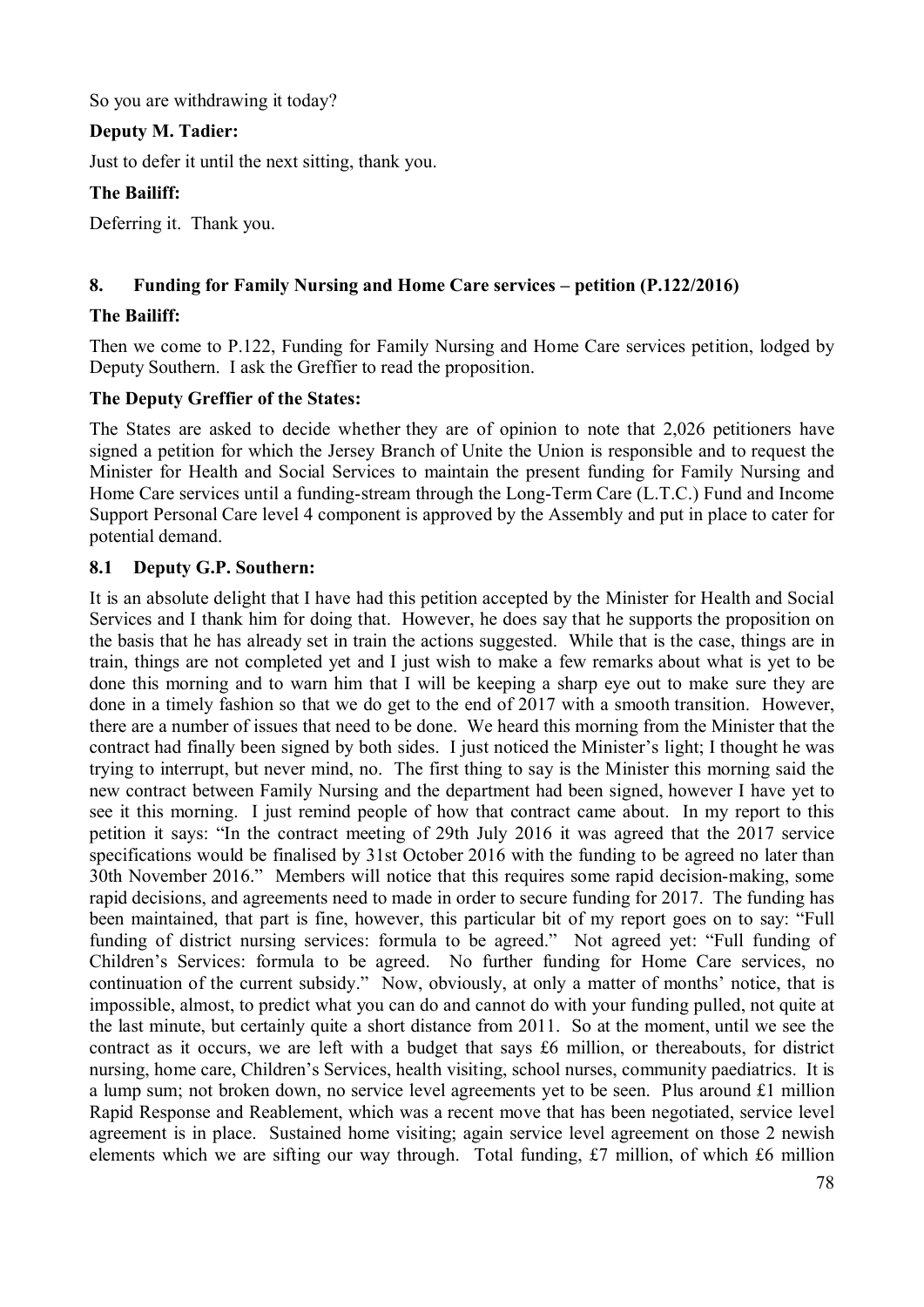So you are withdrawing it today?

**Deputy M. Tadier:**

Just to defer it until the next sitting, thank you.

**The Bailiff:**

Deferring it. Thank you.

## 8. Funding for Family Nursing and Home Care services – petition (P.122/2016)

**The Bailiff:**

Then we come to P.122, Funding for Family Nursing and Home Care services petition, lodged by Deputy Southern. I ask the Greffier to read the proposition.

**The Deputy Greffier of the States:**

The States are asked to decide whether they are of opinion to note that 2,026 petitioners have signed a petition for which the Jersey Branch of Unite the Union is responsible and to request the Minister for Health and Social Services to maintain the present funding for Family Nursing and Home Care services until a funding-stream through the Long-Term Care (L.T.C.) Fund and Income Support Personal Care level 4 component is approved by the Assembly and put in place to cater for potential demand.

### 8.1 Deputy G.P. Southern:

It is an absolute delight that I have had this petition accepted by the Minister for Health and Social Services and I thank him for doing that. However, he does say that he supports the proposition on the basis that he has already set in train the actions suggested. While that is the case, things are in train, things are not completed yet and I just wish to make a few remarks about what is yet to be done this morning and to warn him that I will be keeping a sharp eye out to make sure they are done in a timely fashion so that we do get to the end of 2017 with a smooth transition. However, there are a number of issues that need to be done. We heard this morning from the Minister that the contract had finally been signed by both sides. I just noticed the Minister's light; I thought he was trying to interrupt, but never mind, no. The first thing to say is the Minister this morning said the new contract between Family Nursing and the department had been signed, however I have yet to see it this morning. I just remind people of how that contract came about. In my report to this petition it says: "In the contract meeting of 29th July 2016 it was agreed that the 2017 service specifications would be finalised by 31st October 2016 with the funding to be agreed no later than 30th November 2016." Members will notice that this requires some rapid decision-making, some rapid decisions, and agreements need to made in order to secure funding for 2017. The funding has been maintained, that part is fine, however, this particular bit of my report goes on to say: "Full funding of district nursing services: formula to be agreed." Not agreed yet: "Full funding of Children's Services: formula to be agreed. No further funding for Home Care services, no continuation of the current subsidy." Now, obviously, at only a matter of months' notice, that is impossible, almost, to predict what you can do and cannot do with your funding pulled, not quite at the last minute, but certainly quite a short distance from 2011. So at the moment, until we see the contract as it occurs, we are left with a budget that says £6 million, or thereabouts, for district nursing, home care, Children's Services, health visiting, school nurses, community paediatrics. It is a lump sum; not broken down, no service level agreements yet to be seen. Plus around £1 million Rapid Response and Reablement, which was a recent move that has been negotiated, service level agreement is in place. Sustained home visiting; again service level agreement on those 2 newish elements which we are sifting our way through. Total funding, £7 million, of which £6 million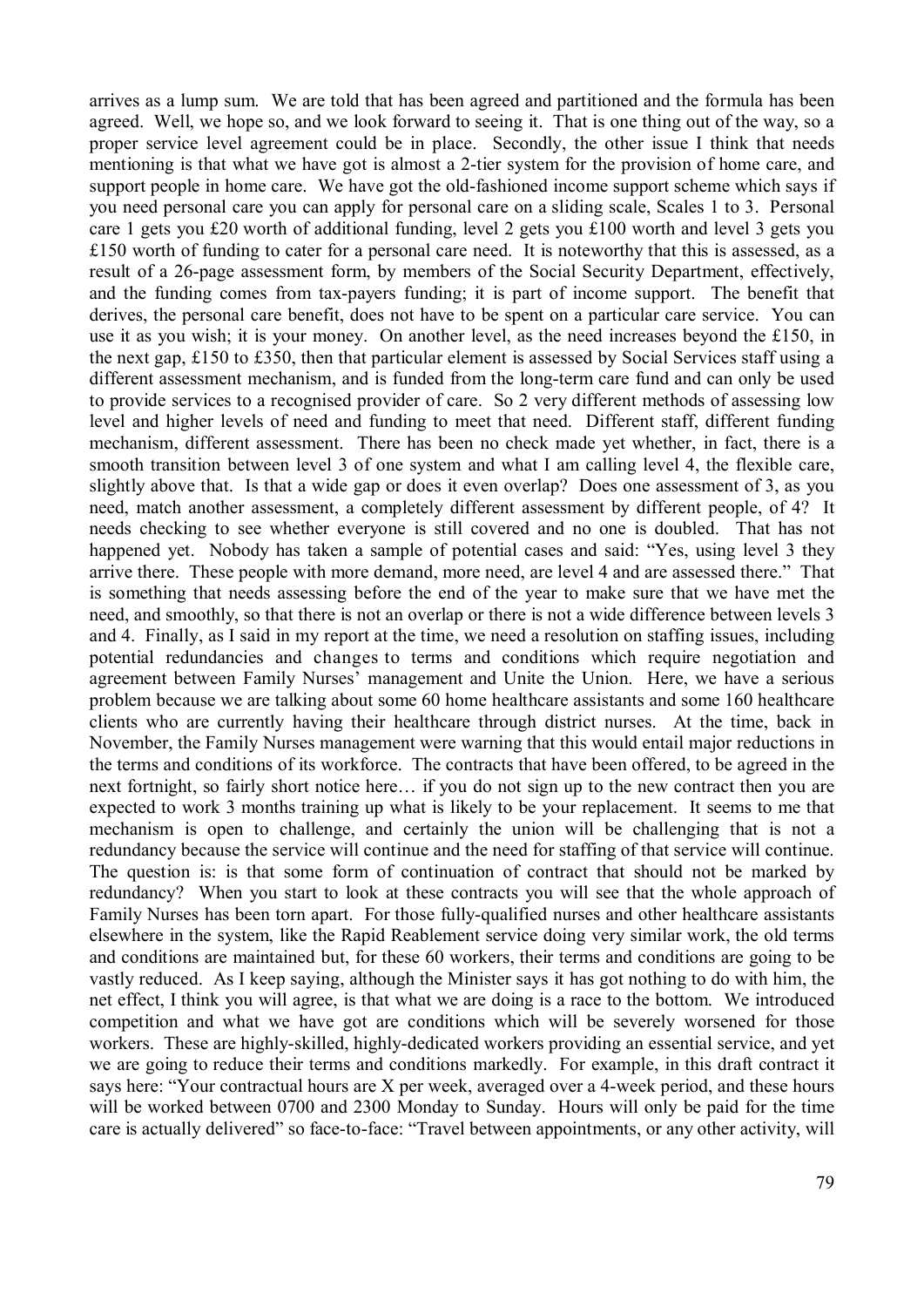arrives as a lump sum. We are told that has been agreed and partitioned and the formula has been agreed. Well, we hope so, and we look forward to seeing it. That is one thing out of the way, so a proper service level agreement could be in place. Secondly, the other issue I think that needs mentioning is that what we have got is almost a 2-tier system for the provision of home care, and support people in home care. We have got the old-fashioned income support scheme which says if you need personal care you can apply for personal care on a sliding scale, Scales 1 to 3. Personal care 1 gets you £20 worth of additional funding, level 2 gets you £100 worth and level 3 gets you £150 worth of funding to cater for a personal care need. It is noteworthy that this is assessed, as a result of a 26-page assessment form, by members of the Social Security Department, effectively, and the funding comes from tax-payers funding; it is part of income support. The benefit that derives, the personal care benefit, does not have to be spent on a particular care service. You can use it as you wish; it is your money. On another level, as the need increases beyond the £150, in the next gap, £150 to £350, then that particular element is assessed by Social Services staff using a different assessment mechanism, and is funded from the long-term care fund and can only be used to provide services to a recognised provider of care. So 2 very different methods of assessing low level and higher levels of need and funding to meet that need. Different staff, different funding mechanism, different assessment. There has been no check made yet whether, in fact, there is a smooth transition between level 3 of one system and what I am calling level 4, the flexible care, slightly above that. Is that a wide gap or does it even overlap? Does one assessment of 3, as you need, match another assessment, a completely different assessment by different people, of 4? It needs checking to see whether everyone is still covered and no one is doubled. That has not happened yet. Nobody has taken a sample of potential cases and said: "Yes, using level 3 they arrive there. These people with more demand, more need, are level 4 and are assessed there." That is something that needs assessing before the end of the year to make sure that we have met the need, and smoothly, so that there is not an overlap or there is not a wide difference between levels 3 and 4. Finally, as I said in my report at the time, we need a resolution on staffing issues, including potential redundancies and changes to terms and conditions which require negotiation and agreement between Family Nurses' management and Unite the Union. Here, we have a serious problem because we are talking about some 60 home healthcare assistants and some 160 healthcare clients who are currently having their healthcare through district nurses. At the time, back in November, the Family Nurses management were warning that this would entail major reductions in the terms and conditions of its workforce. The contracts that have been offered, to be agreed in the next fortnight, so fairly short notice here… if you do not sign up to the new contract then you are expected to work 3 months training up what is likely to be your replacement. It seems to me that mechanism is open to challenge, and certainly the union will be challenging that is not a redundancy because the service will continue and the need for staffing of that service will continue. The question is: is that some form of continuation of contract that should not be marked by redundancy? When you start to look at these contracts you will see that the whole approach of Family Nurses has been torn apart. For those fully-qualified nurses and other healthcare assistants elsewhere in the system, like the Rapid Reablement service doing very similar work, the old terms and conditions are maintained but, for these 60 workers, their terms and conditions are going to be vastly reduced. As I keep saying, although the Minister says it has got nothing to do with him, the net effect, I think you will agree, is that what we are doing is a race to the bottom. We introduced competition and what we have got are conditions which will be severely worsened for those workers. These are highly-skilled, highly-dedicated workers providing an essential service, and yet we are going to reduce their terms and conditions markedly. For example, in this draft contract it says here: "Your contractual hours are X per week, averaged over a 4-week period, and these hours will be worked between 0700 and 2300 Monday to Sunday. Hours will only be paid for the time care is actually delivered" so face-to-face: "Travel between appointments, or any other activity, will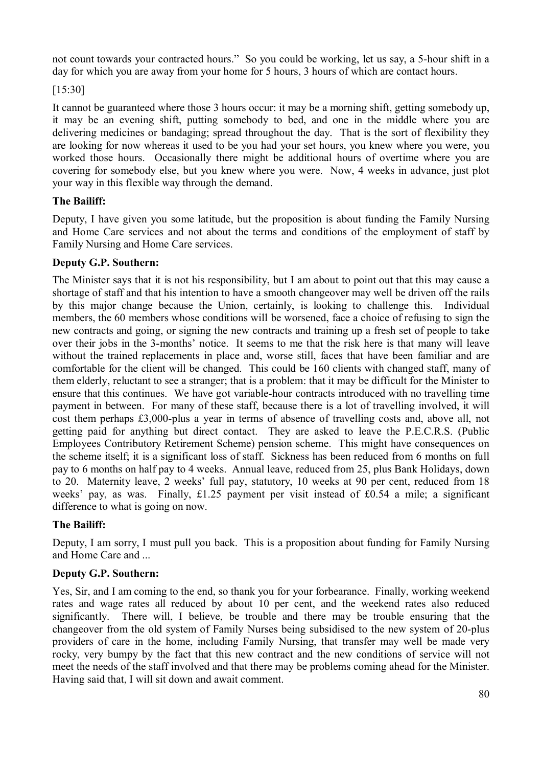not count towards your contracted hours." So you could be working, let us say, a 5-hour shift in a day for which you are away from your home for 5 hours, 3 hours of which are contact hours.

[15:30]

It cannot be guaranteed where those 3 hours occur: it may be a morning shift, getting somebody up, it may be an evening shift, putting somebody to bed, and one in the middle where you are delivering medicines or bandaging; spread throughout the day. That is the sort of flexibility they are looking for now whereas it used to be you had your set hours, you knew where you were, you worked those hours. Occasionally there might be additional hours of overtime where you are covering for somebody else, but you knew where you were. Now, 4 weeks in advance, just plot your way in this flexible way through the demand.

**The Bailiff:**

Deputy, I have given you some latitude, but the proposition is about funding the Family Nursing and Home Care services and not about the terms and conditions of the employment of staff by Family Nursing and Home Care services.

**Deputy G.P. Southern:**

The Minister says that it is not his responsibility, but I am about to point out that this may cause a shortage of staff and that his intention to have a smooth changeover may well be driven off the rails by this major change because the Union, certainly, is looking to challenge this. Individual members, the 60 members whose conditions will be worsened, face a choice of refusing to sign the new contracts and going, or signing the new contracts and training up a fresh set of people to take over their jobs in the 3-months' notice. It seems to me that the risk here is that many will leave without the trained replacements in place and, worse still, faces that have been familiar and are comfortable for the client will be changed. This could be 160 clients with changed staff, many of them elderly, reluctant to see a stranger; that is a problem: that it may be difficult for the Minister to ensure that this continues. We have got variable-hour contracts introduced with no travelling time payment in between. For many of these staff, because there is a lot of travelling involved, it will cost them perhaps £3,000-plus a year in terms of absence of travelling costs and, above all, not getting paid for anything but direct contact. They are asked to leave the P.E.C.R.S. (Public Employees Contributory Retirement Scheme) pension scheme. This might have consequences on the scheme itself; it is a significant loss of staff. Sickness has been reduced from 6 months on full pay to 6 months on half pay to 4 weeks. Annual leave, reduced from 25, plus Bank Holidays, down to 20. Maternity leave, 2 weeks' full pay, statutory, 10 weeks at 90 per cent, reduced from 18 weeks' pay, as was. Finally, £1.25 payment per visit instead of £0.54 a mile; a significant difference to what is going on now.

**The Bailiff:**

Deputy, I am sorry, I must pull you back. This is a proposition about funding for Family Nursing and Home Care and ...

**Deputy G.P. Southern:**

Yes, Sir, and I am coming to the end, so thank you for your forbearance. Finally, working weekend rates and wage rates all reduced by about 10 per cent, and the weekend rates also reduced significantly. There will, I believe, be trouble and there may be trouble ensuring that the changeover from the old system of Family Nurses being subsidised to the new system of 20-plus providers of care in the home, including Family Nursing, that transfer may well be made very rocky, very bumpy by the fact that this new contract and the new conditions of service will not meet the needs of the staff involved and that there may be problems coming ahead for the Minister. Having said that, I will sit down and await comment.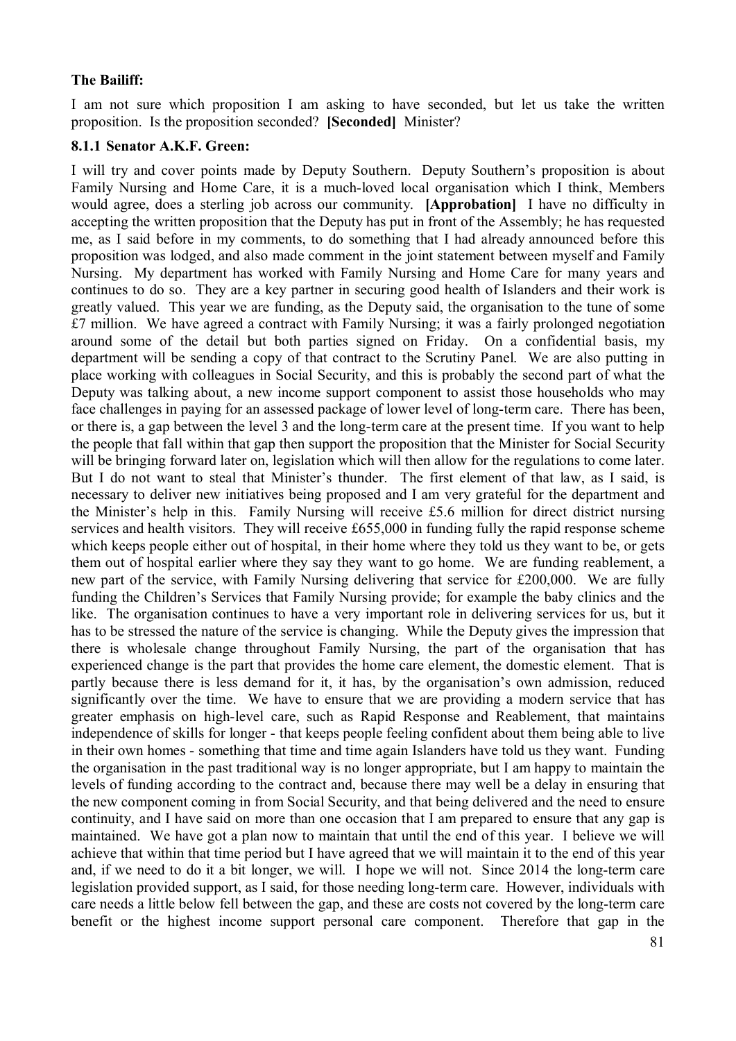**The Bailiff:**

I am not sure which proposition I am asking to have seconded, but let us take the written proposition. Is the proposition seconded? **[Seconded]** Minister?

**8.1.1 Senator A.K.F. Green:**

I will try and cover points made by Deputy Southern. Deputy Southern's proposition is about Family Nursing and Home Care, it is a much-loved local organisation which I think, Members would agree, does a sterling job across our community. **[Approbation]** I have no difficulty in accepting the written proposition that the Deputy has put in front of the Assembly; he has requested me, as I said before in my comments, to do something that I had already announced before this proposition was lodged, and also made comment in the joint statement between myself and Family Nursing. My department has worked with Family Nursing and Home Care for many years and continues to do so. They are a key partner in securing good health of Islanders and their work is greatly valued. This year we are funding, as the Deputy said, the organisation to the tune of some £7 million. We have agreed a contract with Family Nursing; it was a fairly prolonged negotiation around some of the detail but both parties signed on Friday. On a confidential basis, my department will be sending a copy of that contract to the Scrutiny Panel. We are also putting in place working with colleagues in Social Security, and this is probably the second part of what the Deputy was talking about, a new income support component to assist those households who may face challenges in paying for an assessed package of lower level of long-term care. There has been, or there is, a gap between the level 3 and the long-term care at the present time. If you want to help the people that fall within that gap then support the proposition that the Minister for Social Security will be bringing forward later on, legislation which will then allow for the regulations to come later. But I do not want to steal that Minister's thunder. The first element of that law, as I said, is necessary to deliver new initiatives being proposed and I am very grateful for the department and the Minister's help in this. Family Nursing will receive £5.6 million for direct district nursing services and health visitors. They will receive £655,000 in funding fully the rapid response scheme which keeps people either out of hospital, in their home where they told us they want to be, or gets them out of hospital earlier where they say they want to go home. We are funding reablement, a new part of the service, with Family Nursing delivering that service for £200,000. We are fully funding the Children's Services that Family Nursing provide; for example the baby clinics and the like. The organisation continues to have a very important role in delivering services for us, but it has to be stressed the nature of the service is changing. While the Deputy gives the impression that there is wholesale change throughout Family Nursing, the part of the organisation that has experienced change is the part that provides the home care element, the domestic element. That is partly because there is less demand for it, it has, by the organisation's own admission, reduced significantly over the time. We have to ensure that we are providing a modern service that has greater emphasis on high-level care, such as Rapid Response and Reablement, that maintains independence of skills for longer - that keeps people feeling confident about them being able to live in their own homes - something that time and time again Islanders have told us they want. Funding the organisation in the past traditional way is no longer appropriate, but I am happy to maintain the levels of funding according to the contract and, because there may well be a delay in ensuring that the new component coming in from Social Security, and that being delivered and the need to ensure continuity, and I have said on more than one occasion that I am prepared to ensure that any gap is maintained. We have got a plan now to maintain that until the end of this year. I believe we will achieve that within that time period but I have agreed that we will maintain it to the end of this year and, if we need to do it a bit longer, we will. I hope we will not. Since 2014 the long-term care legislation provided support, as I said, for those needing long-term care. However, individuals with care needs a little below fell between the gap, and these are costs not covered by the long-term care benefit or the highest income support personal care component. Therefore that gap in the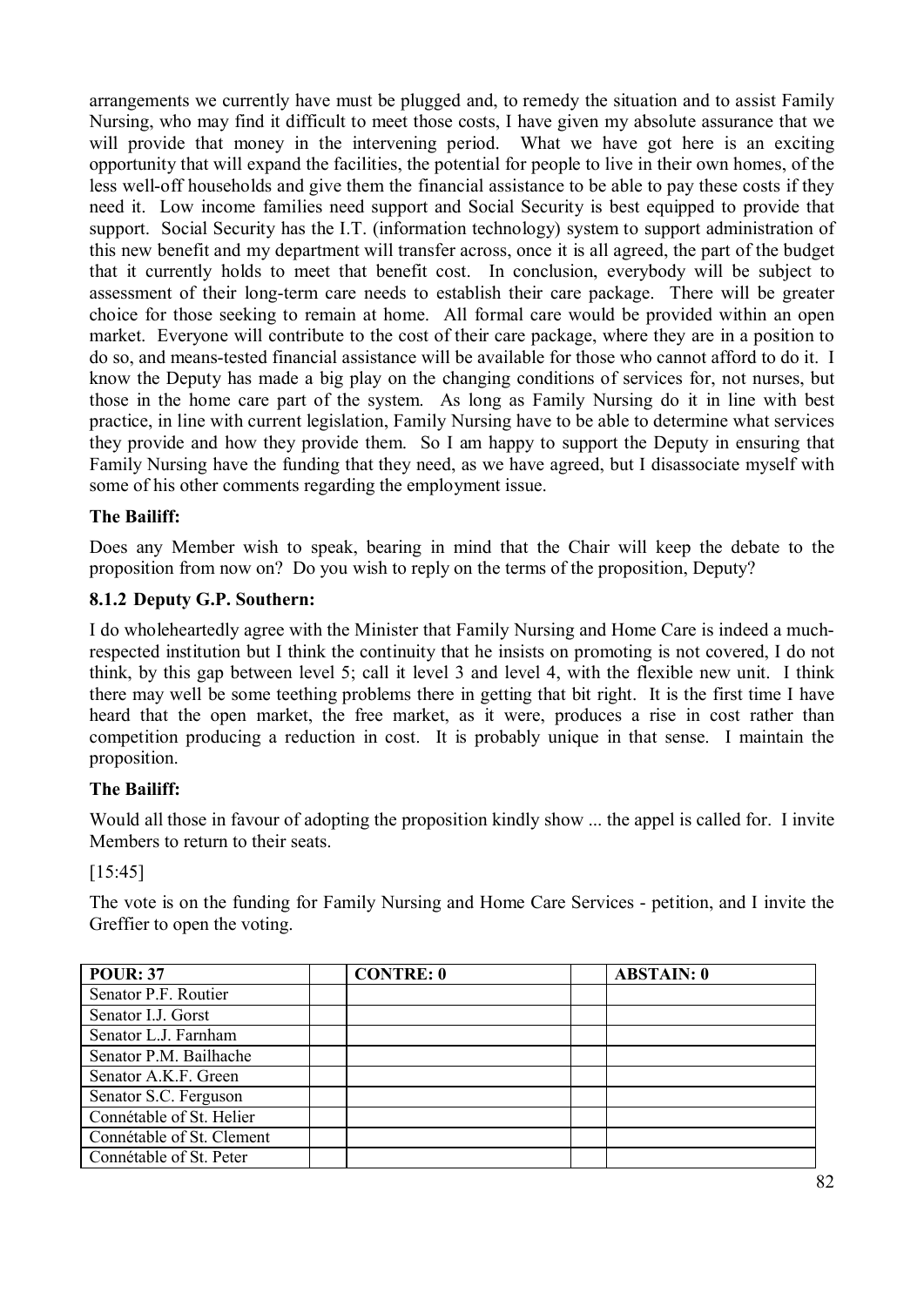arrangements we currently have must be plugged and, to remedy the situation and to assist Family Nursing, who may find it difficult to meet those costs, I have given my absolute assurance that we will provide that money in the intervening period. What we have got here is an exciting opportunity that will expand the facilities, the potential for people to live in their own homes, of the less well-off households and give them the financial assistance to be able to pay these costs if they need it. Low income families need support and Social Security is best equipped to provide that support. Social Security has the I.T. (information technology) system to support administration of this new benefit and my department will transfer across, once it is all agreed, the part of the budget that it currently holds to meet that benefit cost. In conclusion, everybody will be subject to assessment of their long-term care needs to establish their care package. There will be greater choice for those seeking to remain at home. All formal care would be provided within an open market. Everyone will contribute to the cost of their care package, where they are in a position to do so, and means-tested financial assistance will be available for those who cannot afford to do it. I know the Deputy has made a big play on the changing conditions of services for, not nurses, but those in the home care part of the system. As long as Family Nursing do it in line with best practice, in line with current legislation, Family Nursing have to be able to determine what services they provide and how they provide them. So I am happy to support the Deputy in ensuring that Family Nursing have the funding that they need, as we have agreed, but I disassociate myself with some of his other comments regarding the employment issue.

**The Bailiff:**

Does any Member wish to speak, bearing in mind that the Chair will keep the debate to the proposition from now on? Do you wish to reply on the terms of the proposition, Deputy?

### 8.1.2 Deputy G.P. Southern:

I do wholeheartedly agree with the Minister that Family Nursing and Home Care is indeed a much-respected institution but I think the continuity that he insists on promoting is not covered, I do not think, by this gap between level 5; call it level 3 and level 4, with the flexible new unit. I think there may well be some teething problems there in getting that bit right. It is the first time I have heard that the open market, the free market, as it were, produces a rise in cost rather than competition producing a reduction in cost. It is probably unique in that sense. I maintain the proposition.

**The Bailiff:**

Would all those in favour of adopting the proposition kindly show ... the appel is called for. I invite Members to return to their seats.

[15:45]

The vote is on the funding for Family Nursing and Home Care Services - petition, and I invite the Greffier to open the voting.

| POUR: 37 | | CONTRE: 0 | | ABSTAIN: 0 |
|---|---|---|---|---|
| Senator P.F. Routier | | | | |
| Senator I.J. Gorst | | | | |
| Senator L.J. Farnham | | | | |
| Senator P.M. Bailhache | | | | |
| Senator A.K.F. Green | | | | |
| Senator S.C. Ferguson | | | | |
| Connétable of St. Helier | | | | |
| Connétable of St. Clement | | | | |
| Connétable of St. Peter | | | | |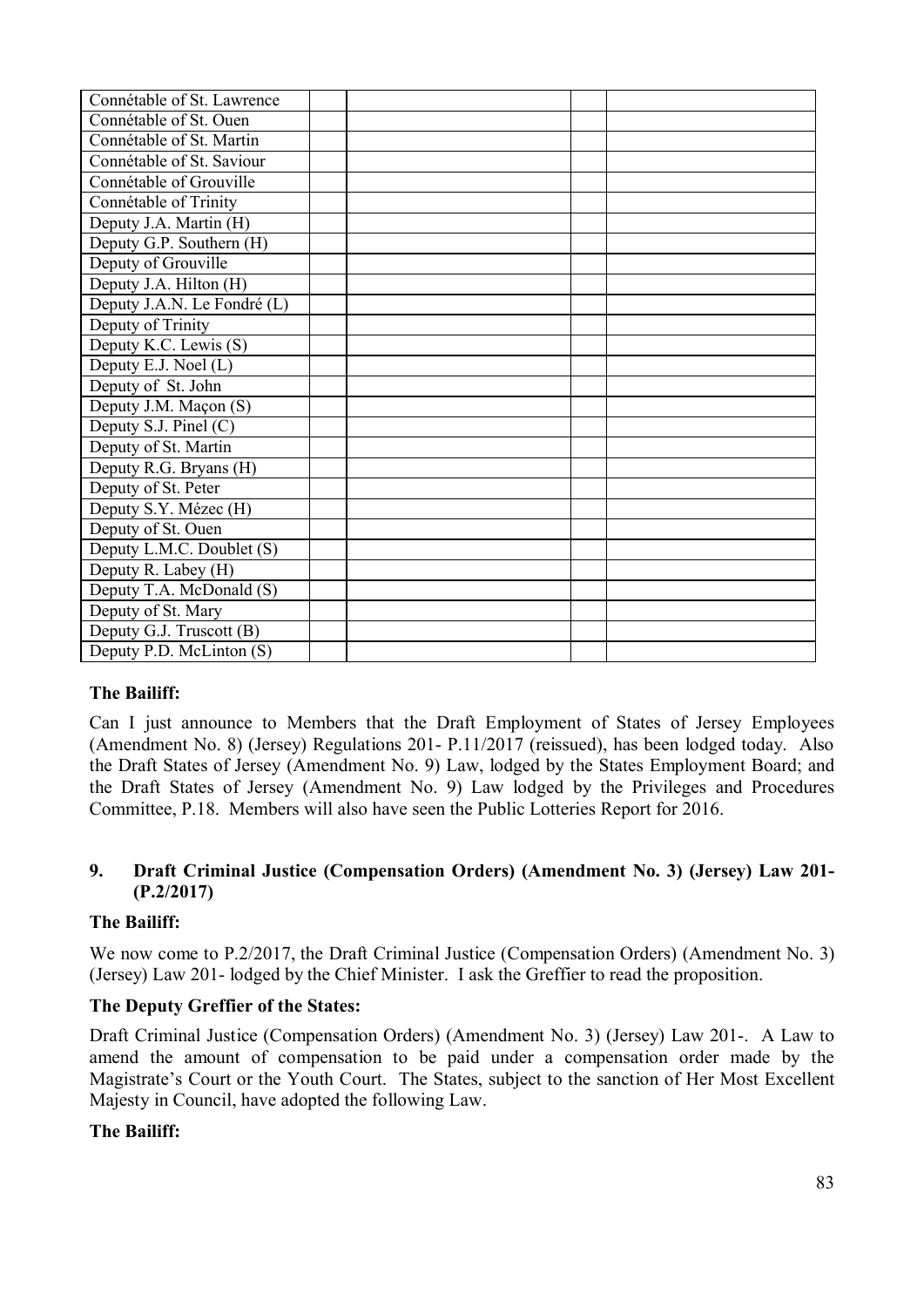| | | | | |
|---|---|---|---|---|
| Connétable of St. Lawrence | | | | |
| Connétable of St. Ouen | | | | |
| Connétable of St. Martin | | | | |
| Connétable of St. Saviour | | | | |
| Connétable of Grouville | | | | |
| Connétable of Trinity | | | | |
| Deputy J.A. Martin (H) | | | | |
| Deputy G.P. Southern (H) | | | | |
| Deputy of Grouville | | | | |
| Deputy J.A. Hilton (H) | | | | |
| Deputy J.A.N. Le Fondré (L) | | | | |
| Deputy of Trinity | | | | |
| Deputy K.C. Lewis (S) | | | | |
| Deputy E.J. Noel (L) | | | | |
| Deputy of St. John | | | | |
| Deputy J.M. Maçon (S) | | | | |
| Deputy S.J. Pinel (C) | | | | |
| Deputy of St. Martin | | | | |
| Deputy R.G. Bryans (H) | | | | |
| Deputy of St. Peter | | | | |
| Deputy S.Y. Mézec (H) | | | | |
| Deputy of St. Ouen | | | | |
| Deputy L.M.C. Doublet (S) | | | | |
| Deputy R. Labey (H) | | | | |
| Deputy T.A. McDonald (S) | | | | |
| Deputy of St. Mary | | | | |
| Deputy G.J. Truscott (B) | | | | |
| Deputy P.D. McLinton (S) | | | | |

**The Bailiff:**

Can I just announce to Members that the Draft Employment of States of Jersey Employees (Amendment No. 8) (Jersey) Regulations 201- P.11/2017 (reissued), has been lodged today. Also the Draft States of Jersey (Amendment No. 9) Law, lodged by the States Employment Board; and the Draft States of Jersey (Amendment No. 9) Law lodged by the Privileges and Procedures Committee, P.18. Members will also have seen the Public Lotteries Report for 2016.

## 9. Draft Criminal Justice (Compensation Orders) (Amendment No. 3) (Jersey) Law 201- (P.2/2017)

**The Bailiff:**

We now come to P.2/2017, the Draft Criminal Justice (Compensation Orders) (Amendment No. 3) (Jersey) Law 201- lodged by the Chief Minister. I ask the Greffier to read the proposition.

**The Deputy Greffier of the States:**

Draft Criminal Justice (Compensation Orders) (Amendment No. 3) (Jersey) Law 201-. A Law to amend the amount of compensation to be paid under a compensation order made by the Magistrate's Court or the Youth Court. The States, subject to the sanction of Her Most Excellent Majesty in Council, have adopted the following Law.

**The Bailiff:**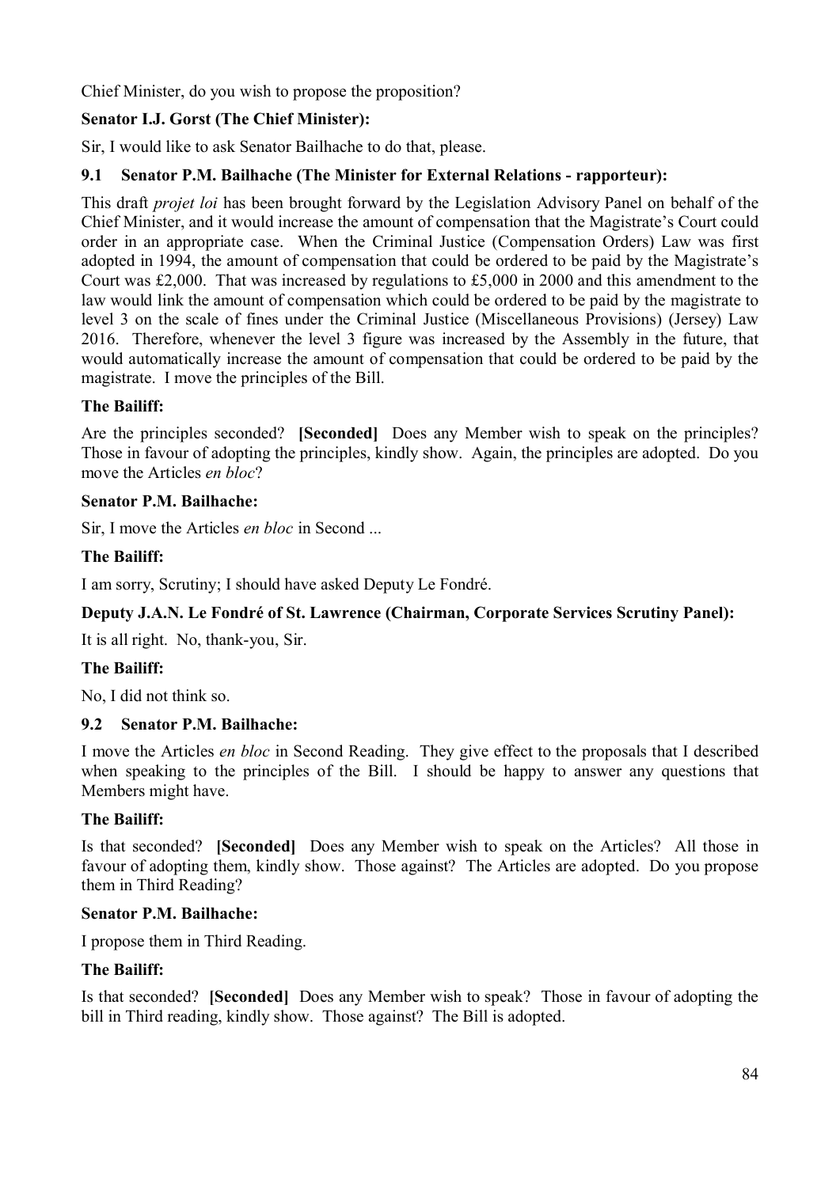Chief Minister, do you wish to propose the proposition?

**Senator I.J. Gorst (The Chief Minister):**

Sir, I would like to ask Senator Bailhache to do that, please.

### 9.1 Senator P.M. Bailhache (The Minister for External Relations - rapporteur):

This draft *projet loi* has been brought forward by the Legislation Advisory Panel on behalf of the Chief Minister, and it would increase the amount of compensation that the Magistrate's Court could order in an appropriate case. When the Criminal Justice (Compensation Orders) Law was first adopted in 1994, the amount of compensation that could be ordered to be paid by the Magistrate's Court was £2,000. That was increased by regulations to £5,000 in 2000 and this amendment to the law would link the amount of compensation which could be ordered to be paid by the magistrate to level 3 on the scale of fines under the Criminal Justice (Miscellaneous Provisions) (Jersey) Law 2016. Therefore, whenever the level 3 figure was increased by the Assembly in the future, that would automatically increase the amount of compensation that could be ordered to be paid by the magistrate. I move the principles of the Bill.

**The Bailiff:**

Are the principles seconded? **[Seconded]** Does any Member wish to speak on the principles? Those in favour of adopting the principles, kindly show. Again, the principles are adopted. Do you move the Articles *en bloc*?

**Senator P.M. Bailhache:**

Sir, I move the Articles *en bloc* in Second ...

**The Bailiff:**

I am sorry, Scrutiny; I should have asked Deputy Le Fondré.

**Deputy J.A.N. Le Fondré of St. Lawrence (Chairman, Corporate Services Scrutiny Panel):**

It is all right. No, thank-you, Sir.

**The Bailiff:**

No, I did not think so.

### 9.2 Senator P.M. Bailhache:

I move the Articles *en bloc* in Second Reading. They give effect to the proposals that I described when speaking to the principles of the Bill. I should be happy to answer any questions that Members might have.

**The Bailiff:**

Is that seconded? **[Seconded]** Does any Member wish to speak on the Articles? All those in favour of adopting them, kindly show. Those against? The Articles are adopted. Do you propose them in Third Reading?

**Senator P.M. Bailhache:**

I propose them in Third Reading.

**The Bailiff:**

Is that seconded? **[Seconded]** Does any Member wish to speak? Those in favour of adopting the bill in Third reading, kindly show. Those against? The Bill is adopted.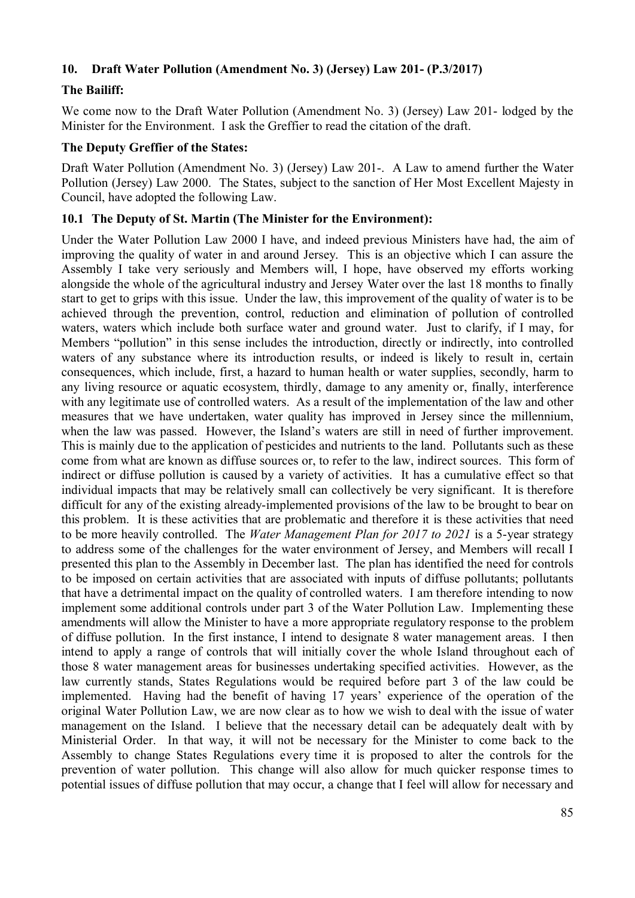## 10. Draft Water Pollution (Amendment No. 3) (Jersey) Law 201- (P.3/2017)

**The Bailiff:**

We come now to the Draft Water Pollution (Amendment No. 3) (Jersey) Law 201- lodged by the Minister for the Environment. I ask the Greffier to read the citation of the draft.

**The Deputy Greffier of the States:**

Draft Water Pollution (Amendment No. 3) (Jersey) Law 201-. A Law to amend further the Water Pollution (Jersey) Law 2000. The States, subject to the sanction of Her Most Excellent Majesty in Council, have adopted the following Law.

### 10.1 The Deputy of St. Martin (The Minister for the Environment):

Under the Water Pollution Law 2000 I have, and indeed previous Ministers have had, the aim of improving the quality of water in and around Jersey. This is an objective which I can assure the Assembly I take very seriously and Members will, I hope, have observed my efforts working alongside the whole of the agricultural industry and Jersey Water over the last 18 months to finally start to get to grips with this issue. Under the law, this improvement of the quality of water is to be achieved through the prevention, control, reduction and elimination of pollution of controlled waters, waters which include both surface water and ground water. Just to clarify, if I may, for Members "pollution" in this sense includes the introduction, directly or indirectly, into controlled waters of any substance where its introduction results, or indeed is likely to result in, certain consequences, which include, first, a hazard to human health or water supplies, secondly, harm to any living resource or aquatic ecosystem, thirdly, damage to any amenity or, finally, interference with any legitimate use of controlled waters. As a result of the implementation of the law and other measures that we have undertaken, water quality has improved in Jersey since the millennium, when the law was passed. However, the Island's waters are still in need of further improvement. This is mainly due to the application of pesticides and nutrients to the land. Pollutants such as these come from what are known as diffuse sources or, to refer to the law, indirect sources. This form of indirect or diffuse pollution is caused by a variety of activities. It has a cumulative effect so that individual impacts that may be relatively small can collectively be very significant. It is therefore difficult for any of the existing already-implemented provisions of the law to be brought to bear on this problem. It is these activities that are problematic and therefore it is these activities that need to be more heavily controlled. The *Water Management Plan for 2017 to 2021* is a 5-year strategy to address some of the challenges for the water environment of Jersey, and Members will recall I presented this plan to the Assembly in December last. The plan has identified the need for controls to be imposed on certain activities that are associated with inputs of diffuse pollutants; pollutants that have a detrimental impact on the quality of controlled waters. I am therefore intending to now implement some additional controls under part 3 of the Water Pollution Law. Implementing these amendments will allow the Minister to have a more appropriate regulatory response to the problem of diffuse pollution. In the first instance, I intend to designate 8 water management areas. I then intend to apply a range of controls that will initially cover the whole Island throughout each of those 8 water management areas for businesses undertaking specified activities. However, as the law currently stands, States Regulations would be required before part 3 of the law could be implemented. Having had the benefit of having 17 years' experience of the operation of the original Water Pollution Law, we are now clear as to how we wish to deal with the issue of water management on the Island. I believe that the necessary detail can be adequately dealt with by Ministerial Order. In that way, it will not be necessary for the Minister to come back to the Assembly to change States Regulations every time it is proposed to alter the controls for the prevention of water pollution. This change will also allow for much quicker response times to potential issues of diffuse pollution that may occur, a change that I feel will allow for necessary and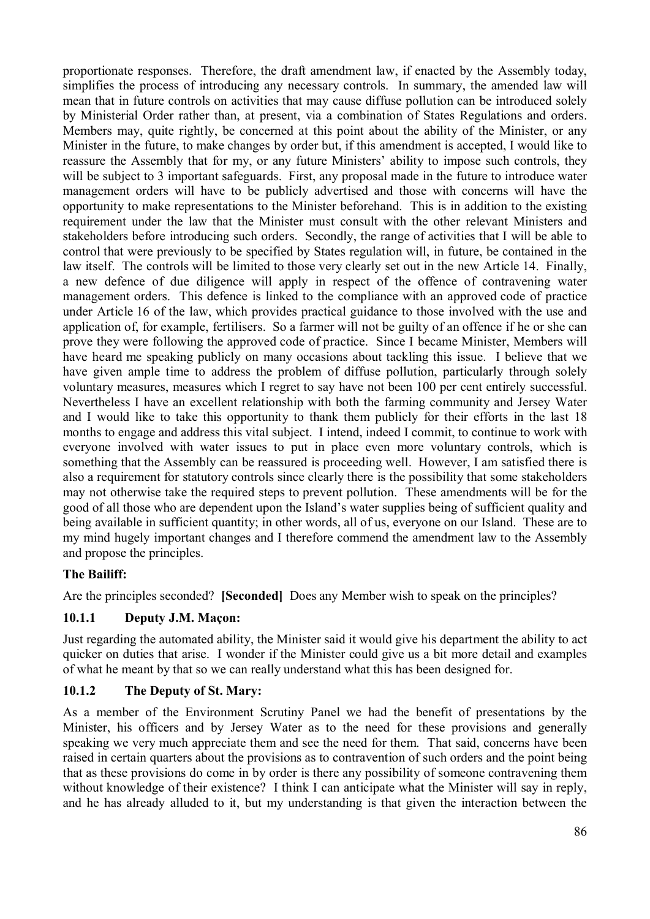proportionate responses. Therefore, the draft amendment law, if enacted by the Assembly today, simplifies the process of introducing any necessary controls. In summary, the amended law will mean that in future controls on activities that may cause diffuse pollution can be introduced solely by Ministerial Order rather than, at present, via a combination of States Regulations and orders. Members may, quite rightly, be concerned at this point about the ability of the Minister, or any Minister in the future, to make changes by order but, if this amendment is accepted, I would like to reassure the Assembly that for my, or any future Ministers' ability to impose such controls, they will be subject to 3 important safeguards. First, any proposal made in the future to introduce water management orders will have to be publicly advertised and those with concerns will have the opportunity to make representations to the Minister beforehand. This is in addition to the existing requirement under the law that the Minister must consult with the other relevant Ministers and stakeholders before introducing such orders. Secondly, the range of activities that I will be able to control that were previously to be specified by States regulation will, in future, be contained in the law itself. The controls will be limited to those very clearly set out in the new Article 14. Finally, a new defence of due diligence will apply in respect of the offence of contravening water management orders. This defence is linked to the compliance with an approved code of practice under Article 16 of the law, which provides practical guidance to those involved with the use and application of, for example, fertilisers. So a farmer will not be guilty of an offence if he or she can prove they were following the approved code of practice. Since I became Minister, Members will have heard me speaking publicly on many occasions about tackling this issue. I believe that we have given ample time to address the problem of diffuse pollution, particularly through solely voluntary measures, measures which I regret to say have not been 100 per cent entirely successful. Nevertheless I have an excellent relationship with both the farming community and Jersey Water and I would like to take this opportunity to thank them publicly for their efforts in the last 18 months to engage and address this vital subject. I intend, indeed I commit, to continue to work with everyone involved with water issues to put in place even more voluntary controls, which is something that the Assembly can be reassured is proceeding well. However, I am satisfied there is also a requirement for statutory controls since clearly there is the possibility that some stakeholders may not otherwise take the required steps to prevent pollution. These amendments will be for the good of all those who are dependent upon the Island's water supplies being of sufficient quality and being available in sufficient quantity; in other words, all of us, everyone on our Island. These are to my mind hugely important changes and I therefore commend the amendment law to the Assembly and propose the principles.

**The Bailiff:**

Are the principles seconded? **[Seconded]** Does any Member wish to speak on the principles?

### 10.1.1 Deputy J.M. Maçon:

Just regarding the automated ability, the Minister said it would give his department the ability to act quicker on duties that arise. I wonder if the Minister could give us a bit more detail and examples of what he meant by that so we can really understand what this has been designed for.

### 10.1.2 The Deputy of St. Mary:

As a member of the Environment Scrutiny Panel we had the benefit of presentations by the Minister, his officers and by Jersey Water as to the need for these provisions and generally speaking we very much appreciate them and see the need for them. That said, concerns have been raised in certain quarters about the provisions as to contravention of such orders and the point being that as these provisions do come in by order is there any possibility of someone contravening them without knowledge of their existence? I think I can anticipate what the Minister will say in reply, and he has already alluded to it, but my understanding is that given the interaction between the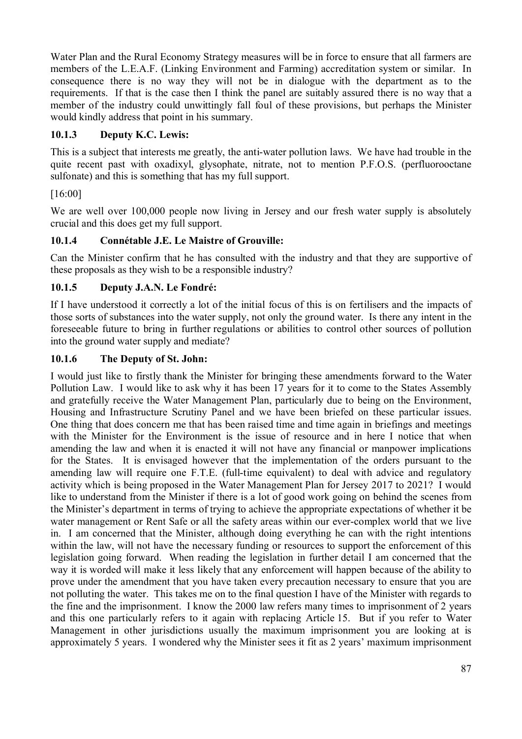Water Plan and the Rural Economy Strategy measures will be in force to ensure that all farmers are members of the L.E.A.F. (Linking Environment and Farming) accreditation system or similar. In consequence there is no way they will not be in dialogue with the department as to the requirements. If that is the case then I think the panel are suitably assured there is no way that a member of the industry could unwittingly fall foul of these provisions, but perhaps the Minister would kindly address that point in his summary.

### 10.1.3 Deputy K.C. Lewis:

This is a subject that interests me greatly, the anti-water pollution laws. We have had trouble in the quite recent past with oxadixyl, glysophate, nitrate, not to mention P.F.O.S. (perfluorooctane sulfonate) and this is something that has my full support.

[16:00]

We are well over 100,000 people now living in Jersey and our fresh water supply is absolutely crucial and this does get my full support.

### 10.1.4 Connétable J.E. Le Maistre of Grouville:

Can the Minister confirm that he has consulted with the industry and that they are supportive of these proposals as they wish to be a responsible industry?

### 10.1.5 Deputy J.A.N. Le Fondré:

If I have understood it correctly a lot of the initial focus of this is on fertilisers and the impacts of those sorts of substances into the water supply, not only the ground water. Is there any intent in the foreseeable future to bring in further regulations or abilities to control other sources of pollution into the ground water supply and mediate?

### 10.1.6 The Deputy of St. John:

I would just like to firstly thank the Minister for bringing these amendments forward to the Water Pollution Law. I would like to ask why it has been 17 years for it to come to the States Assembly and gratefully receive the Water Management Plan, particularly due to being on the Environment, Housing and Infrastructure Scrutiny Panel and we have been briefed on these particular issues. One thing that does concern me that has been raised time and time again in briefings and meetings with the Minister for the Environment is the issue of resource and in here I notice that when amending the law and when it is enacted it will not have any financial or manpower implications for the States. It is envisaged however that the implementation of the orders pursuant to the amending law will require one F.T.E. (full-time equivalent) to deal with advice and regulatory activity which is being proposed in the Water Management Plan for Jersey 2017 to 2021? I would like to understand from the Minister if there is a lot of good work going on behind the scenes from the Minister's department in terms of trying to achieve the appropriate expectations of whether it be water management or Rent Safe or all the safety areas within our ever-complex world that we live in. I am concerned that the Minister, although doing everything he can with the right intentions within the law, will not have the necessary funding or resources to support the enforcement of this legislation going forward. When reading the legislation in further detail I am concerned that the way it is worded will make it less likely that any enforcement will happen because of the ability to prove under the amendment that you have taken every precaution necessary to ensure that you are not polluting the water. This takes me on to the final question I have of the Minister with regards to the fine and the imprisonment. I know the 2000 law refers many times to imprisonment of 2 years and this one particularly refers to it again with replacing Article 15. But if you refer to Water Management in other jurisdictions usually the maximum imprisonment you are looking at is approximately 5 years. I wondered why the Minister sees it fit as 2 years' maximum imprisonment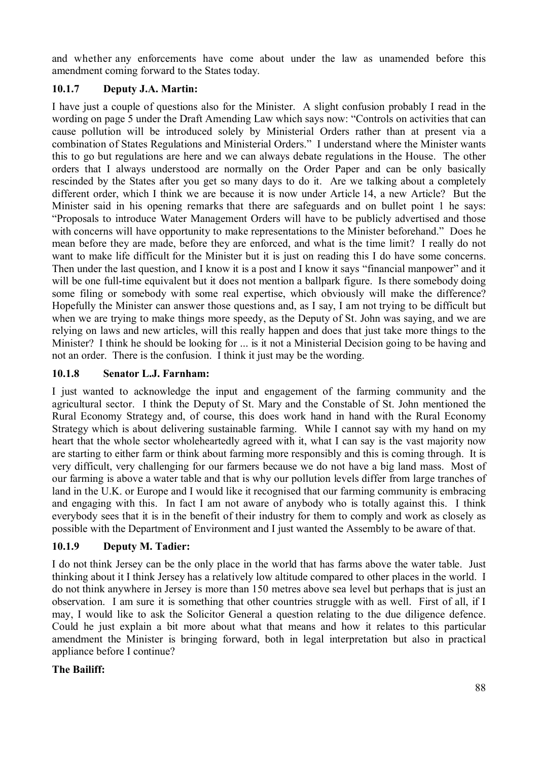and whether any enforcements have come about under the law as unamended before this amendment coming forward to the States today.

### 10.1.7 Deputy J.A. Martin:

I have just a couple of questions also for the Minister. A slight confusion probably I read in the wording on page 5 under the Draft Amending Law which says now: "Controls on activities that can cause pollution will be introduced solely by Ministerial Orders rather than at present via a combination of States Regulations and Ministerial Orders." I understand where the Minister wants this to go but regulations are here and we can always debate regulations in the House. The other orders that I always understood are normally on the Order Paper and can be only basically rescinded by the States after you get so many days to do it. Are we talking about a completely different order, which I think we are because it is now under Article 14, a new Article? But the Minister said in his opening remarks that there are safeguards and on bullet point 1 he says: "Proposals to introduce Water Management Orders will have to be publicly advertised and those with concerns will have opportunity to make representations to the Minister beforehand." Does he mean before they are made, before they are enforced, and what is the time limit? I really do not want to make life difficult for the Minister but it is just on reading this I do have some concerns. Then under the last question, and I know it is a post and I know it says "financial manpower" and it will be one full-time equivalent but it does not mention a ballpark figure. Is there somebody doing some filing or somebody with some real expertise, which obviously will make the difference? Hopefully the Minister can answer those questions and, as I say, I am not trying to be difficult but when we are trying to make things more speedy, as the Deputy of St. John was saying, and we are relying on laws and new articles, will this really happen and does that just take more things to the Minister? I think he should be looking for ... is it not a Ministerial Decision going to be having and not an order. There is the confusion. I think it just may be the wording.

### 10.1.8 Senator L.J. Farnham:

I just wanted to acknowledge the input and engagement of the farming community and the agricultural sector. I think the Deputy of St. Mary and the Constable of St. John mentioned the Rural Economy Strategy and, of course, this does work hand in hand with the Rural Economy Strategy which is about delivering sustainable farming. While I cannot say with my hand on my heart that the whole sector wholeheartedly agreed with it, what I can say is the vast majority now are starting to either farm or think about farming more responsibly and this is coming through. It is very difficult, very challenging for our farmers because we do not have a big land mass. Most of our farming is above a water table and that is why our pollution levels differ from large tranches of land in the U.K. or Europe and I would like it recognised that our farming community is embracing and engaging with this. In fact I am not aware of anybody who is totally against this. I think everybody sees that it is in the benefit of their industry for them to comply and work as closely as possible with the Department of Environment and I just wanted the Assembly to be aware of that.

### 10.1.9 Deputy M. Tadier:

I do not think Jersey can be the only place in the world that has farms above the water table. Just thinking about it I think Jersey has a relatively low altitude compared to other places in the world. I do not think anywhere in Jersey is more than 150 metres above sea level but perhaps that is just an observation. I am sure it is something that other countries struggle with as well. First of all, if I may, I would like to ask the Solicitor General a question relating to the due diligence defence. Could he just explain a bit more about what that means and how it relates to this particular amendment the Minister is bringing forward, both in legal interpretation but also in practical appliance before I continue?

**The Bailiff:**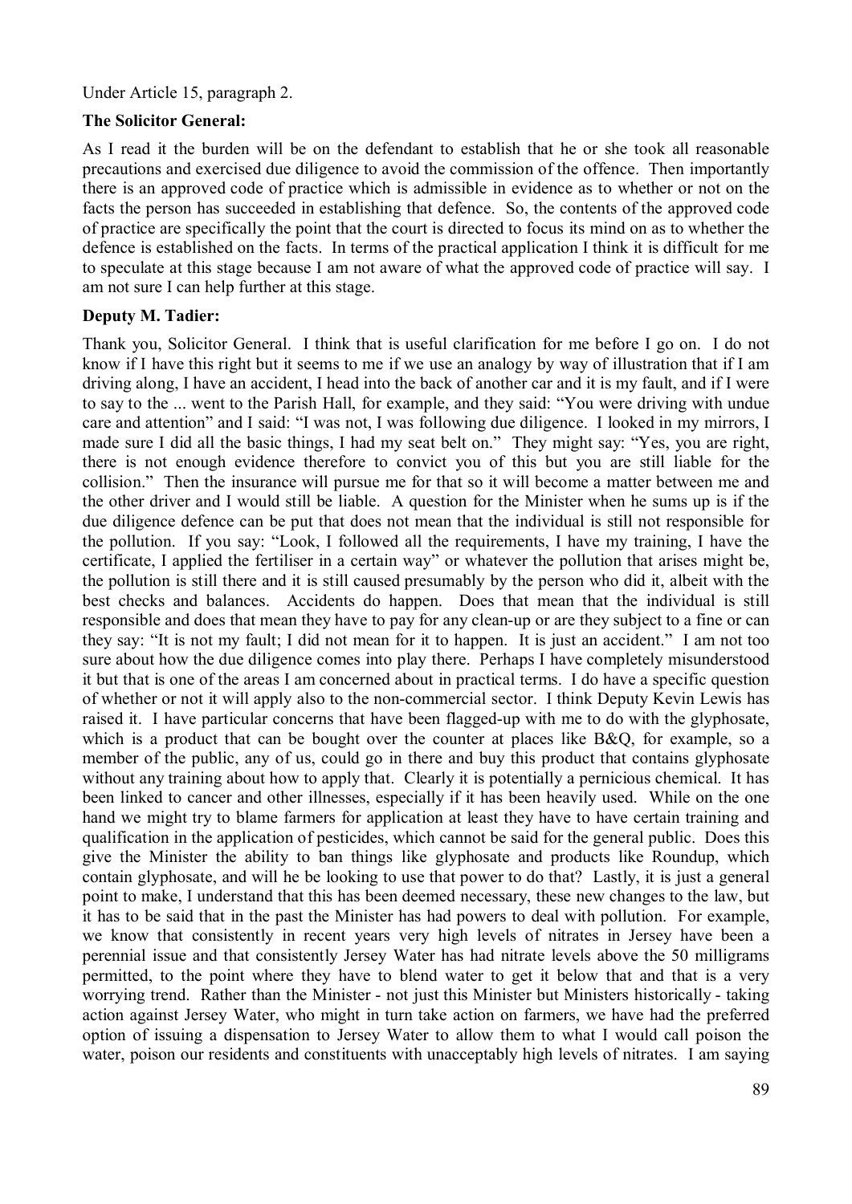Under Article 15, paragraph 2.

**The Solicitor General:**

As I read it the burden will be on the defendant to establish that he or she took all reasonable precautions and exercised due diligence to avoid the commission of the offence. Then importantly there is an approved code of practice which is admissible in evidence as to whether or not on the facts the person has succeeded in establishing that defence. So, the contents of the approved code of practice are specifically the point that the court is directed to focus its mind on as to whether the defence is established on the facts. In terms of the practical application I think it is difficult for me to speculate at this stage because I am not aware of what the approved code of practice will say. I am not sure I can help further at this stage.

**Deputy M. Tadier:**

Thank you, Solicitor General. I think that is useful clarification for me before I go on. I do not know if I have this right but it seems to me if we use an analogy by way of illustration that if I am driving along, I have an accident, I head into the back of another car and it is my fault, and if I were to say to the ... went to the Parish Hall, for example, and they said: "You were driving with undue care and attention" and I said: "I was not, I was following due diligence. I looked in my mirrors, I made sure I did all the basic things, I had my seat belt on." They might say: "Yes, you are right, there is not enough evidence therefore to convict you of this but you are still liable for the collision." Then the insurance will pursue me for that so it will become a matter between me and the other driver and I would still be liable. A question for the Minister when he sums up is if the due diligence defence can be put that does not mean that the individual is still not responsible for the pollution. If you say: "Look, I followed all the requirements, I have my training, I have the certificate, I applied the fertiliser in a certain way" or whatever the pollution that arises might be, the pollution is still there and it is still caused presumably by the person who did it, albeit with the best checks and balances. Accidents do happen. Does that mean that the individual is still responsible and does that mean they have to pay for any clean-up or are they subject to a fine or can they say: "It is not my fault; I did not mean for it to happen. It is just an accident." I am not too sure about how the due diligence comes into play there. Perhaps I have completely misunderstood it but that is one of the areas I am concerned about in practical terms. I do have a specific question of whether or not it will apply also to the non-commercial sector. I think Deputy Kevin Lewis has raised it. I have particular concerns that have been flagged-up with me to do with the glyphosate, which is a product that can be bought over the counter at places like B&Q, for example, so a member of the public, any of us, could go in there and buy this product that contains glyphosate without any training about how to apply that. Clearly it is potentially a pernicious chemical. It has been linked to cancer and other illnesses, especially if it has been heavily used. While on the one hand we might try to blame farmers for application at least they have to have certain training and qualification in the application of pesticides, which cannot be said for the general public. Does this give the Minister the ability to ban things like glyphosate and products like Roundup, which contain glyphosate, and will he be looking to use that power to do that? Lastly, it is just a general point to make, I understand that this has been deemed necessary, these new changes to the law, but it has to be said that in the past the Minister has had powers to deal with pollution. For example, we know that consistently in recent years very high levels of nitrates in Jersey have been a perennial issue and that consistently Jersey Water has had nitrate levels above the 50 milligrams permitted, to the point where they have to blend water to get it below that and that is a very worrying trend. Rather than the Minister - not just this Minister but Ministers historically - taking action against Jersey Water, who might in turn take action on farmers, we have had the preferred option of issuing a dispensation to Jersey Water to allow them to what I would call poison the water, poison our residents and constituents with unacceptably high levels of nitrates. I am saying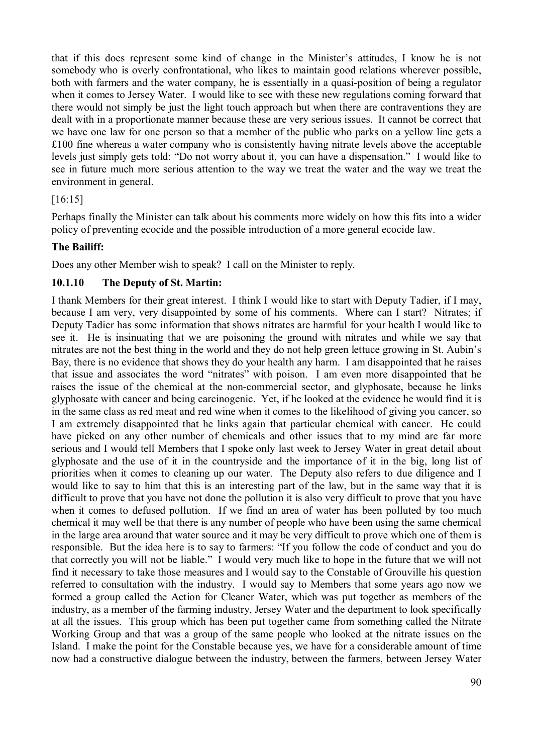that if this does represent some kind of change in the Minister's attitudes, I know he is not somebody who is overly confrontational, who likes to maintain good relations wherever possible, both with farmers and the water company, he is essentially in a quasi-position of being a regulator when it comes to Jersey Water. I would like to see with these new regulations coming forward that there would not simply be just the light touch approach but when there are contraventions they are dealt with in a proportionate manner because these are very serious issues. It cannot be correct that we have one law for one person so that a member of the public who parks on a yellow line gets a £100 fine whereas a water company who is consistently having nitrate levels above the acceptable levels just simply gets told: "Do not worry about it, you can have a dispensation." I would like to see in future much more serious attention to the way we treat the water and the way we treat the environment in general.

[16:15]

Perhaps finally the Minister can talk about his comments more widely on how this fits into a wider policy of preventing ecocide and the possible introduction of a more general ecocide law.

**The Bailiff:**

Does any other Member wish to speak? I call on the Minister to reply.

### 10.1.10 The Deputy of St. Martin:

I thank Members for their great interest. I think I would like to start with Deputy Tadier, if I may, because I am very, very disappointed by some of his comments. Where can I start? Nitrates; if Deputy Tadier has some information that shows nitrates are harmful for your health I would like to see it. He is insinuating that we are poisoning the ground with nitrates and while we say that nitrates are not the best thing in the world and they do not help green lettuce growing in St. Aubin's Bay, there is no evidence that shows they do your health any harm. I am disappointed that he raises that issue and associates the word "nitrates" with poison. I am even more disappointed that he raises the issue of the chemical at the non-commercial sector, and glyphosate, because he links glyphosate with cancer and being carcinogenic. Yet, if he looked at the evidence he would find it is in the same class as red meat and red wine when it comes to the likelihood of giving you cancer, so I am extremely disappointed that he links again that particular chemical with cancer. He could have picked on any other number of chemicals and other issues that to my mind are far more serious and I would tell Members that I spoke only last week to Jersey Water in great detail about glyphosate and the use of it in the countryside and the importance of it in the big, long list of priorities when it comes to cleaning up our water. The Deputy also refers to due diligence and I would like to say to him that this is an interesting part of the law, but in the same way that it is difficult to prove that you have not done the pollution it is also very difficult to prove that you have when it comes to defused pollution. If we find an area of water has been polluted by too much chemical it may well be that there is any number of people who have been using the same chemical in the large area around that water source and it may be very difficult to prove which one of them is responsible. But the idea here is to say to farmers: "If you follow the code of conduct and you do that correctly you will not be liable." I would very much like to hope in the future that we will not find it necessary to take those measures and I would say to the Constable of Grouville his question referred to consultation with the industry. I would say to Members that some years ago now we formed a group called the Action for Cleaner Water, which was put together as members of the industry, as a member of the farming industry, Jersey Water and the department to look specifically at all the issues. This group which has been put together came from something called the Nitrate Working Group and that was a group of the same people who looked at the nitrate issues on the Island. I make the point for the Constable because yes, we have for a considerable amount of time now had a constructive dialogue between the industry, between the farmers, between Jersey Water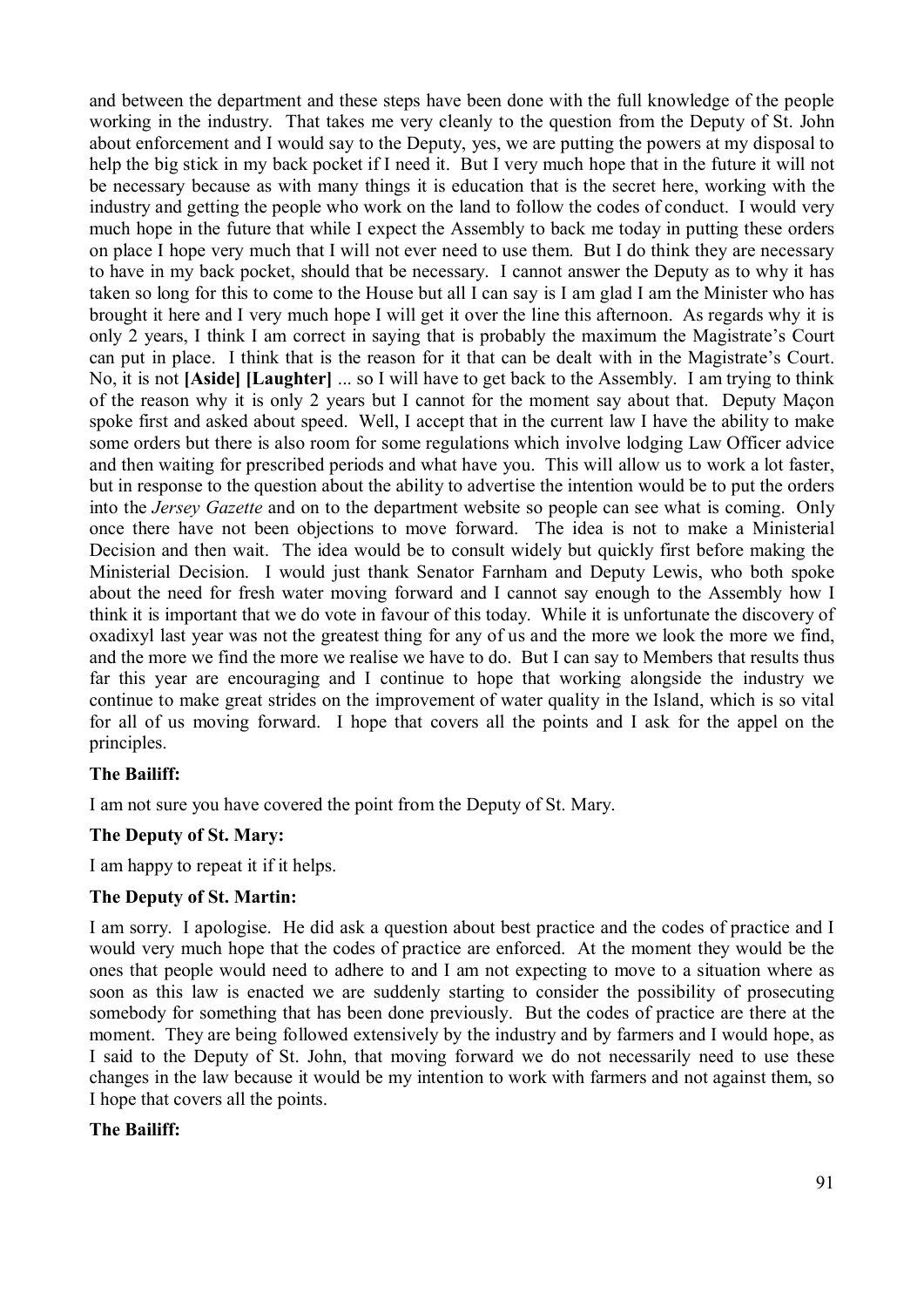and between the department and these steps have been done with the full knowledge of the people working in the industry. That takes me very cleanly to the question from the Deputy of St. John about enforcement and I would say to the Deputy, yes, we are putting the powers at my disposal to help the big stick in my back pocket if I need it. But I very much hope that in the future it will not be necessary because as with many things it is education that is the secret here, working with the industry and getting the people who work on the land to follow the codes of conduct. I would very much hope in the future that while I expect the Assembly to back me today in putting these orders on place I hope very much that I will not ever need to use them. But I do think they are necessary to have in my back pocket, should that be necessary. I cannot answer the Deputy as to why it has taken so long for this to come to the House but all I can say is I am glad I am the Minister who has brought it here and I very much hope I will get it over the line this afternoon. As regards why it is only 2 years, I think I am correct in saying that is probably the maximum the Magistrate's Court can put in place. I think that is the reason for it that can be dealt with in the Magistrate's Court. No, it is not **[Aside] [Laughter]** ... so I will have to get back to the Assembly. I am trying to think of the reason why it is only 2 years but I cannot for the moment say about that. Deputy Maçon spoke first and asked about speed. Well, I accept that in the current law I have the ability to make some orders but there is also room for some regulations which involve lodging Law Officer advice and then waiting for prescribed periods and what have you. This will allow us to work a lot faster, but in response to the question about the ability to advertise the intention would be to put the orders into the *Jersey Gazette* and on to the department website so people can see what is coming. Only once there have not been objections to move forward. The idea is not to make a Ministerial Decision and then wait. The idea would be to consult widely but quickly first before making the Ministerial Decision. I would just thank Senator Farnham and Deputy Lewis, who both spoke about the need for fresh water moving forward and I cannot say enough to the Assembly how I think it is important that we do vote in favour of this today. While it is unfortunate the discovery of oxadixyl last year was not the greatest thing for any of us and the more we look the more we find, and the more we find the more we realise we have to do. But I can say to Members that results thus far this year are encouraging and I continue to hope that working alongside the industry we continue to make great strides on the improvement of water quality in the Island, which is so vital for all of us moving forward. I hope that covers all the points and I ask for the appel on the principles.

**The Bailiff:**

I am not sure you have covered the point from the Deputy of St. Mary.

**The Deputy of St. Mary:**

I am happy to repeat it if it helps.

**The Deputy of St. Martin:**

I am sorry. I apologise. He did ask a question about best practice and the codes of practice and I would very much hope that the codes of practice are enforced. At the moment they would be the ones that people would need to adhere to and I am not expecting to move to a situation where as soon as this law is enacted we are suddenly starting to consider the possibility of prosecuting somebody for something that has been done previously. But the codes of practice are there at the moment. They are being followed extensively by the industry and by farmers and I would hope, as I said to the Deputy of St. John, that moving forward we do not necessarily need to use these changes in the law because it would be my intention to work with farmers and not against them, so I hope that covers all the points.

**The Bailiff:**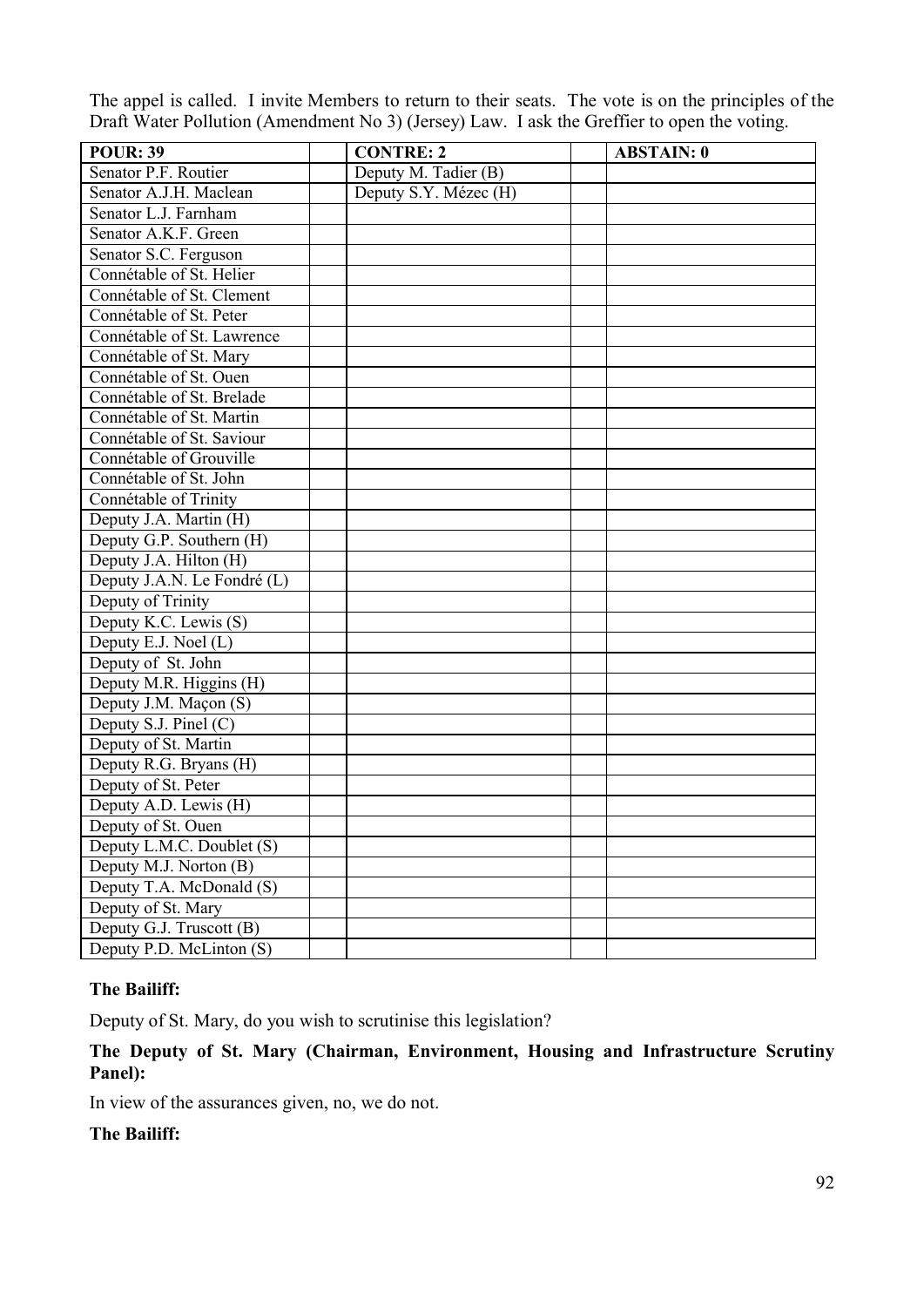The appel is called. I invite Members to return to their seats. The vote is on the principles of the Draft Water Pollution (Amendment No 3) (Jersey) Law. I ask the Greffier to open the voting.

| POUR: 39 | | CONTRE: 2 | | ABSTAIN: 0 |
|---|---|---|---|---|
| Senator P.F. Routier | | Deputy M. Tadier (B) | | |
| Senator A.J.H. Maclean | | Deputy S.Y. Mézec (H) | | |
| Senator L.J. Farnham | | | | |
| Senator A.K.F. Green | | | | |
| Senator S.C. Ferguson | | | | |
| Connétable of St. Helier | | | | |
| Connétable of St. Clement | | | | |
| Connétable of St. Peter | | | | |
| Connétable of St. Lawrence | | | | |
| Connétable of St. Mary | | | | |
| Connétable of St. Ouen | | | | |
| Connétable of St. Brelade | | | | |
| Connétable of St. Martin | | | | |
| Connétable of St. Saviour | | | | |
| Connétable of Grouville | | | | |
| Connétable of St. John | | | | |
| Connétable of Trinity | | | | |
| Deputy J.A. Martin (H) | | | | |
| Deputy G.P. Southern (H) | | | | |
| Deputy J.A. Hilton (H) | | | | |
| Deputy J.A.N. Le Fondré (L) | | | | |
| Deputy of Trinity | | | | |
| Deputy K.C. Lewis (S) | | | | |
| Deputy E.J. Noel (L) | | | | |
| Deputy of St. John | | | | |
| Deputy M.R. Higgins (H) | | | | |
| Deputy J.M. Maçon (S) | | | | |
| Deputy S.J. Pinel (C) | | | | |
| Deputy of St. Martin | | | | |
| Deputy R.G. Bryans (H) | | | | |
| Deputy of St. Peter | | | | |
| Deputy A.D. Lewis (H) | | | | |
| Deputy of St. Ouen | | | | |
| Deputy L.M.C. Doublet (S) | | | | |
| Deputy M.J. Norton (B) | | | | |
| Deputy T.A. McDonald (S) | | | | |
| Deputy of St. Mary | | | | |
| Deputy G.J. Truscott (B) | | | | |
| Deputy P.D. McLinton (S) | | | | |

**The Bailiff:**

Deputy of St. Mary, do you wish to scrutinise this legislation?

**The Deputy of St. Mary (Chairman, Environment, Housing and Infrastructure Scrutiny Panel):**

In view of the assurances given, no, we do not.

**The Bailiff:**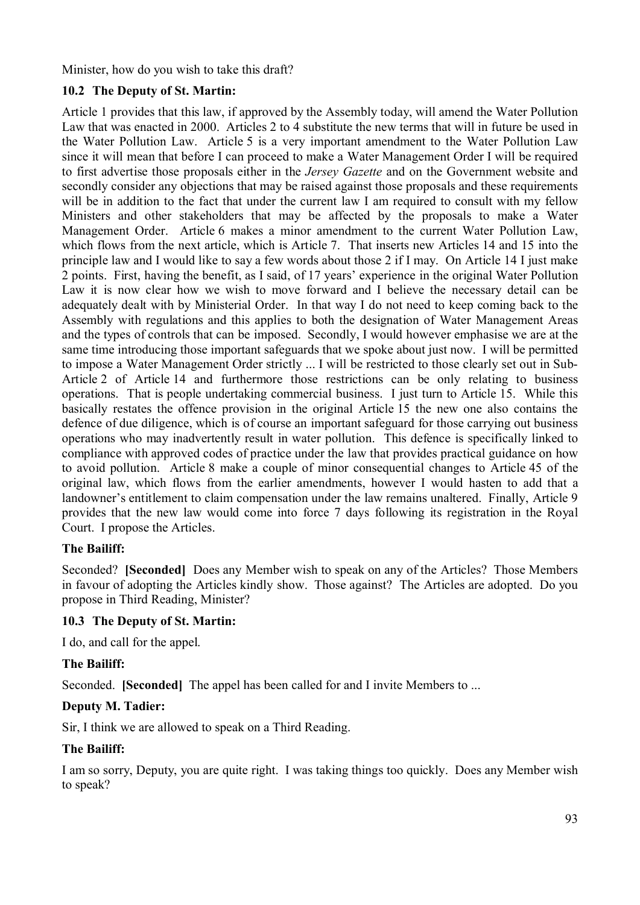Minister, how do you wish to take this draft?

### 10.2 The Deputy of St. Martin:

Article 1 provides that this law, if approved by the Assembly today, will amend the Water Pollution Law that was enacted in 2000. Articles 2 to 4 substitute the new terms that will in future be used in the Water Pollution Law. Article 5 is a very important amendment to the Water Pollution Law since it will mean that before I can proceed to make a Water Management Order I will be required to first advertise those proposals either in the *Jersey Gazette* and on the Government website and secondly consider any objections that may be raised against those proposals and these requirements will be in addition to the fact that under the current law I am required to consult with my fellow Ministers and other stakeholders that may be affected by the proposals to make a Water Management Order. Article 6 makes a minor amendment to the current Water Pollution Law, which flows from the next article, which is Article 7. That inserts new Articles 14 and 15 into the principle law and I would like to say a few words about those 2 if I may. On Article 14 I just make 2 points. First, having the benefit, as I said, of 17 years' experience in the original Water Pollution Law it is now clear how we wish to move forward and I believe the necessary detail can be adequately dealt with by Ministerial Order. In that way I do not need to keep coming back to the Assembly with regulations and this applies to both the designation of Water Management Areas and the types of controls that can be imposed. Secondly, I would however emphasise we are at the same time introducing those important safeguards that we spoke about just now. I will be permitted to impose a Water Management Order strictly ... I will be restricted to those clearly set out in Sub-Article 2 of Article 14 and furthermore those restrictions can be only relating to business operations. That is people undertaking commercial business. I just turn to Article 15. While this basically restates the offence provision in the original Article 15 the new one also contains the defence of due diligence, which is of course an important safeguard for those carrying out business operations who may inadvertently result in water pollution. This defence is specifically linked to compliance with approved codes of practice under the law that provides practical guidance on how to avoid pollution. Article 8 make a couple of minor consequential changes to Article 45 of the original law, which flows from the earlier amendments, however I would hasten to add that a landowner's entitlement to claim compensation under the law remains unaltered. Finally, Article 9 provides that the new law would come into force 7 days following its registration in the Royal Court. I propose the Articles.

**The Bailiff:**

Seconded? **[Seconded]** Does any Member wish to speak on any of the Articles? Those Members in favour of adopting the Articles kindly show. Those against? The Articles are adopted. Do you propose in Third Reading, Minister?

### 10.3 The Deputy of St. Martin:

I do, and call for the appel.

**The Bailiff:**

Seconded. **[Seconded]** The appel has been called for and I invite Members to ...

**Deputy M. Tadier:**

Sir, I think we are allowed to speak on a Third Reading.

**The Bailiff:**

I am so sorry, Deputy, you are quite right. I was taking things too quickly. Does any Member wish to speak?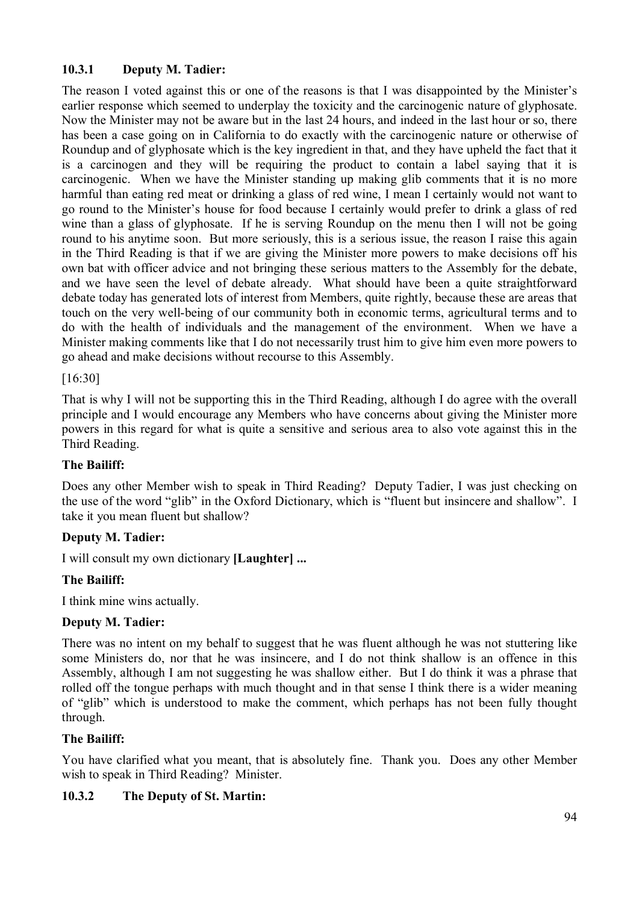### 10.3.1 Deputy M. Tadier:

The reason I voted against this or one of the reasons is that I was disappointed by the Minister's earlier response which seemed to underplay the toxicity and the carcinogenic nature of glyphosate. Now the Minister may not be aware but in the last 24 hours, and indeed in the last hour or so, there has been a case going on in California to do exactly with the carcinogenic nature or otherwise of Roundup and of glyphosate which is the key ingredient in that, and they have upheld the fact that it is a carcinogen and they will be requiring the product to contain a label saying that it is carcinogenic. When we have the Minister standing up making glib comments that it is no more harmful than eating red meat or drinking a glass of red wine, I mean I certainly would not want to go round to the Minister's house for food because I certainly would prefer to drink a glass of red wine than a glass of glyphosate. If he is serving Roundup on the menu then I will not be going round to his anytime soon. But more seriously, this is a serious issue, the reason I raise this again in the Third Reading is that if we are giving the Minister more powers to make decisions off his own bat with officer advice and not bringing these serious matters to the Assembly for the debate, and we have seen the level of debate already. What should have been a quite straightforward debate today has generated lots of interest from Members, quite rightly, because these are areas that touch on the very well-being of our community both in economic terms, agricultural terms and to do with the health of individuals and the management of the environment. When we have a Minister making comments like that I do not necessarily trust him to give him even more powers to go ahead and make decisions without recourse to this Assembly.

[16:30]

That is why I will not be supporting this in the Third Reading, although I do agree with the overall principle and I would encourage any Members who have concerns about giving the Minister more powers in this regard for what is quite a sensitive and serious area to also vote against this in the Third Reading.

**The Bailiff:**

Does any other Member wish to speak in Third Reading? Deputy Tadier, I was just checking on the use of the word "glib" in the Oxford Dictionary, which is "fluent but insincere and shallow". I take it you mean fluent but shallow?

**Deputy M. Tadier:**

I will consult my own dictionary **[Laughter] ...**

**The Bailiff:**

I think mine wins actually.

**Deputy M. Tadier:**

There was no intent on my behalf to suggest that he was fluent although he was not stuttering like some Ministers do, nor that he was insincere, and I do not think shallow is an offence in this Assembly, although I am not suggesting he was shallow either. But I do think it was a phrase that rolled off the tongue perhaps with much thought and in that sense I think there is a wider meaning of "glib" which is understood to make the comment, which perhaps has not been fully thought through.

**The Bailiff:**

You have clarified what you meant, that is absolutely fine. Thank you. Does any other Member wish to speak in Third Reading? Minister.

### 10.3.2 The Deputy of St. Martin: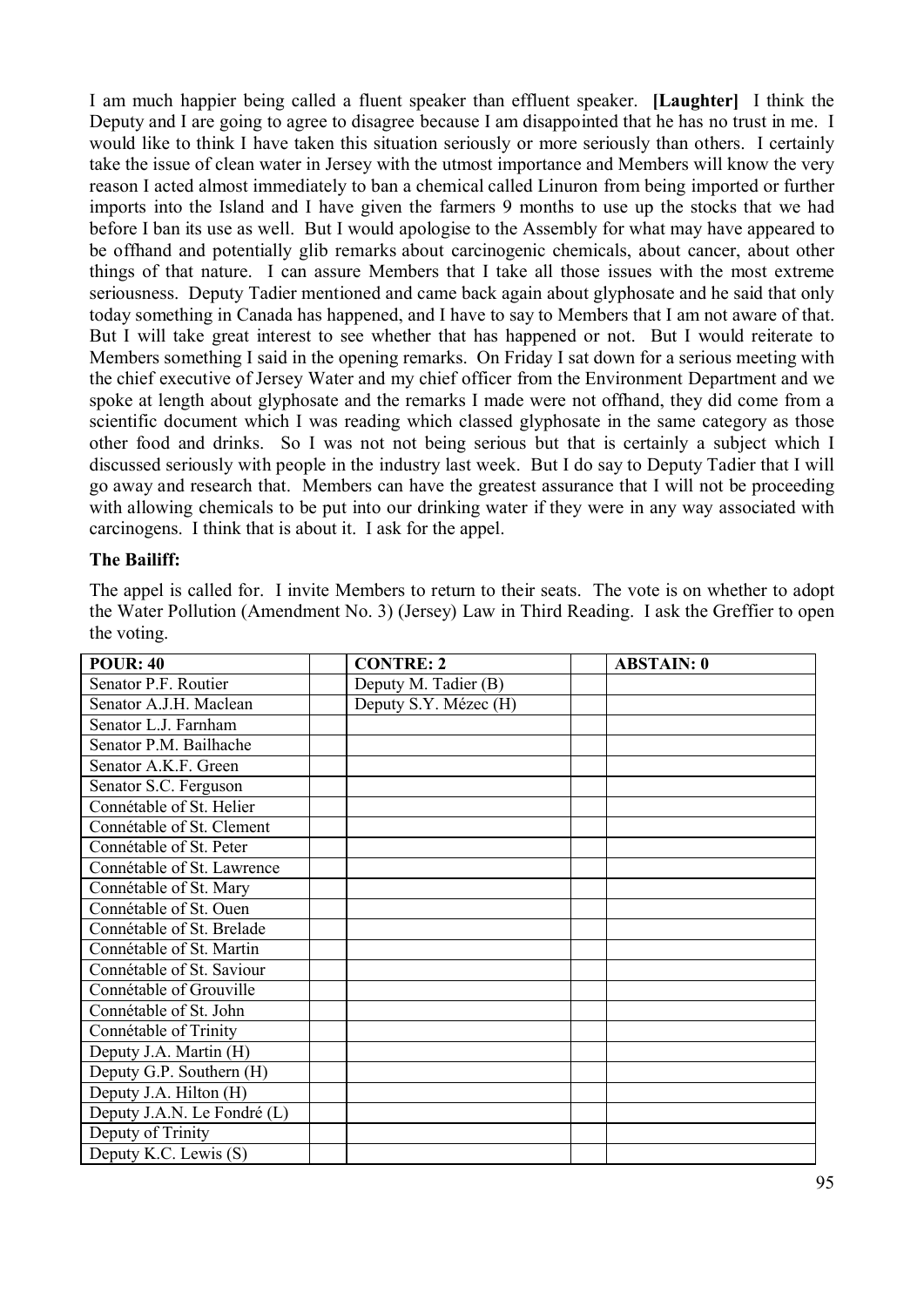I am much happier being called a fluent speaker than effluent speaker. **[Laughter]** I think the Deputy and I are going to agree to disagree because I am disappointed that he has no trust in me. I would like to think I have taken this situation seriously or more seriously than others. I certainly take the issue of clean water in Jersey with the utmost importance and Members will know the very reason I acted almost immediately to ban a chemical called Linuron from being imported or further imports into the Island and I have given the farmers 9 months to use up the stocks that we had before I ban its use as well. But I would apologise to the Assembly for what may have appeared to be offhand and potentially glib remarks about carcinogenic chemicals, about cancer, about other things of that nature. I can assure Members that I take all those issues with the most extreme seriousness. Deputy Tadier mentioned and came back again about glyphosate and he said that only today something in Canada has happened, and I have to say to Members that I am not aware of that. But I will take great interest to see whether that has happened or not. But I would reiterate to Members something I said in the opening remarks. On Friday I sat down for a serious meeting with the chief executive of Jersey Water and my chief officer from the Environment Department and we spoke at length about glyphosate and the remarks I made were not offhand, they did come from a scientific document which I was reading which classed glyphosate in the same category as those other food and drinks. So I was not not being serious but that is certainly a subject which I discussed seriously with people in the industry last week. But I do say to Deputy Tadier that I will go away and research that. Members can have the greatest assurance that I will not be proceeding with allowing chemicals to be put into our drinking water if they were in any way associated with carcinogens. I think that is about it. I ask for the appel.

**The Bailiff:**

The appel is called for. I invite Members to return to their seats. The vote is on whether to adopt the Water Pollution (Amendment No. 3) (Jersey) Law in Third Reading. I ask the Greffier to open the voting.

| POUR: 40 | | CONTRE: 2 | | ABSTAIN: 0 |
|---|---|---|---|---|
| Senator P.F. Routier | | Deputy M. Tadier (B) | | |
| Senator A.J.H. Maclean | | Deputy S.Y. Mézec (H) | | |
| Senator L.J. Farnham | | | | |
| Senator P.M. Bailhache | | | | |
| Senator A.K.F. Green | | | | |
| Senator S.C. Ferguson | | | | |
| Connétable of St. Helier | | | | |
| Connétable of St. Clement | | | | |
| Connétable of St. Peter | | | | |
| Connétable of St. Lawrence | | | | |
| Connétable of St. Mary | | | | |
| Connétable of St. Ouen | | | | |
| Connétable of St. Brelade | | | | |
| Connétable of St. Martin | | | | |
| Connétable of St. Saviour | | | | |
| Connétable of Grouville | | | | |
| Connétable of St. John | | | | |
| Connétable of Trinity | | | | |
| Deputy J.A. Martin (H) | | | | |
| Deputy G.P. Southern (H) | | | | |
| Deputy J.A. Hilton (H) | | | | |
| Deputy J.A.N. Le Fondré (L) | | | | |
| Deputy of Trinity | | | | |
| Deputy K.C. Lewis (S) | | | | |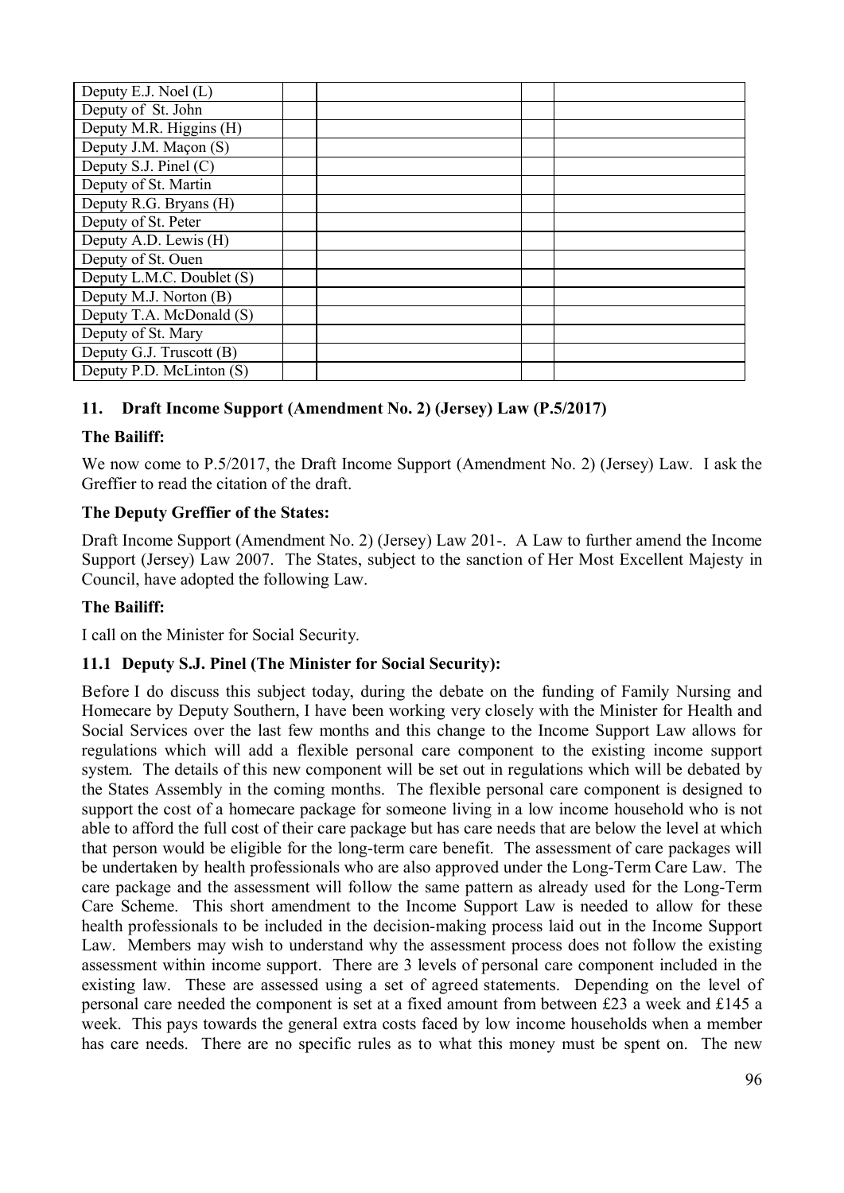| | | | | |
|---|---|---|---|---|
| Deputy E.J. Noel (L) | | | | |
| Deputy of St. John | | | | |
| Deputy M.R. Higgins (H) | | | | |
| Deputy J.M. Maçon (S) | | | | |
| Deputy S.J. Pinel (C) | | | | |
| Deputy of St. Martin | | | | |
| Deputy R.G. Bryans (H) | | | | |
| Deputy of St. Peter | | | | |
| Deputy A.D. Lewis (H) | | | | |
| Deputy of St. Ouen | | | | |
| Deputy L.M.C. Doublet (S) | | | | |
| Deputy M.J. Norton (B) | | | | |
| Deputy T.A. McDonald (S) | | | | |
| Deputy of St. Mary | | | | |
| Deputy G.J. Truscott (B) | | | | |
| Deputy P.D. McLinton (S) | | | | |

## 11. Draft Income Support (Amendment No. 2) (Jersey) Law (P.5/2017)

**The Bailiff:**

We now come to P.5/2017, the Draft Income Support (Amendment No. 2) (Jersey) Law. I ask the Greffier to read the citation of the draft.

**The Deputy Greffier of the States:**

Draft Income Support (Amendment No. 2) (Jersey) Law 201-. A Law to further amend the Income Support (Jersey) Law 2007. The States, subject to the sanction of Her Most Excellent Majesty in Council, have adopted the following Law.

**The Bailiff:**

I call on the Minister for Social Security.

### 11.1 Deputy S.J. Pinel (The Minister for Social Security):

Before I do discuss this subject today, during the debate on the funding of Family Nursing and Homecare by Deputy Southern, I have been working very closely with the Minister for Health and Social Services over the last few months and this change to the Income Support Law allows for regulations which will add a flexible personal care component to the existing income support system. The details of this new component will be set out in regulations which will be debated by the States Assembly in the coming months. The flexible personal care component is designed to support the cost of a homecare package for someone living in a low income household who is not able to afford the full cost of their care package but has care needs that are below the level at which that person would be eligible for the long-term care benefit. The assessment of care packages will be undertaken by health professionals who are also approved under the Long-Term Care Law. The care package and the assessment will follow the same pattern as already used for the Long-Term Care Scheme. This short amendment to the Income Support Law is needed to allow for these health professionals to be included in the decision-making process laid out in the Income Support Law. Members may wish to understand why the assessment process does not follow the existing assessment within income support. There are 3 levels of personal care component included in the existing law. These are assessed using a set of agreed statements. Depending on the level of personal care needed the component is set at a fixed amount from between £23 a week and £145 a week. This pays towards the general extra costs faced by low income households when a member has care needs. There are no specific rules as to what this money must be spent on. The new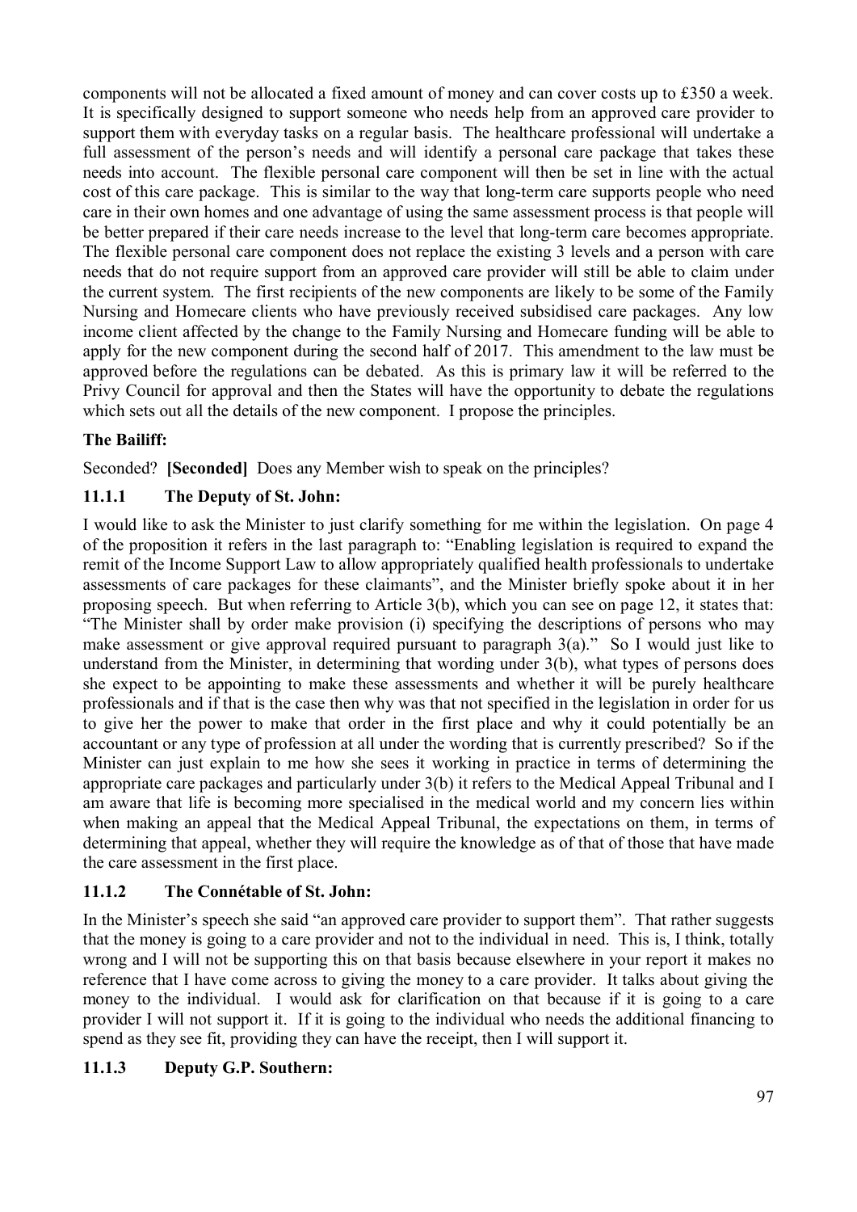components will not be allocated a fixed amount of money and can cover costs up to £350 a week. It is specifically designed to support someone who needs help from an approved care provider to support them with everyday tasks on a regular basis. The healthcare professional will undertake a full assessment of the person's needs and will identify a personal care package that takes these needs into account. The flexible personal care component will then be set in line with the actual cost of this care package. This is similar to the way that long-term care supports people who need care in their own homes and one advantage of using the same assessment process is that people will be better prepared if their care needs increase to the level that long-term care becomes appropriate. The flexible personal care component does not replace the existing 3 levels and a person with care needs that do not require support from an approved care provider will still be able to claim under the current system. The first recipients of the new components are likely to be some of the Family Nursing and Homecare clients who have previously received subsidised care packages. Any low income client affected by the change to the Family Nursing and Homecare funding will be able to apply for the new component during the second half of 2017. This amendment to the law must be approved before the regulations can be debated. As this is primary law it will be referred to the Privy Council for approval and then the States will have the opportunity to debate the regulations which sets out all the details of the new component. I propose the principles.

**The Bailiff:**

Seconded? **[Seconded]** Does any Member wish to speak on the principles?

### 11.1.1 The Deputy of St. John:

I would like to ask the Minister to just clarify something for me within the legislation. On page 4 of the proposition it refers in the last paragraph to: "Enabling legislation is required to expand the remit of the Income Support Law to allow appropriately qualified health professionals to undertake assessments of care packages for these claimants", and the Minister briefly spoke about it in her proposing speech. But when referring to Article 3(b), which you can see on page 12, it states that: "The Minister shall by order make provision (i) specifying the descriptions of persons who may make assessment or give approval required pursuant to paragraph 3(a)." So I would just like to understand from the Minister, in determining that wording under 3(b), what types of persons does she expect to be appointing to make these assessments and whether it will be purely healthcare professionals and if that is the case then why was that not specified in the legislation in order for us to give her the power to make that order in the first place and why it could potentially be an accountant or any type of profession at all under the wording that is currently prescribed? So if the Minister can just explain to me how she sees it working in practice in terms of determining the appropriate care packages and particularly under 3(b) it refers to the Medical Appeal Tribunal and I am aware that life is becoming more specialised in the medical world and my concern lies within when making an appeal that the Medical Appeal Tribunal, the expectations on them, in terms of determining that appeal, whether they will require the knowledge as of that of those that have made the care assessment in the first place.

### 11.1.2 The Connétable of St. John:

In the Minister's speech she said "an approved care provider to support them". That rather suggests that the money is going to a care provider and not to the individual in need. This is, I think, totally wrong and I will not be supporting this on that basis because elsewhere in your report it makes no reference that I have come across to giving the money to a care provider. It talks about giving the money to the individual. I would ask for clarification on that because if it is going to a care provider I will not support it. If it is going to the individual who needs the additional financing to spend as they see fit, providing they can have the receipt, then I will support it.

### 11.1.3 Deputy G.P. Southern: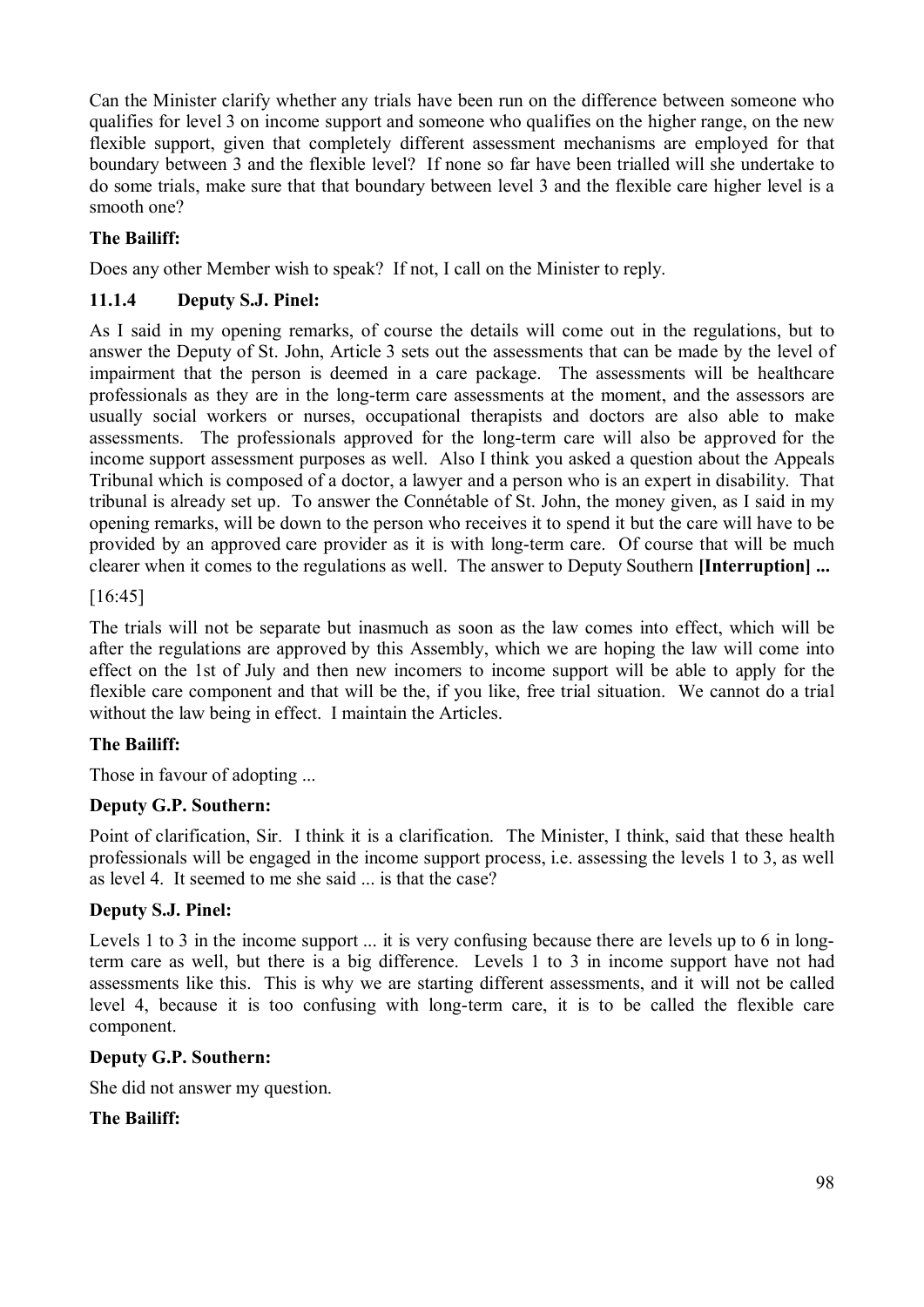Can the Minister clarify whether any trials have been run on the difference between someone who qualifies for level 3 on income support and someone who qualifies on the higher range, on the new flexible support, given that completely different assessment mechanisms are employed for that boundary between 3 and the flexible level? If none so far have been trialled will she undertake to do some trials, make sure that that boundary between level 3 and the flexible care higher level is a smooth one?

**The Bailiff:**

Does any other Member wish to speak? If not, I call on the Minister to reply.

### 11.1.4 Deputy S.J. Pinel:

As I said in my opening remarks, of course the details will come out in the regulations, but to answer the Deputy of St. John, Article 3 sets out the assessments that can be made by the level of impairment that the person is deemed in a care package. The assessments will be healthcare professionals as they are in the long-term care assessments at the moment, and the assessors are usually social workers or nurses, occupational therapists and doctors are also able to make assessments. The professionals approved for the long-term care will also be approved for the income support assessment purposes as well. Also I think you asked a question about the Appeals Tribunal which is composed of a doctor, a lawyer and a person who is an expert in disability. That tribunal is already set up. To answer the Connétable of St. John, the money given, as I said in my opening remarks, will be down to the person who receives it to spend it but the care will have to be provided by an approved care provider as it is with long-term care. Of course that will be much clearer when it comes to the regulations as well. The answer to Deputy Southern **[Interruption] ...**

[16:45]

The trials will not be separate but inasmuch as soon as the law comes into effect, which will be after the regulations are approved by this Assembly, which we are hoping the law will come into effect on the 1st of July and then new incomers to income support will be able to apply for the flexible care component and that will be the, if you like, free trial situation. We cannot do a trial without the law being in effect. I maintain the Articles.

**The Bailiff:**

Those in favour of adopting ...

**Deputy G.P. Southern:**

Point of clarification, Sir. I think it is a clarification. The Minister, I think, said that these health professionals will be engaged in the income support process, i.e. assessing the levels 1 to 3, as well as level 4. It seemed to me she said ... is that the case?

**Deputy S.J. Pinel:**

Levels 1 to 3 in the income support ... it is very confusing because there are levels up to 6 in long-term care as well, but there is a big difference. Levels 1 to 3 in income support have not had assessments like this. This is why we are starting different assessments, and it will not be called level 4, because it is too confusing with long-term care, it is to be called the flexible care component.

**Deputy G.P. Southern:**

She did not answer my question.

**The Bailiff:**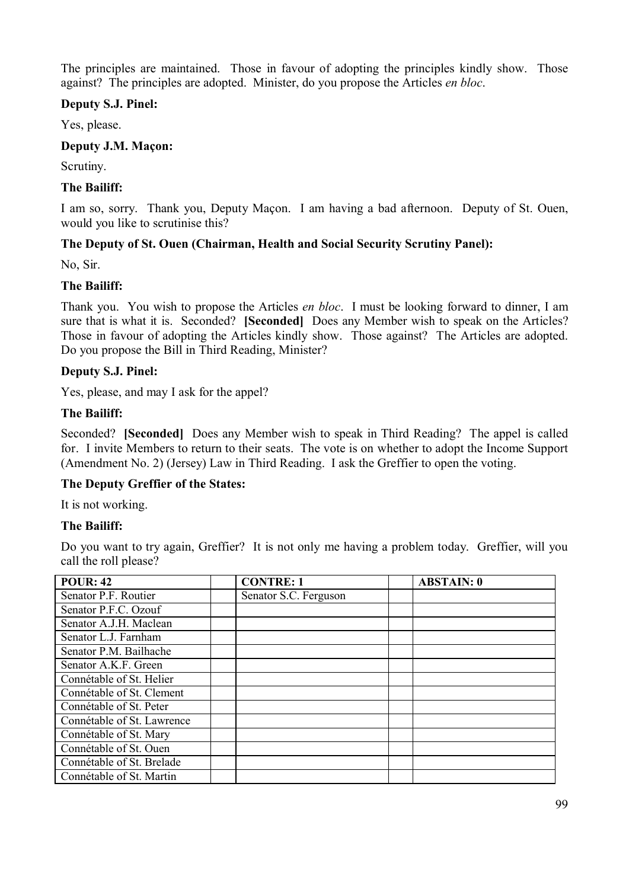The principles are maintained. Those in favour of adopting the principles kindly show. Those against? The principles are adopted. Minister, do you propose the Articles *en bloc*.

**Deputy S.J. Pinel:**

Yes, please.

**Deputy J.M. Maçon:**

Scrutiny.

**The Bailiff:**

I am so, sorry. Thank you, Deputy Maçon. I am having a bad afternoon. Deputy of St. Ouen, would you like to scrutinise this?

**The Deputy of St. Ouen (Chairman, Health and Social Security Scrutiny Panel):**

No, Sir.

**The Bailiff:**

Thank you. You wish to propose the Articles *en bloc*. I must be looking forward to dinner, I am sure that is what it is. Seconded? **[Seconded]** Does any Member wish to speak on the Articles? Those in favour of adopting the Articles kindly show. Those against? The Articles are adopted. Do you propose the Bill in Third Reading, Minister?

**Deputy S.J. Pinel:**

Yes, please, and may I ask for the appel?

**The Bailiff:**

Seconded? **[Seconded]** Does any Member wish to speak in Third Reading? The appel is called for. I invite Members to return to their seats. The vote is on whether to adopt the Income Support (Amendment No. 2) (Jersey) Law in Third Reading. I ask the Greffier to open the voting.

**The Deputy Greffier of the States:**

It is not working.

**The Bailiff:**

Do you want to try again, Greffier? It is not only me having a problem today. Greffier, will you call the roll please?

| POUR: 42 | | CONTRE: 1 | | ABSTAIN: 0 |
|---|---|---|---|---|
| Senator P.F. Routier | | Senator S.C. Ferguson | | |
| Senator P.F.C. Ozouf | | | | |
| Senator A.J.H. Maclean | | | | |
| Senator L.J. Farnham | | | | |
| Senator P.M. Bailhache | | | | |
| Senator A.K.F. Green | | | | |
| Connétable of St. Helier | | | | |
| Connétable of St. Clement | | | | |
| Connétable of St. Peter | | | | |
| Connétable of St. Lawrence | | | | |
| Connétable of St. Mary | | | | |
| Connétable of St. Ouen | | | | |
| Connétable of St. Brelade | | | | |
| Connétable of St. Martin | | | | |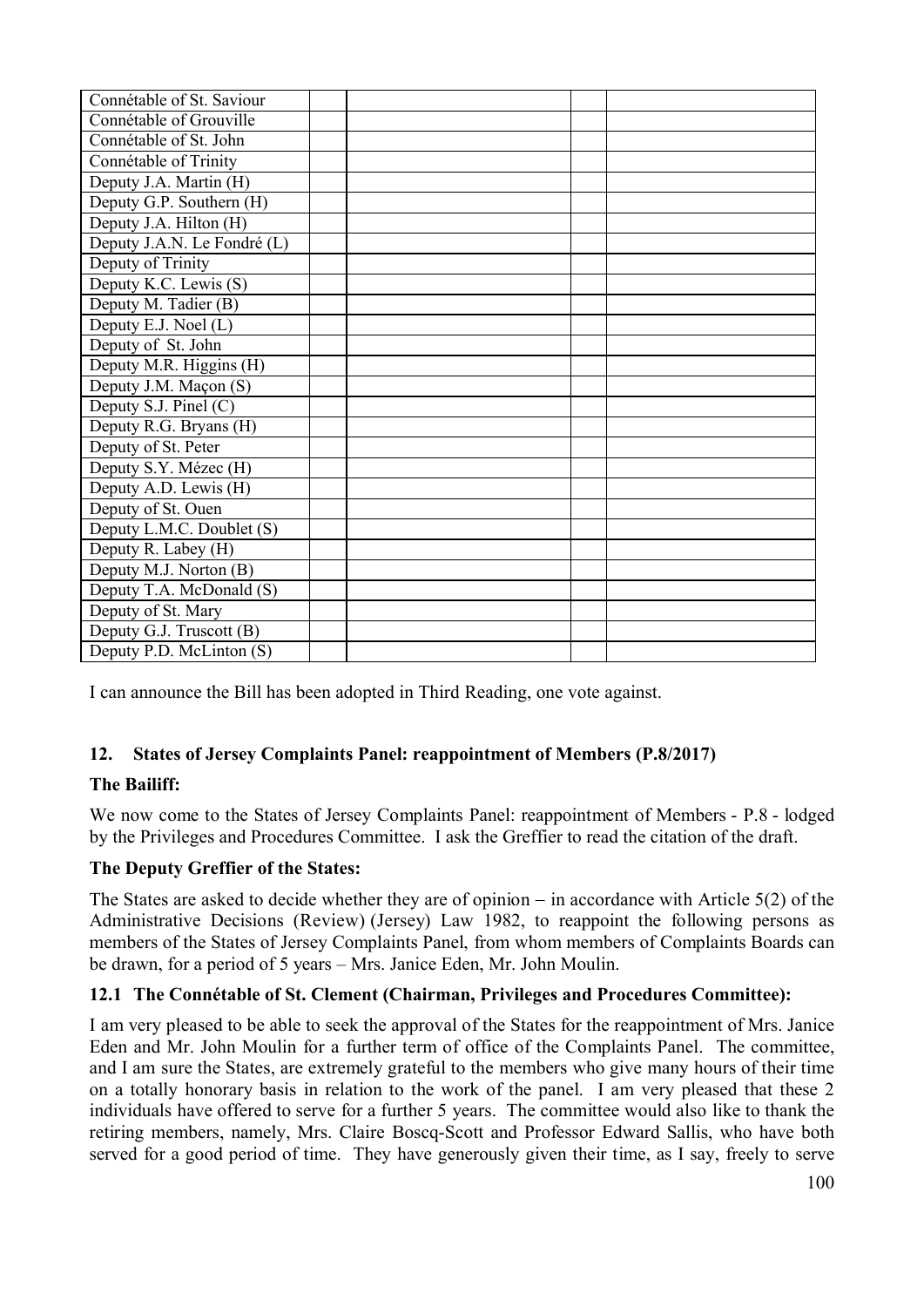| | | | | |
|---|---|---|---|---|
| Connétable of St. Saviour | | | | |
| Connétable of Grouville | | | | |
| Connétable of St. John | | | | |
| Connétable of Trinity | | | | |
| Deputy J.A. Martin (H) | | | | |
| Deputy G.P. Southern (H) | | | | |
| Deputy J.A. Hilton (H) | | | | |
| Deputy J.A.N. Le Fondré (L) | | | | |
| Deputy of Trinity | | | | |
| Deputy K.C. Lewis (S) | | | | |
| Deputy M. Tadier (B) | | | | |
| Deputy E.J. Noel (L) | | | | |
| Deputy of St. John | | | | |
| Deputy M.R. Higgins (H) | | | | |
| Deputy J.M. Maçon (S) | | | | |
| Deputy S.J. Pinel (C) | | | | |
| Deputy R.G. Bryans (H) | | | | |
| Deputy of St. Peter | | | | |
| Deputy S.Y. Mézec (H) | | | | |
| Deputy A.D. Lewis (H) | | | | |
| Deputy of St. Ouen | | | | |
| Deputy L.M.C. Doublet (S) | | | | |
| Deputy R. Labey (H) | | | | |
| Deputy M.J. Norton (B) | | | | |
| Deputy T.A. McDonald (S) | | | | |
| Deputy of St. Mary | | | | |
| Deputy G.J. Truscott (B) | | | | |
| Deputy P.D. McLinton (S) | | | | |

I can announce the Bill has been adopted in Third Reading, one vote against.

## 12. States of Jersey Complaints Panel: reappointment of Members (P.8/2017)

**The Bailiff:**

We now come to the States of Jersey Complaints Panel: reappointment of Members - P.8 - lodged by the Privileges and Procedures Committee. I ask the Greffier to read the citation of the draft.

**The Deputy Greffier of the States:**

The States are asked to decide whether they are of opinion − in accordance with Article 5(2) of the Administrative Decisions (Review) (Jersey) Law 1982, to reappoint the following persons as members of the States of Jersey Complaints Panel, from whom members of Complaints Boards can be drawn, for a period of 5 years – Mrs. Janice Eden, Mr. John Moulin.

### 12.1 The Connétable of St. Clement (Chairman, Privileges and Procedures Committee):

I am very pleased to be able to seek the approval of the States for the reappointment of Mrs. Janice Eden and Mr. John Moulin for a further term of office of the Complaints Panel. The committee, and I am sure the States, are extremely grateful to the members who give many hours of their time on a totally honorary basis in relation to the work of the panel. I am very pleased that these 2 individuals have offered to serve for a further 5 years. The committee would also like to thank the retiring members, namely, Mrs. Claire Boscq-Scott and Professor Edward Sallis, who have both served for a good period of time. They have generously given their time, as I say, freely to serve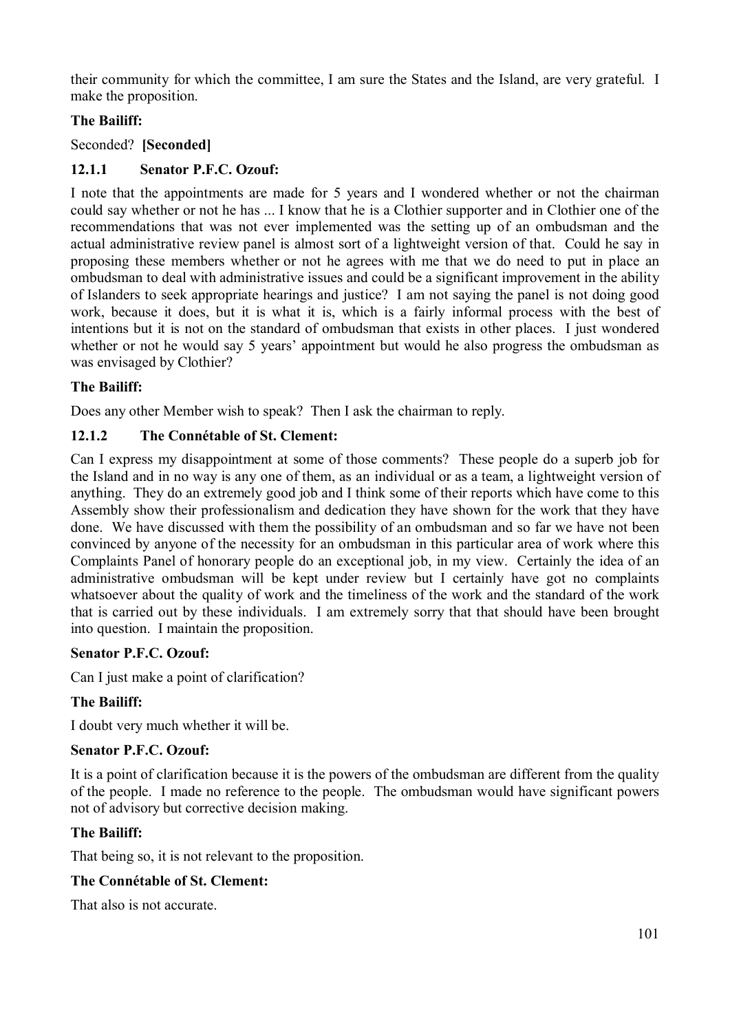their community for which the committee, I am sure the States and the Island, are very grateful. I make the proposition.

**The Bailiff:**

Seconded? **[Seconded]**

### 12.1.1 Senator P.F.C. Ozouf:

I note that the appointments are made for 5 years and I wondered whether or not the chairman could say whether or not he has ... I know that he is a Clothier supporter and in Clothier one of the recommendations that was not ever implemented was the setting up of an ombudsman and the actual administrative review panel is almost sort of a lightweight version of that. Could he say in proposing these members whether or not he agrees with me that we do need to put in place an ombudsman to deal with administrative issues and could be a significant improvement in the ability of Islanders to seek appropriate hearings and justice? I am not saying the panel is not doing good work, because it does, but it is what it is, which is a fairly informal process with the best of intentions but it is not on the standard of ombudsman that exists in other places. I just wondered whether or not he would say 5 years' appointment but would he also progress the ombudsman as was envisaged by Clothier?

**The Bailiff:**

Does any other Member wish to speak? Then I ask the chairman to reply.

### 12.1.2 The Connétable of St. Clement:

Can I express my disappointment at some of those comments? These people do a superb job for the Island and in no way is any one of them, as an individual or as a team, a lightweight version of anything. They do an extremely good job and I think some of their reports which have come to this Assembly show their professionalism and dedication they have shown for the work that they have done. We have discussed with them the possibility of an ombudsman and so far we have not been convinced by anyone of the necessity for an ombudsman in this particular area of work where this Complaints Panel of honorary people do an exceptional job, in my view. Certainly the idea of an administrative ombudsman will be kept under review but I certainly have got no complaints whatsoever about the quality of work and the timeliness of the work and the standard of the work that is carried out by these individuals. I am extremely sorry that that should have been brought into question. I maintain the proposition.

**Senator P.F.C. Ozouf:**

Can I just make a point of clarification?

**The Bailiff:**

I doubt very much whether it will be.

**Senator P.F.C. Ozouf:**

It is a point of clarification because it is the powers of the ombudsman are different from the quality of the people. I made no reference to the people. The ombudsman would have significant powers not of advisory but corrective decision making.

**The Bailiff:**

That being so, it is not relevant to the proposition.

**The Connétable of St. Clement:**

That also is not accurate.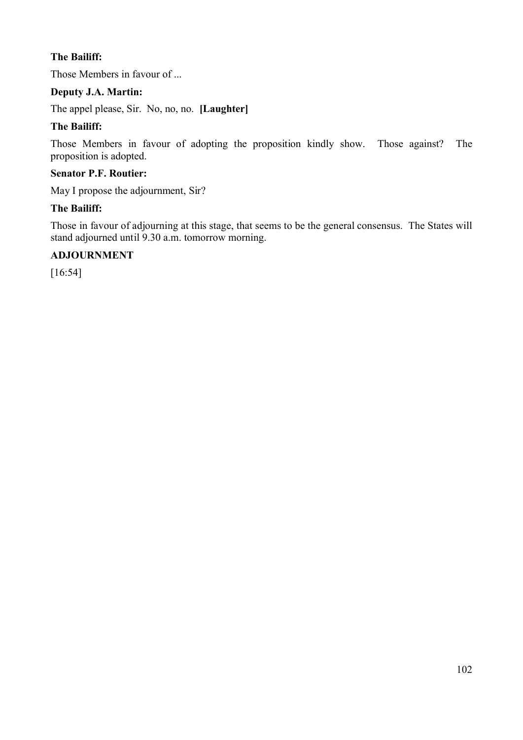**The Bailiff:**

Those Members in favour of ...

**Deputy J.A. Martin:**

The appel please, Sir. No, no, no. **[Laughter]**

**The Bailiff:**

Those Members in favour of adopting the proposition kindly show. Those against? The proposition is adopted.

**Senator P.F. Routier:**

May I propose the adjournment, Sir?

**The Bailiff:**

Those in favour of adjourning at this stage, that seems to be the general consensus. The States will stand adjourned until 9.30 a.m. tomorrow morning.

**ADJOURNMENT**

[16:54]